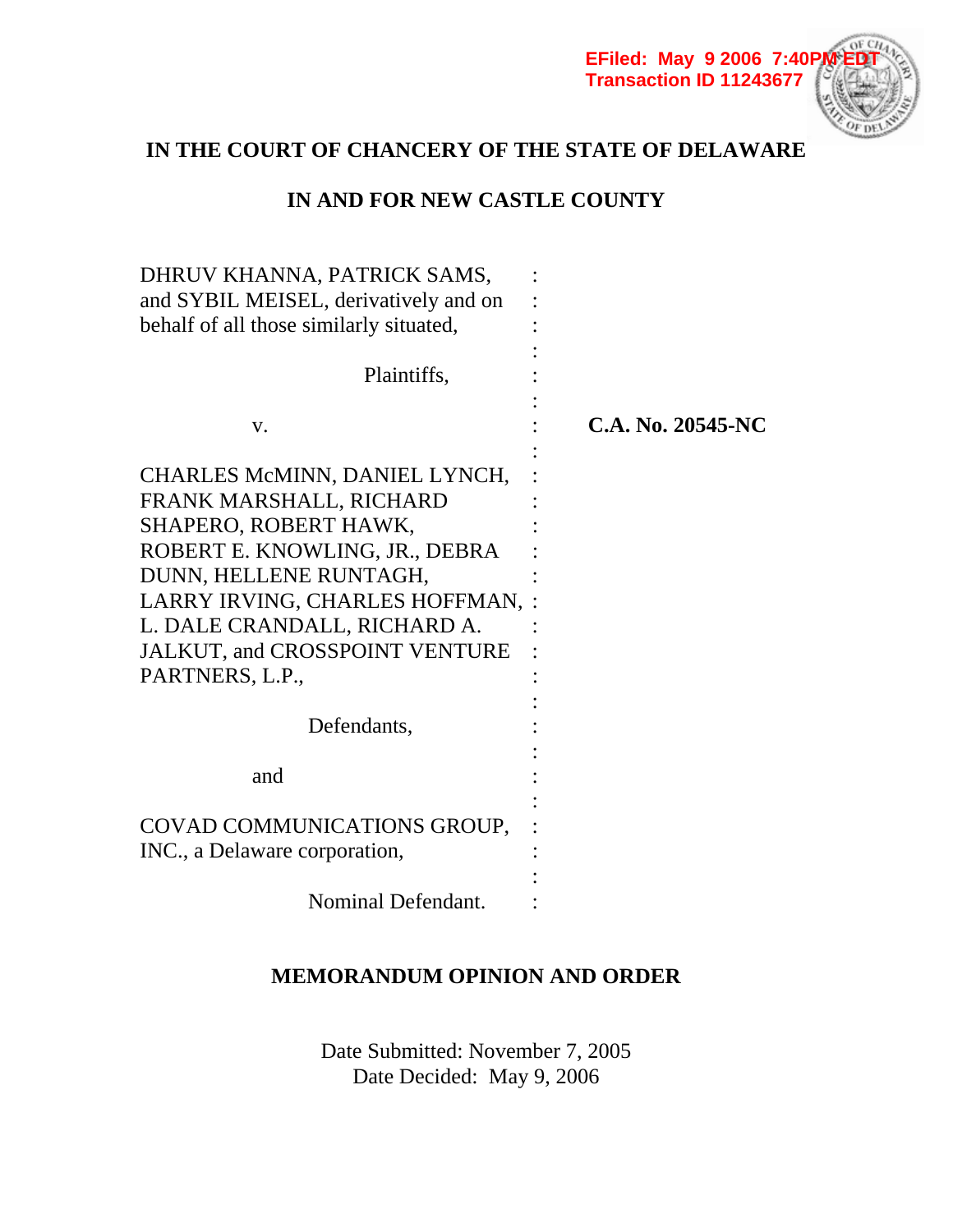EFiled: May 9 2006 7:40PM EDT
Transaction ID 11243677

# IN THE COURT OF CHANCERY OF THE STATE OF DELAWARE

## IN AND FOR NEW CASTLE COUNTY

DHRUV KHANNA, PATRICK SAMS, and SYBIL MEISEL, derivatively and on behalf of all those similarly situated,

Plaintiffs,

v.

**C.A. No. 20545-NC**

CHARLES McMINN, DANIEL LYNCH, FRANK MARSHALL, RICHARD SHAPERO, ROBERT HAWK, ROBERT E. KNOWLING, JR., DEBRA DUNN, HELLENE RUNTAGH, LARRY IRVING, CHARLES HOFFMAN, L. DALE CRANDALL, RICHARD A. JALKUT, and CROSSPOINT VENTURE PARTNERS, L.P.,

Defendants,

and

COVAD COMMUNICATIONS GROUP, INC., a Delaware corporation,

Nominal Defendant.

## MEMORANDUM OPINION AND ORDER

Date Submitted: November 7, 2005
Date Decided: May 9, 2006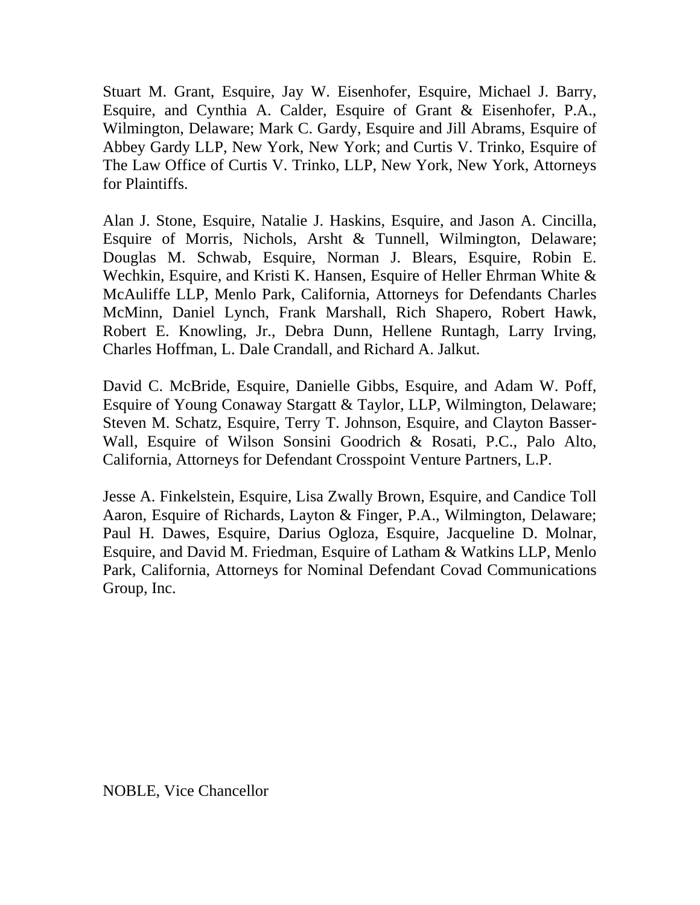Stuart M. Grant, Esquire, Jay W. Eisenhofer, Esquire, Michael J. Barry, Esquire, and Cynthia A. Calder, Esquire of Grant & Eisenhofer, P.A., Wilmington, Delaware; Mark C. Gardy, Esquire and Jill Abrams, Esquire of Abbey Gardy LLP, New York, New York; and Curtis V. Trinko, Esquire of The Law Office of Curtis V. Trinko, LLP, New York, New York, Attorneys for Plaintiffs.

Alan J. Stone, Esquire, Natalie J. Haskins, Esquire, and Jason A. Cincilla, Esquire of Morris, Nichols, Arsht & Tunnell, Wilmington, Delaware; Douglas M. Schwab, Esquire, Norman J. Blears, Esquire, Robin E. Wechkin, Esquire, and Kristi K. Hansen, Esquire of Heller Ehrman White & McAuliffe LLP, Menlo Park, California, Attorneys for Defendants Charles McMinn, Daniel Lynch, Frank Marshall, Rich Shapero, Robert Hawk, Robert E. Knowling, Jr., Debra Dunn, Hellene Runtagh, Larry Irving, Charles Hoffman, L. Dale Crandall, and Richard A. Jalkut.

David C. McBride, Esquire, Danielle Gibbs, Esquire, and Adam W. Poff, Esquire of Young Conaway Stargatt & Taylor, LLP, Wilmington, Delaware; Steven M. Schatz, Esquire, Terry T. Johnson, Esquire, and Clayton Basser-Wall, Esquire of Wilson Sonsini Goodrich & Rosati, P.C., Palo Alto, California, Attorneys for Defendant Crosspoint Venture Partners, L.P.

Jesse A. Finkelstein, Esquire, Lisa Zwally Brown, Esquire, and Candice Toll Aaron, Esquire of Richards, Layton & Finger, P.A., Wilmington, Delaware; Paul H. Dawes, Esquire, Darius Ogloza, Esquire, Jacqueline D. Molnar, Esquire, and David M. Friedman, Esquire of Latham & Watkins LLP, Menlo Park, California, Attorneys for Nominal Defendant Covad Communications Group, Inc.

NOBLE, Vice Chancellor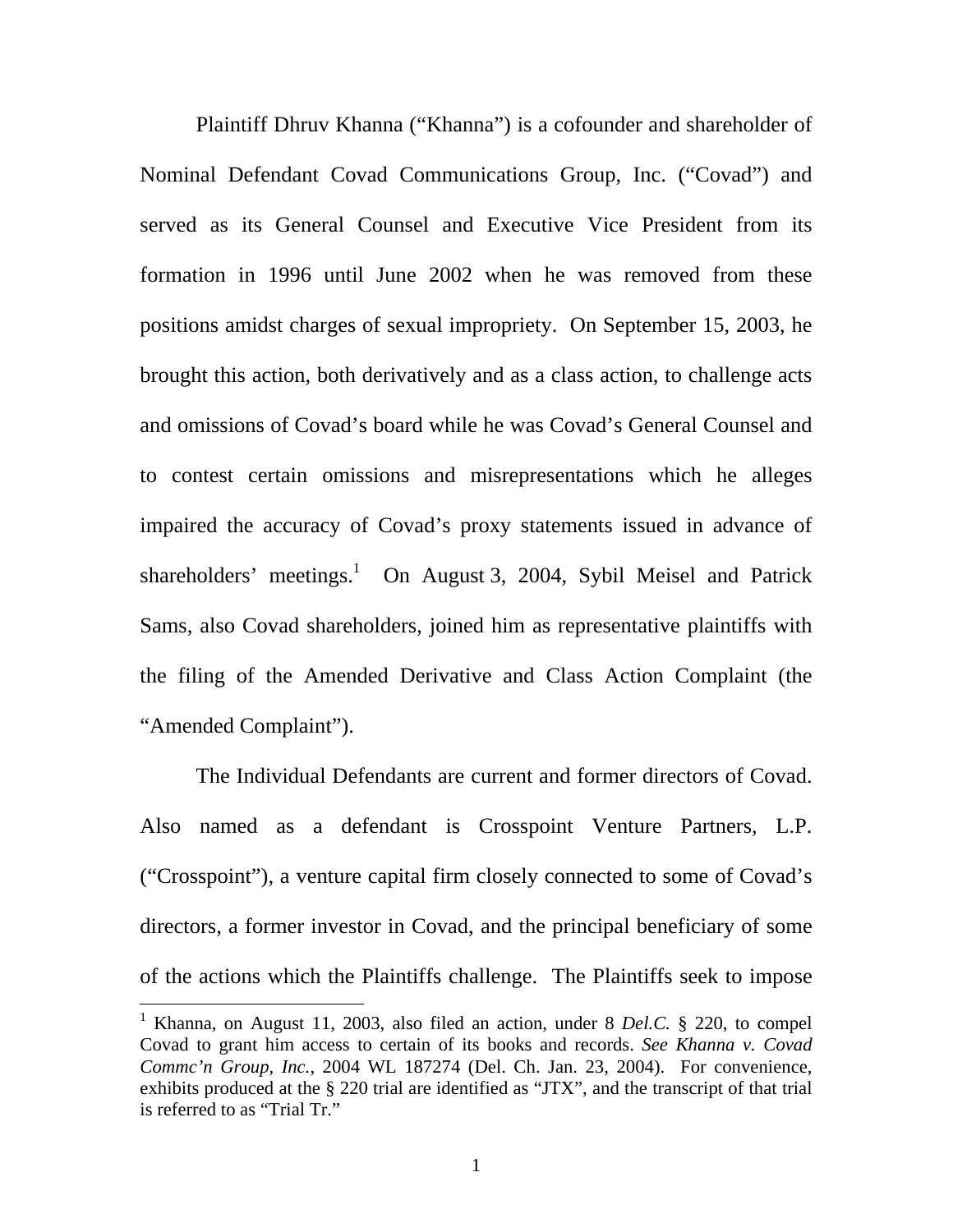Plaintiff Dhruv Khanna ("Khanna") is a cofounder and shareholder of Nominal Defendant Covad Communications Group, Inc. ("Covad") and served as its General Counsel and Executive Vice President from its formation in 1996 until June 2002 when he was removed from these positions amidst charges of sexual impropriety. On September 15, 2003, he brought this action, both derivatively and as a class action, to challenge acts and omissions of Covad's board while he was Covad's General Counsel and to contest certain omissions and misrepresentations which he alleges impaired the accuracy of Covad's proxy statements issued in advance of shareholders' meetings.[1] On August 3, 2004, Sybil Meisel and Patrick Sams, also Covad shareholders, joined him as representative plaintiffs with the filing of the Amended Derivative and Class Action Complaint (the "Amended Complaint").

The Individual Defendants are current and former directors of Covad. Also named as a defendant is Crosspoint Venture Partners, L.P. ("Crosspoint"), a venture capital firm closely connected to some of Covad's directors, a former investor in Covad, and the principal beneficiary of some of the actions which the Plaintiffs challenge. The Plaintiffs seek to impose

[1] Khanna, on August 11, 2003, also filed an action, under 8 *Del.C.* § 220, to compel Covad to grant him access to certain of its books and records. *See Khanna v. Covad Commc'n Group, Inc.*, 2004 WL 187274 (Del. Ch. Jan. 23, 2004). For convenience, exhibits produced at the § 220 trial are identified as "JTX", and the transcript of that trial is referred to as "Trial Tr."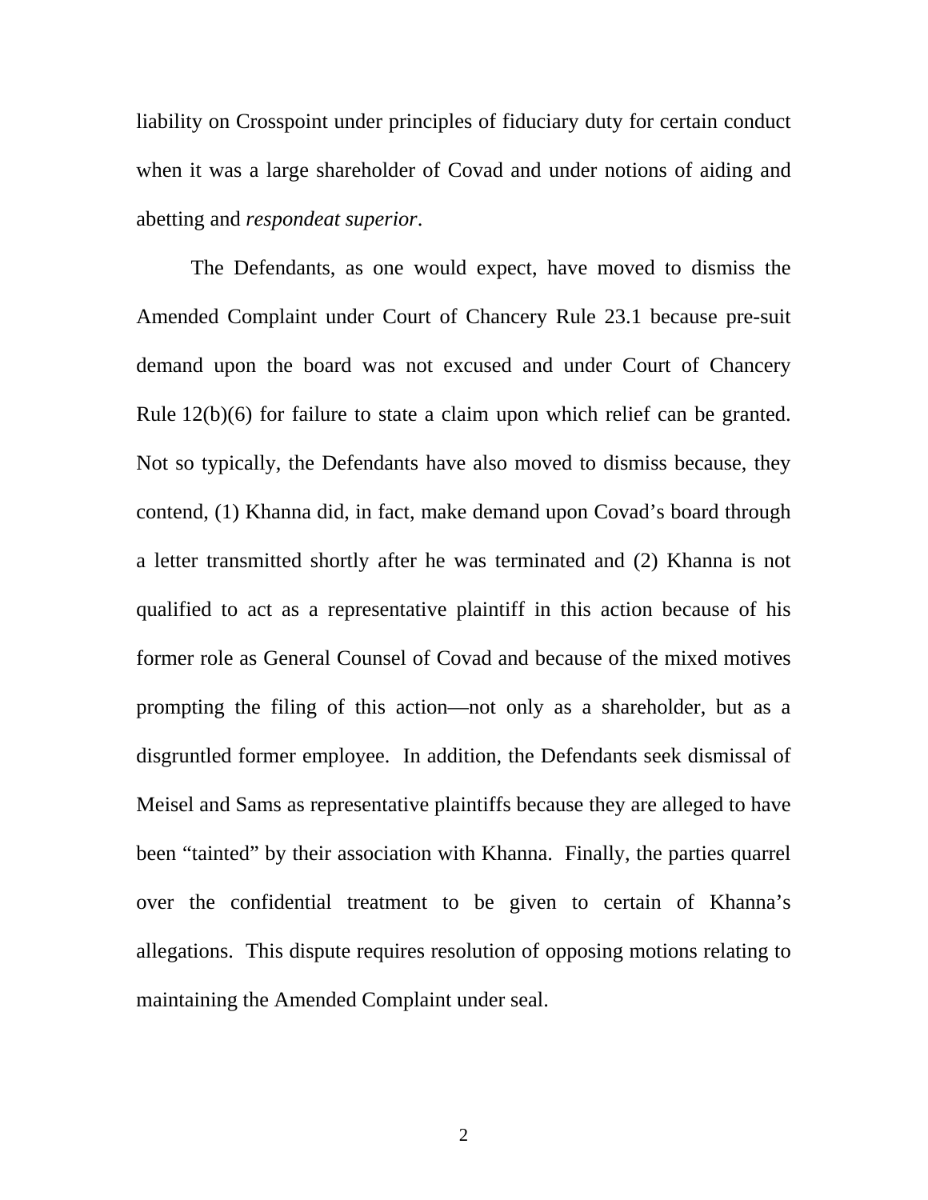liability on Crosspoint under principles of fiduciary duty for certain conduct when it was a large shareholder of Covad and under notions of aiding and abetting and *respondeat superior*.

The Defendants, as one would expect, have moved to dismiss the Amended Complaint under Court of Chancery Rule 23.1 because pre-suit demand upon the board was not excused and under Court of Chancery Rule 12(b)(6) for failure to state a claim upon which relief can be granted. Not so typically, the Defendants have also moved to dismiss because, they contend, (1) Khanna did, in fact, make demand upon Covad's board through a letter transmitted shortly after he was terminated and (2) Khanna is not qualified to act as a representative plaintiff in this action because of his former role as General Counsel of Covad and because of the mixed motives prompting the filing of this action—not only as a shareholder, but as a disgruntled former employee. In addition, the Defendants seek dismissal of Meisel and Sams as representative plaintiffs because they are alleged to have been "tainted" by their association with Khanna. Finally, the parties quarrel over the confidential treatment to be given to certain of Khanna's allegations. This dispute requires resolution of opposing motions relating to maintaining the Amended Complaint under seal.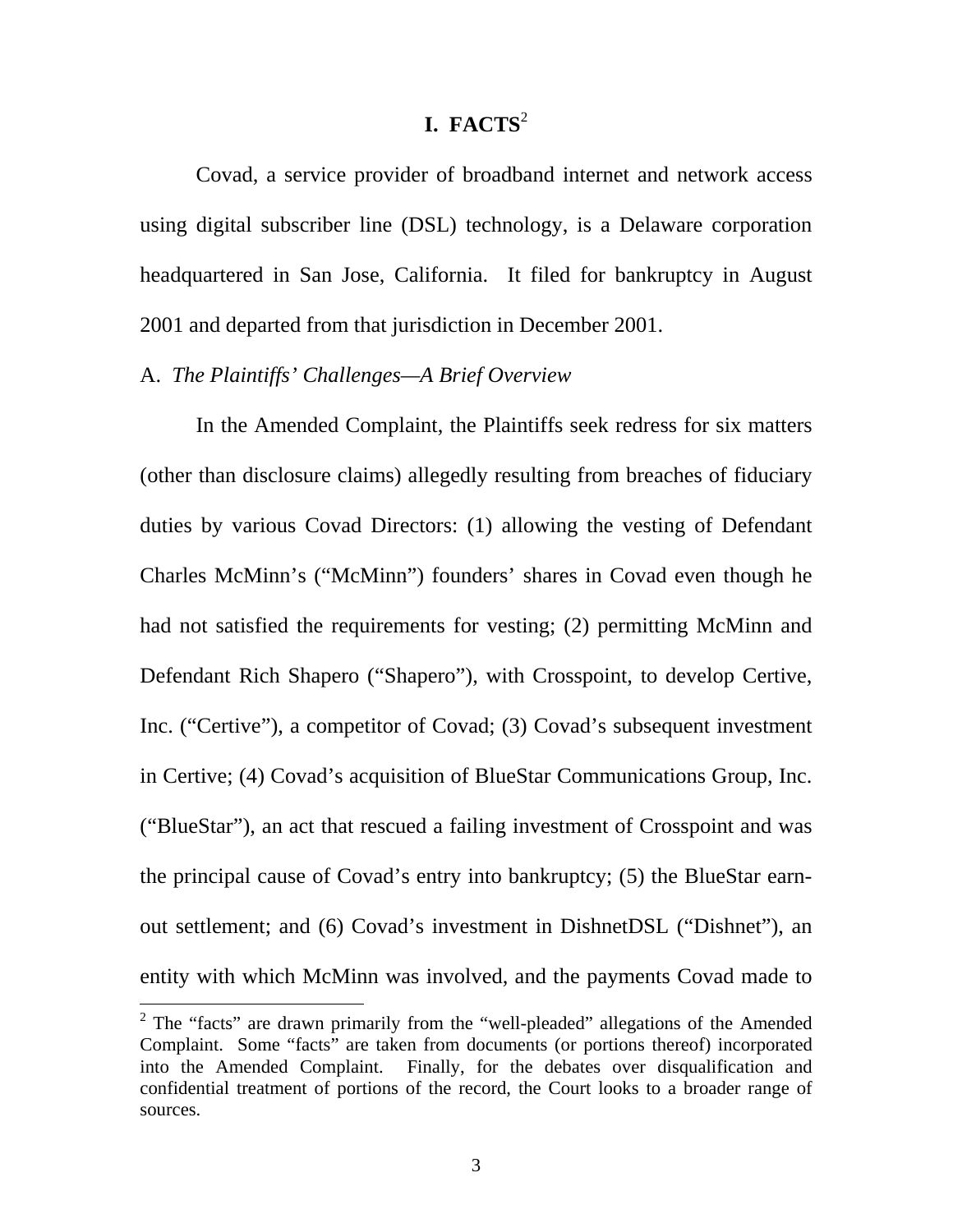# I. FACTS[2]

Covad, a service provider of broadband internet and network access using digital subscriber line (DSL) technology, is a Delaware corporation headquartered in San Jose, California. It filed for bankruptcy in August 2001 and departed from that jurisdiction in December 2001.

A. *The Plaintiffs' Challenges—A Brief Overview*

In the Amended Complaint, the Plaintiffs seek redress for six matters (other than disclosure claims) allegedly resulting from breaches of fiduciary duties by various Covad Directors: (1) allowing the vesting of Defendant Charles McMinn's ("McMinn") founders' shares in Covad even though he had not satisfied the requirements for vesting; (2) permitting McMinn and Defendant Rich Shapero ("Shapero"), with Crosspoint, to develop Certive, Inc. ("Certive"), a competitor of Covad; (3) Covad's subsequent investment in Certive; (4) Covad's acquisition of BlueStar Communications Group, Inc. ("BlueStar"), an act that rescued a failing investment of Crosspoint and was the principal cause of Covad's entry into bankruptcy; (5) the BlueStar earn-out settlement; and (6) Covad's investment in DishnetDSL ("Dishnet"), an entity with which McMinn was involved, and the payments Covad made to

[2] The "facts" are drawn primarily from the "well-pleaded" allegations of the Amended Complaint. Some "facts" are taken from documents (or portions thereof) incorporated into the Amended Complaint. Finally, for the debates over disqualification and confidential treatment of portions of the record, the Court looks to a broader range of sources.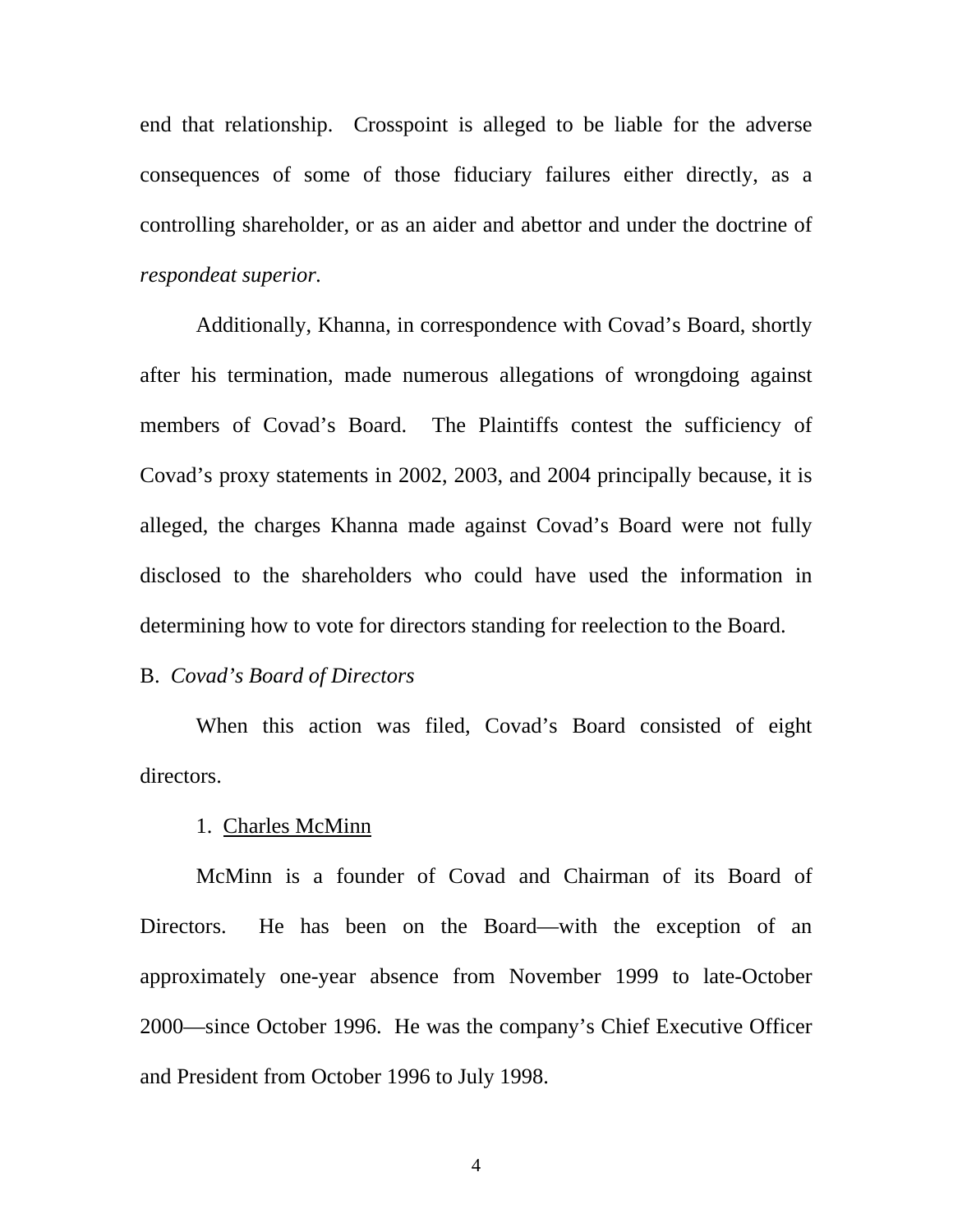end that relationship. Crosspoint is alleged to be liable for the adverse consequences of some of those fiduciary failures either directly, as a controlling shareholder, or as an aider and abettor and under the doctrine of *respondeat superior.*

Additionally, Khanna, in correspondence with Covad's Board, shortly after his termination, made numerous allegations of wrongdoing against members of Covad's Board. The Plaintiffs contest the sufficiency of Covad's proxy statements in 2002, 2003, and 2004 principally because, it is alleged, the charges Khanna made against Covad's Board were not fully disclosed to the shareholders who could have used the information in determining how to vote for directors standing for reelection to the Board.

### B. *Covad's Board of Directors*

When this action was filed, Covad's Board consisted of eight directors.

#### 1. Charles McMinn

McMinn is a founder of Covad and Chairman of its Board of Directors. He has been on the Board—with the exception of an approximately one-year absence from November 1999 to late-October 2000—since October 1996. He was the company's Chief Executive Officer and President from October 1996 to July 1998.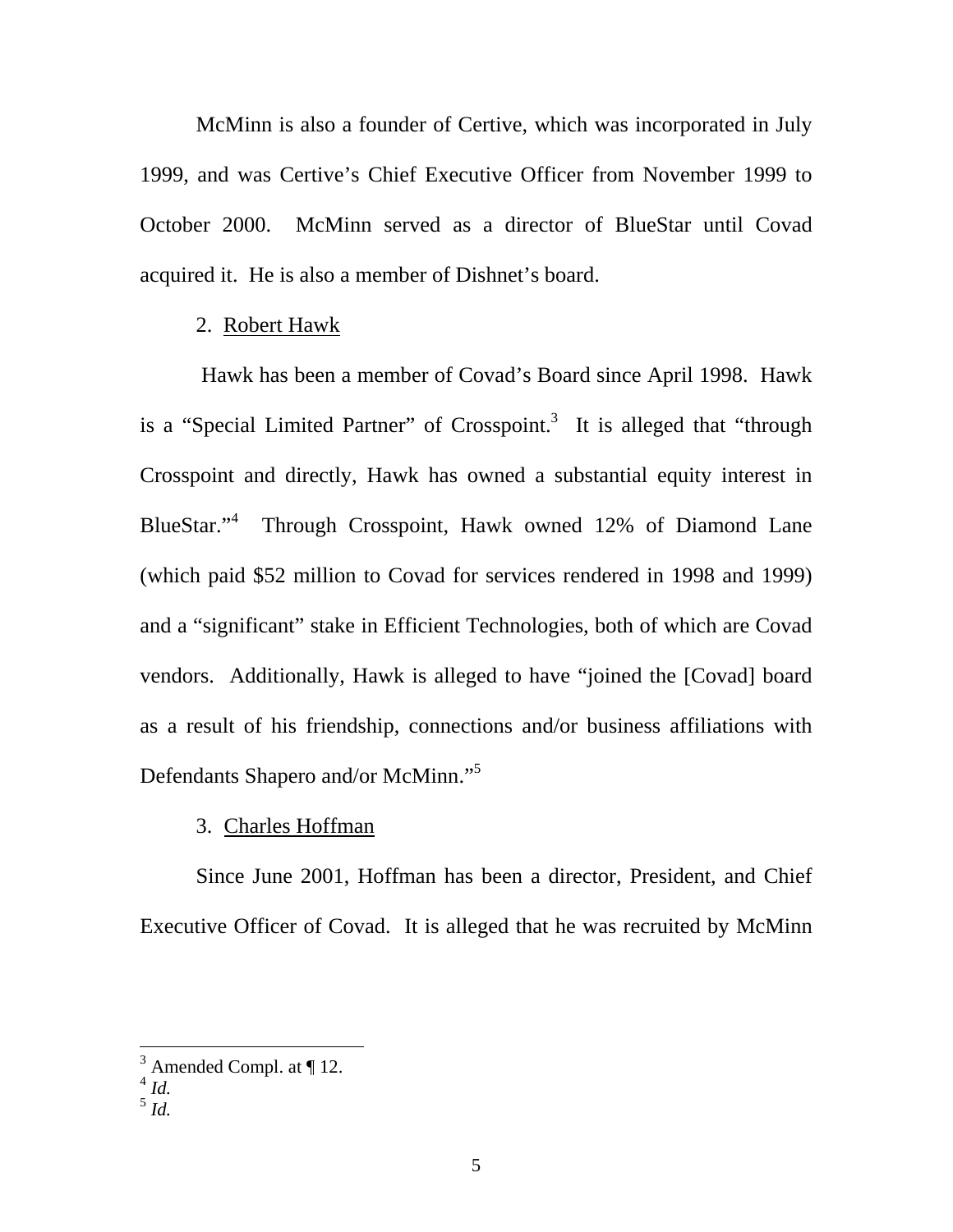McMinn is also a founder of Certive, which was incorporated in July 1999, and was Certive's Chief Executive Officer from November 1999 to October 2000. McMinn served as a director of BlueStar until Covad acquired it. He is also a member of Dishnet's board.

2. Robert Hawk

Hawk has been a member of Covad's Board since April 1998. Hawk is a "Special Limited Partner" of Crosspoint.[3] It is alleged that "through Crosspoint and directly, Hawk has owned a substantial equity interest in BlueStar."[4] Through Crosspoint, Hawk owned 12% of Diamond Lane (which paid $52 million to Covad for services rendered in 1998 and 1999) and a "significant" stake in Efficient Technologies, both of which are Covad vendors. Additionally, Hawk is alleged to have "joined the [Covad] board as a result of his friendship, connections and/or business affiliations with Defendants Shapero and/or McMinn."[5]

3. Charles Hoffman

Since June 2001, Hoffman has been a director, President, and Chief Executive Officer of Covad. It is alleged that he was recruited by McMinn

---

[3] Amended Compl. at ¶ 12.

[4] *Id.*

[5] *Id.*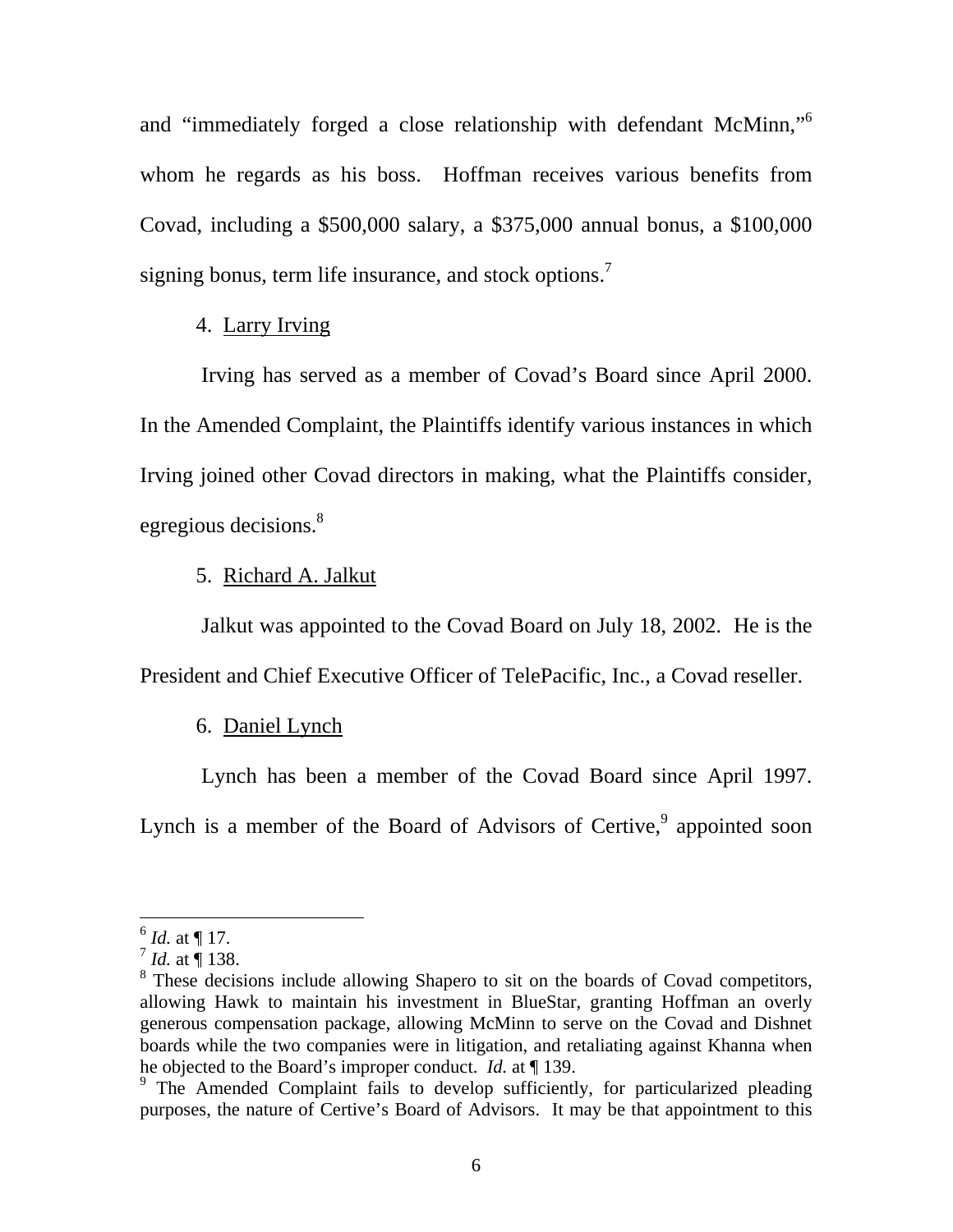and "immediately forged a close relationship with defendant McMinn,"[6] whom he regards as his boss. Hoffman receives various benefits from Covad, including a $500,000 salary, a $375,000 annual bonus, a $100,000 signing bonus, term life insurance, and stock options.[7]

4. Larry Irving

Irving has served as a member of Covad's Board since April 2000. In the Amended Complaint, the Plaintiffs identify various instances in which Irving joined other Covad directors in making, what the Plaintiffs consider, egregious decisions.[8]

5. Richard A. Jalkut

Jalkut was appointed to the Covad Board on July 18, 2002. He is the President and Chief Executive Officer of TelePacific, Inc., a Covad reseller.

6. Daniel Lynch

Lynch has been a member of the Covad Board since April 1997. Lynch is a member of the Board of Advisors of Certive,[9] appointed soon

---

[6] *Id.* at ¶ 17.

[7] *Id.* at ¶ 138.

[8] These decisions include allowing Shapero to sit on the boards of Covad competitors, allowing Hawk to maintain his investment in BlueStar, granting Hoffman an overly generous compensation package, allowing McMinn to serve on the Covad and Dishnet boards while the two companies were in litigation, and retaliating against Khanna when he objected to the Board's improper conduct. *Id.* at ¶ 139.

[9] The Amended Complaint fails to develop sufficiently, for particularized pleading purposes, the nature of Certive's Board of Advisors. It may be that appointment to this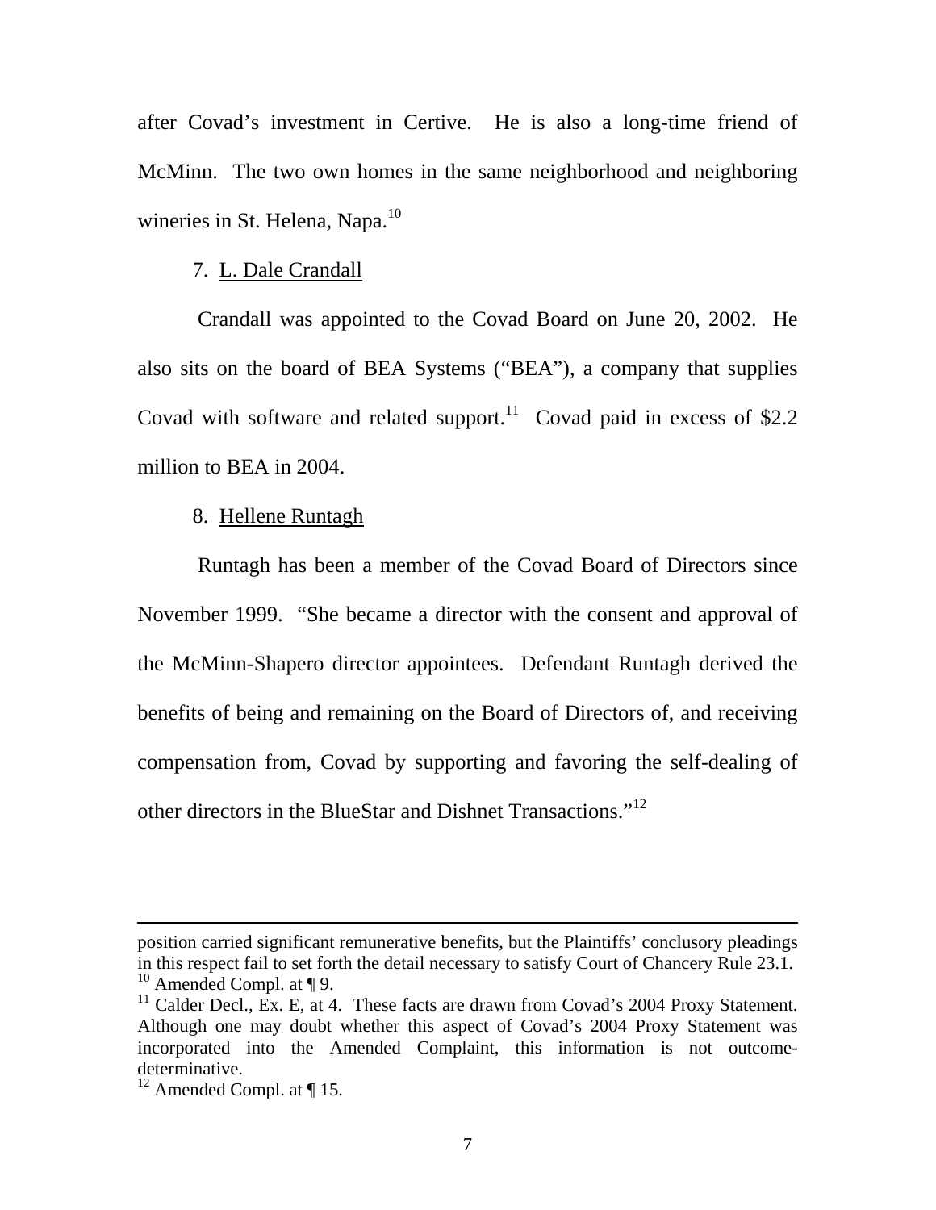after Covad's investment in Certive. He is also a long-time friend of McMinn. The two own homes in the same neighborhood and neighboring wineries in St. Helena, Napa.[10]

7. L. Dale Crandall

Crandall was appointed to the Covad Board on June 20, 2002. He also sits on the board of BEA Systems ("BEA"), a company that supplies Covad with software and related support.[11] Covad paid in excess of $2.2 million to BEA in 2004.

8. Hellene Runtagh

Runtagh has been a member of the Covad Board of Directors since November 1999. "She became a director with the consent and approval of the McMinn-Shapero director appointees. Defendant Runtagh derived the benefits of being and remaining on the Board of Directors of, and receiving compensation from, Covad by supporting and favoring the self-dealing of other directors in the BlueStar and Dishnet Transactions."[12]

---

position carried significant remunerative benefits, but the Plaintiffs' conclusory pleadings in this respect fail to set forth the detail necessary to satisfy Court of Chancery Rule 23.1.

[10] Amended Compl. at ¶ 9.

[11] Calder Decl., Ex. E, at 4. These facts are drawn from Covad's 2004 Proxy Statement. Although one may doubt whether this aspect of Covad's 2004 Proxy Statement was incorporated into the Amended Complaint, this information is not outcome-determinative.

[12] Amended Compl. at ¶ 15.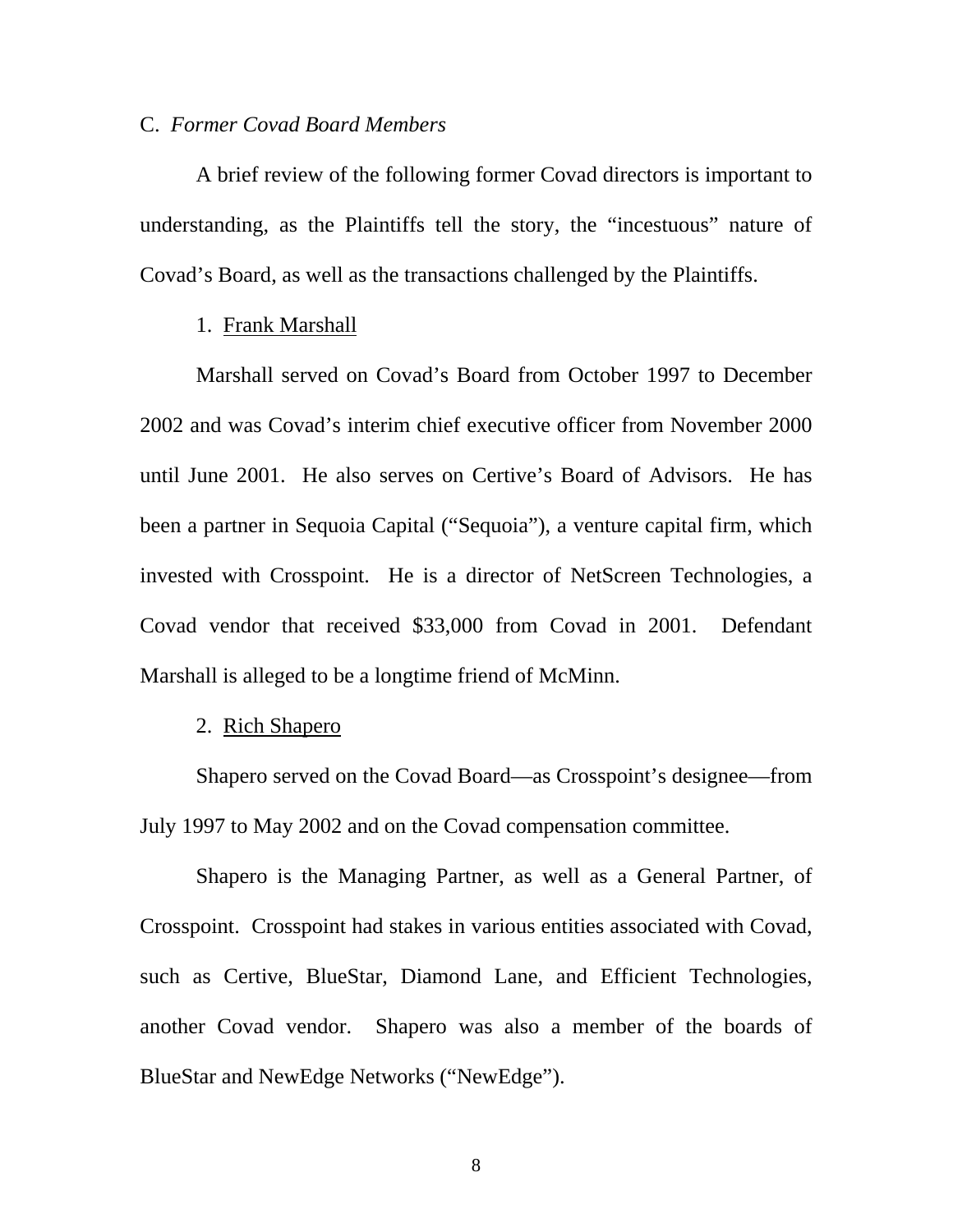### C. *Former Covad Board Members*

A brief review of the following former Covad directors is important to understanding, as the Plaintiffs tell the story, the "incestuous" nature of Covad's Board, as well as the transactions challenged by the Plaintiffs.

#### 1. Frank Marshall

Marshall served on Covad's Board from October 1997 to December 2002 and was Covad's interim chief executive officer from November 2000 until June 2001. He also serves on Certive's Board of Advisors. He has been a partner in Sequoia Capital ("Sequoia"), a venture capital firm, which invested with Crosspoint. He is a director of NetScreen Technologies, a Covad vendor that received $33,000 from Covad in 2001. Defendant Marshall is alleged to be a longtime friend of McMinn.

#### 2. Rich Shapero

Shapero served on the Covad Board—as Crosspoint's designee—from July 1997 to May 2002 and on the Covad compensation committee.

Shapero is the Managing Partner, as well as a General Partner, of Crosspoint. Crosspoint had stakes in various entities associated with Covad, such as Certive, BlueStar, Diamond Lane, and Efficient Technologies, another Covad vendor. Shapero was also a member of the boards of BlueStar and NewEdge Networks ("NewEdge").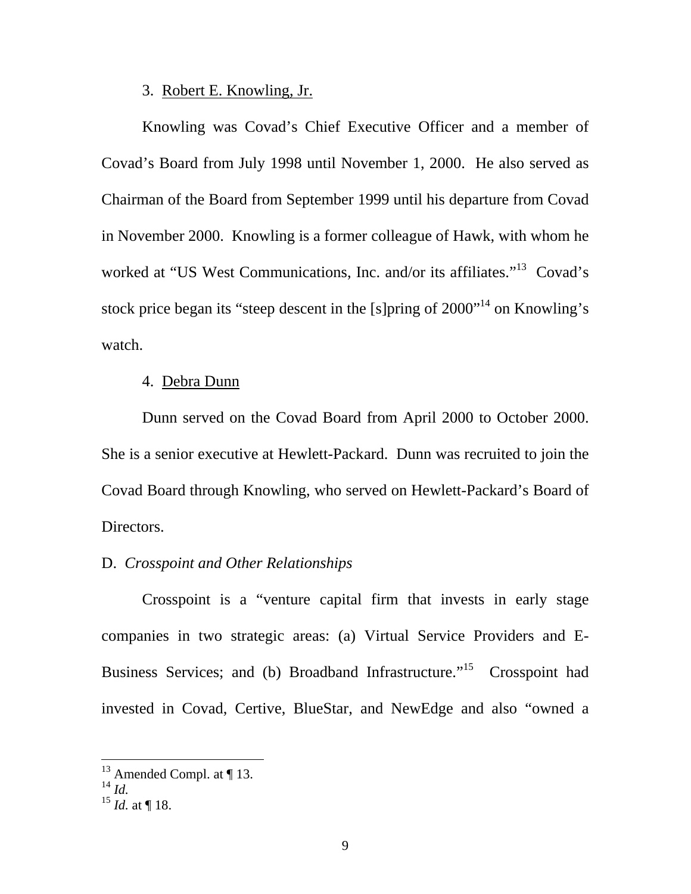3. <u>Robert E. Knowling, Jr.</u>

Knowling was Covad's Chief Executive Officer and a member of Covad's Board from July 1998 until November 1, 2000. He also served as Chairman of the Board from September 1999 until his departure from Covad in November 2000. Knowling is a former colleague of Hawk, with whom he worked at "US West Communications, Inc. and/or its affiliates."[13] Covad's stock price began its "steep descent in the [s]pring of 2000"[14] on Knowling's watch.

4. <u>Debra Dunn</u>

Dunn served on the Covad Board from April 2000 to October 2000. She is a senior executive at Hewlett-Packard. Dunn was recruited to join the Covad Board through Knowling, who served on Hewlett-Packard's Board of Directors.

D. *Crosspoint and Other Relationships*

Crosspoint is a "venture capital firm that invests in early stage companies in two strategic areas: (a) Virtual Service Providers and E-Business Services; and (b) Broadband Infrastructure."[15] Crosspoint had invested in Covad, Certive, BlueStar, and NewEdge and also "owned a

---

[13] Amended Compl. at ¶ 13.

[14] *Id.*

[15] *Id.* at ¶ 18.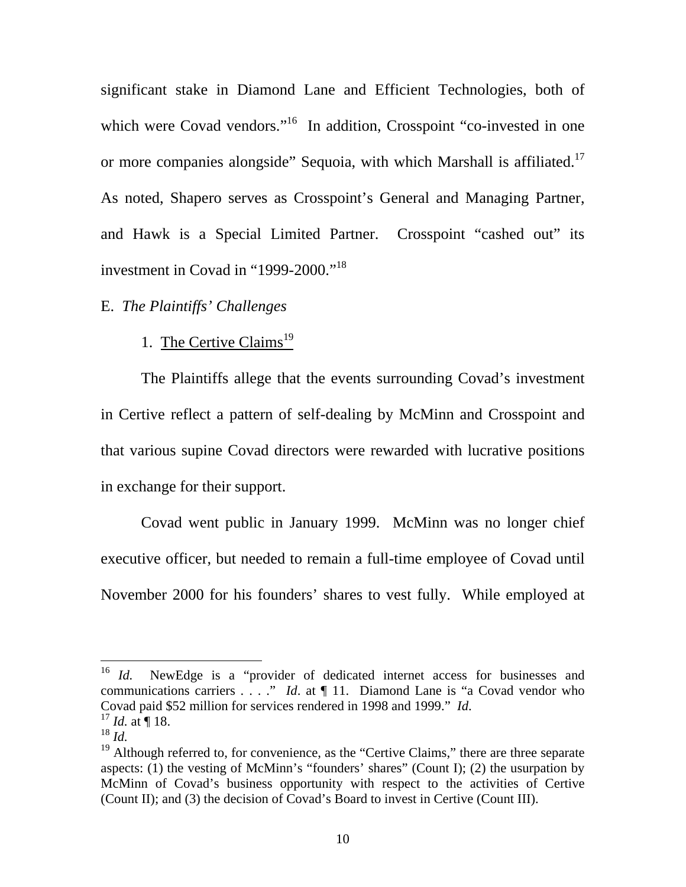significant stake in Diamond Lane and Efficient Technologies, both of which were Covad vendors."[16] In addition, Crosspoint "co-invested in one or more companies alongside" Sequoia, with which Marshall is affiliated.[17] As noted, Shapero serves as Crosspoint's General and Managing Partner, and Hawk is a Special Limited Partner. Crosspoint "cashed out" its investment in Covad in "1999-2000."[18]

E. *The Plaintiffs' Challenges*

1. <u>The Certive Claims</u>[19]

The Plaintiffs allege that the events surrounding Covad's investment in Certive reflect a pattern of self-dealing by McMinn and Crosspoint and that various supine Covad directors were rewarded with lucrative positions in exchange for their support.

Covad went public in January 1999. McMinn was no longer chief executive officer, but needed to remain a full-time employee of Covad until November 2000 for his founders' shares to vest fully. While employed at

---

[16] *Id.* NewEdge is a "provider of dedicated internet access for businesses and communications carriers . . . ." *Id*. at ¶ 11. Diamond Lane is "a Covad vendor who Covad paid $52 million for services rendered in 1998 and 1999." *Id.*

[17] *Id.* at ¶ 18.

[18] *Id.*

[19] Although referred to, for convenience, as the "Certive Claims," there are three separate aspects: (1) the vesting of McMinn's "founders' shares" (Count I); (2) the usurpation by McMinn of Covad's business opportunity with respect to the activities of Certive (Count II); and (3) the decision of Covad's Board to invest in Certive (Count III).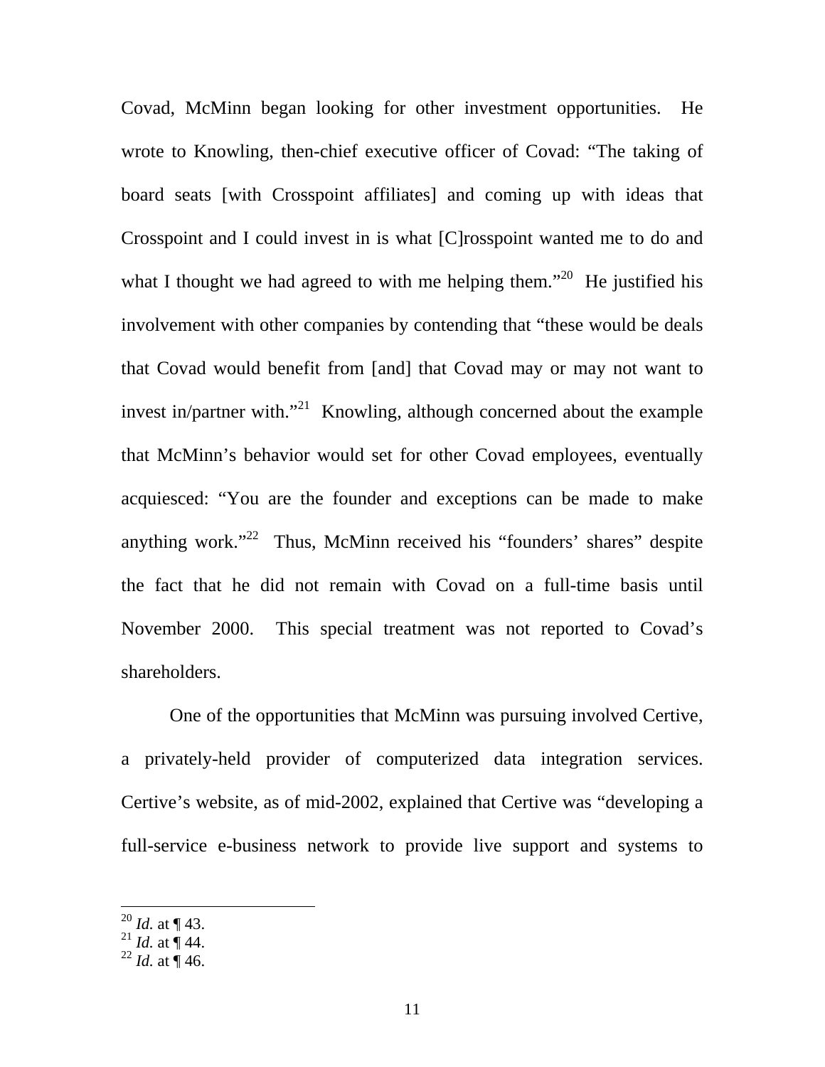Covad, McMinn began looking for other investment opportunities. He wrote to Knowling, then-chief executive officer of Covad: "The taking of board seats [with Crosspoint affiliates] and coming up with ideas that Crosspoint and I could invest in is what [C]rosspoint wanted me to do and what I thought we had agreed to with me helping them."[20] He justified his involvement with other companies by contending that "these would be deals that Covad would benefit from [and] that Covad may or may not want to invest in/partner with."[21] Knowling, although concerned about the example that McMinn's behavior would set for other Covad employees, eventually acquiesced: "You are the founder and exceptions can be made to make anything work."[22] Thus, McMinn received his "founders' shares" despite the fact that he did not remain with Covad on a full-time basis until November 2000. This special treatment was not reported to Covad's shareholders.

One of the opportunities that McMinn was pursuing involved Certive, a privately-held provider of computerized data integration services. Certive's website, as of mid-2002, explained that Certive was "developing a full-service e-business network to provide live support and systems to

---

[20] *Id.* at ¶ 43.

[21] *Id.* at ¶ 44.

[22] *Id.* at ¶ 46.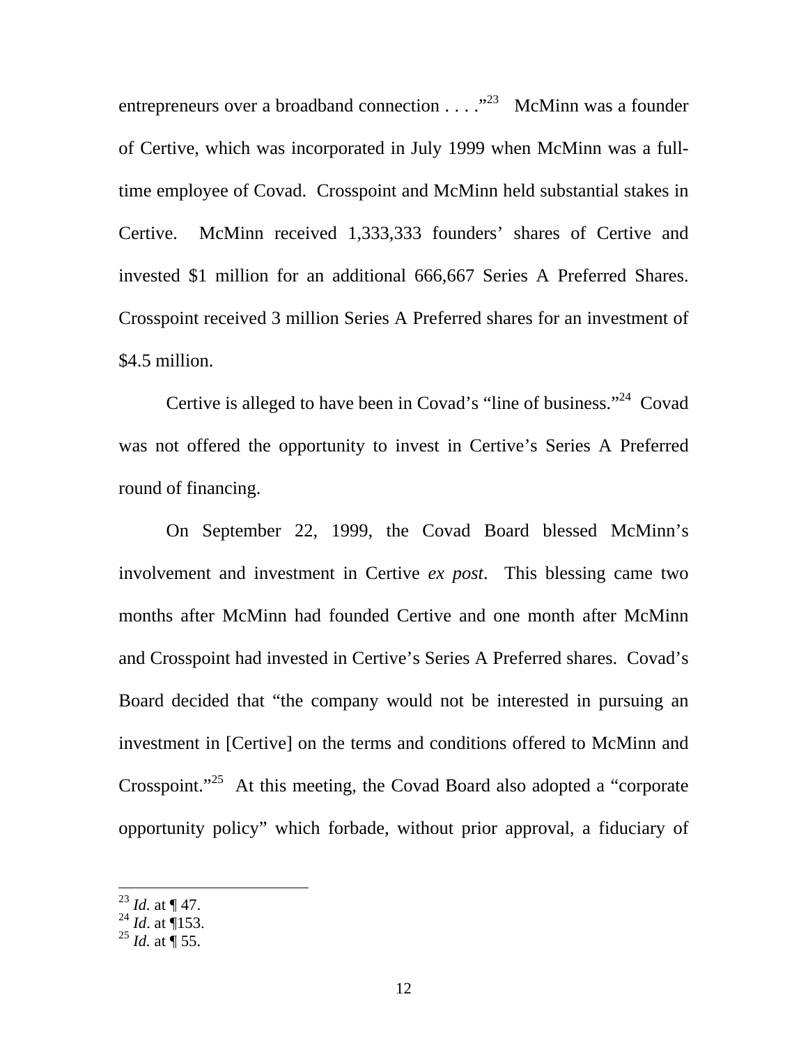entrepreneurs over a broadband connection . . . ."[23] McMinn was a founder of Certive, which was incorporated in July 1999 when McMinn was a full-time employee of Covad. Crosspoint and McMinn held substantial stakes in Certive. McMinn received 1,333,333 founders' shares of Certive and invested $1 million for an additional 666,667 Series A Preferred Shares. Crosspoint received 3 million Series A Preferred shares for an investment of $4.5 million.

Certive is alleged to have been in Covad's "line of business."[24] Covad was not offered the opportunity to invest in Certive's Series A Preferred round of financing.

On September 22, 1999, the Covad Board blessed McMinn's involvement and investment in Certive *ex post*. This blessing came two months after McMinn had founded Certive and one month after McMinn and Crosspoint had invested in Certive's Series A Preferred shares. Covad's Board decided that "the company would not be interested in pursuing an investment in [Certive] on the terms and conditions offered to McMinn and Crosspoint."[25] At this meeting, the Covad Board also adopted a "corporate opportunity policy" which forbade, without prior approval, a fiduciary of

---

[23] *Id.* at ¶ 47.
[24] *Id*. at ¶153.
[25] *Id.* at ¶ 55.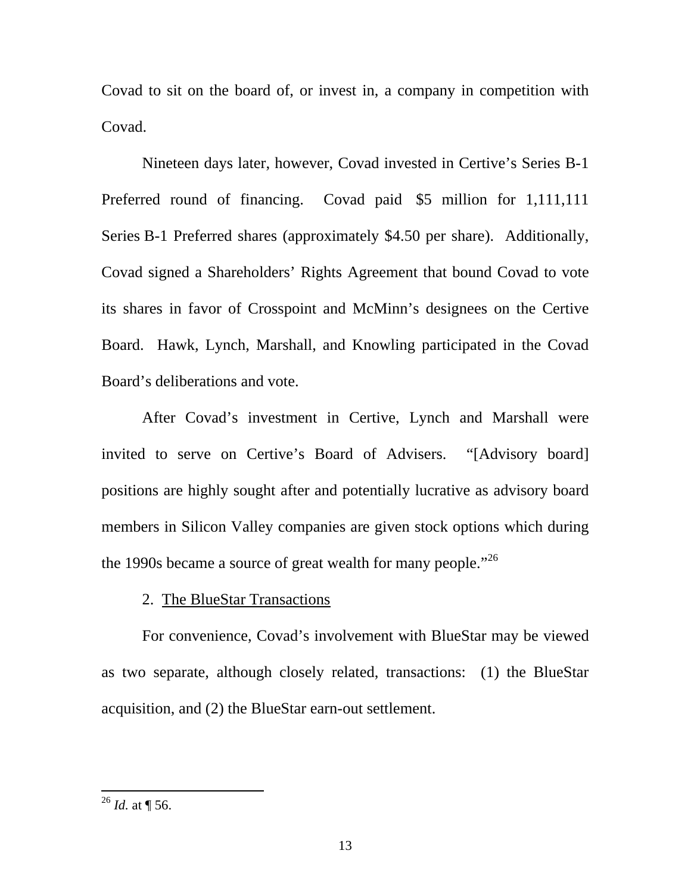Covad to sit on the board of, or invest in, a company in competition with Covad.

Nineteen days later, however, Covad invested in Certive's Series B-1 Preferred round of financing. Covad paid $5 million for 1,111,111 Series B-1 Preferred shares (approximately $4.50 per share). Additionally, Covad signed a Shareholders' Rights Agreement that bound Covad to vote its shares in favor of Crosspoint and McMinn's designees on the Certive Board. Hawk, Lynch, Marshall, and Knowling participated in the Covad Board's deliberations and vote.

After Covad's investment in Certive, Lynch and Marshall were invited to serve on Certive's Board of Advisers. "[Advisory board] positions are highly sought after and potentially lucrative as advisory board members in Silicon Valley companies are given stock options which during the 1990s became a source of great wealth for many people."[26]

2. <u>The BlueStar Transactions</u>

For convenience, Covad's involvement with BlueStar may be viewed as two separate, although closely related, transactions: (1) the BlueStar acquisition, and (2) the BlueStar earn-out settlement.

---

[26] *Id.* at ¶ 56.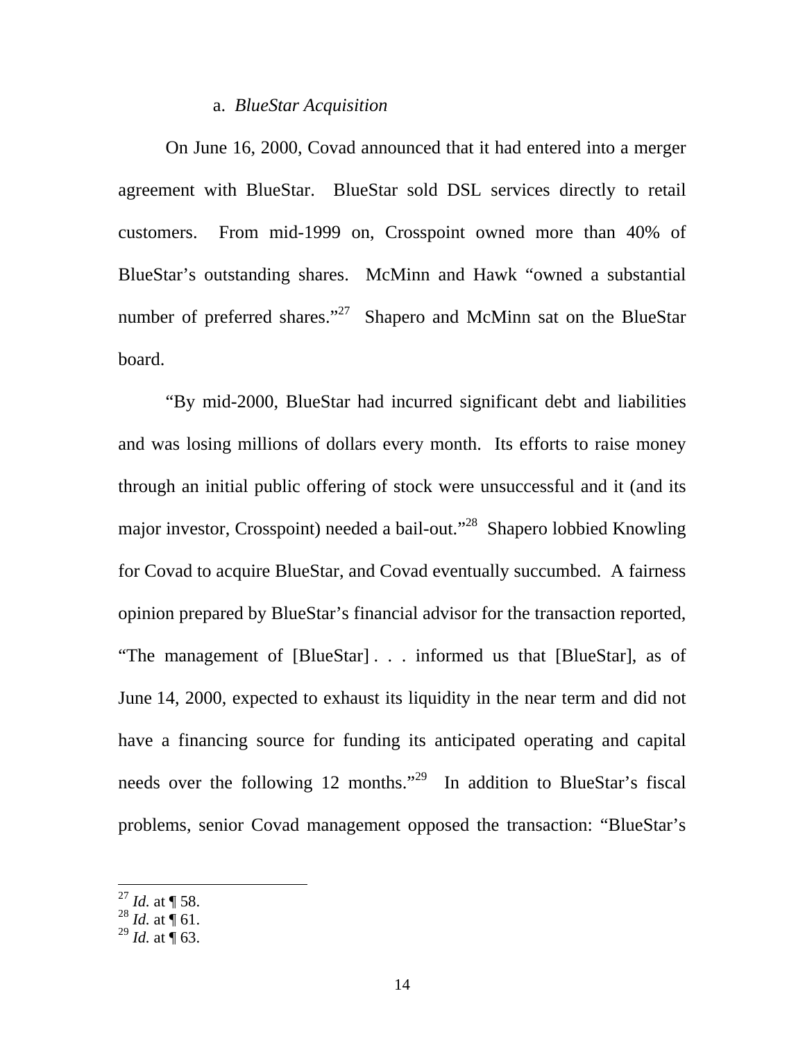a. *BlueStar Acquisition*

On June 16, 2000, Covad announced that it had entered into a merger agreement with BlueStar. BlueStar sold DSL services directly to retail customers. From mid-1999 on, Crosspoint owned more than 40% of BlueStar's outstanding shares. McMinn and Hawk "owned a substantial number of preferred shares."[27] Shapero and McMinn sat on the BlueStar board.

"By mid-2000, BlueStar had incurred significant debt and liabilities and was losing millions of dollars every month. Its efforts to raise money through an initial public offering of stock were unsuccessful and it (and its major investor, Crosspoint) needed a bail-out."[28] Shapero lobbied Knowling for Covad to acquire BlueStar, and Covad eventually succumbed. A fairness opinion prepared by BlueStar's financial advisor for the transaction reported, "The management of [BlueStar] . . . informed us that [BlueStar], as of June 14, 2000, expected to exhaust its liquidity in the near term and did not have a financing source for funding its anticipated operating and capital needs over the following 12 months."[29] In addition to BlueStar's fiscal problems, senior Covad management opposed the transaction: "BlueStar's

---

[27] *Id.* at ¶ 58.
[28] *Id.* at ¶ 61.
[29] *Id.* at ¶ 63.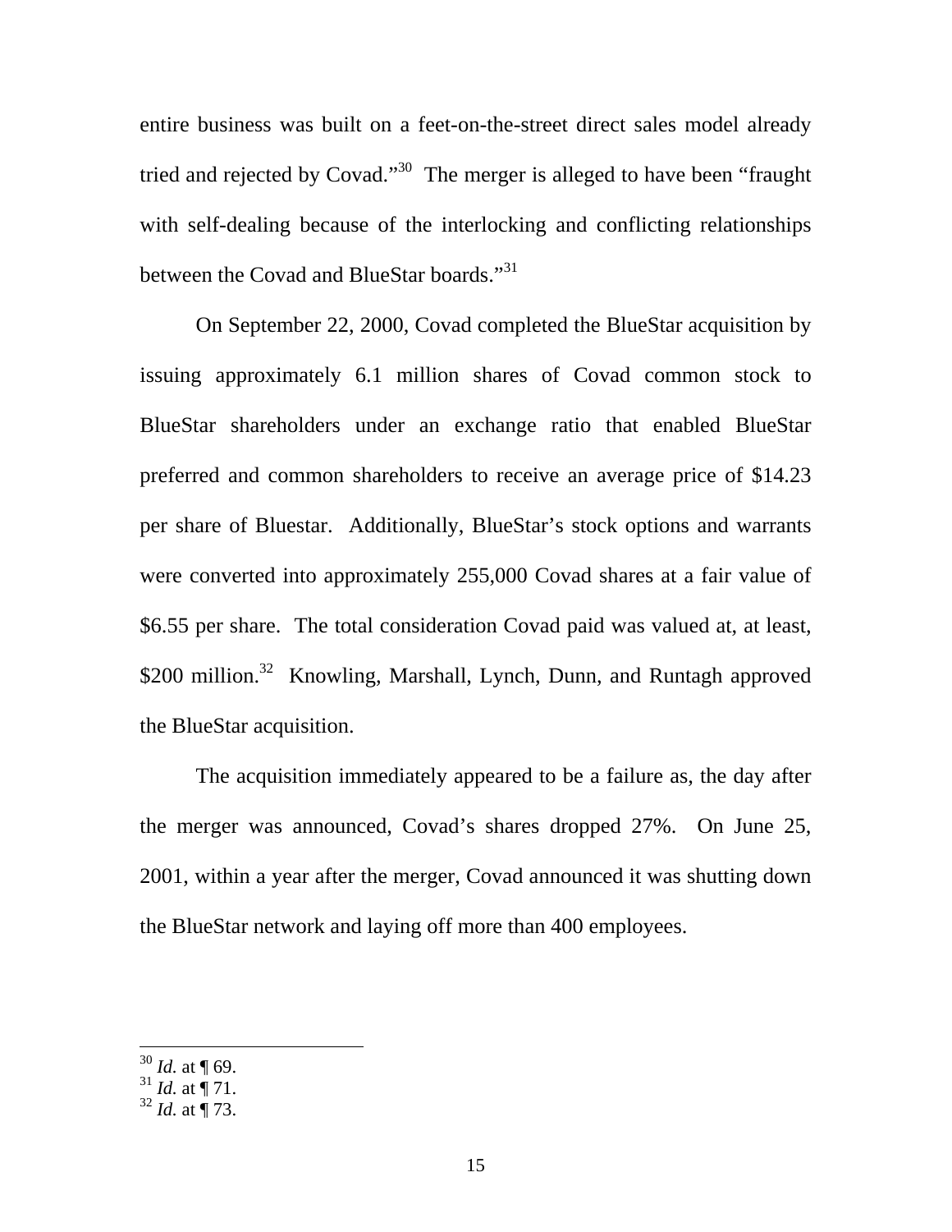entire business was built on a feet-on-the-street direct sales model already tried and rejected by Covad."[30] The merger is alleged to have been "fraught with self-dealing because of the interlocking and conflicting relationships between the Covad and BlueStar boards."[31]

On September 22, 2000, Covad completed the BlueStar acquisition by issuing approximately 6.1 million shares of Covad common stock to BlueStar shareholders under an exchange ratio that enabled BlueStar preferred and common shareholders to receive an average price of $14.23 per share of Bluestar. Additionally, BlueStar's stock options and warrants were converted into approximately 255,000 Covad shares at a fair value of $6.55 per share. The total consideration Covad paid was valued at, at least, $200 million.[32] Knowling, Marshall, Lynch, Dunn, and Runtagh approved the BlueStar acquisition.

The acquisition immediately appeared to be a failure as, the day after the merger was announced, Covad's shares dropped 27%. On June 25, 2001, within a year after the merger, Covad announced it was shutting down the BlueStar network and laying off more than 400 employees.

---

[30] *Id.* at ¶ 69.
[31] *Id.* at ¶ 71.
[32] *Id.* at ¶ 73.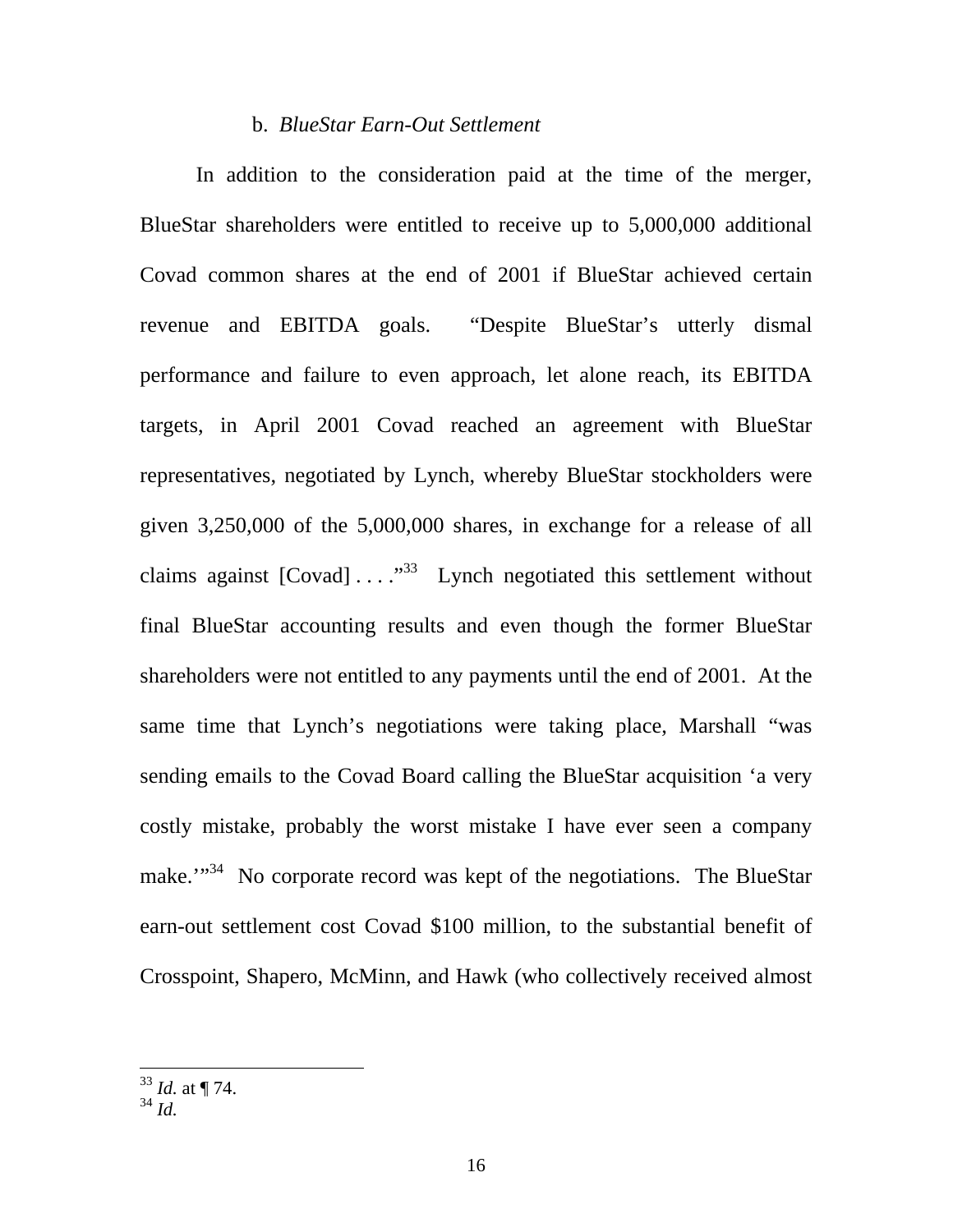### b. *BlueStar Earn-Out Settlement*

In addition to the consideration paid at the time of the merger, BlueStar shareholders were entitled to receive up to 5,000,000 additional Covad common shares at the end of 2001 if BlueStar achieved certain revenue and EBITDA goals. "Despite BlueStar's utterly dismal performance and failure to even approach, let alone reach, its EBITDA targets, in April 2001 Covad reached an agreement with BlueStar representatives, negotiated by Lynch, whereby BlueStar stockholders were given 3,250,000 of the 5,000,000 shares, in exchange for a release of all claims against [Covad] . . . ."[33] Lynch negotiated this settlement without final BlueStar accounting results and even though the former BlueStar shareholders were not entitled to any payments until the end of 2001. At the same time that Lynch's negotiations were taking place, Marshall "was sending emails to the Covad Board calling the BlueStar acquisition 'a very costly mistake, probably the worst mistake I have ever seen a company make.'"[34] No corporate record was kept of the negotiations. The BlueStar earn-out settlement cost Covad $100 million, to the substantial benefit of Crosspoint, Shapero, McMinn, and Hawk (who collectively received almost

---

[33] *Id.* at ¶ 74.

[34] *Id.*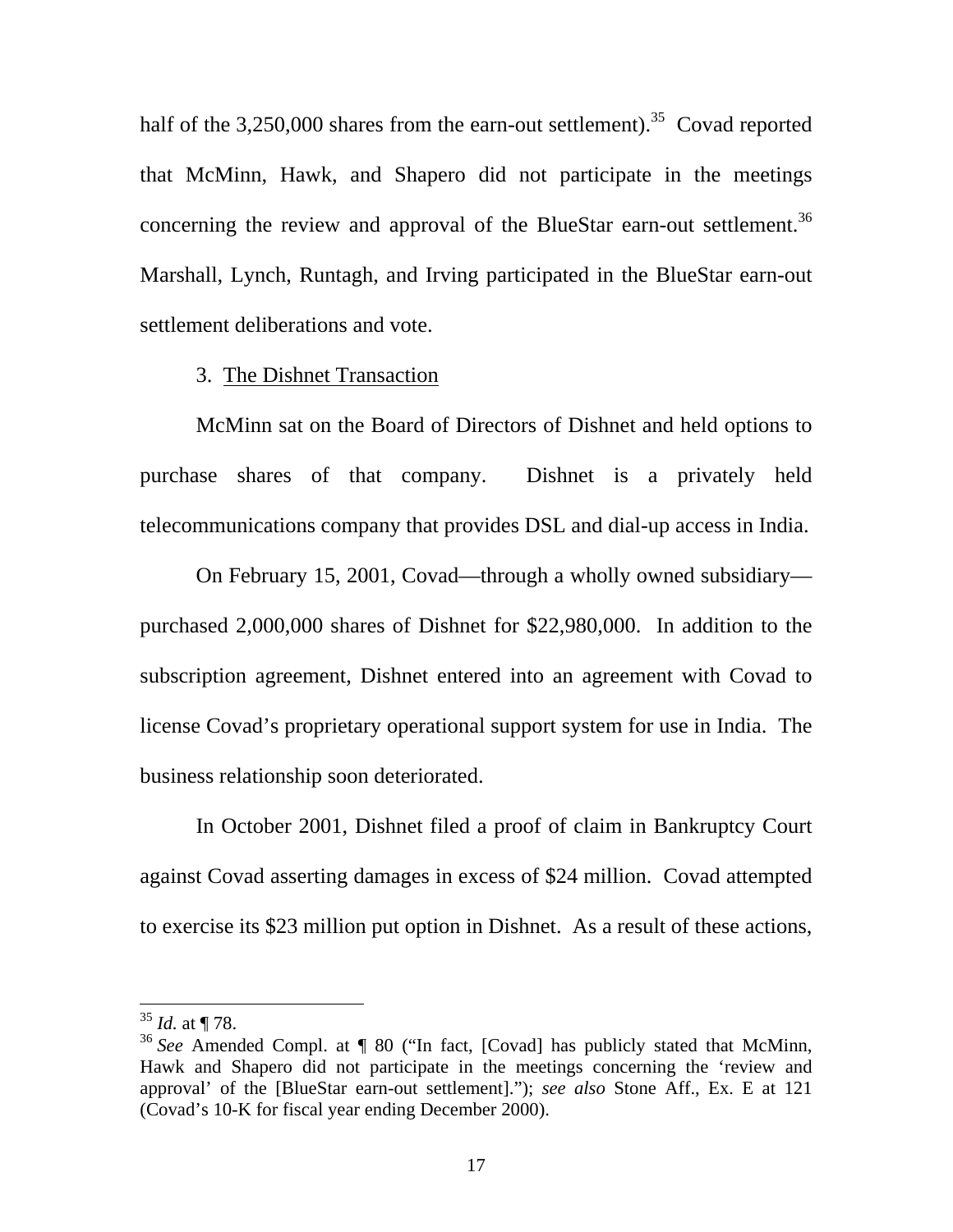half of the 3,250,000 shares from the earn-out settlement).[35] Covad reported that McMinn, Hawk, and Shapero did not participate in the meetings concerning the review and approval of the BlueStar earn-out settlement.[36] Marshall, Lynch, Runtagh, and Irving participated in the BlueStar earn-out settlement deliberations and vote.

3. <u>The Dishnet Transaction</u>

McMinn sat on the Board of Directors of Dishnet and held options to purchase shares of that company. Dishnet is a privately held telecommunications company that provides DSL and dial-up access in India.

On February 15, 2001, Covad—through a wholly owned subsidiary—purchased 2,000,000 shares of Dishnet for $22,980,000. In addition to the subscription agreement, Dishnet entered into an agreement with Covad to license Covad's proprietary operational support system for use in India. The business relationship soon deteriorated.

In October 2001, Dishnet filed a proof of claim in Bankruptcy Court against Covad asserting damages in excess of $24 million. Covad attempted to exercise its $23 million put option in Dishnet. As a result of these actions,

---

[35] *Id.* at ¶ 78.

[36] *See* Amended Compl. at ¶ 80 ("In fact, [Covad] has publicly stated that McMinn, Hawk and Shapero did not participate in the meetings concerning the 'review and approval' of the [BlueStar earn-out settlement]."); *see also* Stone Aff., Ex. E at 121 (Covad's 10-K for fiscal year ending December 2000).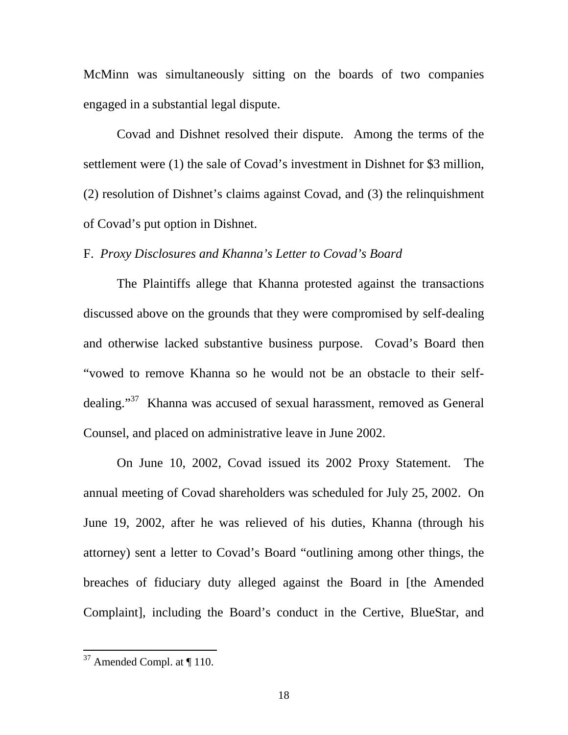McMinn was simultaneously sitting on the boards of two companies engaged in a substantial legal dispute.

Covad and Dishnet resolved their dispute. Among the terms of the settlement were (1) the sale of Covad's investment in Dishnet for $3 million, (2) resolution of Dishnet's claims against Covad, and (3) the relinquishment of Covad's put option in Dishnet.

F. *Proxy Disclosures and Khanna's Letter to Covad's Board*

The Plaintiffs allege that Khanna protested against the transactions discussed above on the grounds that they were compromised by self-dealing and otherwise lacked substantive business purpose. Covad's Board then "vowed to remove Khanna so he would not be an obstacle to their self-dealing."[37] Khanna was accused of sexual harassment, removed as General Counsel, and placed on administrative leave in June 2002.

On June 10, 2002, Covad issued its 2002 Proxy Statement. The annual meeting of Covad shareholders was scheduled for July 25, 2002. On June 19, 2002, after he was relieved of his duties, Khanna (through his attorney) sent a letter to Covad's Board "outlining among other things, the breaches of fiduciary duty alleged against the Board in [the Amended Complaint], including the Board's conduct in the Certive, BlueStar, and

---

[37] Amended Compl. at ¶ 110.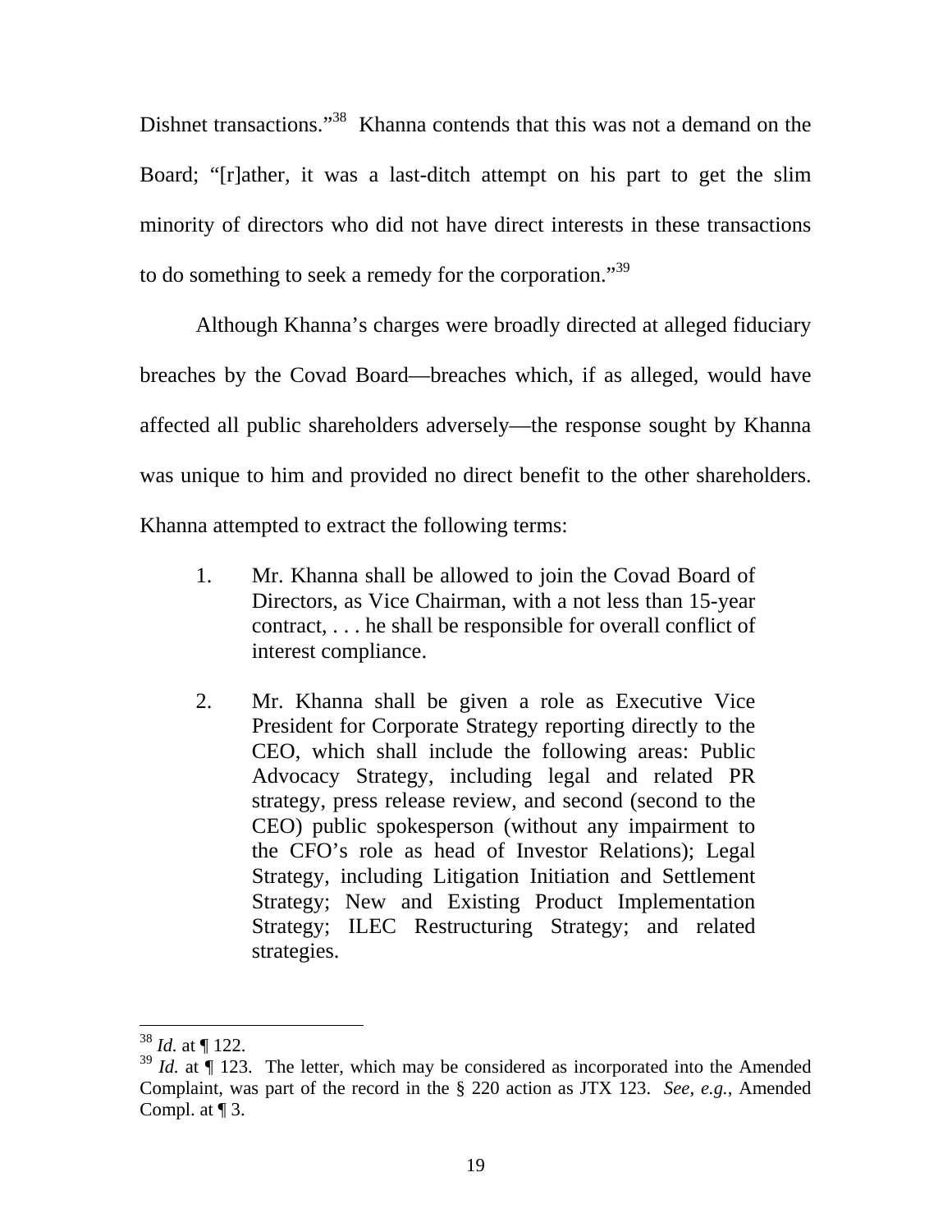Dishnet transactions."[38] Khanna contends that this was not a demand on the Board; "[r]ather, it was a last-ditch attempt on his part to get the slim minority of directors who did not have direct interests in these transactions to do something to seek a remedy for the corporation."[39]

Although Khanna's charges were broadly directed at alleged fiduciary breaches by the Covad Board—breaches which, if as alleged, would have affected all public shareholders adversely—the response sought by Khanna was unique to him and provided no direct benefit to the other shareholders. Khanna attempted to extract the following terms:

> 1. Mr. Khanna shall be allowed to join the Covad Board of Directors, as Vice Chairman, with a not less than 15-year contract, . . . he shall be responsible for overall conflict of interest compliance.
>
> 2. Mr. Khanna shall be given a role as Executive Vice President for Corporate Strategy reporting directly to the CEO, which shall include the following areas: Public Advocacy Strategy, including legal and related PR strategy, press release review, and second (second to the CEO) public spokesperson (without any impairment to the CFO's role as head of Investor Relations); Legal Strategy, including Litigation Initiation and Settlement Strategy; New and Existing Product Implementation Strategy; ILEC Restructuring Strategy; and related strategies.

---

[38] *Id.* at ¶ 122.

[39] *Id.* at ¶ 123. The letter, which may be considered as incorporated into the Amended Complaint, was part of the record in the § 220 action as JTX 123. *See, e.g.*, Amended Compl. at ¶ 3.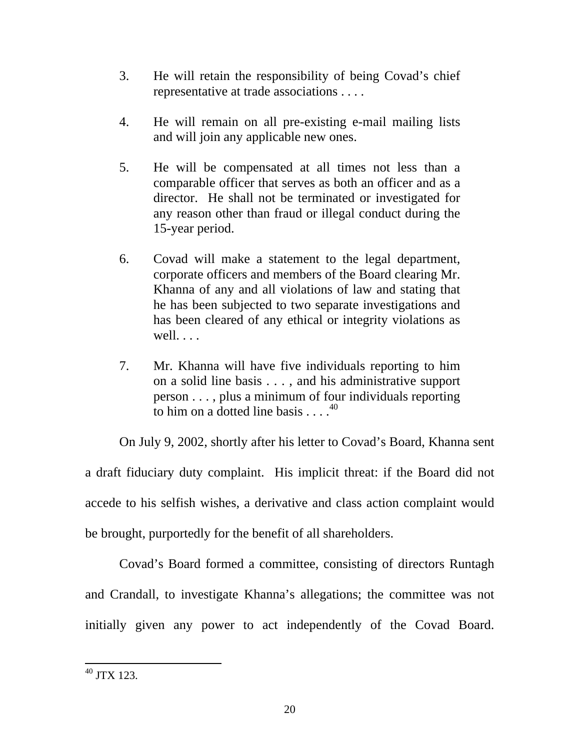> 3. He will retain the responsibility of being Covad's chief representative at trade associations . . . .
>
> 4. He will remain on all pre-existing e-mail mailing lists and will join any applicable new ones.
>
> 5. He will be compensated at all times not less than a comparable officer that serves as both an officer and as a director. He shall not be terminated or investigated for any reason other than fraud or illegal conduct during the 15-year period.
>
> 6. Covad will make a statement to the legal department, corporate officers and members of the Board clearing Mr. Khanna of any and all violations of law and stating that he has been subjected to two separate investigations and has been cleared of any ethical or integrity violations as well. . . .
>
> 7. Mr. Khanna will have five individuals reporting to him on a solid line basis . . . , and his administrative support person . . . , plus a minimum of four individuals reporting to him on a dotted line basis . . . .[40]

On July 9, 2002, shortly after his letter to Covad's Board, Khanna sent a draft fiduciary duty complaint. His implicit threat: if the Board did not accede to his selfish wishes, a derivative and class action complaint would be brought, purportedly for the benefit of all shareholders.

Covad's Board formed a committee, consisting of directors Runtagh and Crandall, to investigate Khanna's allegations; the committee was not initially given any power to act independently of the Covad Board.

---

[40] JTX 123.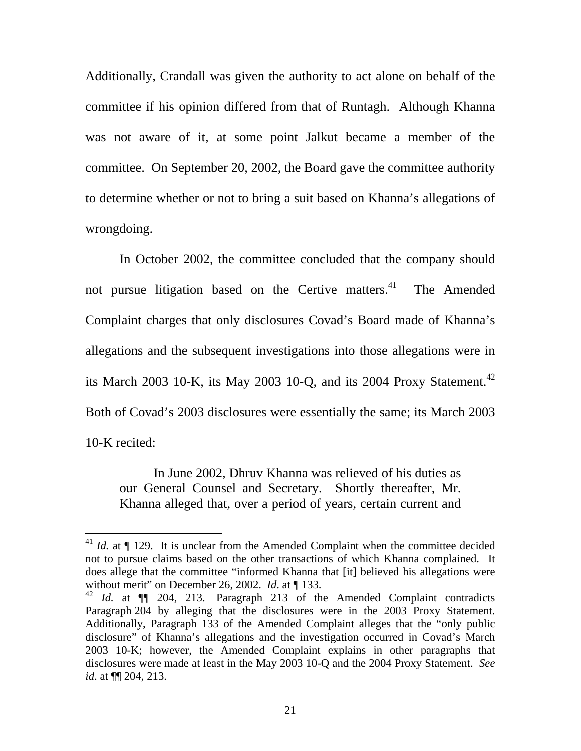Additionally, Crandall was given the authority to act alone on behalf of the committee if his opinion differed from that of Runtagh. Although Khanna was not aware of it, at some point Jalkut became a member of the committee. On September 20, 2002, the Board gave the committee authority to determine whether or not to bring a suit based on Khanna's allegations of wrongdoing.

In October 2002, the committee concluded that the company should not pursue litigation based on the Certive matters.[41] The Amended Complaint charges that only disclosures Covad's Board made of Khanna's allegations and the subsequent investigations into those allegations were in its March 2003 10-K, its May 2003 10-Q, and its 2004 Proxy Statement.[42] Both of Covad's 2003 disclosures were essentially the same; its March 2003 10-K recited:

> In June 2002, Dhruv Khanna was relieved of his duties as our General Counsel and Secretary. Shortly thereafter, Mr. Khanna alleged that, over a period of years, certain current and

---

[41] *Id.* at ¶ 129. It is unclear from the Amended Complaint when the committee decided not to pursue claims based on the other transactions of which Khanna complained. It does allege that the committee "informed Khanna that [it] believed his allegations were without merit" on December 26, 2002. *Id*. at ¶ 133.

[42] *Id.* at ¶¶ 204, 213. Paragraph 213 of the Amended Complaint contradicts Paragraph 204 by alleging that the disclosures were in the 2003 Proxy Statement. Additionally, Paragraph 133 of the Amended Complaint alleges that the "only public disclosure" of Khanna's allegations and the investigation occurred in Covad's March 2003 10-K; however, the Amended Complaint explains in other paragraphs that disclosures were made at least in the May 2003 10-Q and the 2004 Proxy Statement. *See id*. at ¶¶ 204, 213.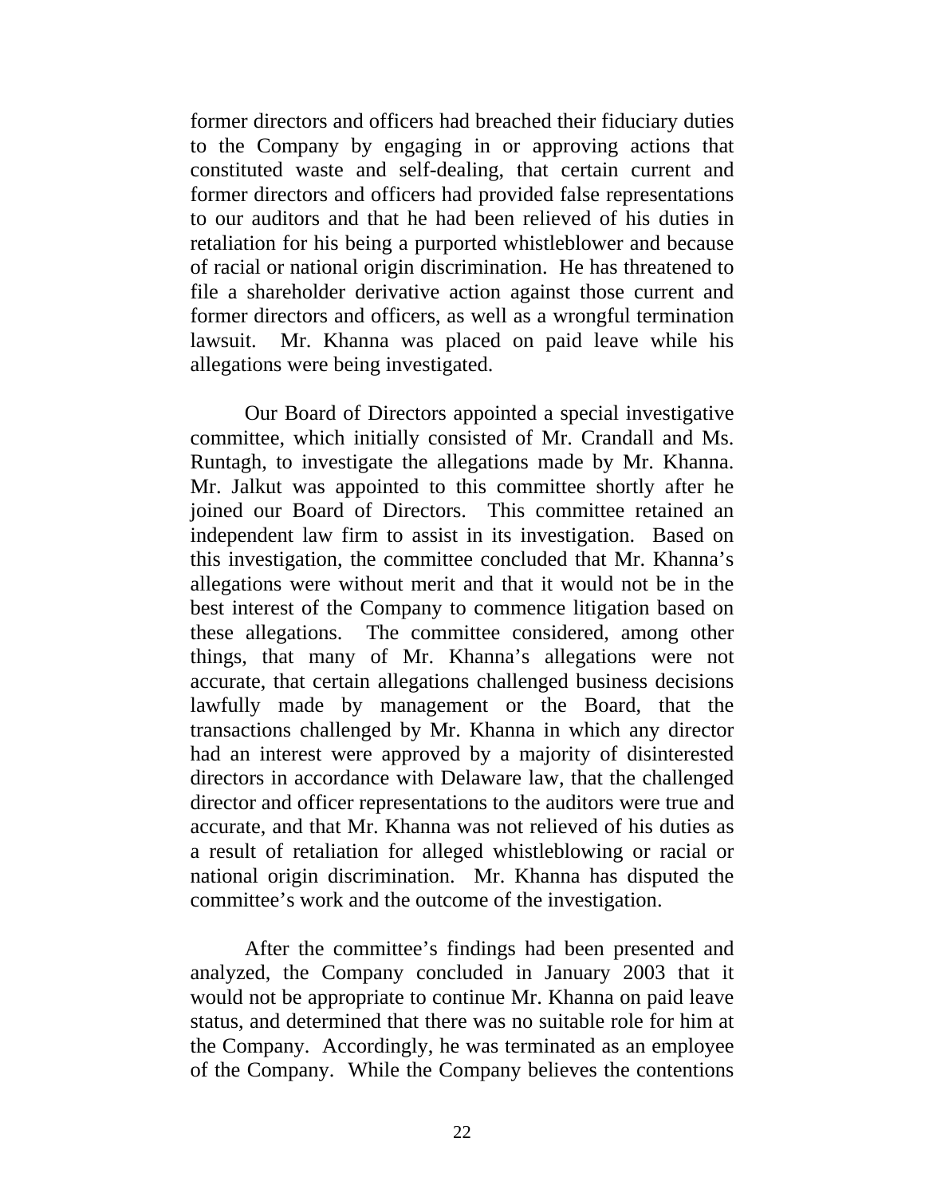former directors and officers had breached their fiduciary duties to the Company by engaging in or approving actions that constituted waste and self-dealing, that certain current and former directors and officers had provided false representations to our auditors and that he had been relieved of his duties in retaliation for his being a purported whistleblower and because of racial or national origin discrimination. He has threatened to file a shareholder derivative action against those current and former directors and officers, as well as a wrongful termination lawsuit. Mr. Khanna was placed on paid leave while his allegations were being investigated.

Our Board of Directors appointed a special investigative committee, which initially consisted of Mr. Crandall and Ms. Runtagh, to investigate the allegations made by Mr. Khanna. Mr. Jalkut was appointed to this committee shortly after he joined our Board of Directors. This committee retained an independent law firm to assist in its investigation. Based on this investigation, the committee concluded that Mr. Khanna's allegations were without merit and that it would not be in the best interest of the Company to commence litigation based on these allegations. The committee considered, among other things, that many of Mr. Khanna's allegations were not accurate, that certain allegations challenged business decisions lawfully made by management or the Board, that the transactions challenged by Mr. Khanna in which any director had an interest were approved by a majority of disinterested directors in accordance with Delaware law, that the challenged director and officer representations to the auditors were true and accurate, and that Mr. Khanna was not relieved of his duties as a result of retaliation for alleged whistleblowing or racial or national origin discrimination. Mr. Khanna has disputed the committee's work and the outcome of the investigation.

After the committee's findings had been presented and analyzed, the Company concluded in January 2003 that it would not be appropriate to continue Mr. Khanna on paid leave status, and determined that there was no suitable role for him at the Company. Accordingly, he was terminated as an employee of the Company. While the Company believes the contentions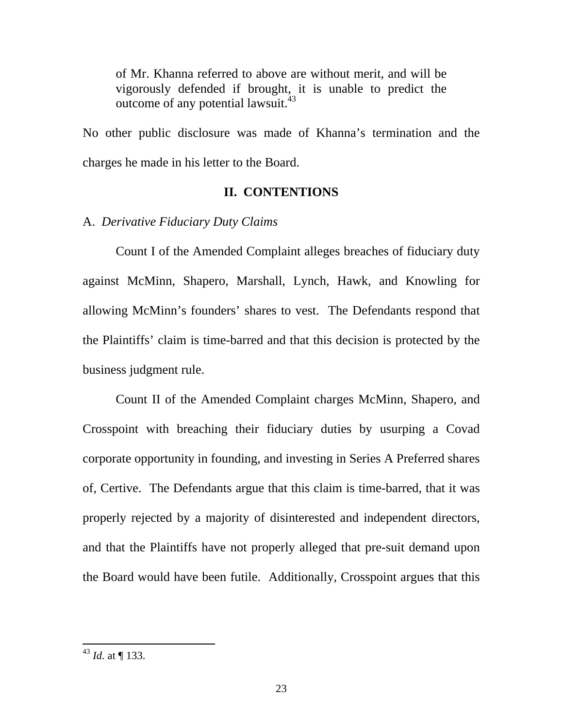> of Mr. Khanna referred to above are without merit, and will be vigorously defended if brought, it is unable to predict the outcome of any potential lawsuit.[43]

No other public disclosure was made of Khanna's termination and the charges he made in his letter to the Board.

## II. CONTENTIONS

### A. *Derivative Fiduciary Duty Claims*

Count I of the Amended Complaint alleges breaches of fiduciary duty against McMinn, Shapero, Marshall, Lynch, Hawk, and Knowling for allowing McMinn's founders' shares to vest. The Defendants respond that the Plaintiffs' claim is time-barred and that this decision is protected by the business judgment rule.

Count II of the Amended Complaint charges McMinn, Shapero, and Crosspoint with breaching their fiduciary duties by usurping a Covad corporate opportunity in founding, and investing in Series A Preferred shares of, Certive. The Defendants argue that this claim is time-barred, that it was properly rejected by a majority of disinterested and independent directors, and that the Plaintiffs have not properly alleged that pre-suit demand upon the Board would have been futile. Additionally, Crosspoint argues that this

---

[43] *Id.* at ¶ 133.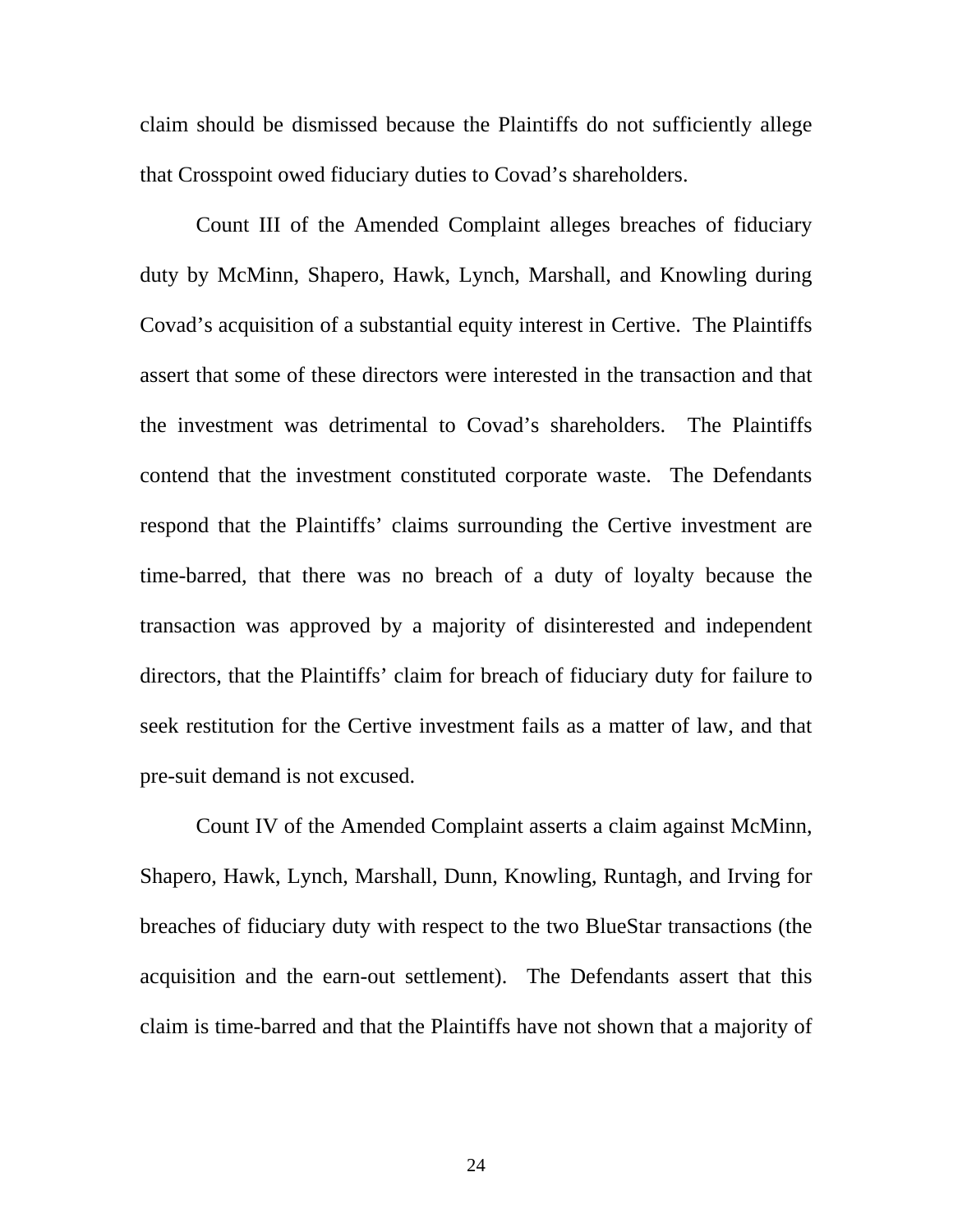claim should be dismissed because the Plaintiffs do not sufficiently allege that Crosspoint owed fiduciary duties to Covad's shareholders.

Count III of the Amended Complaint alleges breaches of fiduciary duty by McMinn, Shapero, Hawk, Lynch, Marshall, and Knowling during Covad's acquisition of a substantial equity interest in Certive. The Plaintiffs assert that some of these directors were interested in the transaction and that the investment was detrimental to Covad's shareholders. The Plaintiffs contend that the investment constituted corporate waste. The Defendants respond that the Plaintiffs' claims surrounding the Certive investment are time-barred, that there was no breach of a duty of loyalty because the transaction was approved by a majority of disinterested and independent directors, that the Plaintiffs' claim for breach of fiduciary duty for failure to seek restitution for the Certive investment fails as a matter of law, and that pre-suit demand is not excused.

Count IV of the Amended Complaint asserts a claim against McMinn, Shapero, Hawk, Lynch, Marshall, Dunn, Knowling, Runtagh, and Irving for breaches of fiduciary duty with respect to the two BlueStar transactions (the acquisition and the earn-out settlement). The Defendants assert that this claim is time-barred and that the Plaintiffs have not shown that a majority of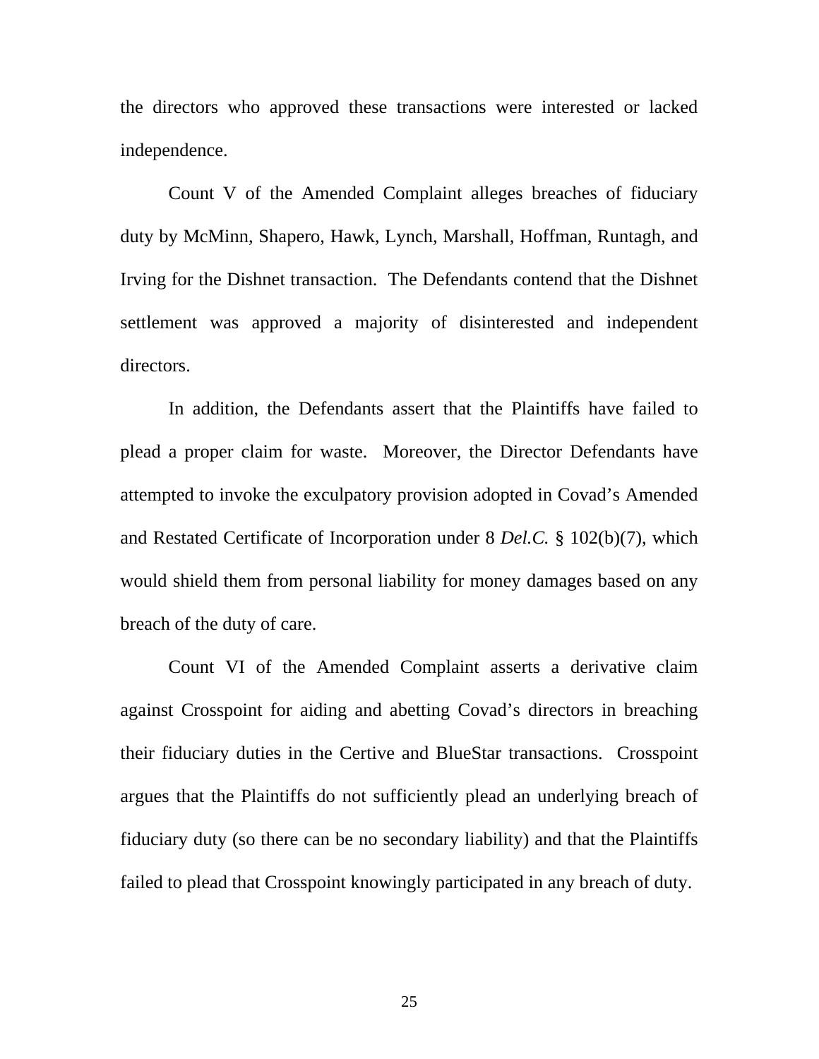the directors who approved these transactions were interested or lacked independence.

Count V of the Amended Complaint alleges breaches of fiduciary duty by McMinn, Shapero, Hawk, Lynch, Marshall, Hoffman, Runtagh, and Irving for the Dishnet transaction. The Defendants contend that the Dishnet settlement was approved a majority of disinterested and independent directors.

In addition, the Defendants assert that the Plaintiffs have failed to plead a proper claim for waste. Moreover, the Director Defendants have attempted to invoke the exculpatory provision adopted in Covad's Amended and Restated Certificate of Incorporation under 8 *Del.C.* § 102(b)(7), which would shield them from personal liability for money damages based on any breach of the duty of care.

Count VI of the Amended Complaint asserts a derivative claim against Crosspoint for aiding and abetting Covad's directors in breaching their fiduciary duties in the Certive and BlueStar transactions. Crosspoint argues that the Plaintiffs do not sufficiently plead an underlying breach of fiduciary duty (so there can be no secondary liability) and that the Plaintiffs failed to plead that Crosspoint knowingly participated in any breach of duty.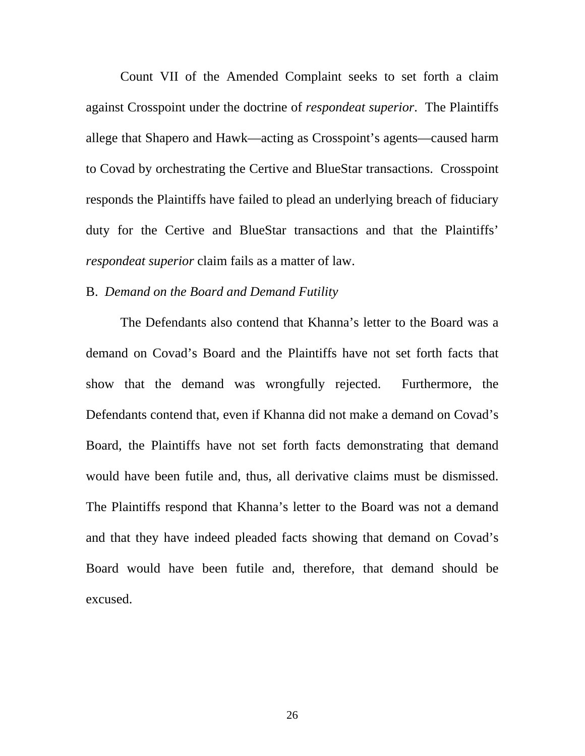Count VII of the Amended Complaint seeks to set forth a claim against Crosspoint under the doctrine of *respondeat superior*. The Plaintiffs allege that Shapero and Hawk—acting as Crosspoint's agents—caused harm to Covad by orchestrating the Certive and BlueStar transactions. Crosspoint responds the Plaintiffs have failed to plead an underlying breach of fiduciary duty for the Certive and BlueStar transactions and that the Plaintiffs' *respondeat superior* claim fails as a matter of law.

B. *Demand on the Board and Demand Futility*

The Defendants also contend that Khanna's letter to the Board was a demand on Covad's Board and the Plaintiffs have not set forth facts that show that the demand was wrongfully rejected. Furthermore, the Defendants contend that, even if Khanna did not make a demand on Covad's Board, the Plaintiffs have not set forth facts demonstrating that demand would have been futile and, thus, all derivative claims must be dismissed. The Plaintiffs respond that Khanna's letter to the Board was not a demand and that they have indeed pleaded facts showing that demand on Covad's Board would have been futile and, therefore, that demand should be excused.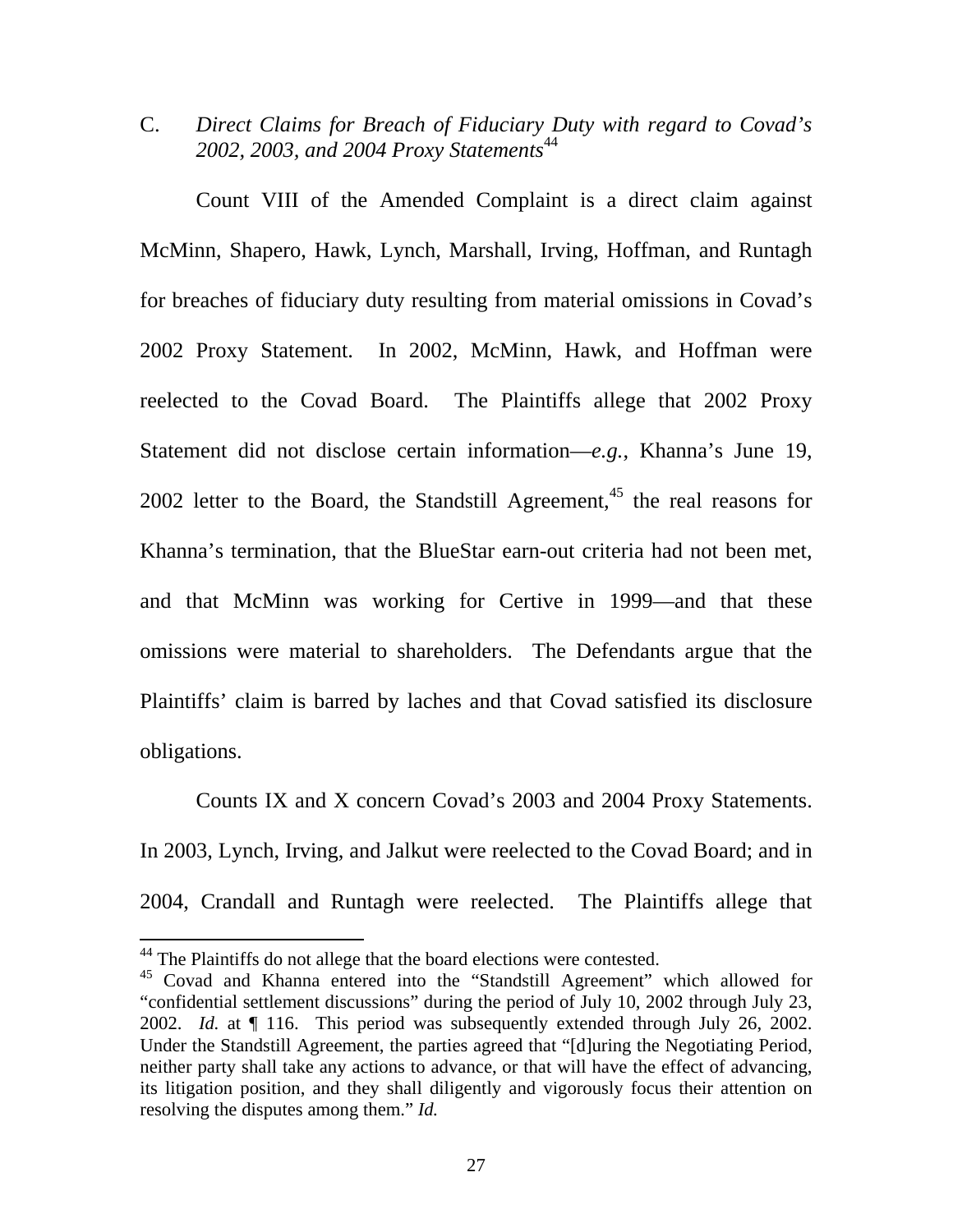C. *Direct Claims for Breach of Fiduciary Duty with regard to Covad's 2002, 2003, and 2004 Proxy Statements*[44]

Count VIII of the Amended Complaint is a direct claim against McMinn, Shapero, Hawk, Lynch, Marshall, Irving, Hoffman, and Runtagh for breaches of fiduciary duty resulting from material omissions in Covad's 2002 Proxy Statement. In 2002, McMinn, Hawk, and Hoffman were reelected to the Covad Board. The Plaintiffs allege that 2002 Proxy Statement did not disclose certain information—*e.g.*, Khanna's June 19, 2002 letter to the Board, the Standstill Agreement,[45] the real reasons for Khanna's termination, that the BlueStar earn-out criteria had not been met, and that McMinn was working for Certive in 1999—and that these omissions were material to shareholders. The Defendants argue that the Plaintiffs' claim is barred by laches and that Covad satisfied its disclosure obligations.

Counts IX and X concern Covad's 2003 and 2004 Proxy Statements. In 2003, Lynch, Irving, and Jalkut were reelected to the Covad Board; and in 2004, Crandall and Runtagh were reelected. The Plaintiffs allege that

---

[44] The Plaintiffs do not allege that the board elections were contested.

[45] Covad and Khanna entered into the "Standstill Agreement" which allowed for "confidential settlement discussions" during the period of July 10, 2002 through July 23, 2002. *Id.* at ¶ 116. This period was subsequently extended through July 26, 2002. Under the Standstill Agreement, the parties agreed that "[d]uring the Negotiating Period, neither party shall take any actions to advance, or that will have the effect of advancing, its litigation position, and they shall diligently and vigorously focus their attention on resolving the disputes among them." *Id.*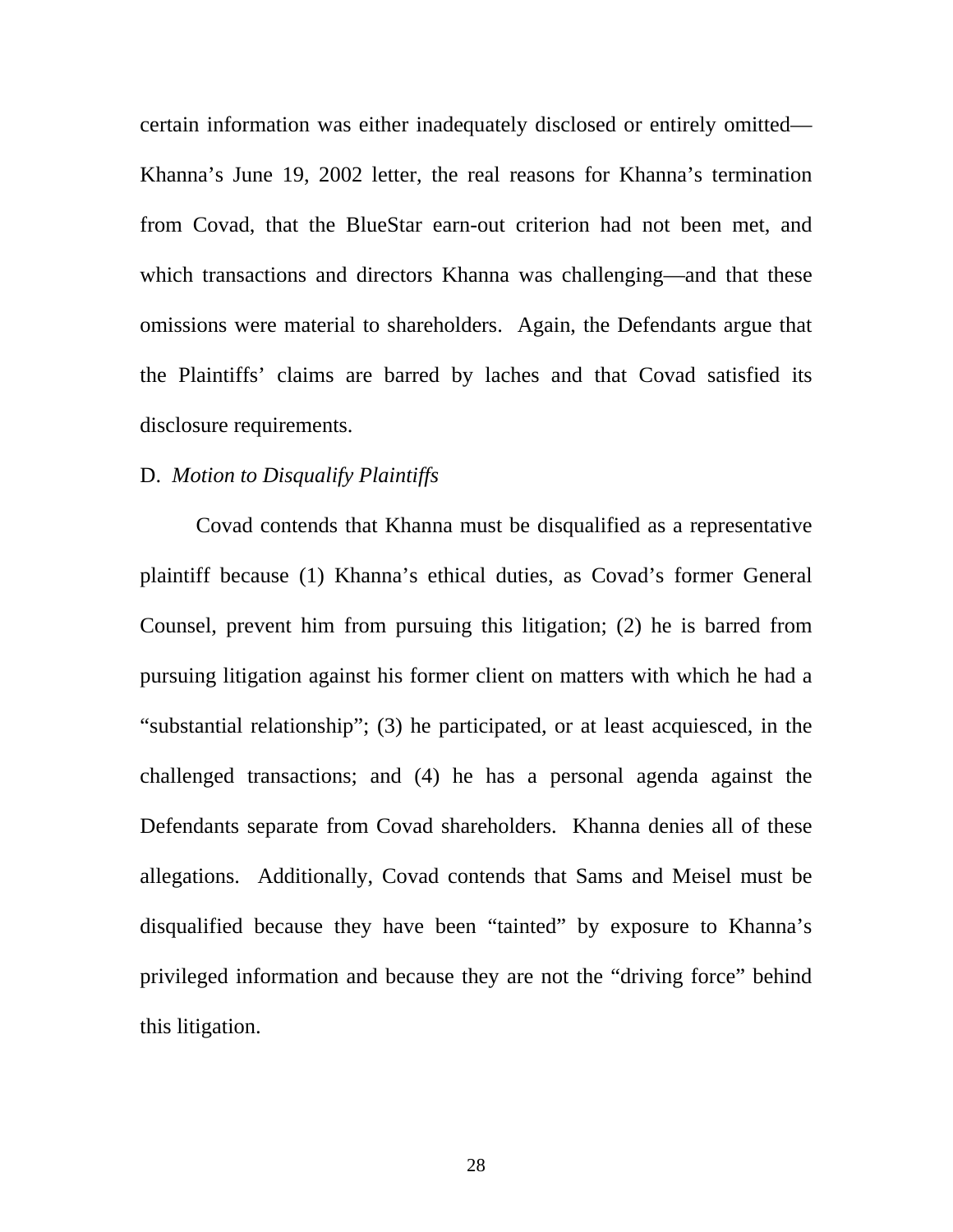certain information was either inadequately disclosed or entirely omitted—Khanna's June 19, 2002 letter, the real reasons for Khanna's termination from Covad, that the BlueStar earn-out criterion had not been met, and which transactions and directors Khanna was challenging—and that these omissions were material to shareholders. Again, the Defendants argue that the Plaintiffs' claims are barred by laches and that Covad satisfied its disclosure requirements.

D. *Motion to Disqualify Plaintiffs*

Covad contends that Khanna must be disqualified as a representative plaintiff because (1) Khanna's ethical duties, as Covad's former General Counsel, prevent him from pursuing this litigation; (2) he is barred from pursuing litigation against his former client on matters with which he had a "substantial relationship"; (3) he participated, or at least acquiesced, in the challenged transactions; and (4) he has a personal agenda against the Defendants separate from Covad shareholders. Khanna denies all of these allegations. Additionally, Covad contends that Sams and Meisel must be disqualified because they have been "tainted" by exposure to Khanna's privileged information and because they are not the "driving force" behind this litigation.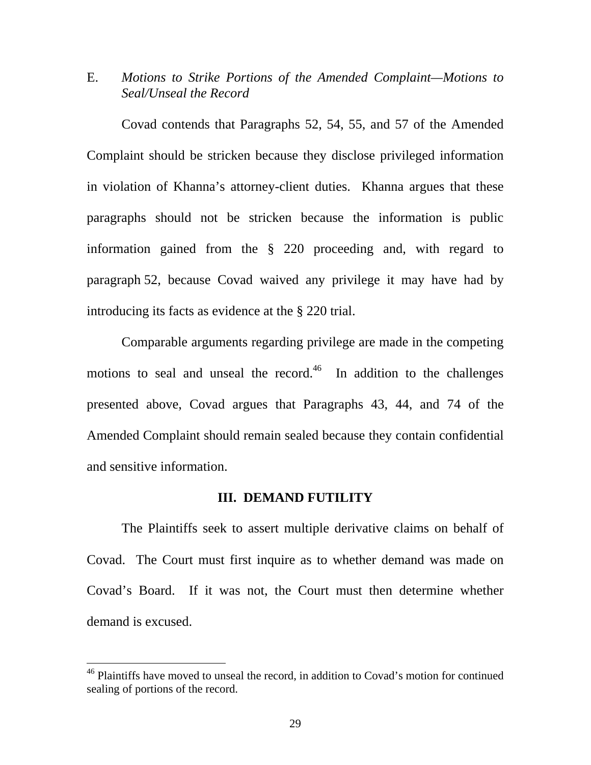E. *Motions to Strike Portions of the Amended Complaint—Motions to Seal/Unseal the Record*

Covad contends that Paragraphs 52, 54, 55, and 57 of the Amended Complaint should be stricken because they disclose privileged information in violation of Khanna's attorney-client duties. Khanna argues that these paragraphs should not be stricken because the information is public information gained from the § 220 proceeding and, with regard to paragraph 52, because Covad waived any privilege it may have had by introducing its facts as evidence at the § 220 trial.

Comparable arguments regarding privilege are made in the competing motions to seal and unseal the record.[46] In addition to the challenges presented above, Covad argues that Paragraphs 43, 44, and 74 of the Amended Complaint should remain sealed because they contain confidential and sensitive information.

## III. DEMAND FUTILITY

The Plaintiffs seek to assert multiple derivative claims on behalf of Covad. The Court must first inquire as to whether demand was made on Covad's Board. If it was not, the Court must then determine whether demand is excused.

[46] Plaintiffs have moved to unseal the record, in addition to Covad's motion for continued sealing of portions of the record.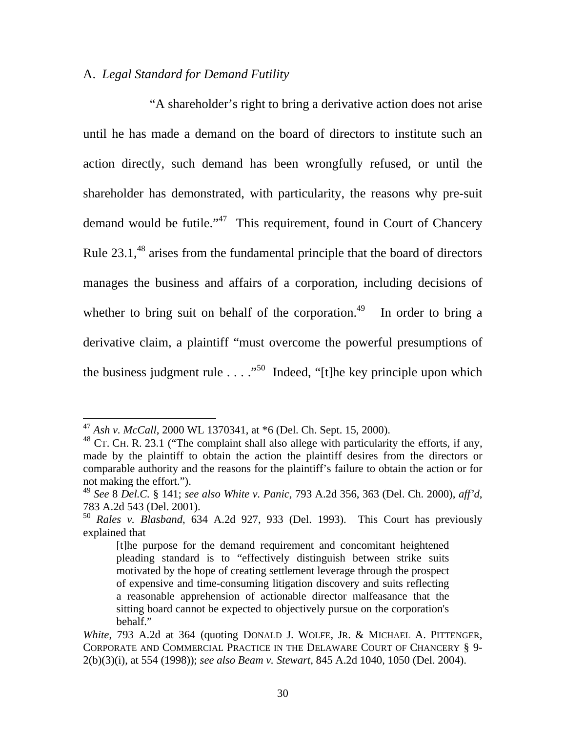A. *Legal Standard for Demand Futility*

"A shareholder's right to bring a derivative action does not arise until he has made a demand on the board of directors to institute such an action directly, such demand has been wrongfully refused, or until the shareholder has demonstrated, with particularity, the reasons why pre-suit demand would be futile."[47] This requirement, found in Court of Chancery Rule 23.1,[48] arises from the fundamental principle that the board of directors manages the business and affairs of a corporation, including decisions of whether to bring suit on behalf of the corporation.[49] In order to bring a derivative claim, a plaintiff "must overcome the powerful presumptions of the business judgment rule . . . ."[50] Indeed, "[t]he key principle upon which

---

[47] *Ash v. McCall*, 2000 WL 1370341, at *6 (Del. Ch. Sept. 15, 2000).

[48] CT. CH. R. 23.1 ("The complaint shall also allege with particularity the efforts, if any, made by the plaintiff to obtain the action the plaintiff desires from the directors or comparable authority and the reasons for the plaintiff's failure to obtain the action or for not making the effort.").

[49] *See* 8 *Del.C.* § 141; *see also White v. Panic*, 793 A.2d 356, 363 (Del. Ch. 2000), *aff'd*, 783 A.2d 543 (Del. 2001).

[50] *Rales v. Blasband*, 634 A.2d 927, 933 (Del. 1993). This Court has previously explained that

> [t]he purpose for the demand requirement and concomitant heightened pleading standard is to "effectively distinguish between strike suits motivated by the hope of creating settlement leverage through the prospect of expensive and time-consuming litigation discovery and suits reflecting a reasonable apprehension of actionable director malfeasance that the sitting board cannot be expected to objectively pursue on the corporation's behalf."

*White*, 793 A.2d at 364 (quoting DONALD J. WOLFE, JR. & MICHAEL A. PITTENGER, CORPORATE AND COMMERCIAL PRACTICE IN THE DELAWARE COURT OF CHANCERY § 9-2(b)(3)(i), at 554 (1998)); *see also Beam v. Stewart*, 845 A.2d 1040, 1050 (Del. 2004).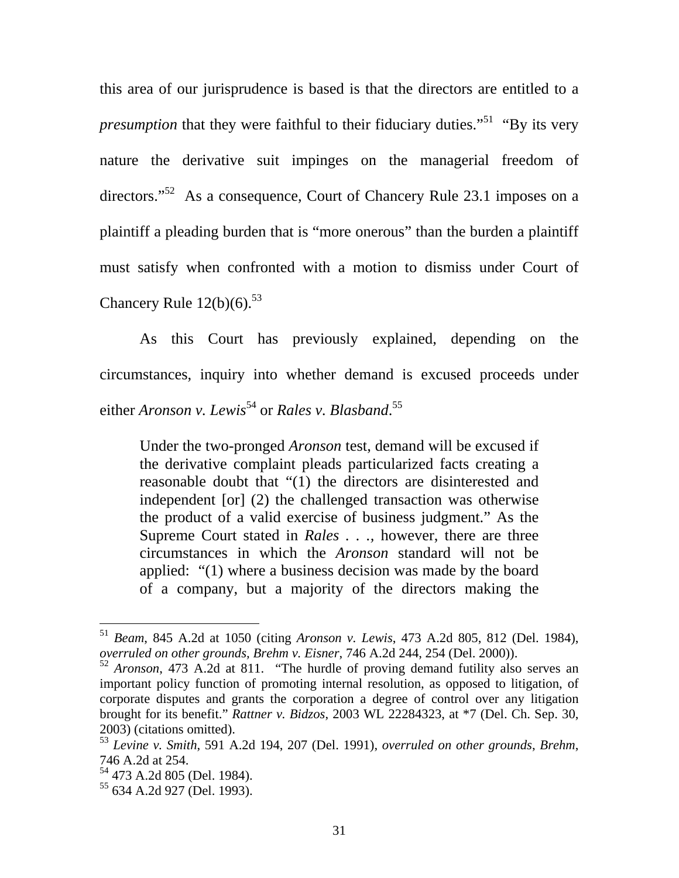this area of our jurisprudence is based is that the directors are entitled to a *presumption* that they were faithful to their fiduciary duties."[51] "By its very nature the derivative suit impinges on the managerial freedom of directors."[52] As a consequence, Court of Chancery Rule 23.1 imposes on a plaintiff a pleading burden that is "more onerous" than the burden a plaintiff must satisfy when confronted with a motion to dismiss under Court of Chancery Rule 12(b)(6).[53]

As this Court has previously explained, depending on the circumstances, inquiry into whether demand is excused proceeds under either *Aronson v. Lewis*[54] or *Rales v. Blasband*.[55]

> Under the two-pronged *Aronson* test, demand will be excused if the derivative complaint pleads particularized facts creating a reasonable doubt that "(1) the directors are disinterested and independent [or] (2) the challenged transaction was otherwise the product of a valid exercise of business judgment." As the Supreme Court stated in *Rales* . . ., however, there are three circumstances in which the *Aronson* standard will not be applied: "(1) where a business decision was made by the board of a company, but a majority of the directors making the

---

[51] *Beam*, 845 A.2d at 1050 (citing *Aronson v. Lewis*, 473 A.2d 805, 812 (Del. 1984), *overruled on other grounds*, *Brehm v. Eisner*, 746 A.2d 244, 254 (Del. 2000)).

[52] *Aronson*, 473 A.2d at 811. "The hurdle of proving demand futility also serves an important policy function of promoting internal resolution, as opposed to litigation, of corporate disputes and grants the corporation a degree of control over any litigation brought for its benefit." *Rattner v. Bidzos*, 2003 WL 22284323, at *7 (Del. Ch. Sep. 30, 2003) (citations omitted).

[53] *Levine v. Smith*, 591 A.2d 194, 207 (Del. 1991), *overruled on other grounds*, *Brehm*, 746 A.2d at 254.

[54] 473 A.2d 805 (Del. 1984).

[55] 634 A.2d 927 (Del. 1993).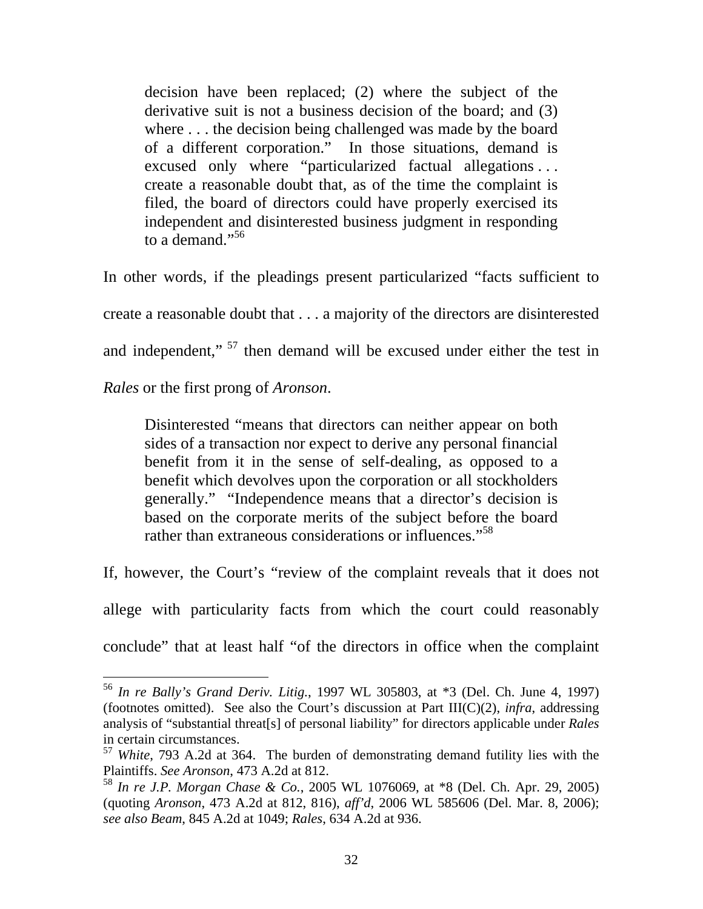> decision have been replaced; (2) where the subject of the derivative suit is not a business decision of the board; and (3) where . . . the decision being challenged was made by the board of a different corporation." In those situations, demand is excused only where "particularized factual allegations . . . create a reasonable doubt that, as of the time the complaint is filed, the board of directors could have properly exercised its independent and disinterested business judgment in responding to a demand."[56]

In other words, if the pleadings present particularized "facts sufficient to create a reasonable doubt that . . . a majority of the directors are disinterested and independent," [57] then demand will be excused under either the test in *Rales* or the first prong of *Aronson*.

> Disinterested "means that directors can neither appear on both sides of a transaction nor expect to derive any personal financial benefit from it in the sense of self-dealing, as opposed to a benefit which devolves upon the corporation or all stockholders generally." "Independence means that a director's decision is based on the corporate merits of the subject before the board rather than extraneous considerations or influences."[58]

If, however, the Court's "review of the complaint reveals that it does not allege with particularity facts from which the court could reasonably conclude" that at least half "of the directors in office when the complaint

---

[56] *In re Bally's Grand Deriv. Litig.*, 1997 WL 305803, at *3 (Del. Ch. June 4, 1997) (footnotes omitted). See also the Court's discussion at Part III(C)(2), *infra*, addressing analysis of "substantial threat[s] of personal liability" for directors applicable under *Rales* in certain circumstances.

[57] *White*, 793 A.2d at 364. The burden of demonstrating demand futility lies with the Plaintiffs. *See Aronson*, 473 A.2d at 812.

[58] *In re J.P. Morgan Chase & Co.*, 2005 WL 1076069, at *8 (Del. Ch. Apr. 29, 2005) (quoting *Aronson*, 473 A.2d at 812, 816), *aff'd*, 2006 WL 585606 (Del. Mar. 8, 2006); *see also Beam*, 845 A.2d at 1049; *Rales*, 634 A.2d at 936.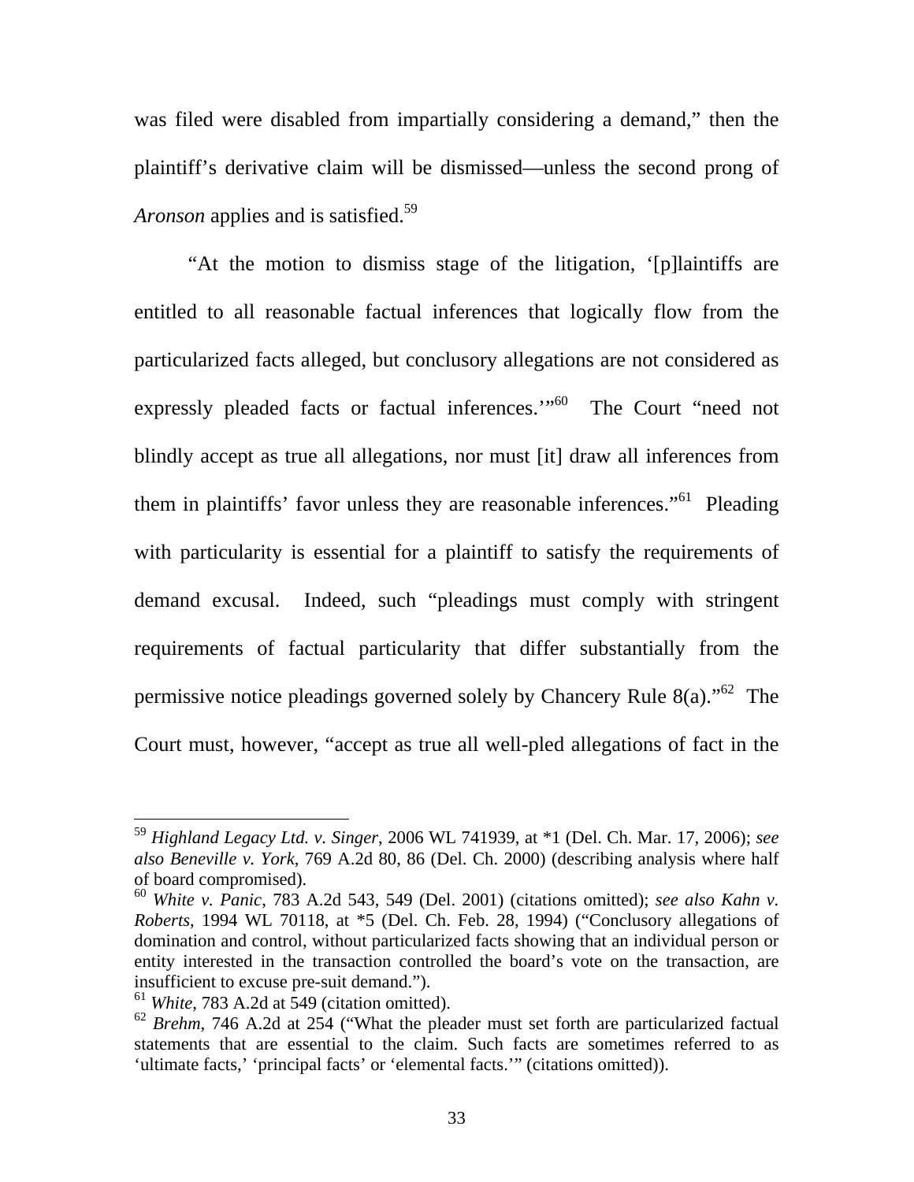was filed were disabled from impartially considering a demand," then the plaintiff's derivative claim will be dismissed—unless the second prong of *Aronson* applies and is satisfied.[59]

"At the motion to dismiss stage of the litigation, '[p]laintiffs are entitled to all reasonable factual inferences that logically flow from the particularized facts alleged, but conclusory allegations are not considered as expressly pleaded facts or factual inferences.'"[60] The Court "need not blindly accept as true all allegations, nor must [it] draw all inferences from them in plaintiffs' favor unless they are reasonable inferences."[61] Pleading with particularity is essential for a plaintiff to satisfy the requirements of demand excusal. Indeed, such "pleadings must comply with stringent requirements of factual particularity that differ substantially from the permissive notice pleadings governed solely by Chancery Rule 8(a)."[62] The Court must, however, "accept as true all well-pled allegations of fact in the

---

[59] *Highland Legacy Ltd. v. Singer*, 2006 WL 741939, at *1 (Del. Ch. Mar. 17, 2006); *see also Beneville v. York*, 769 A.2d 80, 86 (Del. Ch. 2000) (describing analysis where half of board compromised).

[60] *White v. Panic*, 783 A.2d 543, 549 (Del. 2001) (citations omitted); *see also Kahn v. Roberts*, 1994 WL 70118, at *5 (Del. Ch. Feb. 28, 1994) ("Conclusory allegations of domination and control, without particularized facts showing that an individual person or entity interested in the transaction controlled the board's vote on the transaction, are insufficient to excuse pre-suit demand.").

[61] *White*, 783 A.2d at 549 (citation omitted).

[62] *Brehm*, 746 A.2d at 254 ("What the pleader must set forth are particularized factual statements that are essential to the claim. Such facts are sometimes referred to as 'ultimate facts,' 'principal facts' or 'elemental facts.'" (citations omitted)).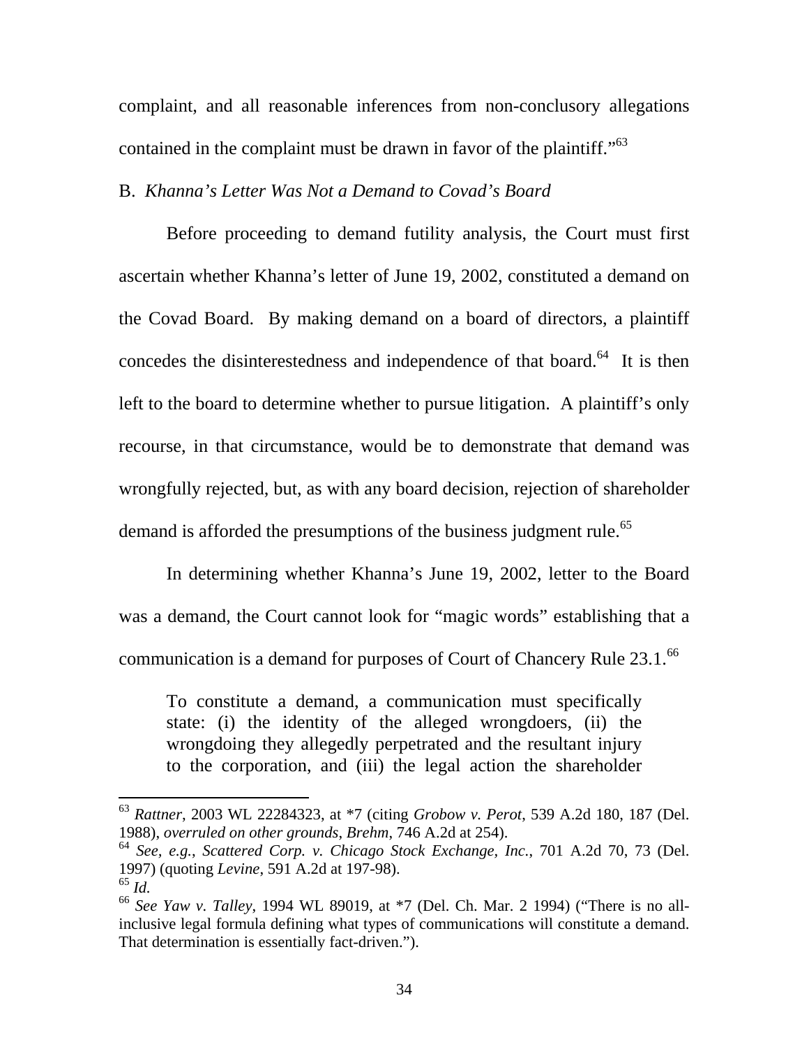complaint, and all reasonable inferences from non-conclusory allegations contained in the complaint must be drawn in favor of the plaintiff."[63]

B. *Khanna's Letter Was Not a Demand to Covad's Board*

Before proceeding to demand futility analysis, the Court must first ascertain whether Khanna's letter of June 19, 2002, constituted a demand on the Covad Board. By making demand on a board of directors, a plaintiff concedes the disinterestedness and independence of that board.[64] It is then left to the board to determine whether to pursue litigation. A plaintiff's only recourse, in that circumstance, would be to demonstrate that demand was wrongfully rejected, but, as with any board decision, rejection of shareholder demand is afforded the presumptions of the business judgment rule.[65]

In determining whether Khanna's June 19, 2002, letter to the Board was a demand, the Court cannot look for "magic words" establishing that a communication is a demand for purposes of Court of Chancery Rule 23.1.[66]

> To constitute a demand, a communication must specifically state: (i) the identity of the alleged wrongdoers, (ii) the wrongdoing they allegedly perpetrated and the resultant injury to the corporation, and (iii) the legal action the shareholder

---

[63] *Rattner*, 2003 WL 22284323, at *7 (citing *Grobow v. Perot*, 539 A.2d 180, 187 (Del. 1988), *overruled on other grounds*, *Brehm*, 746 A.2d at 254).

[64] *See, e.g.*, *Scattered Corp. v. Chicago Stock Exchange, Inc.*, 701 A.2d 70, 73 (Del. 1997) (quoting *Levine*, 591 A.2d at 197-98).

[65] *Id.*

[66] *See Yaw v. Talley*, 1994 WL 89019, at *7 (Del. Ch. Mar. 2 1994) ("There is no all-inclusive legal formula defining what types of communications will constitute a demand. That determination is essentially fact-driven.").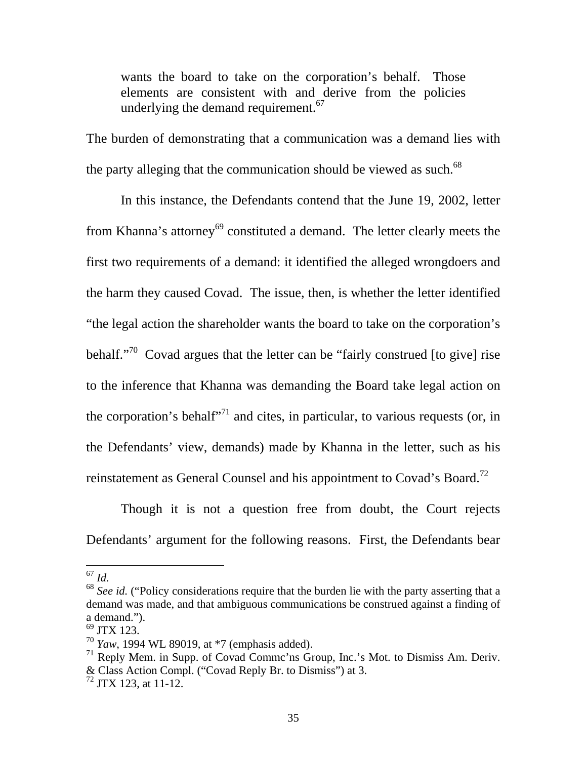> wants the board to take on the corporation's behalf. Those elements are consistent with and derive from the policies underlying the demand requirement.[67]

The burden of demonstrating that a communication was a demand lies with the party alleging that the communication should be viewed as such.[68]

In this instance, the Defendants contend that the June 19, 2002, letter from Khanna's attorney[69] constituted a demand. The letter clearly meets the first two requirements of a demand: it identified the alleged wrongdoers and the harm they caused Covad. The issue, then, is whether the letter identified "the legal action the shareholder wants the board to take on the corporation's behalf."[70] Covad argues that the letter can be "fairly construed [to give] rise to the inference that Khanna was demanding the Board take legal action on the corporation's behalf"[71] and cites, in particular, to various requests (or, in the Defendants' view, demands) made by Khanna in the letter, such as his reinstatement as General Counsel and his appointment to Covad's Board.[72]

Though it is not a question free from doubt, the Court rejects Defendants' argument for the following reasons. First, the Defendants bear

---

[67] *Id.*

[68] *See id.* ("Policy considerations require that the burden lie with the party asserting that a demand was made, and that ambiguous communications be construed against a finding of a demand.").

[69] JTX 123.

[70] *Yaw*, 1994 WL 89019, at *7 (emphasis added).

[71] Reply Mem. in Supp. of Covad Commc'ns Group, Inc.'s Mot. to Dismiss Am. Deriv. & Class Action Compl. ("Covad Reply Br. to Dismiss") at 3.

[72] JTX 123, at 11-12.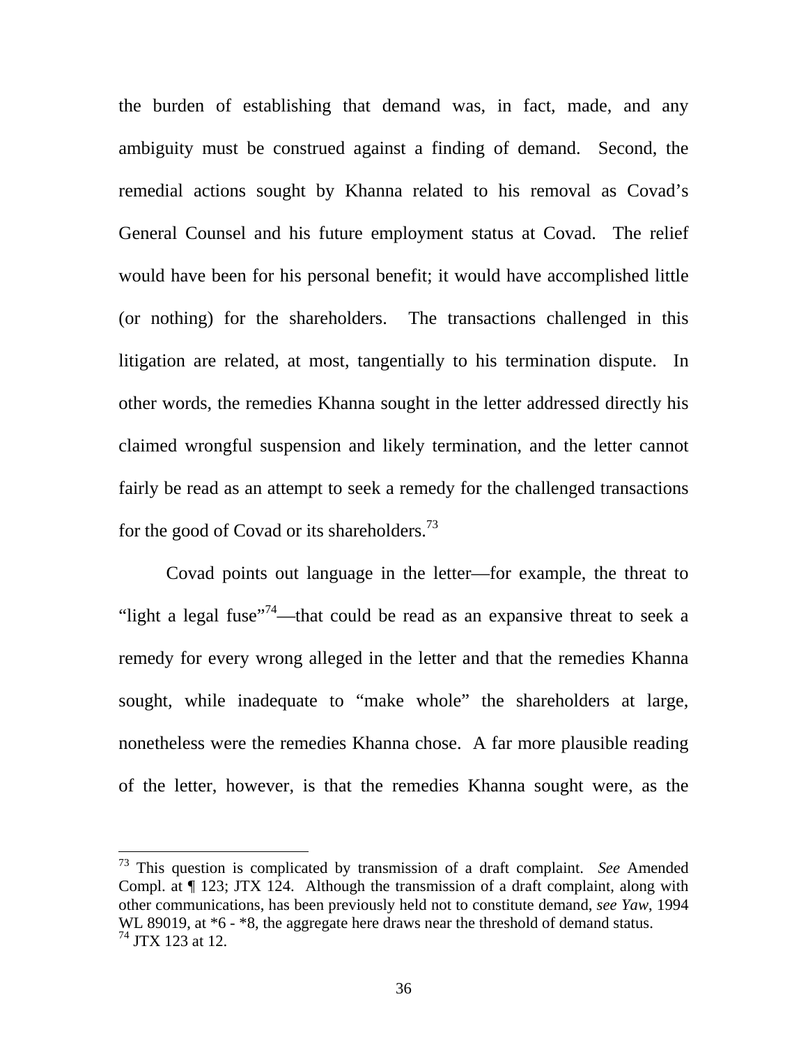the burden of establishing that demand was, in fact, made, and any ambiguity must be construed against a finding of demand. Second, the remedial actions sought by Khanna related to his removal as Covad's General Counsel and his future employment status at Covad. The relief would have been for his personal benefit; it would have accomplished little (or nothing) for the shareholders. The transactions challenged in this litigation are related, at most, tangentially to his termination dispute. In other words, the remedies Khanna sought in the letter addressed directly his claimed wrongful suspension and likely termination, and the letter cannot fairly be read as an attempt to seek a remedy for the challenged transactions for the good of Covad or its shareholders.[73]

Covad points out language in the letter—for example, the threat to "light a legal fuse"[74]—that could be read as an expansive threat to seek a remedy for every wrong alleged in the letter and that the remedies Khanna sought, while inadequate to "make whole" the shareholders at large, nonetheless were the remedies Khanna chose. A far more plausible reading of the letter, however, is that the remedies Khanna sought were, as the

---

[73] This question is complicated by transmission of a draft complaint. *See* Amended Compl. at ¶ 123; JTX 124. Although the transmission of a draft complaint, along with other communications, has been previously held not to constitute demand, *see Yaw*, 1994 WL 89019, at *6 - *8, the aggregate here draws near the threshold of demand status.

[74] JTX 123 at 12.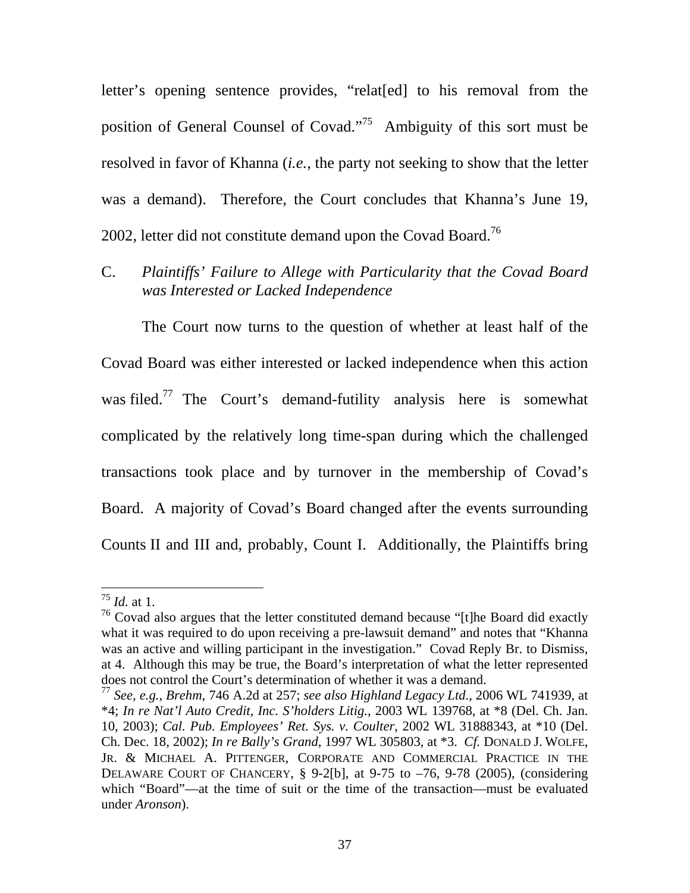letter's opening sentence provides, "relat[ed] to his removal from the position of General Counsel of Covad."[75] Ambiguity of this sort must be resolved in favor of Khanna (*i.e.*, the party not seeking to show that the letter was a demand). Therefore, the Court concludes that Khanna's June 19, 2002, letter did not constitute demand upon the Covad Board.[76]

C. *Plaintiffs' Failure to Allege with Particularity that the Covad Board was Interested or Lacked Independence*

The Court now turns to the question of whether at least half of the Covad Board was either interested or lacked independence when this action was filed.[77] The Court's demand-futility analysis here is somewhat complicated by the relatively long time-span during which the challenged transactions took place and by turnover in the membership of Covad's Board. A majority of Covad's Board changed after the events surrounding Counts II and III and, probably, Count I. Additionally, the Plaintiffs bring

---

[75] *Id.* at 1.

[76] Covad also argues that the letter constituted demand because "[t]he Board did exactly what it was required to do upon receiving a pre-lawsuit demand" and notes that "Khanna was an active and willing participant in the investigation." Covad Reply Br. to Dismiss, at 4. Although this may be true, the Board's interpretation of what the letter represented does not control the Court's determination of whether it was a demand.

[77] *See, e.g.*, *Brehm*, 746 A.2d at 257; *see also Highland Legacy Ltd.*, 2006 WL 741939, at *4; *In re Nat'l Auto Credit, Inc. S'holders Litig.*, 2003 WL 139768, at *8 (Del. Ch. Jan. 10, 2003); *Cal. Pub. Employees' Ret. Sys. v. Coulter*, 2002 WL 31888343, at *10 (Del. Ch. Dec. 18, 2002); *In re Bally's Grand*, 1997 WL 305803, at *3. *Cf.* DONALD J. WOLFE, JR. & MICHAEL A. PITTENGER, CORPORATE AND COMMERCIAL PRACTICE IN THE DELAWARE COURT OF CHANCERY, § 9-2[b], at 9-75 to –76, 9-78 (2005), (considering which "Board"—at the time of suit or the time of the transaction—must be evaluated under *Aronson*).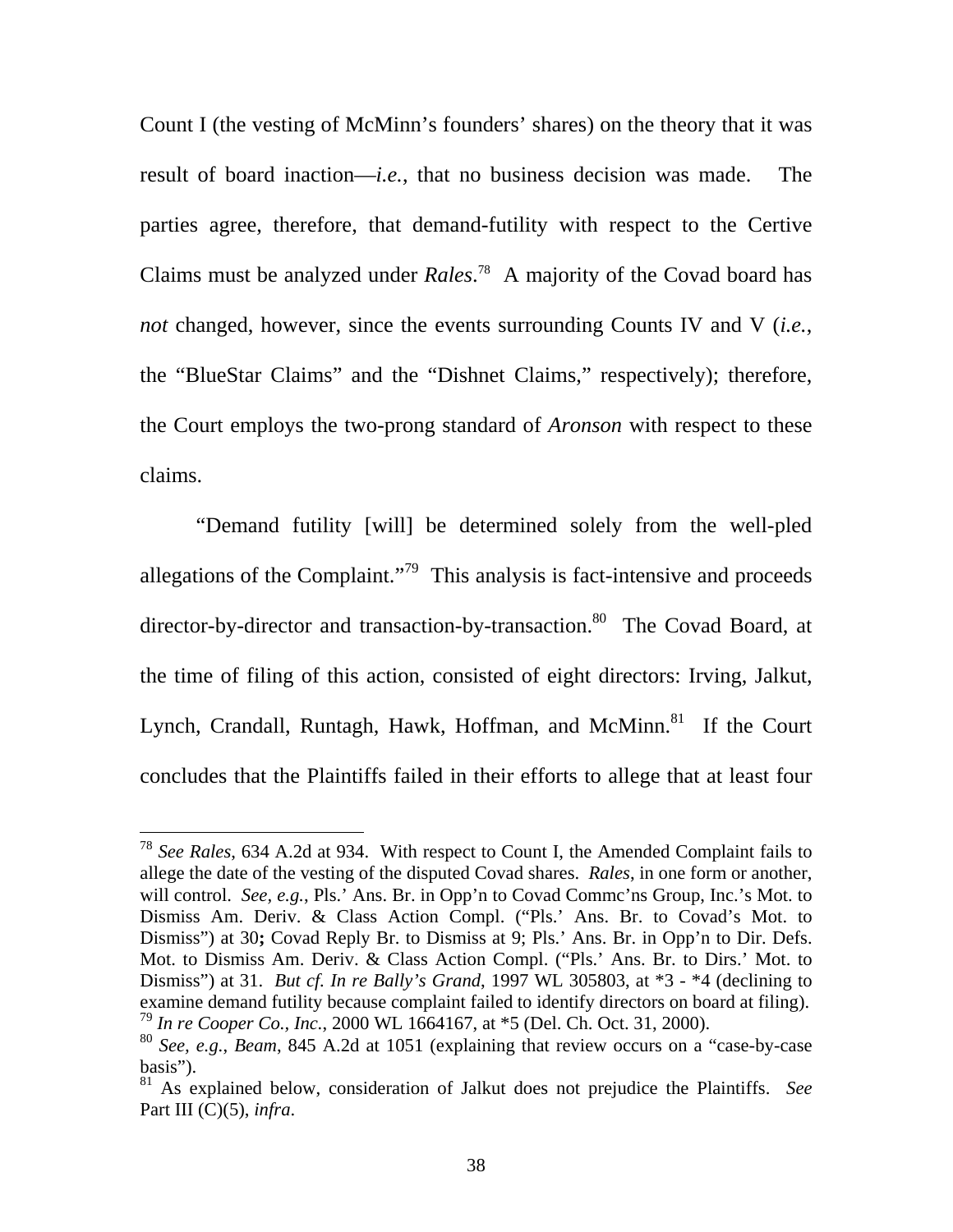Count I (the vesting of McMinn's founders' shares) on the theory that it was result of board inaction—*i.e.*, that no business decision was made. The parties agree, therefore, that demand-futility with respect to the Certive Claims must be analyzed under *Rales*.[78] A majority of the Covad board has *not* changed, however, since the events surrounding Counts IV and V (*i.e.*, the "BlueStar Claims" and the "Dishnet Claims," respectively); therefore, the Court employs the two-prong standard of *Aronson* with respect to these claims.

"Demand futility [will] be determined solely from the well-pled allegations of the Complaint."[79] This analysis is fact-intensive and proceeds director-by-director and transaction-by-transaction.[80] The Covad Board, at the time of filing of this action, consisted of eight directors: Irving, Jalkut, Lynch, Crandall, Runtagh, Hawk, Hoffman, and McMinn.[81] If the Court concludes that the Plaintiffs failed in their efforts to allege that at least four

---

[78] *See Rales*, 634 A.2d at 934. With respect to Count I, the Amended Complaint fails to allege the date of the vesting of the disputed Covad shares. *Rales*, in one form or another, will control. *See, e.g.*, Pls.' Ans. Br. in Opp'n to Covad Commc'ns Group, Inc.'s Mot. to Dismiss Am. Deriv. & Class Action Compl. ("Pls.' Ans. Br. to Covad's Mot. to Dismiss") at 30**;** Covad Reply Br. to Dismiss at 9; Pls.' Ans. Br. in Opp'n to Dir. Defs. Mot. to Dismiss Am. Deriv. & Class Action Compl. ("Pls.' Ans. Br. to Dirs.' Mot. to Dismiss") at 31. *But cf. In re Bally's Grand*, 1997 WL 305803, at \*3 - \*4 (declining to examine demand futility because complaint failed to identify directors on board at filing).

[79] *In re Cooper Co., Inc.*, 2000 WL 1664167, at \*5 (Del. Ch. Oct. 31, 2000).

[80] *See, e.g.*, *Beam*, 845 A.2d at 1051 (explaining that review occurs on a "case-by-case basis").

[81] As explained below, consideration of Jalkut does not prejudice the Plaintiffs. *See* Part III (C)(5), *infra*.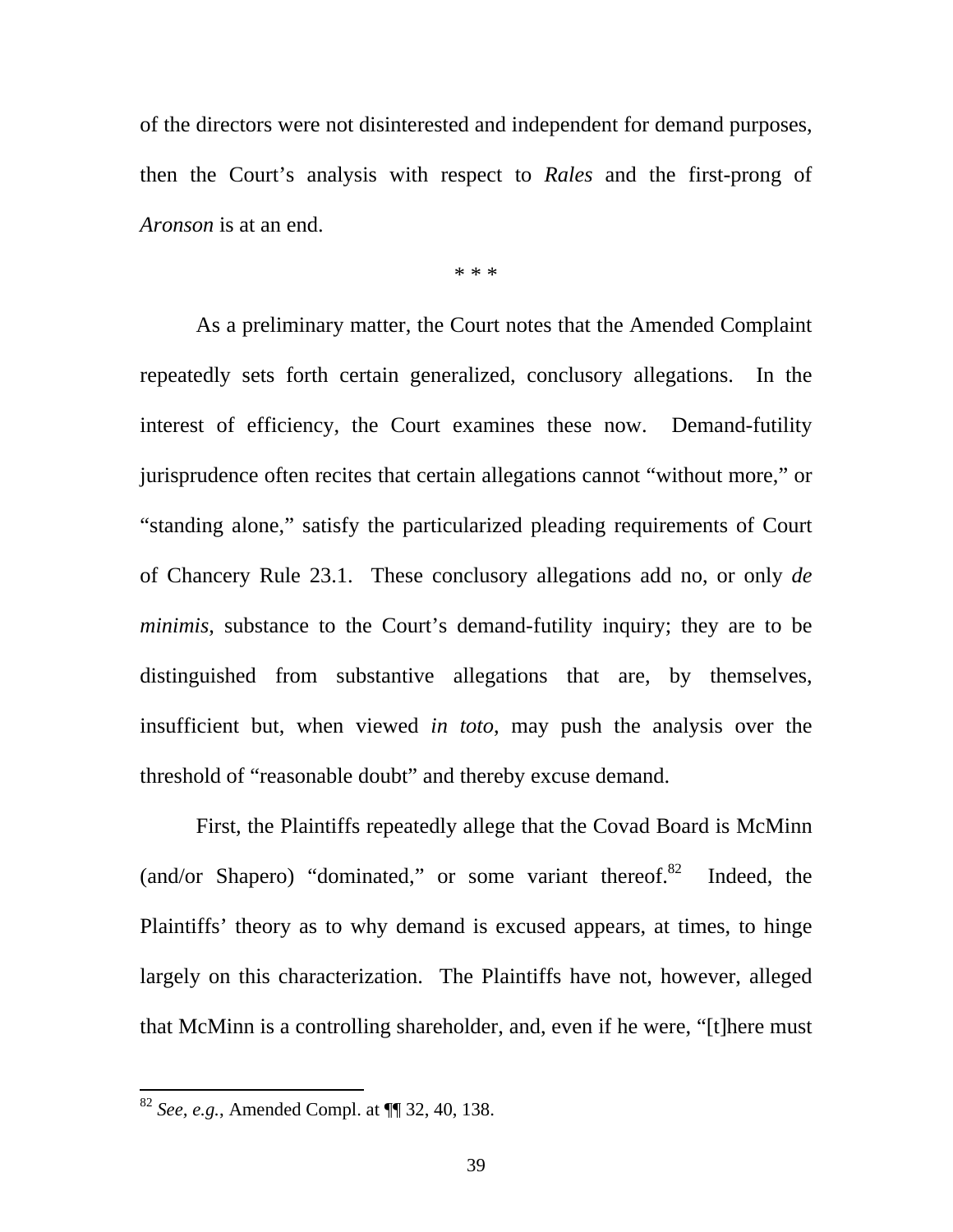of the directors were not disinterested and independent for demand purposes, then the Court's analysis with respect to *Rales* and the first-prong of *Aronson* is at an end.

\* \* \*

As a preliminary matter, the Court notes that the Amended Complaint repeatedly sets forth certain generalized, conclusory allegations. In the interest of efficiency, the Court examines these now. Demand-futility jurisprudence often recites that certain allegations cannot "without more," or "standing alone," satisfy the particularized pleading requirements of Court of Chancery Rule 23.1. These conclusory allegations add no, or only *de minimis*, substance to the Court's demand-futility inquiry; they are to be distinguished from substantive allegations that are, by themselves, insufficient but, when viewed *in toto*, may push the analysis over the threshold of "reasonable doubt" and thereby excuse demand.

First, the Plaintiffs repeatedly allege that the Covad Board is McMinn (and/or Shapero) "dominated," or some variant thereof.[82] Indeed, the Plaintiffs' theory as to why demand is excused appears, at times, to hinge largely on this characterization. The Plaintiffs have not, however, alleged that McMinn is a controlling shareholder, and, even if he were, "[t]here must

[82] *See, e.g.*, Amended Compl. at ¶¶ 32, 40, 138.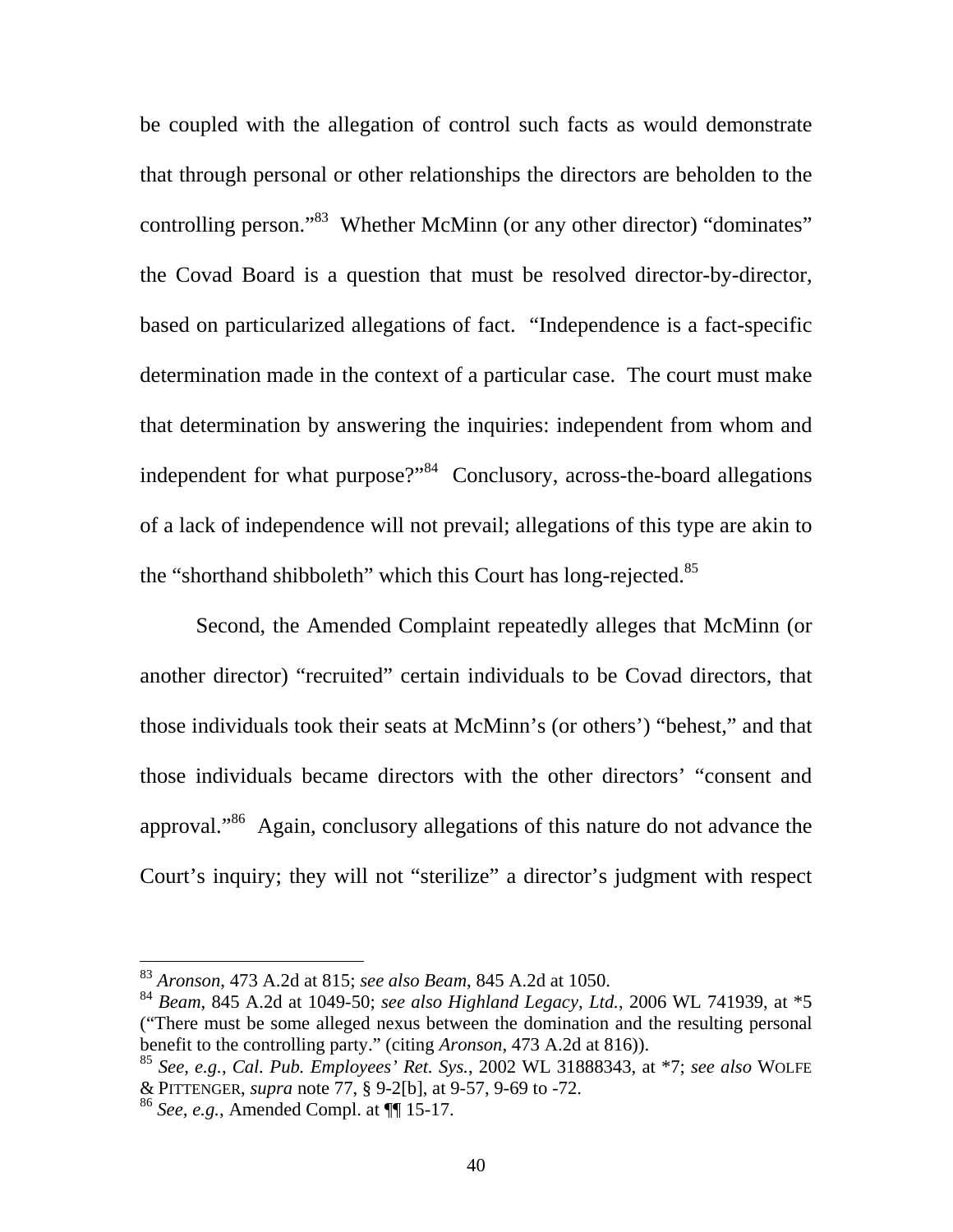be coupled with the allegation of control such facts as would demonstrate that through personal or other relationships the directors are beholden to the controlling person."[83] Whether McMinn (or any other director) "dominates" the Covad Board is a question that must be resolved director-by-director, based on particularized allegations of fact. "Independence is a fact-specific determination made in the context of a particular case. The court must make that determination by answering the inquiries: independent from whom and independent for what purpose?"[84] Conclusory, across-the-board allegations of a lack of independence will not prevail; allegations of this type are akin to the "shorthand shibboleth" which this Court has long-rejected.[85]

Second, the Amended Complaint repeatedly alleges that McMinn (or another director) "recruited" certain individuals to be Covad directors, that those individuals took their seats at McMinn's (or others') "behest," and that those individuals became directors with the other directors' "consent and approval."[86] Again, conclusory allegations of this nature do not advance the Court's inquiry; they will not "sterilize" a director's judgment with respect

---

[83] *Aronson*, 473 A.2d at 815; *see also Beam*, 845 A.2d at 1050.

[84] *Beam*, 845 A.2d at 1049-50; *see also Highland Legacy, Ltd.*, 2006 WL 741939, at *5 ("There must be some alleged nexus between the domination and the resulting personal benefit to the controlling party." (citing *Aronson*, 473 A.2d at 816)).

[85] *See, e.g.*, *Cal. Pub. Employees' Ret. Sys.*, 2002 WL 31888343, at *7; *see also* WOLFE & PITTENGER, *supra* note 77, § 9-2[b], at 9-57, 9-69 to -72.

[86] *See, e.g.*, Amended Compl. at ¶¶ 15-17.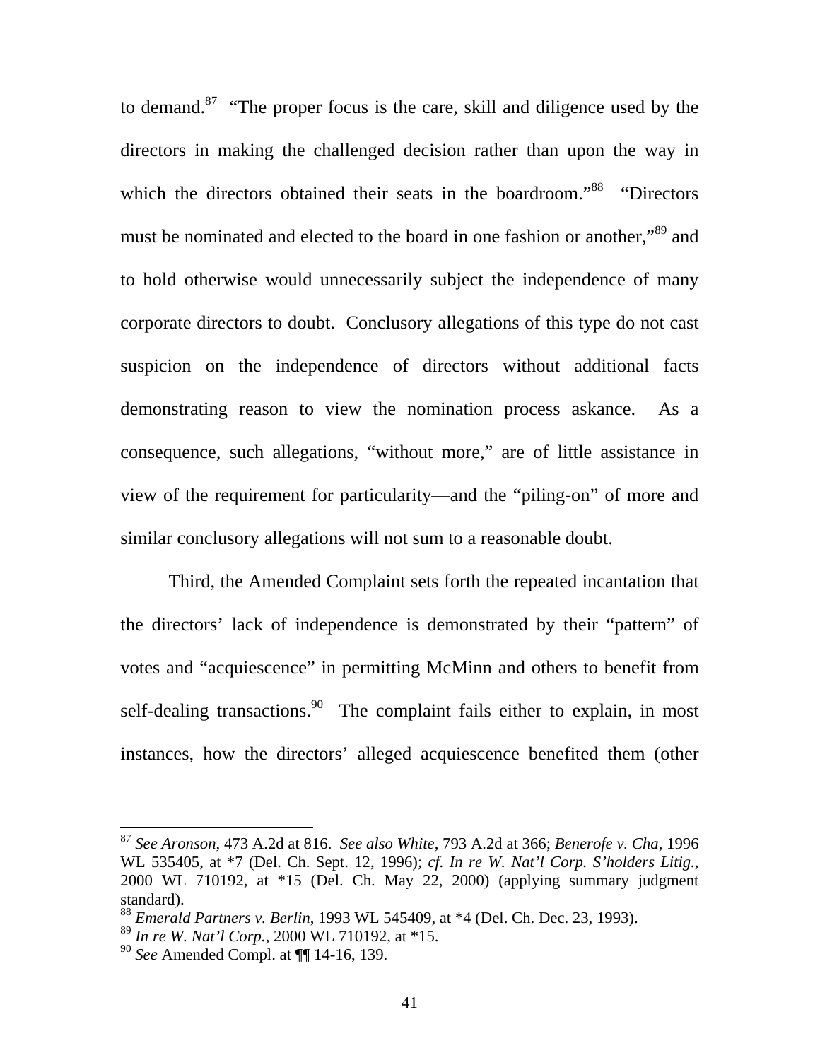to demand.[87] "The proper focus is the care, skill and diligence used by the directors in making the challenged decision rather than upon the way in which the directors obtained their seats in the boardroom."[88] "Directors must be nominated and elected to the board in one fashion or another,"[89] and to hold otherwise would unnecessarily subject the independence of many corporate directors to doubt. Conclusory allegations of this type do not cast suspicion on the independence of directors without additional facts demonstrating reason to view the nomination process askance. As a consequence, such allegations, "without more," are of little assistance in view of the requirement for particularity—and the "piling-on" of more and similar conclusory allegations will not sum to a reasonable doubt.

Third, the Amended Complaint sets forth the repeated incantation that the directors' lack of independence is demonstrated by their "pattern" of votes and "acquiescence" in permitting McMinn and others to benefit from self-dealing transactions.[90] The complaint fails either to explain, in most instances, how the directors' alleged acquiescence benefited them (other

---

[87] *See Aronson*, 473 A.2d at 816. *See also White*, 793 A.2d at 366; *Benerofe v. Cha*, 1996 WL 535405, at *7 (Del. Ch. Sept. 12, 1996); *cf. In re W. Nat'l Corp. S'holders Litig.*, 2000 WL 710192, at *15 (Del. Ch. May 22, 2000) (applying summary judgment standard).

[88] *Emerald Partners v. Berlin*, 1993 WL 545409, at *4 (Del. Ch. Dec. 23, 1993).

[89] *In re W. Nat'l Corp.*, 2000 WL 710192, at *15.

[90] *See* Amended Compl. at ¶¶ 14-16, 139.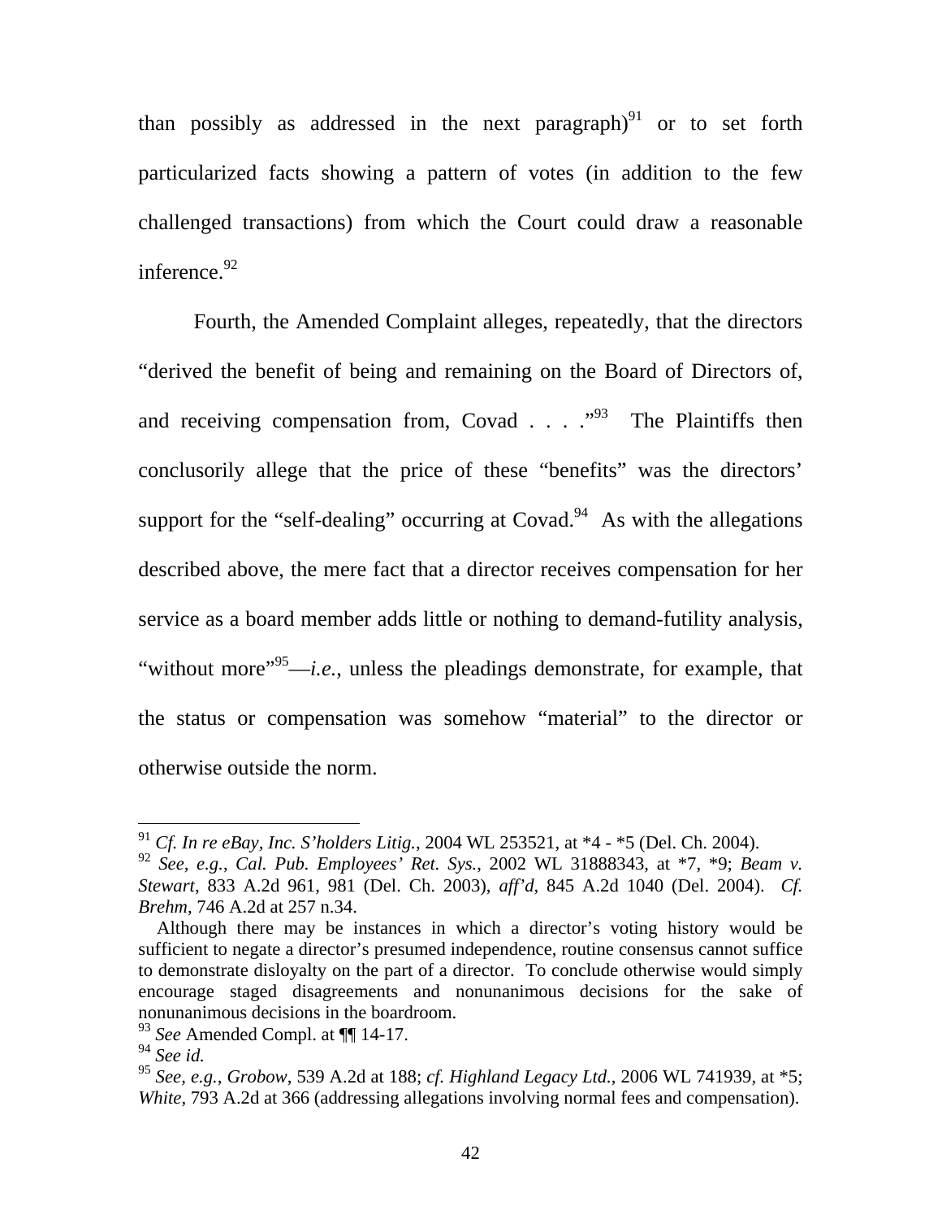than possibly as addressed in the next paragraph)[91] or to set forth particularized facts showing a pattern of votes (in addition to the few challenged transactions) from which the Court could draw a reasonable inference.[92]

Fourth, the Amended Complaint alleges, repeatedly, that the directors "derived the benefit of being and remaining on the Board of Directors of, and receiving compensation from, Covad . . . ."[93] The Plaintiffs then conclusorily allege that the price of these "benefits" was the directors' support for the "self-dealing" occurring at Covad.[94] As with the allegations described above, the mere fact that a director receives compensation for her service as a board member adds little or nothing to demand-futility analysis, "without more"[95]—*i.e.*, unless the pleadings demonstrate, for example, that the status or compensation was somehow "material" to the director or otherwise outside the norm.

---

[91] *Cf. In re eBay, Inc. S'holders Litig.*, 2004 WL 253521, at *4 - *5 (Del. Ch. 2004).

[92] *See, e.g.*, *Cal. Pub. Employees' Ret. Sys.*, 2002 WL 31888343, at *7, *9; *Beam v. Stewart*, 833 A.2d 961, 981 (Del. Ch. 2003), *aff'd*, 845 A.2d 1040 (Del. 2004). *Cf. Brehm*, 746 A.2d at 257 n.34.

Although there may be instances in which a director's voting history would be sufficient to negate a director's presumed independence, routine consensus cannot suffice to demonstrate disloyalty on the part of a director. To conclude otherwise would simply encourage staged disagreements and nonunanimous decisions for the sake of nonunanimous decisions in the boardroom.

[93] *See* Amended Compl. at ¶¶ 14-17.

[94] *See id.*

[95] *See, e.g.*, *Grobow*, 539 A.2d at 188; *cf. Highland Legacy Ltd.*, 2006 WL 741939, at *5; *White*, 793 A.2d at 366 (addressing allegations involving normal fees and compensation).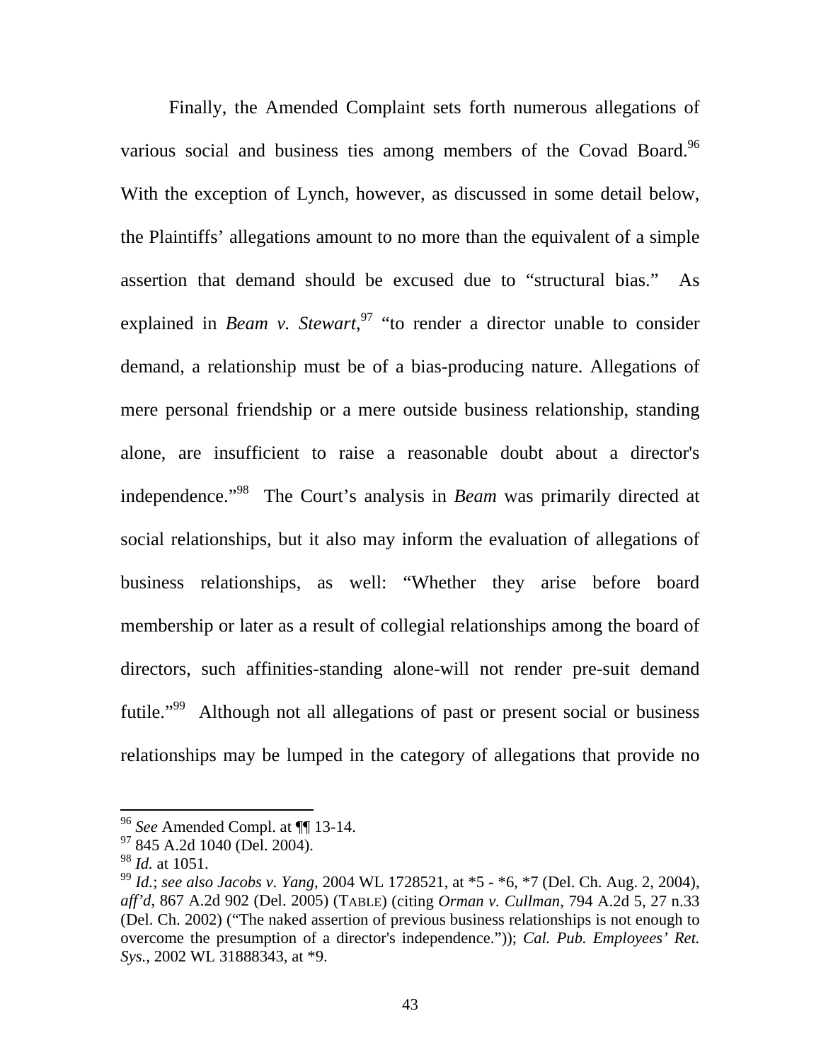Finally, the Amended Complaint sets forth numerous allegations of various social and business ties among members of the Covad Board.[96] With the exception of Lynch, however, as discussed in some detail below, the Plaintiffs' allegations amount to no more than the equivalent of a simple assertion that demand should be excused due to "structural bias." As explained in *Beam v. Stewart*,[97] "to render a director unable to consider demand, a relationship must be of a bias-producing nature. Allegations of mere personal friendship or a mere outside business relationship, standing alone, are insufficient to raise a reasonable doubt about a director's independence."[98] The Court's analysis in *Beam* was primarily directed at social relationships, but it also may inform the evaluation of allegations of business relationships, as well: "Whether they arise before board membership or later as a result of collegial relationships among the board of directors, such affinities-standing alone-will not render pre-suit demand futile."[99] Although not all allegations of past or present social or business relationships may be lumped in the category of allegations that provide no

---

[96] *See* Amended Compl. at ¶¶ 13-14.

[97] 845 A.2d 1040 (Del. 2004).

[98] *Id.* at 1051.

[99] *Id.*; *see also Jacobs v. Yang*, 2004 WL 1728521, at *5 - *6, *7 (Del. Ch. Aug. 2, 2004), *aff'd*, 867 A.2d 902 (Del. 2005) (TABLE) (citing *Orman v. Cullman*, 794 A.2d 5, 27 n.33 (Del. Ch. 2002) ("The naked assertion of previous business relationships is not enough to overcome the presumption of a director's independence.")); *Cal. Pub. Employees' Ret. Sys.*, 2002 WL 31888343, at *9.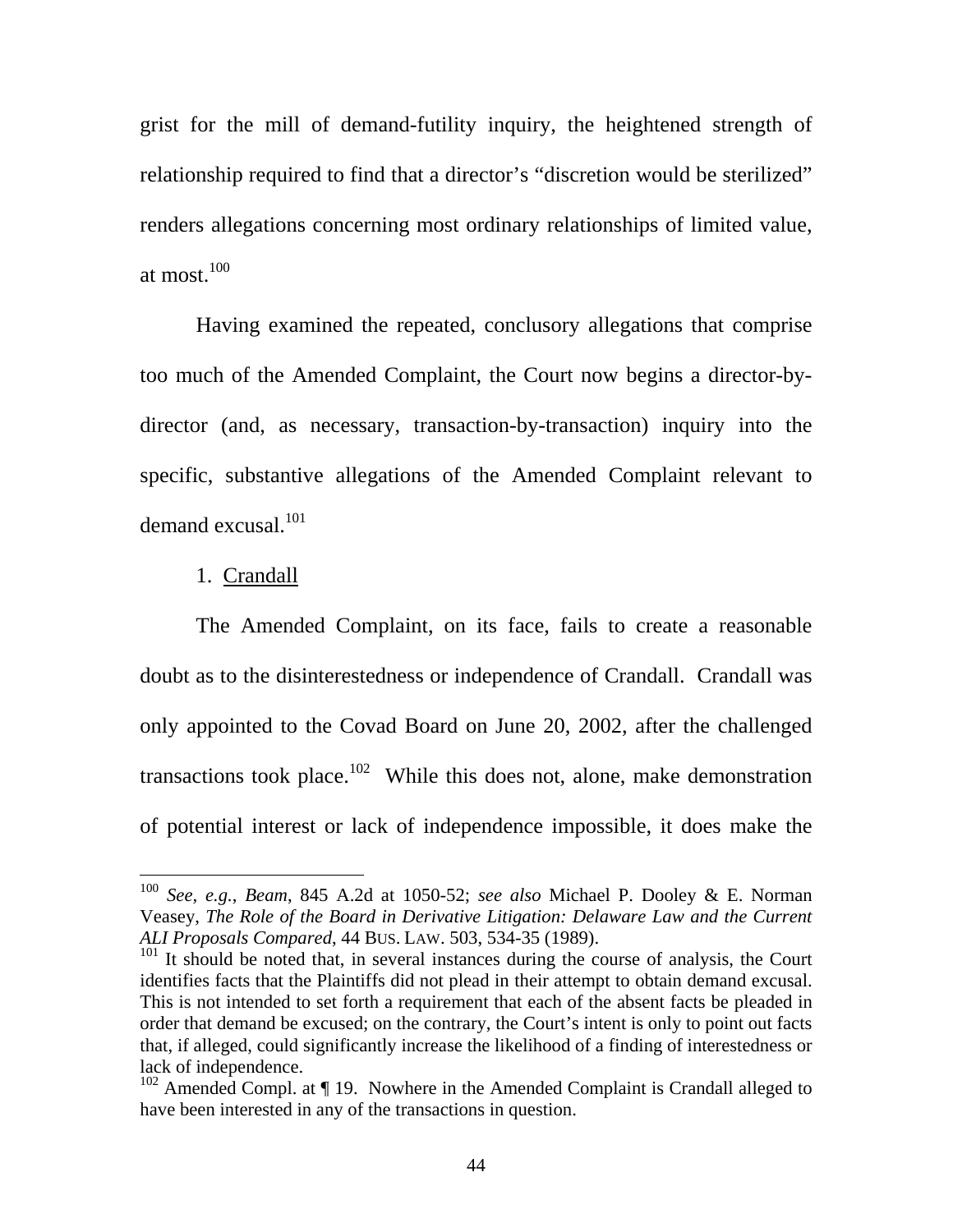grist for the mill of demand-futility inquiry, the heightened strength of relationship required to find that a director's "discretion would be sterilized" renders allegations concerning most ordinary relationships of limited value, at most.[100]

Having examined the repeated, conclusory allegations that comprise too much of the Amended Complaint, the Court now begins a director-by-director (and, as necessary, transaction-by-transaction) inquiry into the specific, substantive allegations of the Amended Complaint relevant to demand excusal.[101]

1. Crandall

The Amended Complaint, on its face, fails to create a reasonable doubt as to the disinterestedness or independence of Crandall. Crandall was only appointed to the Covad Board on June 20, 2002, after the challenged transactions took place.[102] While this does not, alone, make demonstration of potential interest or lack of independence impossible, it does make the

---

[100] *See, e.g.*, *Beam*, 845 A.2d at 1050-52; *see also* Michael P. Dooley & E. Norman Veasey, *The Role of the Board in Derivative Litigation: Delaware Law and the Current ALI Proposals Compared*, 44 BUS. LAW. 503, 534-35 (1989).

[101] It should be noted that, in several instances during the course of analysis, the Court identifies facts that the Plaintiffs did not plead in their attempt to obtain demand excusal. This is not intended to set forth a requirement that each of the absent facts be pleaded in order that demand be excused; on the contrary, the Court's intent is only to point out facts that, if alleged, could significantly increase the likelihood of a finding of interestedness or lack of independence.

[102] Amended Compl. at ¶ 19. Nowhere in the Amended Complaint is Crandall alleged to have been interested in any of the transactions in question.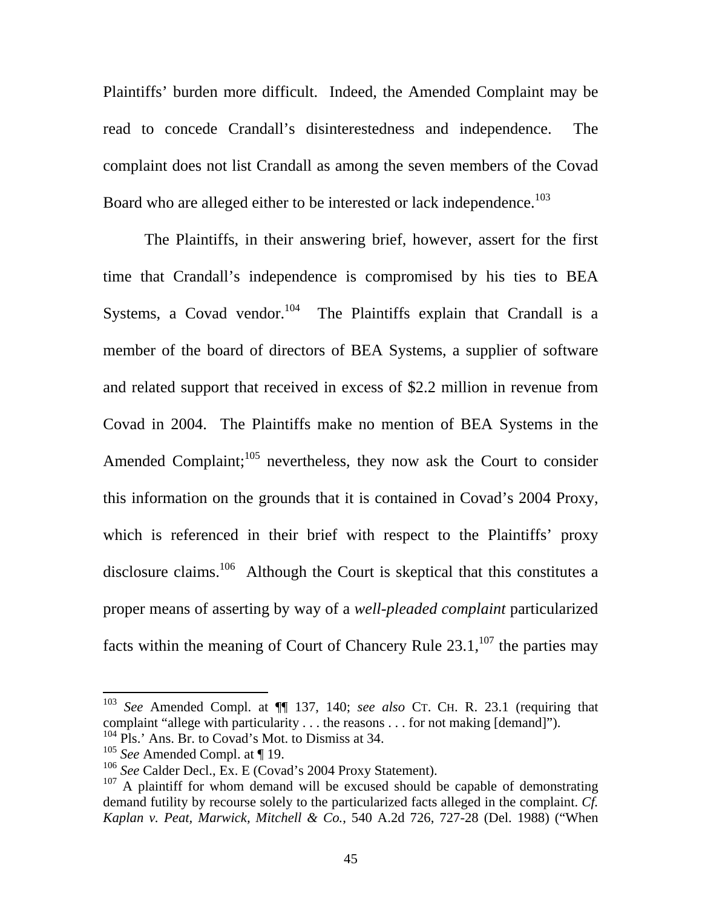Plaintiffs' burden more difficult. Indeed, the Amended Complaint may be read to concede Crandall's disinterestedness and independence. The complaint does not list Crandall as among the seven members of the Covad Board who are alleged either to be interested or lack independence.[103]

The Plaintiffs, in their answering brief, however, assert for the first time that Crandall's independence is compromised by his ties to BEA Systems, a Covad vendor.[104] The Plaintiffs explain that Crandall is a member of the board of directors of BEA Systems, a supplier of software and related support that received in excess of $2.2 million in revenue from Covad in 2004. The Plaintiffs make no mention of BEA Systems in the Amended Complaint;[105] nevertheless, they now ask the Court to consider this information on the grounds that it is contained in Covad's 2004 Proxy, which is referenced in their brief with respect to the Plaintiffs' proxy disclosure claims.[106] Although the Court is skeptical that this constitutes a proper means of asserting by way of a *well-pleaded complaint* particularized facts within the meaning of Court of Chancery Rule 23.1,[107] the parties may

---

[103] *See* Amended Compl. at ¶¶ 137, 140; *see also* CT. CH. R. 23.1 (requiring that complaint "allege with particularity . . . the reasons . . . for not making [demand]").

[104] Pls.' Ans. Br. to Covad's Mot. to Dismiss at 34.

[105] *See* Amended Compl. at ¶ 19.

[106] *See* Calder Decl., Ex. E (Covad's 2004 Proxy Statement).

[107] A plaintiff for whom demand will be excused should be capable of demonstrating demand futility by recourse solely to the particularized facts alleged in the complaint. *Cf. Kaplan v. Peat, Marwick, Mitchell & Co.*, 540 A.2d 726, 727-28 (Del. 1988) ("When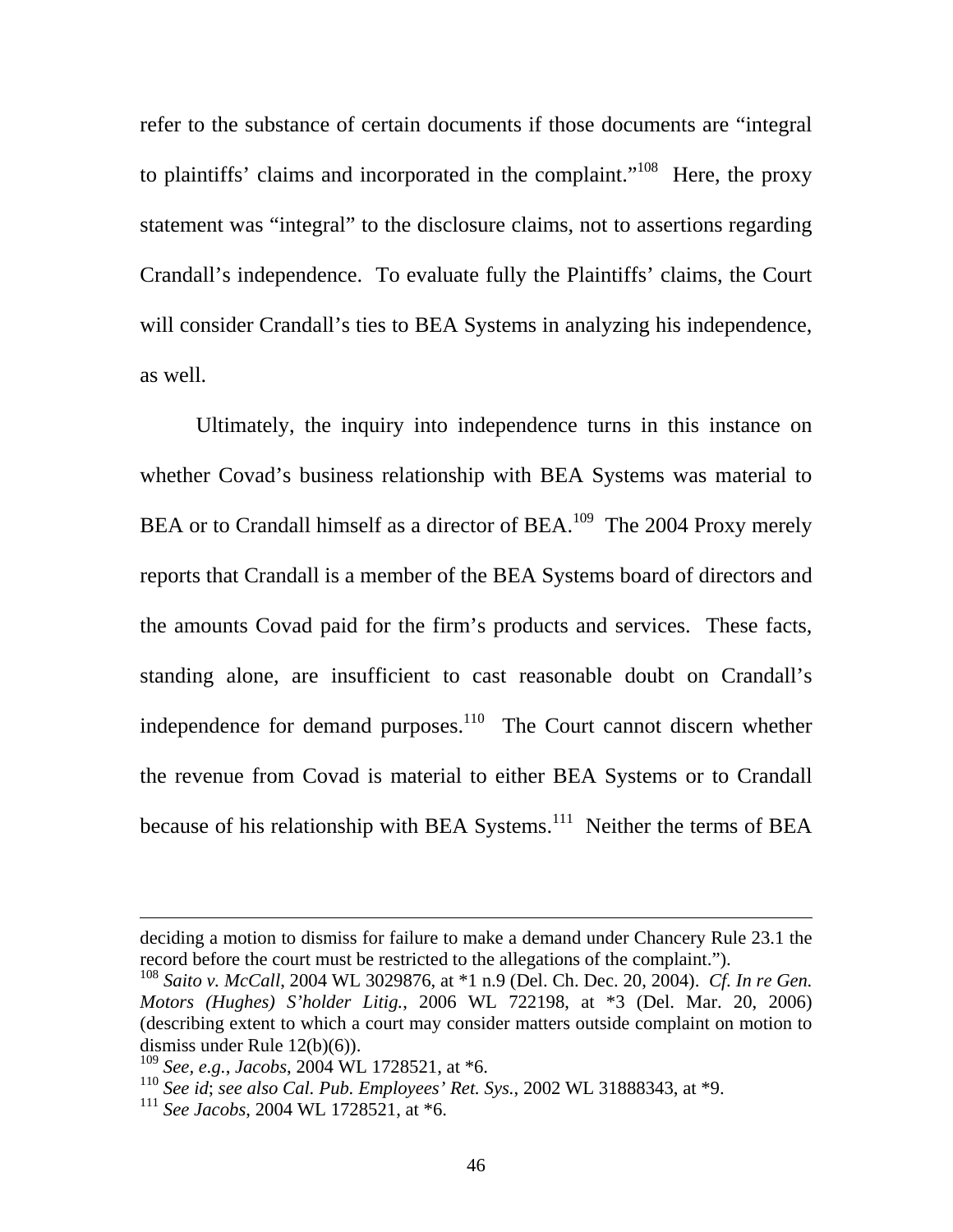refer to the substance of certain documents if those documents are "integral to plaintiffs' claims and incorporated in the complaint."[108] Here, the proxy statement was "integral" to the disclosure claims, not to assertions regarding Crandall's independence. To evaluate fully the Plaintiffs' claims, the Court will consider Crandall's ties to BEA Systems in analyzing his independence, as well.

Ultimately, the inquiry into independence turns in this instance on whether Covad's business relationship with BEA Systems was material to BEA or to Crandall himself as a director of BEA.[109] The 2004 Proxy merely reports that Crandall is a member of the BEA Systems board of directors and the amounts Covad paid for the firm's products and services. These facts, standing alone, are insufficient to cast reasonable doubt on Crandall's independence for demand purposes.[110] The Court cannot discern whether the revenue from Covad is material to either BEA Systems or to Crandall because of his relationship with BEA Systems.[111] Neither the terms of BEA

---

deciding a motion to dismiss for failure to make a demand under Chancery Rule 23.1 the record before the court must be restricted to the allegations of the complaint.").

[108] *Saito v. McCall*, 2004 WL 3029876, at *1 n.9 (Del. Ch. Dec. 20, 2004). *Cf. In re Gen. Motors (Hughes) S'holder Litig.*, 2006 WL 722198, at *3 (Del. Mar. 20, 2006) (describing extent to which a court may consider matters outside complaint on motion to dismiss under Rule 12(b)(6)).

[109] *See, e.g.*, *Jacobs*, 2004 WL 1728521, at *6.

[110] *See id*; *see also Cal. Pub. Employees' Ret. Sys.*, 2002 WL 31888343, at *9.

[111] *See Jacobs*, 2004 WL 1728521, at *6.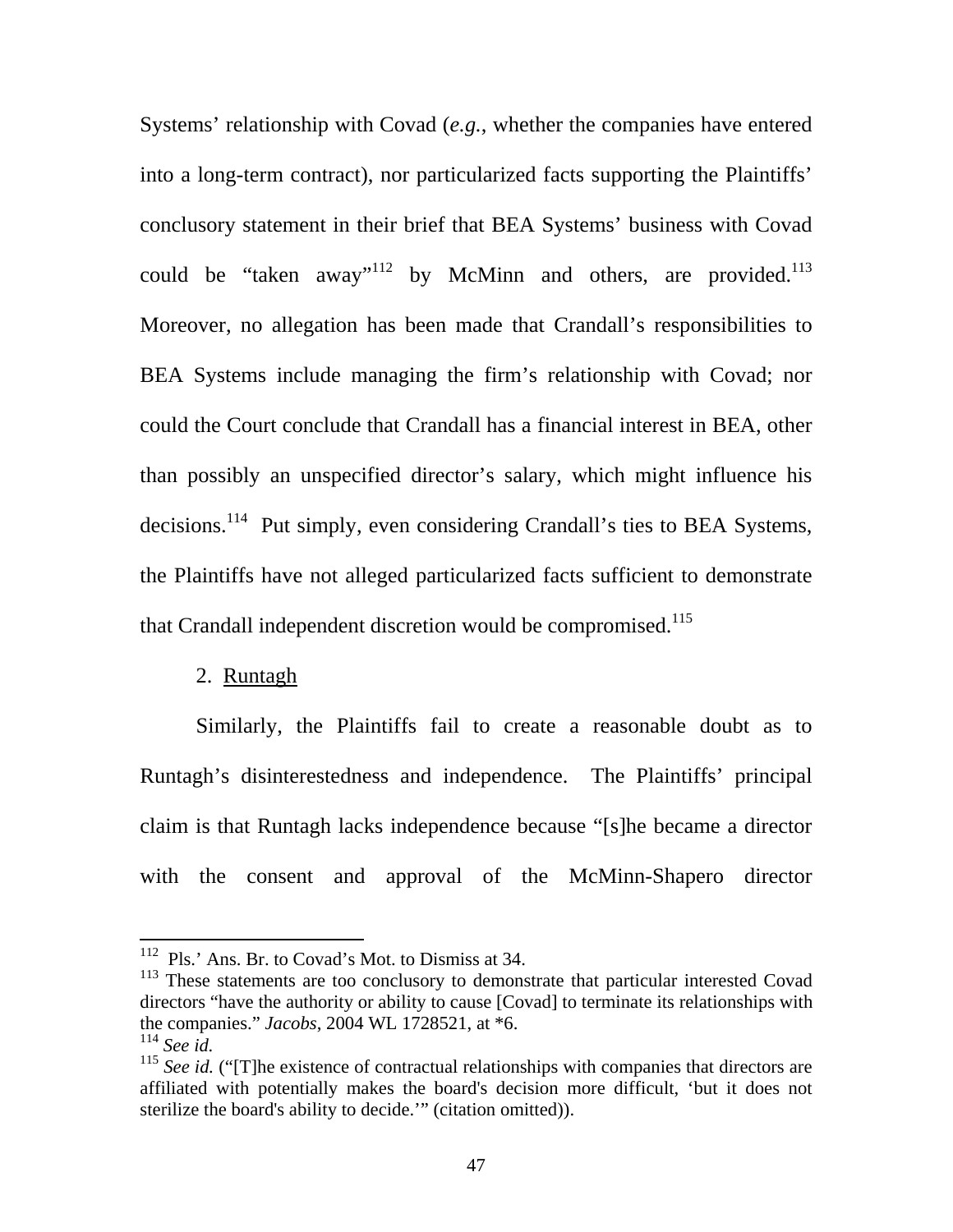Systems' relationship with Covad (*e.g.*, whether the companies have entered into a long-term contract), nor particularized facts supporting the Plaintiffs' conclusory statement in their brief that BEA Systems' business with Covad could be "taken away"[112] by McMinn and others, are provided.[113] Moreover, no allegation has been made that Crandall's responsibilities to BEA Systems include managing the firm's relationship with Covad; nor could the Court conclude that Crandall has a financial interest in BEA, other than possibly an unspecified director's salary, which might influence his decisions.[114] Put simply, even considering Crandall's ties to BEA Systems, the Plaintiffs have not alleged particularized facts sufficient to demonstrate that Crandall independent discretion would be compromised.[115]

2. Runtagh

Similarly, the Plaintiffs fail to create a reasonable doubt as to Runtagh's disinterestedness and independence. The Plaintiffs' principal claim is that Runtagh lacks independence because "[s]he became a director with the consent and approval of the McMinn-Shapero director

---

[112] Pls.' Ans. Br. to Covad's Mot. to Dismiss at 34.

[113] These statements are too conclusory to demonstrate that particular interested Covad directors "have the authority or ability to cause [Covad] to terminate its relationships with the companies." *Jacobs*, 2004 WL 1728521, at *6.

[114] *See id.*

[115] *See id.* ("[T]he existence of contractual relationships with companies that directors are affiliated with potentially makes the board's decision more difficult, 'but it does not sterilize the board's ability to decide.'" (citation omitted)).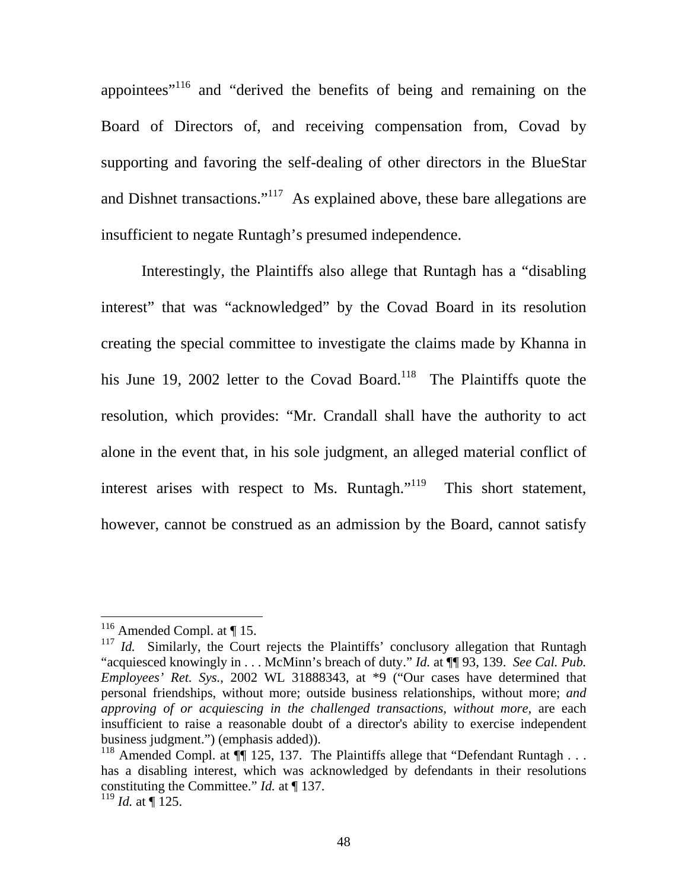appointees"[116] and "derived the benefits of being and remaining on the Board of Directors of, and receiving compensation from, Covad by supporting and favoring the self-dealing of other directors in the BlueStar and Dishnet transactions."[117] As explained above, these bare allegations are insufficient to negate Runtagh's presumed independence.

Interestingly, the Plaintiffs also allege that Runtagh has a "disabling interest" that was "acknowledged" by the Covad Board in its resolution creating the special committee to investigate the claims made by Khanna in his June 19, 2002 letter to the Covad Board.[118] The Plaintiffs quote the resolution, which provides: "Mr. Crandall shall have the authority to act alone in the event that, in his sole judgment, an alleged material conflict of interest arises with respect to Ms. Runtagh."[119] This short statement, however, cannot be construed as an admission by the Board, cannot satisfy

---

[116] Amended Compl. at ¶ 15.

[117] *Id.* Similarly, the Court rejects the Plaintiffs' conclusory allegation that Runtagh "acquiesced knowingly in . . . McMinn's breach of duty." *Id.* at ¶¶ 93, 139. *See Cal. Pub. Employees' Ret. Sys.*, 2002 WL 31888343, at *9 ("Our cases have determined that personal friendships, without more; outside business relationships, without more; *and approving of or acquiescing in the challenged transactions, without more,* are each insufficient to raise a reasonable doubt of a director's ability to exercise independent business judgment.") (emphasis added)).

[118] Amended Compl. at ¶¶ 125, 137. The Plaintiffs allege that "Defendant Runtagh . . . has a disabling interest, which was acknowledged by defendants in their resolutions constituting the Committee." *Id.* at ¶ 137.

[119] *Id.* at ¶ 125.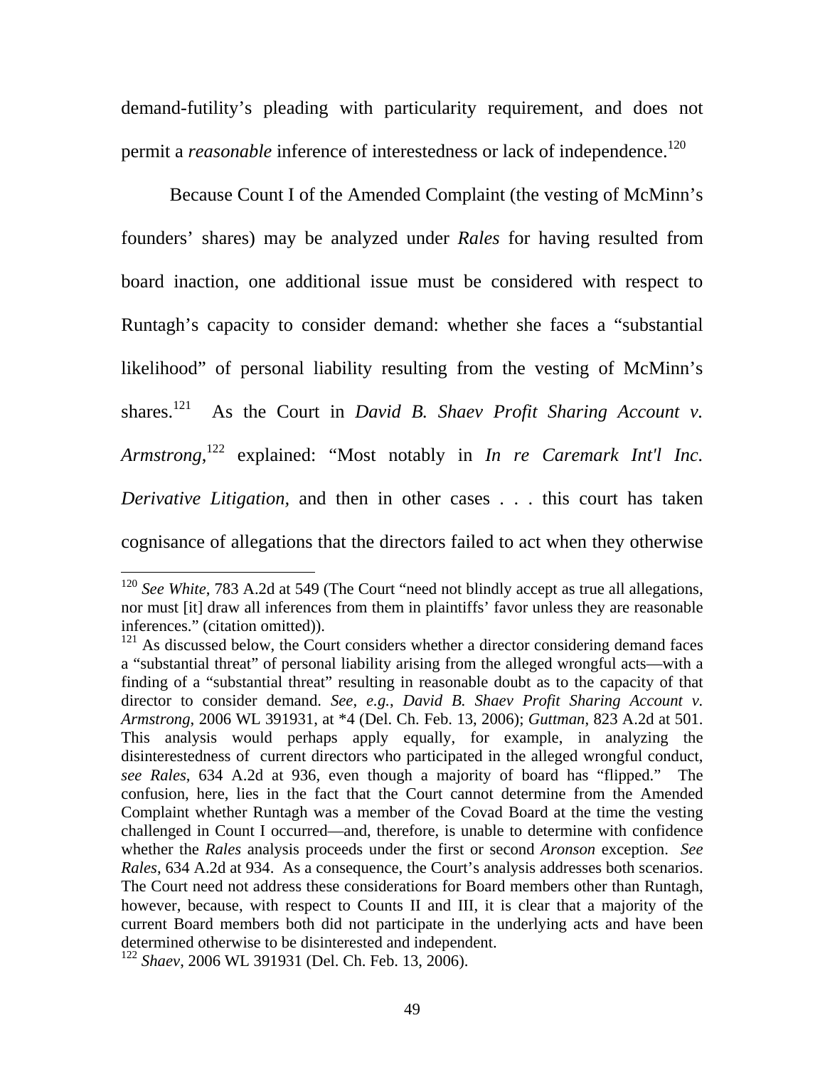demand-futility's pleading with particularity requirement, and does not permit a *reasonable* inference of interestedness or lack of independence.[120]

Because Count I of the Amended Complaint (the vesting of McMinn's founders' shares) may be analyzed under *Rales* for having resulted from board inaction, one additional issue must be considered with respect to Runtagh's capacity to consider demand: whether she faces a "substantial likelihood" of personal liability resulting from the vesting of McMinn's shares.[121] As the Court in *David B. Shaev Profit Sharing Account v. Armstrong*,[122] explained: "Most notably in *In re Caremark Int'l Inc. Derivative Litigation,* and then in other cases . . . this court has taken cognisance of allegations that the directors failed to act when they otherwise

---

[120] *See White*, 783 A.2d at 549 (The Court "need not blindly accept as true all allegations, nor must [it] draw all inferences from them in plaintiffs' favor unless they are reasonable inferences." (citation omitted)).

[121] As discussed below, the Court considers whether a director considering demand faces a "substantial threat" of personal liability arising from the alleged wrongful acts—with a finding of a "substantial threat" resulting in reasonable doubt as to the capacity of that director to consider demand. *See, e.g.*, *David B. Shaev Profit Sharing Account v. Armstrong*, 2006 WL 391931, at *4 (Del. Ch. Feb. 13, 2006); *Guttman*, 823 A.2d at 501. This analysis would perhaps apply equally, for example, in analyzing the disinterestedness of current directors who participated in the alleged wrongful conduct, *see Rales*, 634 A.2d at 936, even though a majority of board has "flipped." The confusion, here, lies in the fact that the Court cannot determine from the Amended Complaint whether Runtagh was a member of the Covad Board at the time the vesting challenged in Count I occurred—and, therefore, is unable to determine with confidence whether the *Rales* analysis proceeds under the first or second *Aronson* exception. *See Rales*, 634 A.2d at 934. As a consequence, the Court's analysis addresses both scenarios. The Court need not address these considerations for Board members other than Runtagh, however, because, with respect to Counts II and III, it is clear that a majority of the current Board members both did not participate in the underlying acts and have been determined otherwise to be disinterested and independent.

[122] *Shaev*, 2006 WL 391931 (Del. Ch. Feb. 13, 2006).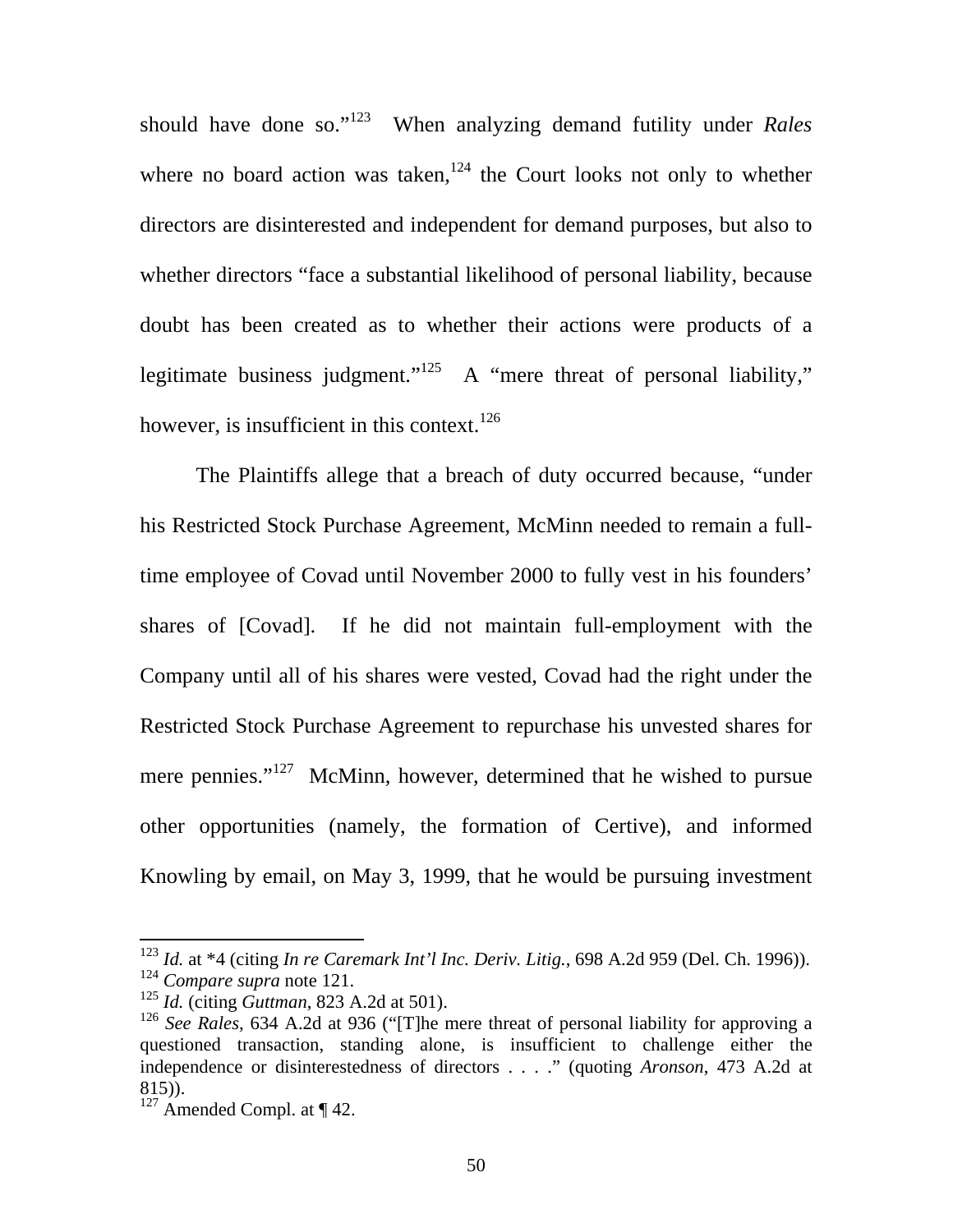should have done so."[123] When analyzing demand futility under *Rales* where no board action was taken,[124] the Court looks not only to whether directors are disinterested and independent for demand purposes, but also to whether directors "face a substantial likelihood of personal liability, because doubt has been created as to whether their actions were products of a legitimate business judgment."[125] A "mere threat of personal liability," however, is insufficient in this context.[126]

The Plaintiffs allege that a breach of duty occurred because, "under his Restricted Stock Purchase Agreement, McMinn needed to remain a full-time employee of Covad until November 2000 to fully vest in his founders' shares of [Covad]. If he did not maintain full-employment with the Company until all of his shares were vested, Covad had the right under the Restricted Stock Purchase Agreement to repurchase his unvested shares for mere pennies."[127] McMinn, however, determined that he wished to pursue other opportunities (namely, the formation of Certive), and informed Knowling by email, on May 3, 1999, that he would be pursuing investment

---

[123] *Id.* at *4 (citing *In re Caremark Int'l Inc. Deriv. Litig.*, 698 A.2d 959 (Del. Ch. 1996)).

[124] *Compare supra* note 121.

[125] *Id.* (citing *Guttman*, 823 A.2d at 501).

[126] *See Rales*, 634 A.2d at 936 ("[T]he mere threat of personal liability for approving a questioned transaction, standing alone, is insufficient to challenge either the independence or disinterestedness of directors . . . ." (quoting *Aronson*, 473 A.2d at 815)).

[127] Amended Compl. at ¶ 42.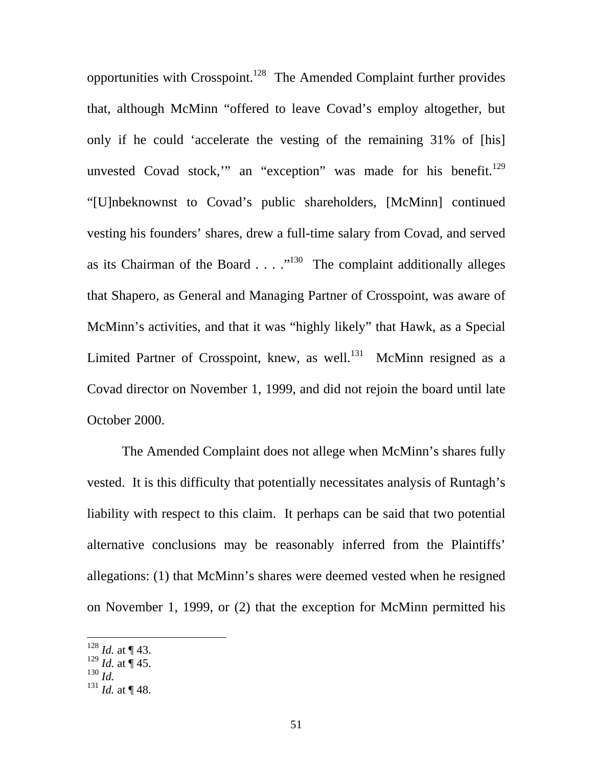opportunities with Crosspoint.[128] The Amended Complaint further provides that, although McMinn "offered to leave Covad's employ altogether, but only if he could 'accelerate the vesting of the remaining 31% of [his] unvested Covad stock,'" an "exception" was made for his benefit.[129] "[U]nbeknownst to Covad's public shareholders, [McMinn] continued vesting his founders' shares, drew a full-time salary from Covad, and served as its Chairman of the Board . . . ."[130] The complaint additionally alleges that Shapero, as General and Managing Partner of Crosspoint, was aware of McMinn's activities, and that it was "highly likely" that Hawk, as a Special Limited Partner of Crosspoint, knew, as well.[131] McMinn resigned as a Covad director on November 1, 1999, and did not rejoin the board until late October 2000.

The Amended Complaint does not allege when McMinn's shares fully vested. It is this difficulty that potentially necessitates analysis of Runtagh's liability with respect to this claim. It perhaps can be said that two potential alternative conclusions may be reasonably inferred from the Plaintiffs' allegations: (1) that McMinn's shares were deemed vested when he resigned on November 1, 1999, or (2) that the exception for McMinn permitted his

---

[128] *Id.* at ¶ 43.
[129] *Id.* at ¶ 45.
[130] *Id.*
[131] *Id.* at ¶ 48.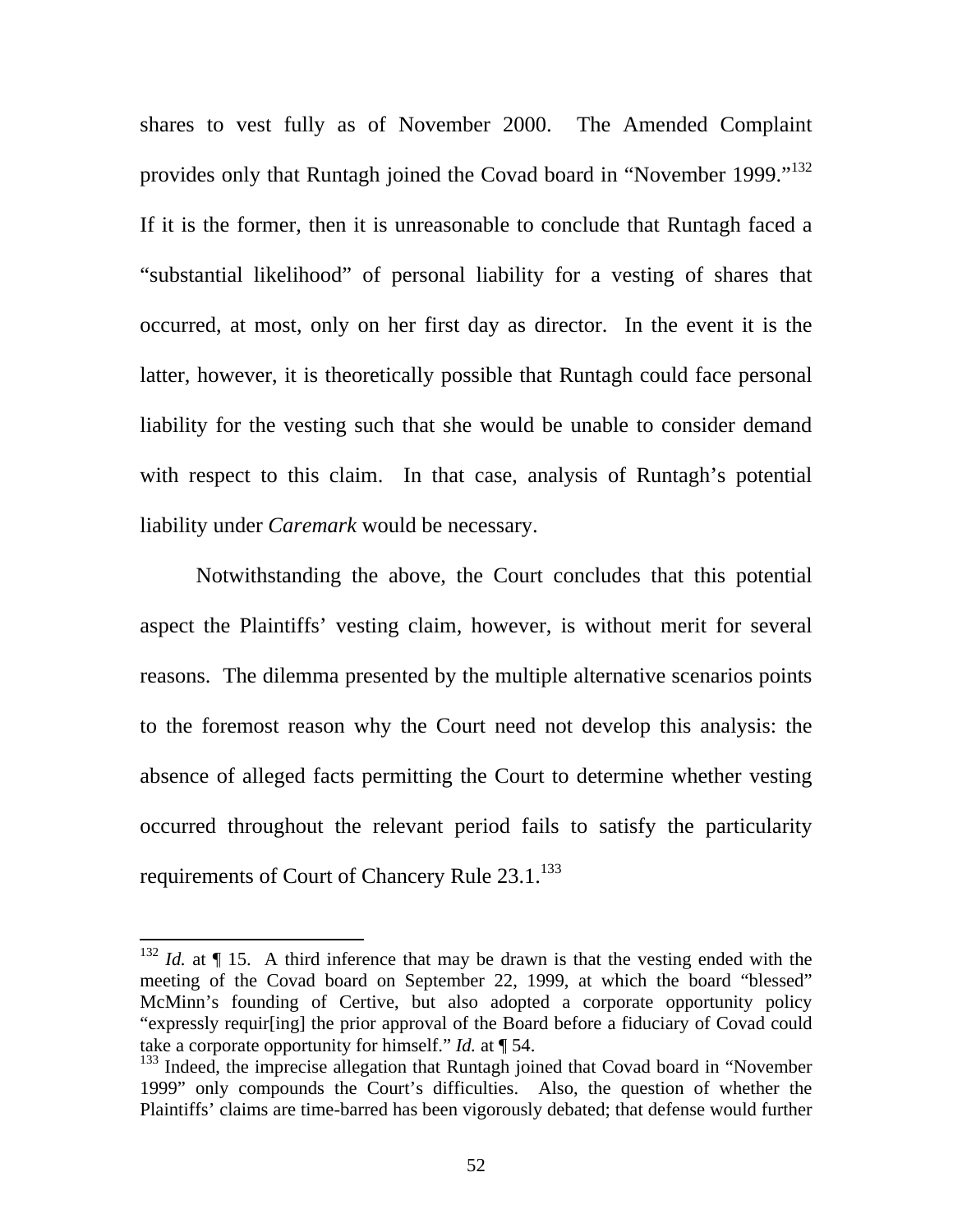shares to vest fully as of November 2000. The Amended Complaint provides only that Runtagh joined the Covad board in "November 1999."[132] If it is the former, then it is unreasonable to conclude that Runtagh faced a "substantial likelihood" of personal liability for a vesting of shares that occurred, at most, only on her first day as director. In the event it is the latter, however, it is theoretically possible that Runtagh could face personal liability for the vesting such that she would be unable to consider demand with respect to this claim. In that case, analysis of Runtagh's potential liability under *Caremark* would be necessary.

Notwithstanding the above, the Court concludes that this potential aspect the Plaintiffs' vesting claim, however, is without merit for several reasons. The dilemma presented by the multiple alternative scenarios points to the foremost reason why the Court need not develop this analysis: the absence of alleged facts permitting the Court to determine whether vesting occurred throughout the relevant period fails to satisfy the particularity requirements of Court of Chancery Rule 23.1.[133]

---

[132] *Id.* at ¶ 15. A third inference that may be drawn is that the vesting ended with the meeting of the Covad board on September 22, 1999, at which the board "blessed" McMinn's founding of Certive, but also adopted a corporate opportunity policy "expressly requir[ing] the prior approval of the Board before a fiduciary of Covad could take a corporate opportunity for himself." *Id.* at ¶ 54.

[133] Indeed, the imprecise allegation that Runtagh joined that Covad board in "November 1999" only compounds the Court's difficulties. Also, the question of whether the Plaintiffs' claims are time-barred has been vigorously debated; that defense would further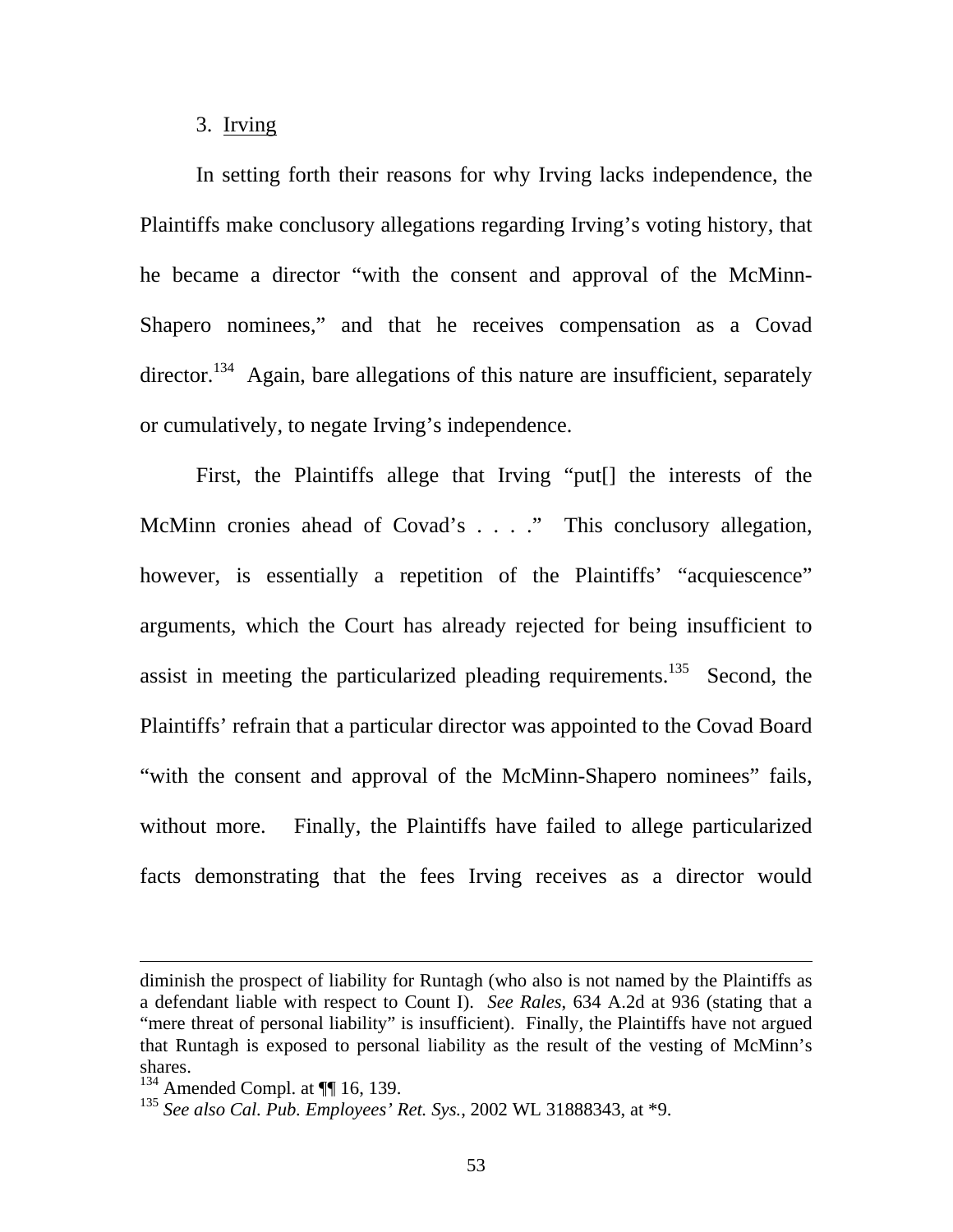3. Irving

In setting forth their reasons for why Irving lacks independence, the Plaintiffs make conclusory allegations regarding Irving's voting history, that he became a director "with the consent and approval of the McMinn-Shapero nominees," and that he receives compensation as a Covad director.[134] Again, bare allegations of this nature are insufficient, separately or cumulatively, to negate Irving's independence.

First, the Plaintiffs allege that Irving "put[] the interests of the McMinn cronies ahead of Covad's . . . ." This conclusory allegation, however, is essentially a repetition of the Plaintiffs' "acquiescence" arguments, which the Court has already rejected for being insufficient to assist in meeting the particularized pleading requirements.[135] Second, the Plaintiffs' refrain that a particular director was appointed to the Covad Board "with the consent and approval of the McMinn-Shapero nominees" fails, without more. Finally, the Plaintiffs have failed to allege particularized facts demonstrating that the fees Irving receives as a director would

---

diminish the prospect of liability for Runtagh (who also is not named by the Plaintiffs as a defendant liable with respect to Count I). *See Rales*, 634 A.2d at 936 (stating that a "mere threat of personal liability" is insufficient). Finally, the Plaintiffs have not argued that Runtagh is exposed to personal liability as the result of the vesting of McMinn's shares.

[134] Amended Compl. at ¶¶ 16, 139.

[135] *See also Cal. Pub. Employees' Ret. Sys.*, 2002 WL 31888343, at *9.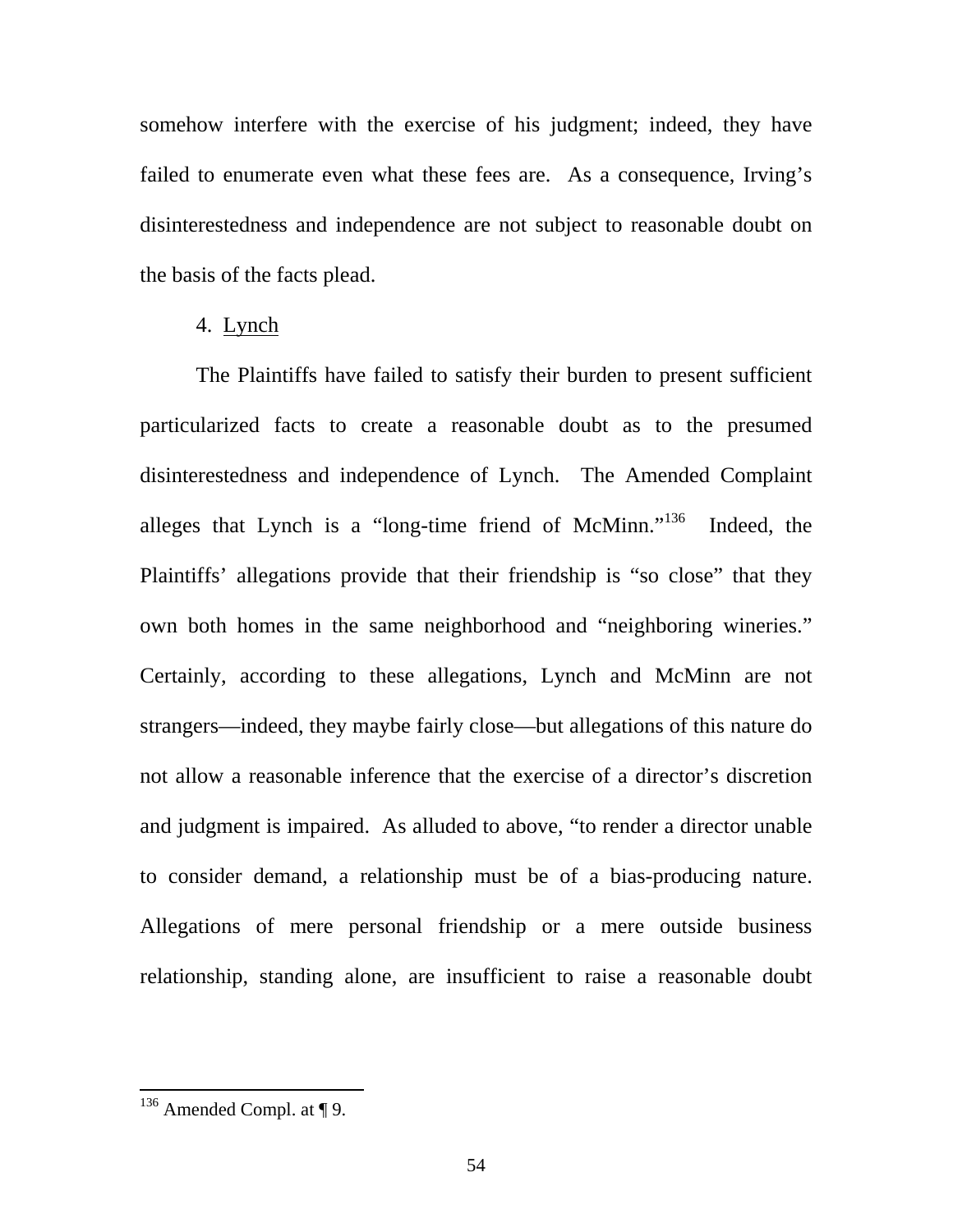somehow interfere with the exercise of his judgment; indeed, they have failed to enumerate even what these fees are. As a consequence, Irving's disinterestedness and independence are not subject to reasonable doubt on the basis of the facts plead.

4. Lynch

The Plaintiffs have failed to satisfy their burden to present sufficient particularized facts to create a reasonable doubt as to the presumed disinterestedness and independence of Lynch. The Amended Complaint alleges that Lynch is a "long-time friend of McMinn."[136] Indeed, the Plaintiffs' allegations provide that their friendship is "so close" that they own both homes in the same neighborhood and "neighboring wineries." Certainly, according to these allegations, Lynch and McMinn are not strangers—indeed, they maybe fairly close—but allegations of this nature do not allow a reasonable inference that the exercise of a director's discretion and judgment is impaired. As alluded to above, "to render a director unable to consider demand, a relationship must be of a bias-producing nature. Allegations of mere personal friendship or a mere outside business relationship, standing alone, are insufficient to raise a reasonable doubt

[136] Amended Compl. at ¶ 9.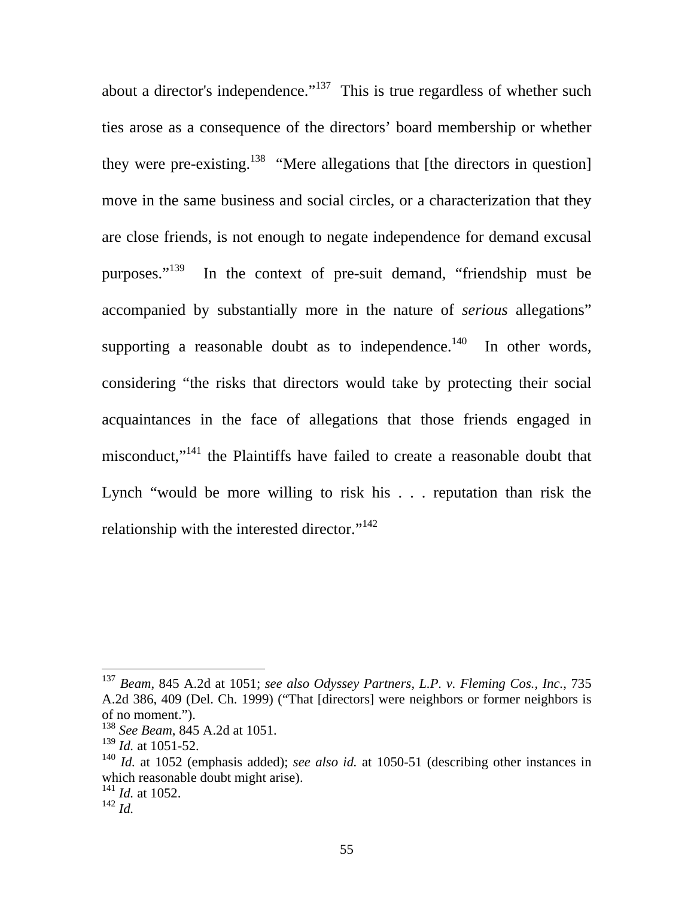about a director's independence."[137] This is true regardless of whether such ties arose as a consequence of the directors' board membership or whether they were pre-existing.[138] "Mere allegations that [the directors in question] move in the same business and social circles, or a characterization that they are close friends, is not enough to negate independence for demand excusal purposes."[139] In the context of pre-suit demand, "friendship must be accompanied by substantially more in the nature of *serious* allegations" supporting a reasonable doubt as to independence.[140] In other words, considering "the risks that directors would take by protecting their social acquaintances in the face of allegations that those friends engaged in misconduct,"[141] the Plaintiffs have failed to create a reasonable doubt that Lynch "would be more willing to risk his . . . reputation than risk the relationship with the interested director."[142]

---

[137] *Beam*, 845 A.2d at 1051; *see also Odyssey Partners, L.P. v. Fleming Cos., Inc.*, 735 A.2d 386, 409 (Del. Ch. 1999) ("That [directors] were neighbors or former neighbors is of no moment.").

[138] *See Beam*, 845 A.2d at 1051.

[139] *Id.* at 1051-52.

[140] *Id.* at 1052 (emphasis added); *see also id.* at 1050-51 (describing other instances in which reasonable doubt might arise).

[141] *Id.* at 1052.

[142] *Id.*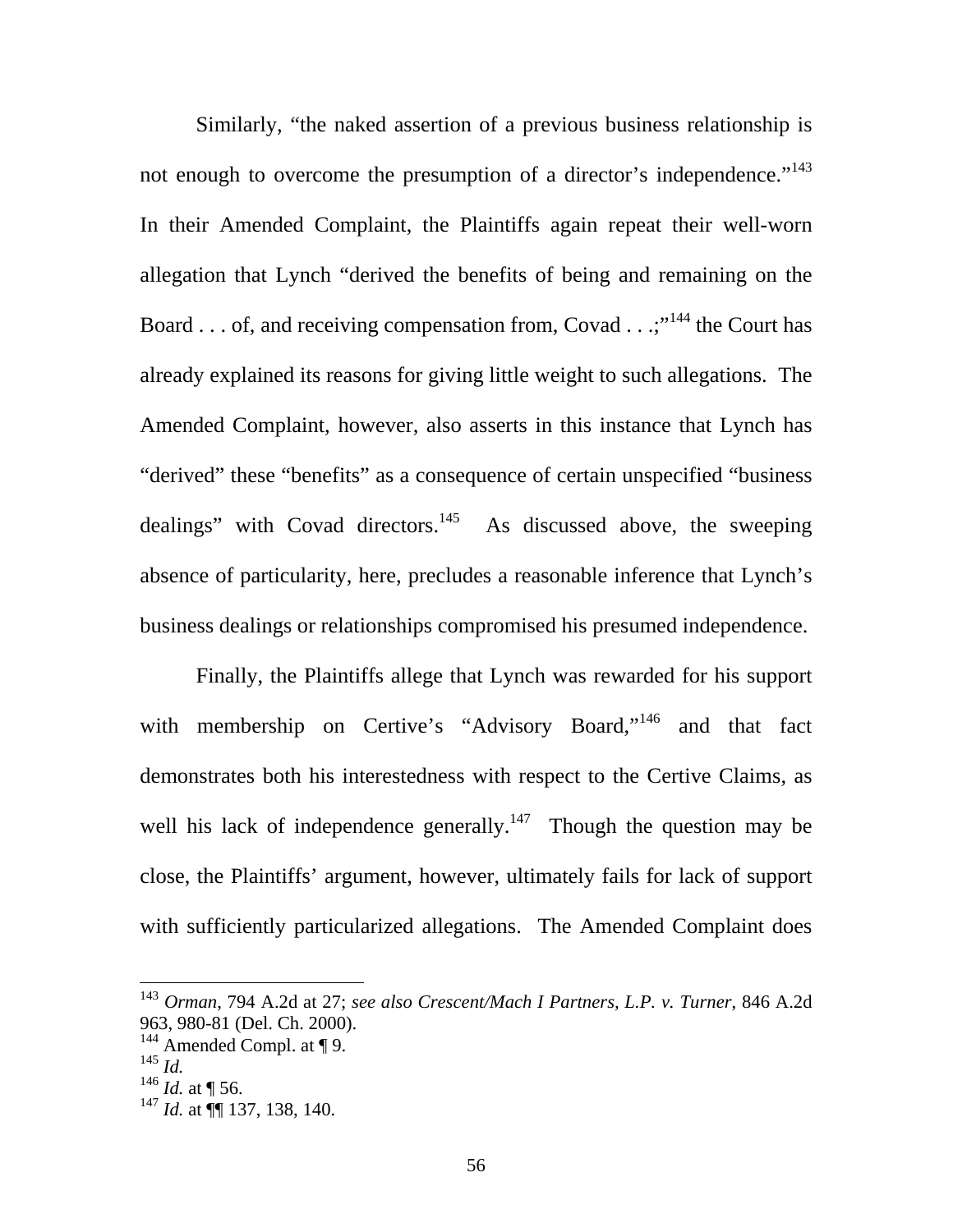Similarly, "the naked assertion of a previous business relationship is not enough to overcome the presumption of a director's independence."[143] In their Amended Complaint, the Plaintiffs again repeat their well-worn allegation that Lynch "derived the benefits of being and remaining on the Board . . . of, and receiving compensation from, Covad . . .;"[144] the Court has already explained its reasons for giving little weight to such allegations. The Amended Complaint, however, also asserts in this instance that Lynch has "derived" these "benefits" as a consequence of certain unspecified "business dealings" with Covad directors.[145] As discussed above, the sweeping absence of particularity, here, precludes a reasonable inference that Lynch's business dealings or relationships compromised his presumed independence.

Finally, the Plaintiffs allege that Lynch was rewarded for his support with membership on Certive's "Advisory Board,"[146] and that fact demonstrates both his interestedness with respect to the Certive Claims, as well his lack of independence generally.[147] Though the question may be close, the Plaintiffs' argument, however, ultimately fails for lack of support with sufficiently particularized allegations. The Amended Complaint does

---

[143] *Orman*, 794 A.2d at 27; *see also Crescent/Mach I Partners, L.P. v. Turner*, 846 A.2d 963, 980-81 (Del. Ch. 2000).
[144] Amended Compl. at ¶ 9.
[145] *Id.*
[146] *Id.* at ¶ 56.
[147] *Id.* at ¶¶ 137, 138, 140.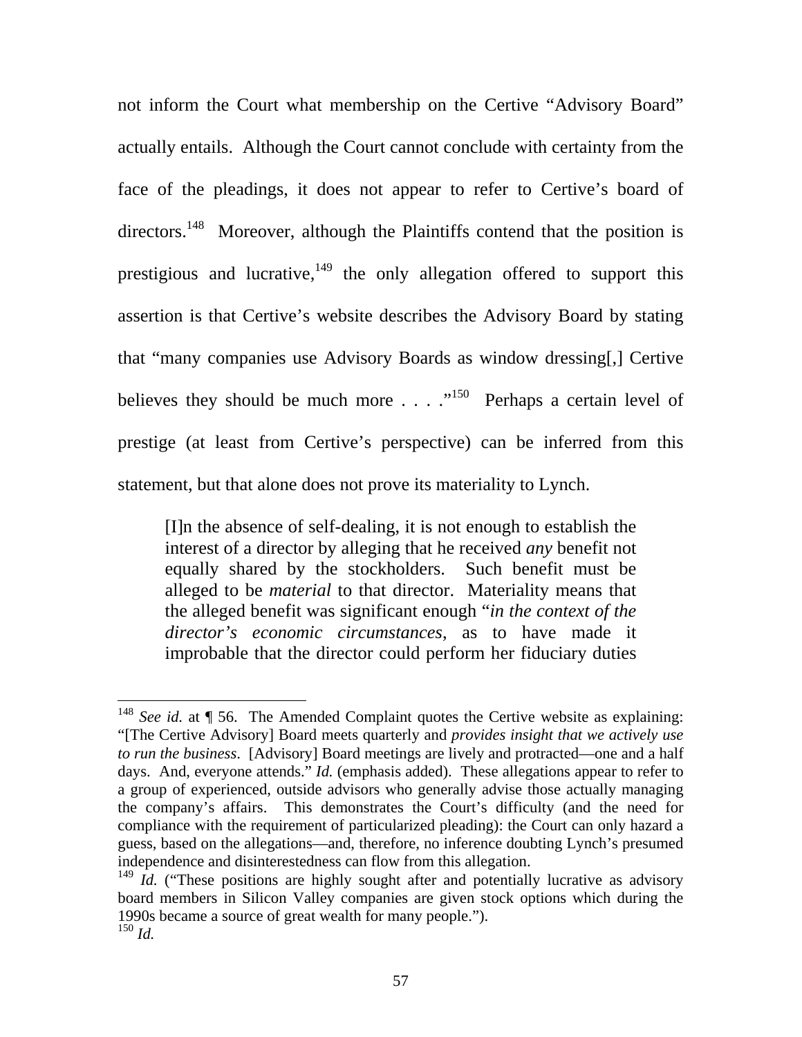not inform the Court what membership on the Certive "Advisory Board" actually entails. Although the Court cannot conclude with certainty from the face of the pleadings, it does not appear to refer to Certive's board of directors.[148] Moreover, although the Plaintiffs contend that the position is prestigious and lucrative,[149] the only allegation offered to support this assertion is that Certive's website describes the Advisory Board by stating that "many companies use Advisory Boards as window dressing[,] Certive believes they should be much more . . . ."[150] Perhaps a certain level of prestige (at least from Certive's perspective) can be inferred from this statement, but that alone does not prove its materiality to Lynch.

> [I]n the absence of self-dealing, it is not enough to establish the interest of a director by alleging that he received *any* benefit not equally shared by the stockholders. Such benefit must be alleged to be *material* to that director. Materiality means that the alleged benefit was significant enough "*in the context of the director's economic circumstances*, as to have made it improbable that the director could perform her fiduciary duties

---

[148] *See id.* at ¶ 56. The Amended Complaint quotes the Certive website as explaining: "[The Certive Advisory] Board meets quarterly and *provides insight that we actively use to run the business*. [Advisory] Board meetings are lively and protracted—one and a half days. And, everyone attends." *Id.* (emphasis added). These allegations appear to refer to a group of experienced, outside advisors who generally advise those actually managing the company's affairs. This demonstrates the Court's difficulty (and the need for compliance with the requirement of particularized pleading): the Court can only hazard a guess, based on the allegations—and, therefore, no inference doubting Lynch's presumed independence and disinterestedness can flow from this allegation.

[149] *Id.* ("These positions are highly sought after and potentially lucrative as advisory board members in Silicon Valley companies are given stock options which during the 1990s became a source of great wealth for many people.").

[150] *Id.*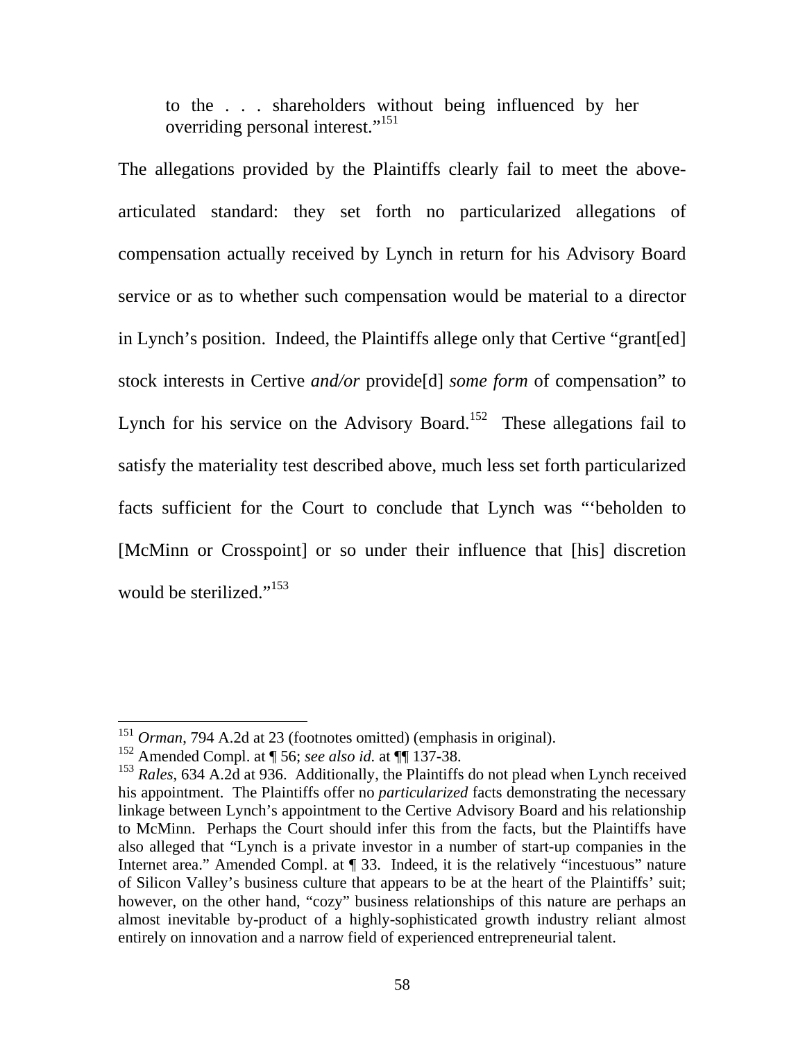> to the . . . shareholders without being influenced by her overriding personal interest."[151]

The allegations provided by the Plaintiffs clearly fail to meet the above-articulated standard: they set forth no particularized allegations of compensation actually received by Lynch in return for his Advisory Board service or as to whether such compensation would be material to a director in Lynch's position. Indeed, the Plaintiffs allege only that Certive "grant[ed] stock interests in Certive *and/or* provide[d] *some form* of compensation" to Lynch for his service on the Advisory Board.[152] These allegations fail to satisfy the materiality test described above, much less set forth particularized facts sufficient for the Court to conclude that Lynch was "'beholden to [McMinn or Crosspoint] or so under their influence that [his] discretion would be sterilized."[153]

---

[151] *Orman*, 794 A.2d at 23 (footnotes omitted) (emphasis in original).

[152] Amended Compl. at ¶ 56; *see also id.* at ¶¶ 137-38.

[153] *Rales*, 634 A.2d at 936. Additionally, the Plaintiffs do not plead when Lynch received his appointment. The Plaintiffs offer no *particularized* facts demonstrating the necessary linkage between Lynch's appointment to the Certive Advisory Board and his relationship to McMinn. Perhaps the Court should infer this from the facts, but the Plaintiffs have also alleged that "Lynch is a private investor in a number of start-up companies in the Internet area." Amended Compl. at ¶ 33. Indeed, it is the relatively "incestuous" nature of Silicon Valley's business culture that appears to be at the heart of the Plaintiffs' suit; however, on the other hand, "cozy" business relationships of this nature are perhaps an almost inevitable by-product of a highly-sophisticated growth industry reliant almost entirely on innovation and a narrow field of experienced entrepreneurial talent.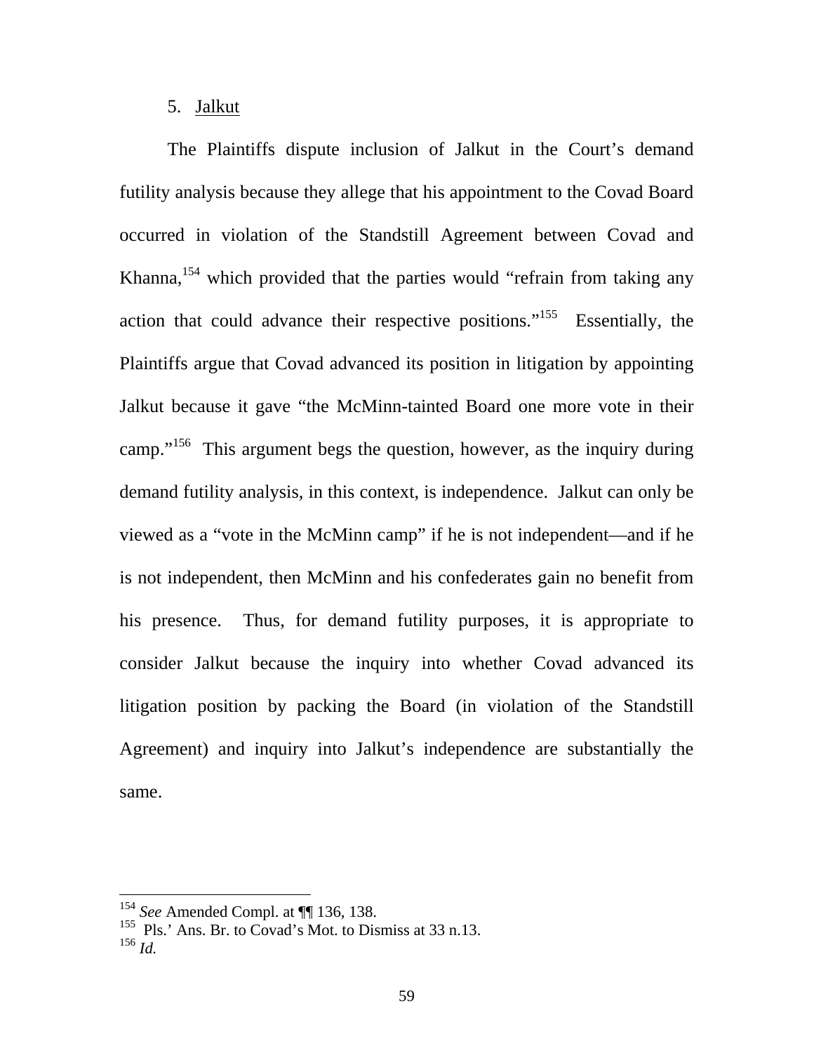5. Jalkut

The Plaintiffs dispute inclusion of Jalkut in the Court's demand futility analysis because they allege that his appointment to the Covad Board occurred in violation of the Standstill Agreement between Covad and Khanna,[154] which provided that the parties would "refrain from taking any action that could advance their respective positions."[155] Essentially, the Plaintiffs argue that Covad advanced its position in litigation by appointing Jalkut because it gave "the McMinn-tainted Board one more vote in their camp."[156] This argument begs the question, however, as the inquiry during demand futility analysis, in this context, is independence. Jalkut can only be viewed as a "vote in the McMinn camp" if he is not independent—and if he is not independent, then McMinn and his confederates gain no benefit from his presence. Thus, for demand futility purposes, it is appropriate to consider Jalkut because the inquiry into whether Covad advanced its litigation position by packing the Board (in violation of the Standstill Agreement) and inquiry into Jalkut's independence are substantially the same.

---

[154] *See* Amended Compl. at ¶¶ 136, 138.

[155] Pls.' Ans. Br. to Covad's Mot. to Dismiss at 33 n.13.

[156] *Id.*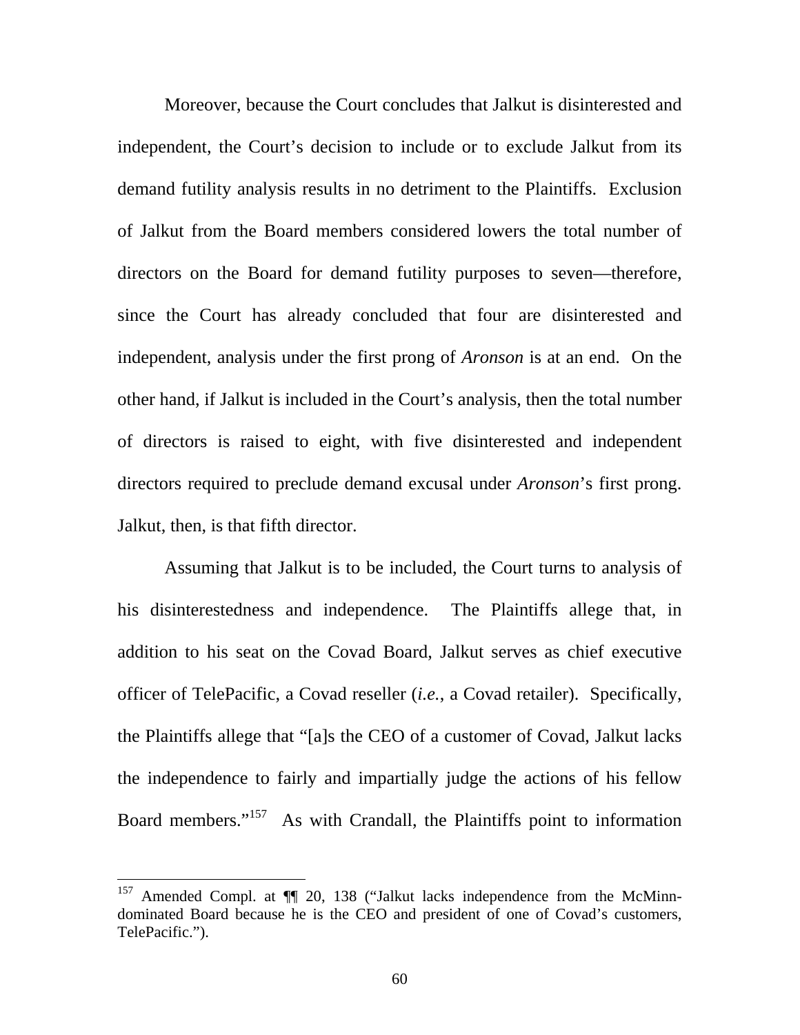Moreover, because the Court concludes that Jalkut is disinterested and independent, the Court's decision to include or to exclude Jalkut from its demand futility analysis results in no detriment to the Plaintiffs. Exclusion of Jalkut from the Board members considered lowers the total number of directors on the Board for demand futility purposes to seven—therefore, since the Court has already concluded that four are disinterested and independent, analysis under the first prong of *Aronson* is at an end. On the other hand, if Jalkut is included in the Court's analysis, then the total number of directors is raised to eight, with five disinterested and independent directors required to preclude demand excusal under *Aronson*'s first prong. Jalkut, then, is that fifth director.

Assuming that Jalkut is to be included, the Court turns to analysis of his disinterestedness and independence. The Plaintiffs allege that, in addition to his seat on the Covad Board, Jalkut serves as chief executive officer of TelePacific, a Covad reseller (*i.e.*, a Covad retailer). Specifically, the Plaintiffs allege that "[a]s the CEO of a customer of Covad, Jalkut lacks the independence to fairly and impartially judge the actions of his fellow Board members."[157] As with Crandall, the Plaintiffs point to information

---

[157] Amended Compl. at ¶¶ 20, 138 ("Jalkut lacks independence from the McMinn-dominated Board because he is the CEO and president of one of Covad's customers, TelePacific.").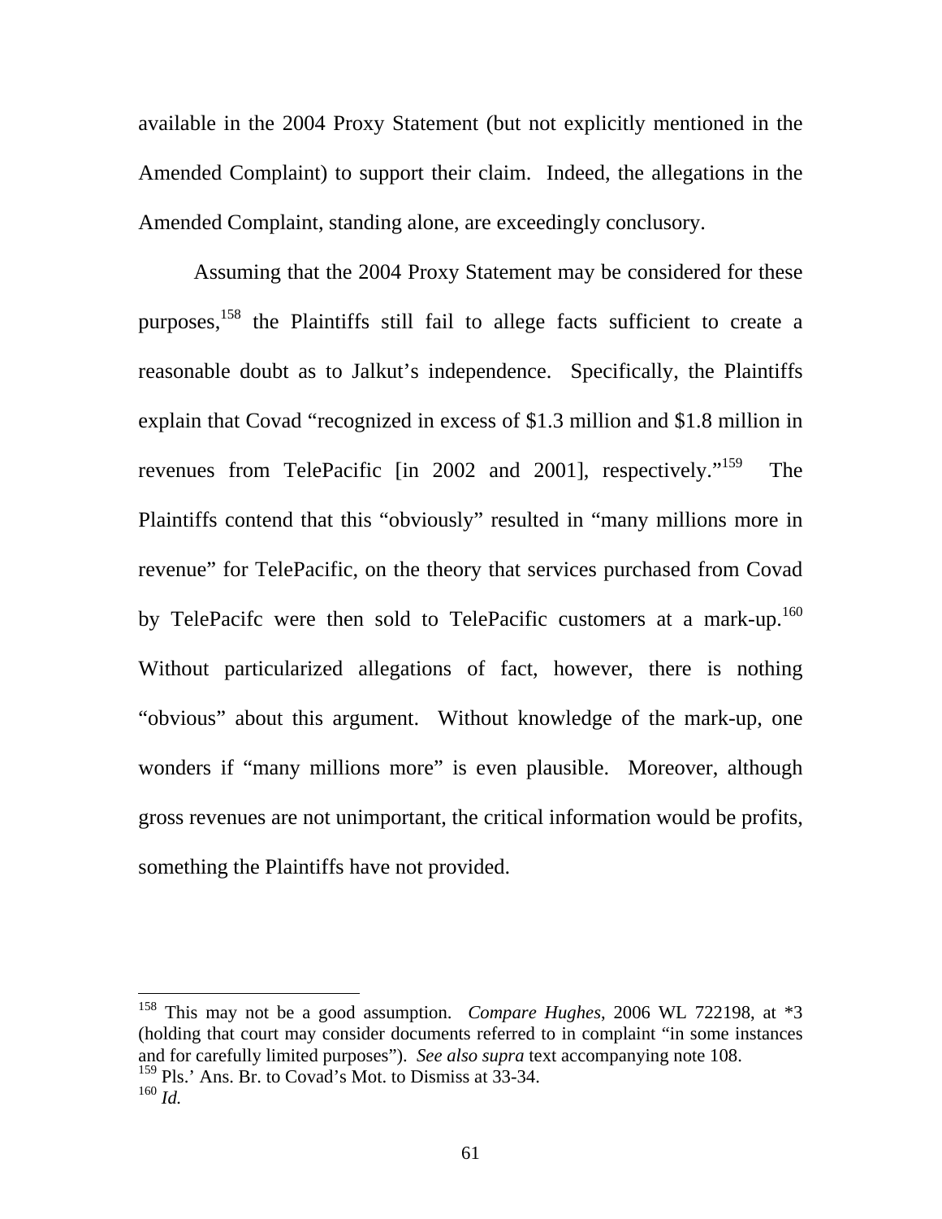available in the 2004 Proxy Statement (but not explicitly mentioned in the Amended Complaint) to support their claim. Indeed, the allegations in the Amended Complaint, standing alone, are exceedingly conclusory.

Assuming that the 2004 Proxy Statement may be considered for these purposes,[158] the Plaintiffs still fail to allege facts sufficient to create a reasonable doubt as to Jalkut's independence. Specifically, the Plaintiffs explain that Covad "recognized in excess of $1.3 million and $1.8 million in revenues from TelePacific [in 2002 and 2001], respectively."[159] The Plaintiffs contend that this "obviously" resulted in "many millions more in revenue" for TelePacific, on the theory that services purchased from Covad by TelePacifc were then sold to TelePacific customers at a mark-up.[160] Without particularized allegations of fact, however, there is nothing "obvious" about this argument. Without knowledge of the mark-up, one wonders if "many millions more" is even plausible. Moreover, although gross revenues are not unimportant, the critical information would be profits, something the Plaintiffs have not provided.

---

[158] This may not be a good assumption. *Compare Hughes*, 2006 WL 722198, at *3 (holding that court may consider documents referred to in complaint "in some instances and for carefully limited purposes"). *See also supra* text accompanying note 108.

[159] Pls.' Ans. Br. to Covad's Mot. to Dismiss at 33-34.

[160] *Id.*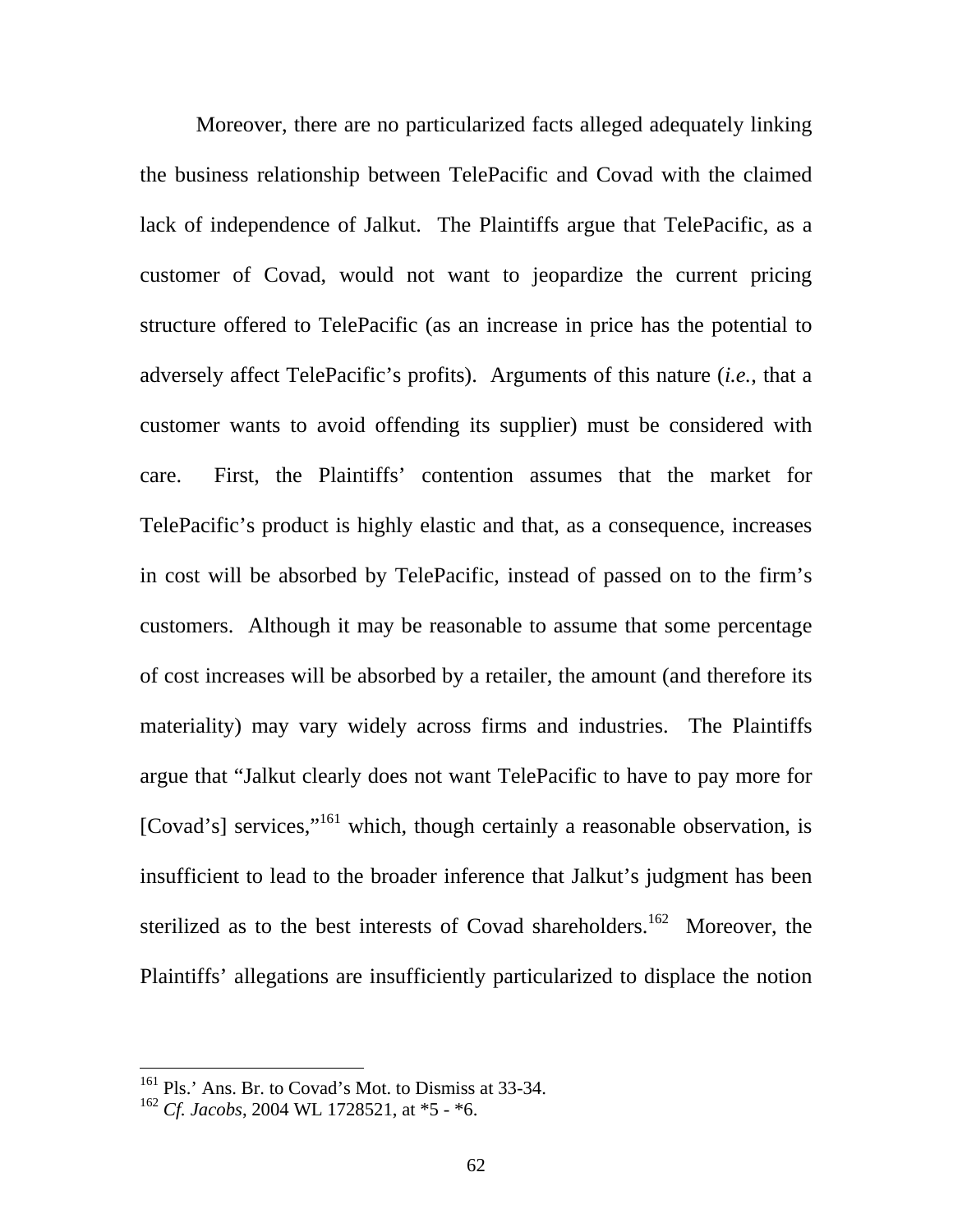Moreover, there are no particularized facts alleged adequately linking the business relationship between TelePacific and Covad with the claimed lack of independence of Jalkut. The Plaintiffs argue that TelePacific, as a customer of Covad, would not want to jeopardize the current pricing structure offered to TelePacific (as an increase in price has the potential to adversely affect TelePacific's profits). Arguments of this nature (*i.e.*, that a customer wants to avoid offending its supplier) must be considered with care. First, the Plaintiffs' contention assumes that the market for TelePacific's product is highly elastic and that, as a consequence, increases in cost will be absorbed by TelePacific, instead of passed on to the firm's customers. Although it may be reasonable to assume that some percentage of cost increases will be absorbed by a retailer, the amount (and therefore its materiality) may vary widely across firms and industries. The Plaintiffs argue that "Jalkut clearly does not want TelePacific to have to pay more for [Covad's] services,"[161] which, though certainly a reasonable observation, is insufficient to lead to the broader inference that Jalkut's judgment has been sterilized as to the best interests of Covad shareholders.[162] Moreover, the Plaintiffs' allegations are insufficiently particularized to displace the notion

---

[161] Pls.' Ans. Br. to Covad's Mot. to Dismiss at 33-34.

[162] *Cf. Jacobs*, 2004 WL 1728521, at *5 - *6.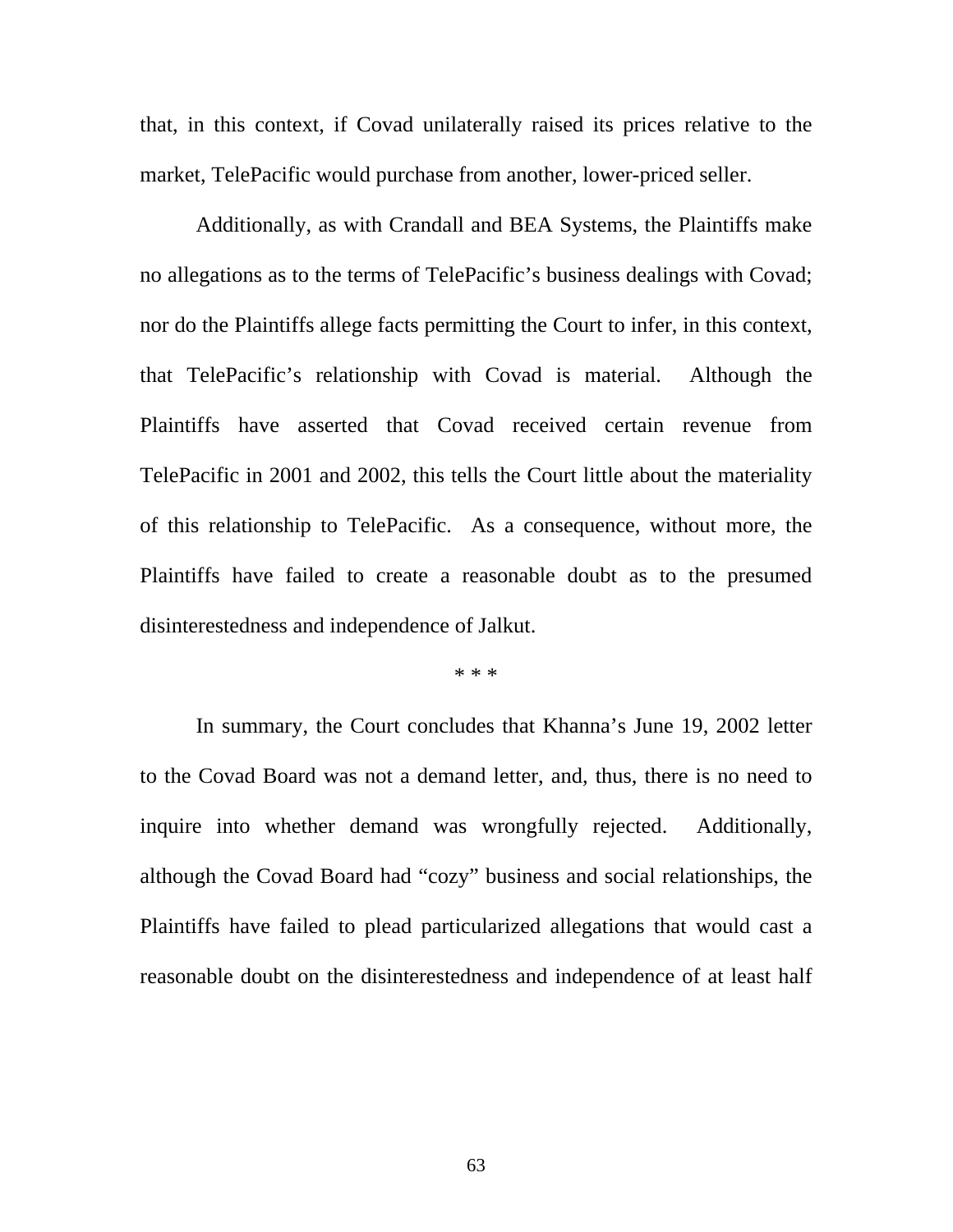that, in this context, if Covad unilaterally raised its prices relative to the market, TelePacific would purchase from another, lower-priced seller.

Additionally, as with Crandall and BEA Systems, the Plaintiffs make no allegations as to the terms of TelePacific's business dealings with Covad; nor do the Plaintiffs allege facts permitting the Court to infer, in this context, that TelePacific's relationship with Covad is material. Although the Plaintiffs have asserted that Covad received certain revenue from TelePacific in 2001 and 2002, this tells the Court little about the materiality of this relationship to TelePacific. As a consequence, without more, the Plaintiffs have failed to create a reasonable doubt as to the presumed disinterestedness and independence of Jalkut.

\* \* \*

In summary, the Court concludes that Khanna's June 19, 2002 letter to the Covad Board was not a demand letter, and, thus, there is no need to inquire into whether demand was wrongfully rejected. Additionally, although the Covad Board had "cozy" business and social relationships, the Plaintiffs have failed to plead particularized allegations that would cast a reasonable doubt on the disinterestedness and independence of at least half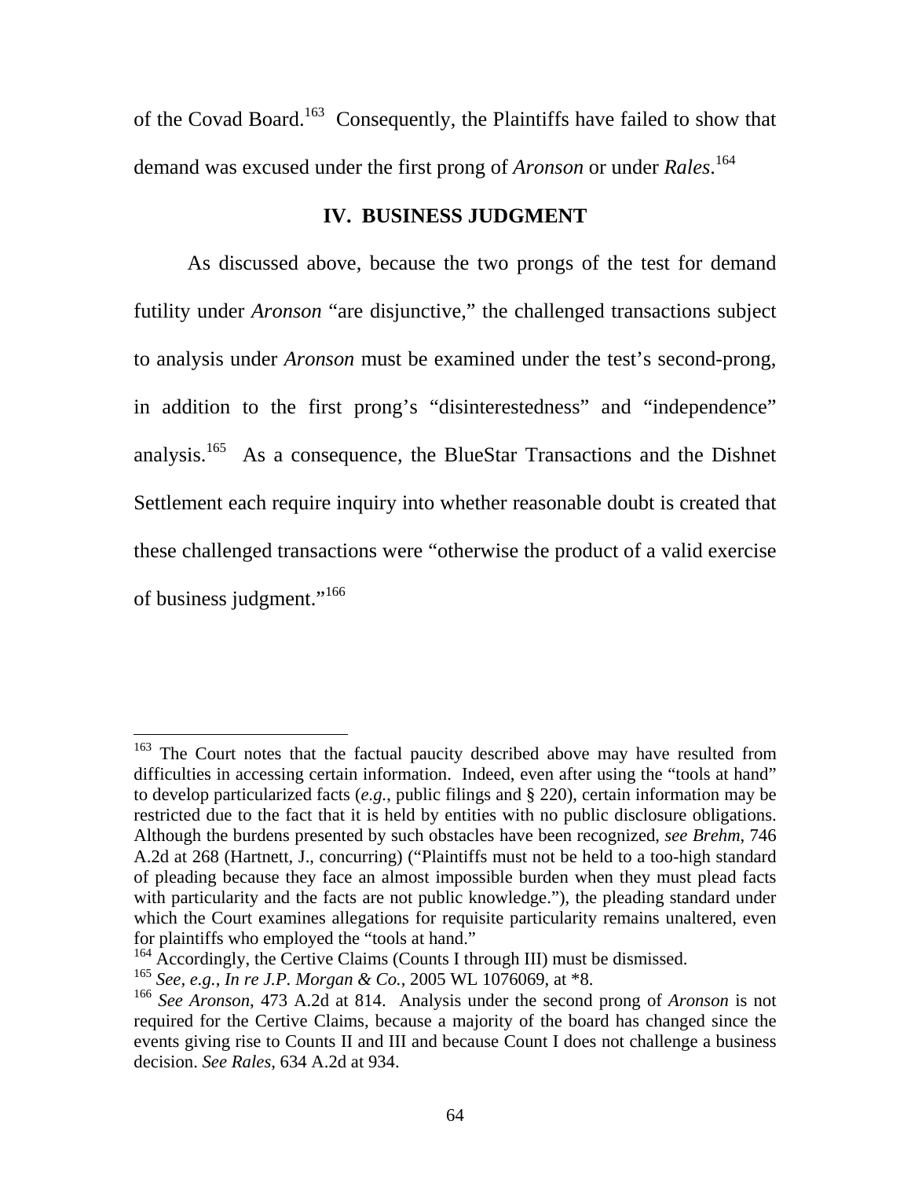of the Covad Board.[163] Consequently, the Plaintiffs have failed to show that demand was excused under the first prong of *Aronson* or under *Rales*.[164]

## IV. BUSINESS JUDGMENT

As discussed above, because the two prongs of the test for demand futility under *Aronson* "are disjunctive," the challenged transactions subject to analysis under *Aronson* must be examined under the test's second-prong, in addition to the first prong's "disinterestedness" and "independence" analysis.[165] As a consequence, the BlueStar Transactions and the Dishnet Settlement each require inquiry into whether reasonable doubt is created that these challenged transactions were "otherwise the product of a valid exercise of business judgment."[166]

---

[163] The Court notes that the factual paucity described above may have resulted from difficulties in accessing certain information. Indeed, even after using the "tools at hand" to develop particularized facts (*e.g.*, public filings and § 220), certain information may be restricted due to the fact that it is held by entities with no public disclosure obligations. Although the burdens presented by such obstacles have been recognized, *see Brehm*, 746 A.2d at 268 (Hartnett, J., concurring) ("Plaintiffs must not be held to a too-high standard of pleading because they face an almost impossible burden when they must plead facts with particularity and the facts are not public knowledge."), the pleading standard under which the Court examines allegations for requisite particularity remains unaltered, even for plaintiffs who employed the "tools at hand."

[164] Accordingly, the Certive Claims (Counts I through III) must be dismissed.

[165] *See, e.g.*, *In re J.P. Morgan & Co.*, 2005 WL 1076069, at *8.

[166] *See Aronson*, 473 A.2d at 814. Analysis under the second prong of *Aronson* is not required for the Certive Claims, because a majority of the board has changed since the events giving rise to Counts II and III and because Count I does not challenge a business decision. *See Rales*, 634 A.2d at 934.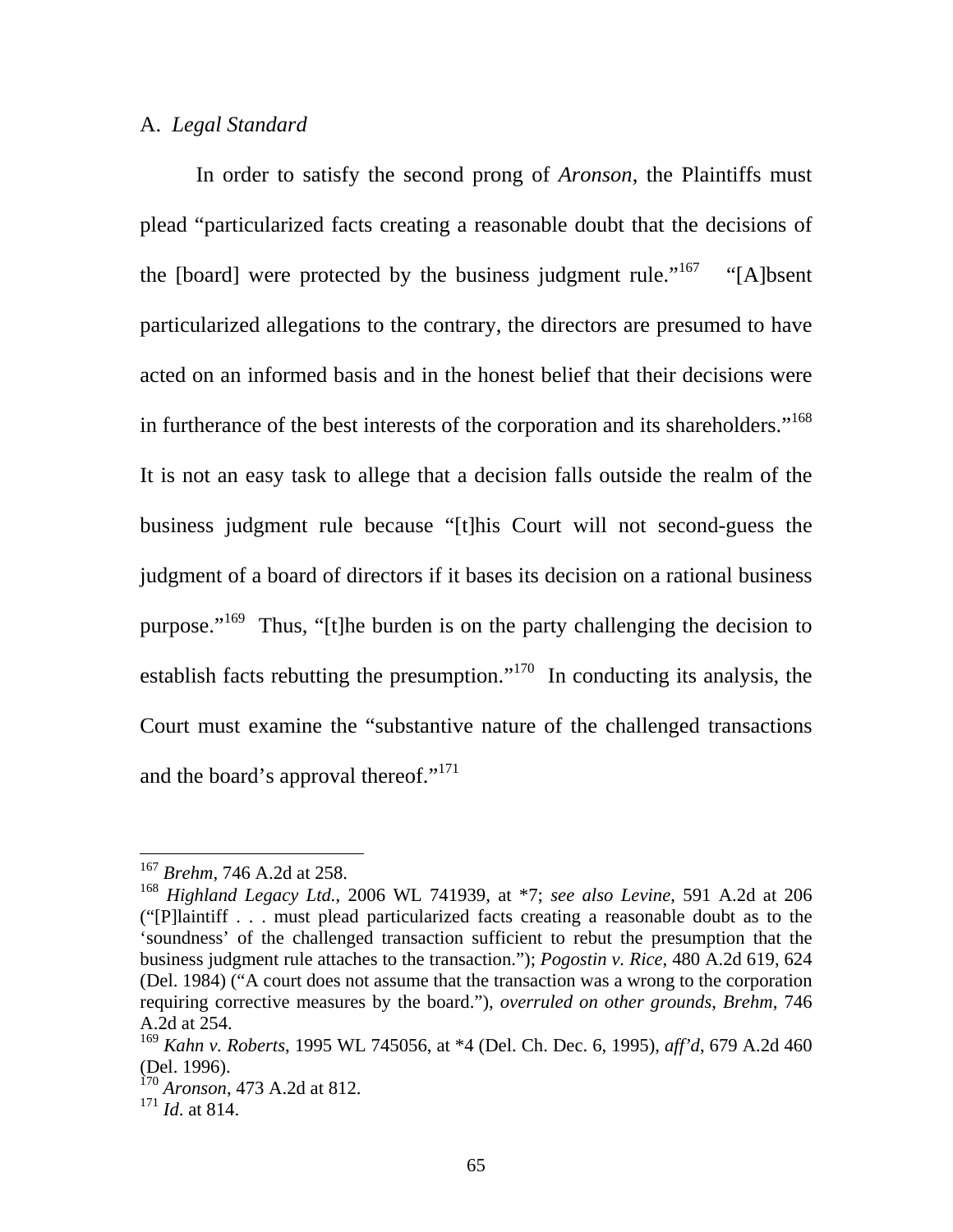A. *Legal Standard*

In order to satisfy the second prong of *Aronson*, the Plaintiffs must plead "particularized facts creating a reasonable doubt that the decisions of the [board] were protected by the business judgment rule."[167] "[A]bsent particularized allegations to the contrary, the directors are presumed to have acted on an informed basis and in the honest belief that their decisions were in furtherance of the best interests of the corporation and its shareholders."[168] It is not an easy task to allege that a decision falls outside the realm of the business judgment rule because "[t]his Court will not second-guess the judgment of a board of directors if it bases its decision on a rational business purpose."[169] Thus, "[t]he burden is on the party challenging the decision to establish facts rebutting the presumption."[170] In conducting its analysis, the Court must examine the "substantive nature of the challenged transactions and the board's approval thereof."[171]

---

[167] *Brehm*, 746 A.2d at 258.

[168] *Highland Legacy Ltd.*, 2006 WL 741939, at *7; *see also Levine*, 591 A.2d at 206 ("[P]laintiff . . . must plead particularized facts creating a reasonable doubt as to the 'soundness' of the challenged transaction sufficient to rebut the presumption that the business judgment rule attaches to the transaction."); *Pogostin v. Rice*, 480 A.2d 619, 624 (Del. 1984) ("A court does not assume that the transaction was a wrong to the corporation requiring corrective measures by the board."), *overruled on other grounds*, *Brehm*, 746 A.2d at 254.

[169] *Kahn v. Roberts*, 1995 WL 745056, at *4 (Del. Ch. Dec. 6, 1995), *aff'd*, 679 A.2d 460 (Del. 1996).

[170] *Aronson*, 473 A.2d at 812.

[171] *Id*. at 814.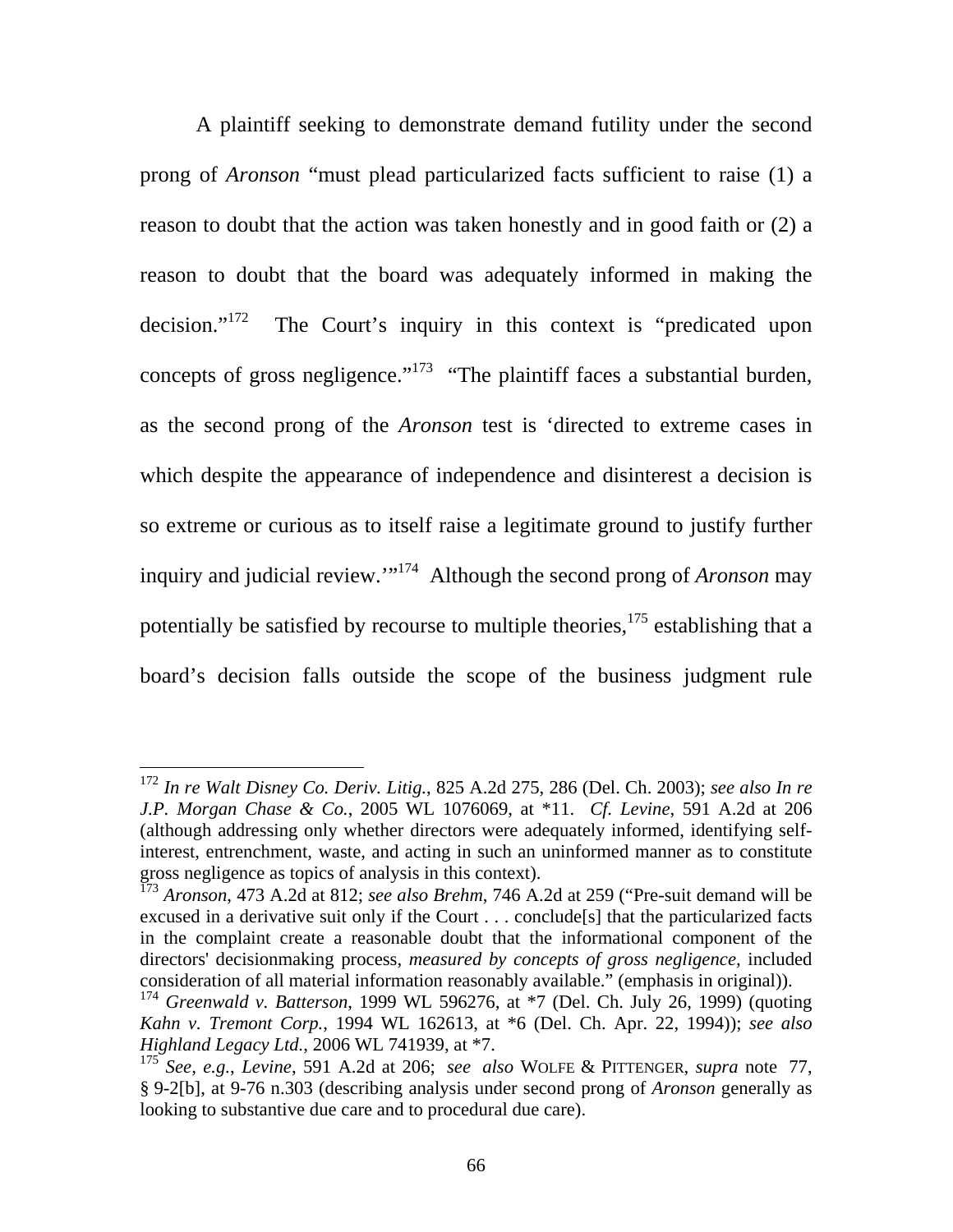A plaintiff seeking to demonstrate demand futility under the second prong of *Aronson* "must plead particularized facts sufficient to raise (1) a reason to doubt that the action was taken honestly and in good faith or (2) a reason to doubt that the board was adequately informed in making the decision."[172] The Court's inquiry in this context is "predicated upon concepts of gross negligence."[173] "The plaintiff faces a substantial burden, as the second prong of the *Aronson* test is 'directed to extreme cases in which despite the appearance of independence and disinterest a decision is so extreme or curious as to itself raise a legitimate ground to justify further inquiry and judicial review.'"[174] Although the second prong of *Aronson* may potentially be satisfied by recourse to multiple theories,[175] establishing that a board's decision falls outside the scope of the business judgment rule

---

[172] *In re Walt Disney Co. Deriv. Litig.*, 825 A.2d 275, 286 (Del. Ch. 2003); *see also In re J.P. Morgan Chase & Co.*, 2005 WL 1076069, at *11. *Cf. Levine*, 591 A.2d at 206 (although addressing only whether directors were adequately informed, identifying self-interest, entrenchment, waste, and acting in such an uninformed manner as to constitute gross negligence as topics of analysis in this context).

[173] *Aronson*, 473 A.2d at 812; *see also Brehm*, 746 A.2d at 259 ("Pre-suit demand will be excused in a derivative suit only if the Court . . . conclude[s] that the particularized facts in the complaint create a reasonable doubt that the informational component of the directors' decisionmaking process, *measured by concepts of gross negligence*, included consideration of all material information reasonably available." (emphasis in original)).

[174] *Greenwald v. Batterson*, 1999 WL 596276, at *7 (Del. Ch. July 26, 1999) (quoting *Kahn v. Tremont Corp.*, 1994 WL 162613, at *6 (Del. Ch. Apr. 22, 1994)); *see also Highland Legacy Ltd.*, 2006 WL 741939, at *7.

[175] *See, e.g.*, *Levine*, 591 A.2d at 206; *see also* WOLFE & PITTENGER, *supra* note 77, § 9-2[b], at 9-76 n.303 (describing analysis under second prong of *Aronson* generally as looking to substantive due care and to procedural due care).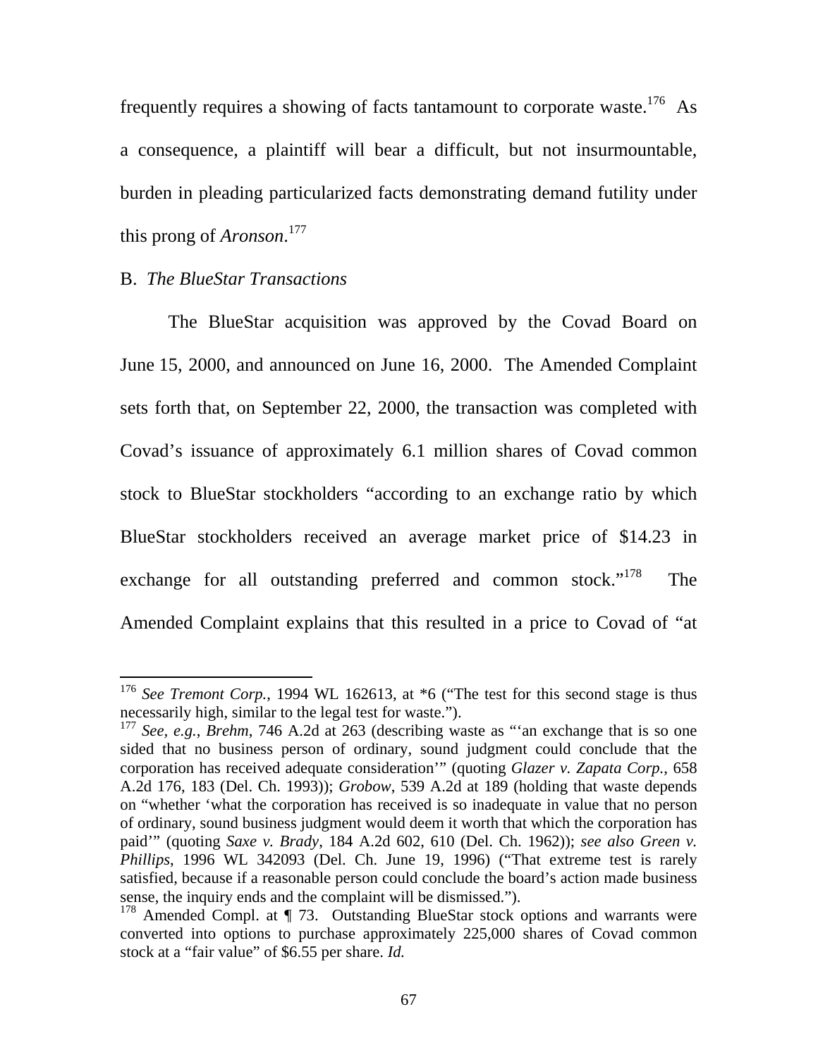frequently requires a showing of facts tantamount to corporate waste.[176] As a consequence, a plaintiff will bear a difficult, but not insurmountable, burden in pleading particularized facts demonstrating demand futility under this prong of *Aronson*.[177]

B. *The BlueStar Transactions*

The BlueStar acquisition was approved by the Covad Board on June 15, 2000, and announced on June 16, 2000. The Amended Complaint sets forth that, on September 22, 2000, the transaction was completed with Covad's issuance of approximately 6.1 million shares of Covad common stock to BlueStar stockholders "according to an exchange ratio by which BlueStar stockholders received an average market price of $14.23 in exchange for all outstanding preferred and common stock."[178] The Amended Complaint explains that this resulted in a price to Covad of "at

---

[176] *See Tremont Corp.*, 1994 WL 162613, at *6 ("The test for this second stage is thus necessarily high, similar to the legal test for waste.").

[177] *See, e.g.*, *Brehm*, 746 A.2d at 263 (describing waste as "'an exchange that is so one sided that no business person of ordinary, sound judgment could conclude that the corporation has received adequate consideration'" (quoting *Glazer v. Zapata Corp.*, 658 A.2d 176, 183 (Del. Ch. 1993)); *Grobow*, 539 A.2d at 189 (holding that waste depends on "whether 'what the corporation has received is so inadequate in value that no person of ordinary, sound business judgment would deem it worth that which the corporation has paid'" (quoting *Saxe v. Brady*, 184 A.2d 602, 610 (Del. Ch. 1962)); *see also Green v. Phillips*, 1996 WL 342093 (Del. Ch. June 19, 1996) ("That extreme test is rarely satisfied, because if a reasonable person could conclude the board's action made business sense, the inquiry ends and the complaint will be dismissed.").

[178] Amended Compl. at ¶ 73. Outstanding BlueStar stock options and warrants were converted into options to purchase approximately 225,000 shares of Covad common stock at a "fair value" of $6.55 per share. *Id.*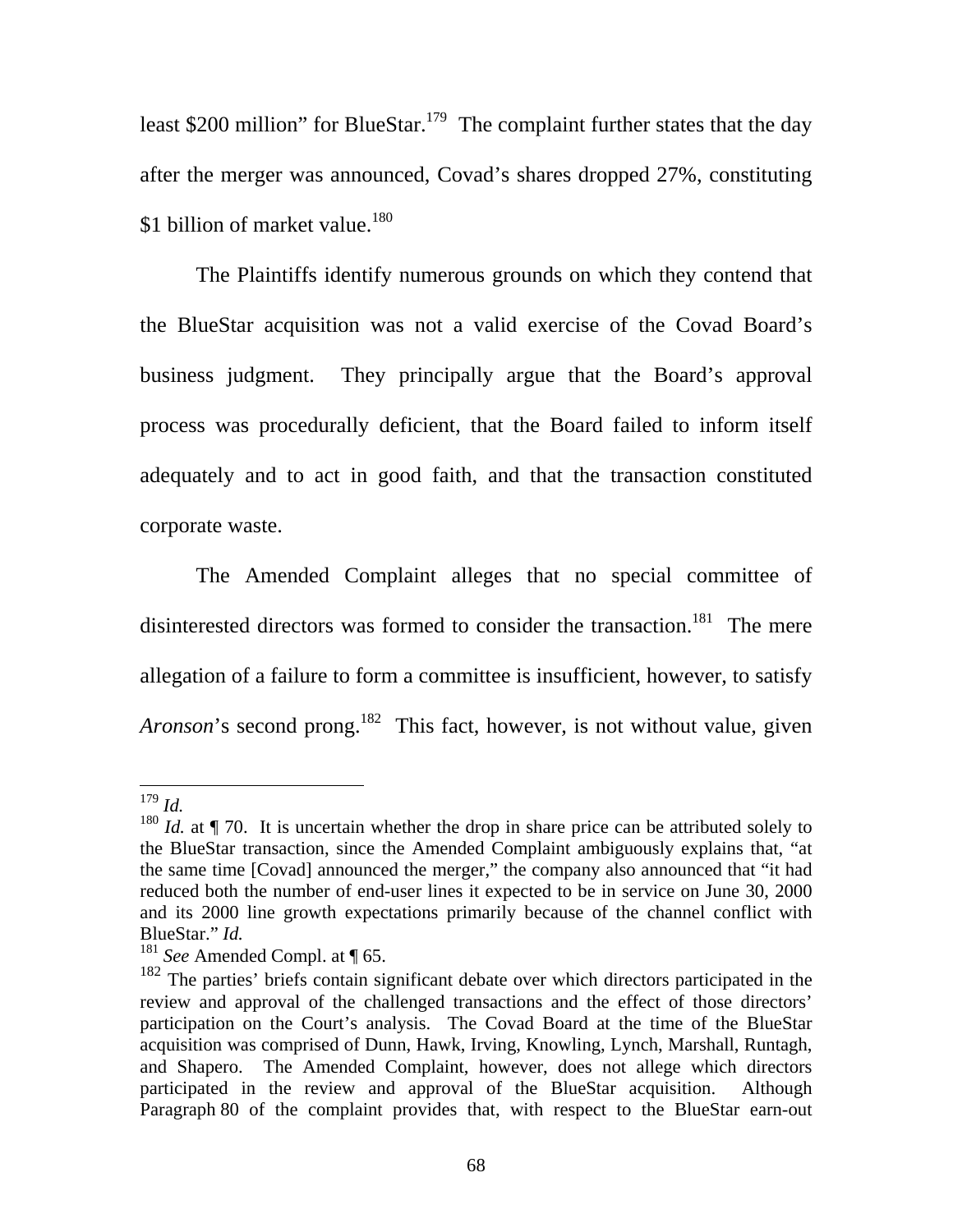least $200 million" for BlueStar.[179] The complaint further states that the day after the merger was announced, Covad's shares dropped 27%, constituting $1 billion of market value.[180]

The Plaintiffs identify numerous grounds on which they contend that the BlueStar acquisition was not a valid exercise of the Covad Board's business judgment. They principally argue that the Board's approval process was procedurally deficient, that the Board failed to inform itself adequately and to act in good faith, and that the transaction constituted corporate waste.

The Amended Complaint alleges that no special committee of disinterested directors was formed to consider the transaction.[181] The mere allegation of a failure to form a committee is insufficient, however, to satisfy *Aronson*'s second prong.[182] This fact, however, is not without value, given

---

[179] *Id.*

[180] *Id.* at ¶ 70. It is uncertain whether the drop in share price can be attributed solely to the BlueStar transaction, since the Amended Complaint ambiguously explains that, "at the same time [Covad] announced the merger," the company also announced that "it had reduced both the number of end-user lines it expected to be in service on June 30, 2000 and its 2000 line growth expectations primarily because of the channel conflict with BlueStar." *Id.*

[181] *See* Amended Compl. at ¶ 65.

[182] The parties' briefs contain significant debate over which directors participated in the review and approval of the challenged transactions and the effect of those directors' participation on the Court's analysis. The Covad Board at the time of the BlueStar acquisition was comprised of Dunn, Hawk, Irving, Knowling, Lynch, Marshall, Runtagh, and Shapero. The Amended Complaint, however, does not allege which directors participated in the review and approval of the BlueStar acquisition. Although Paragraph 80 of the complaint provides that, with respect to the BlueStar earn-out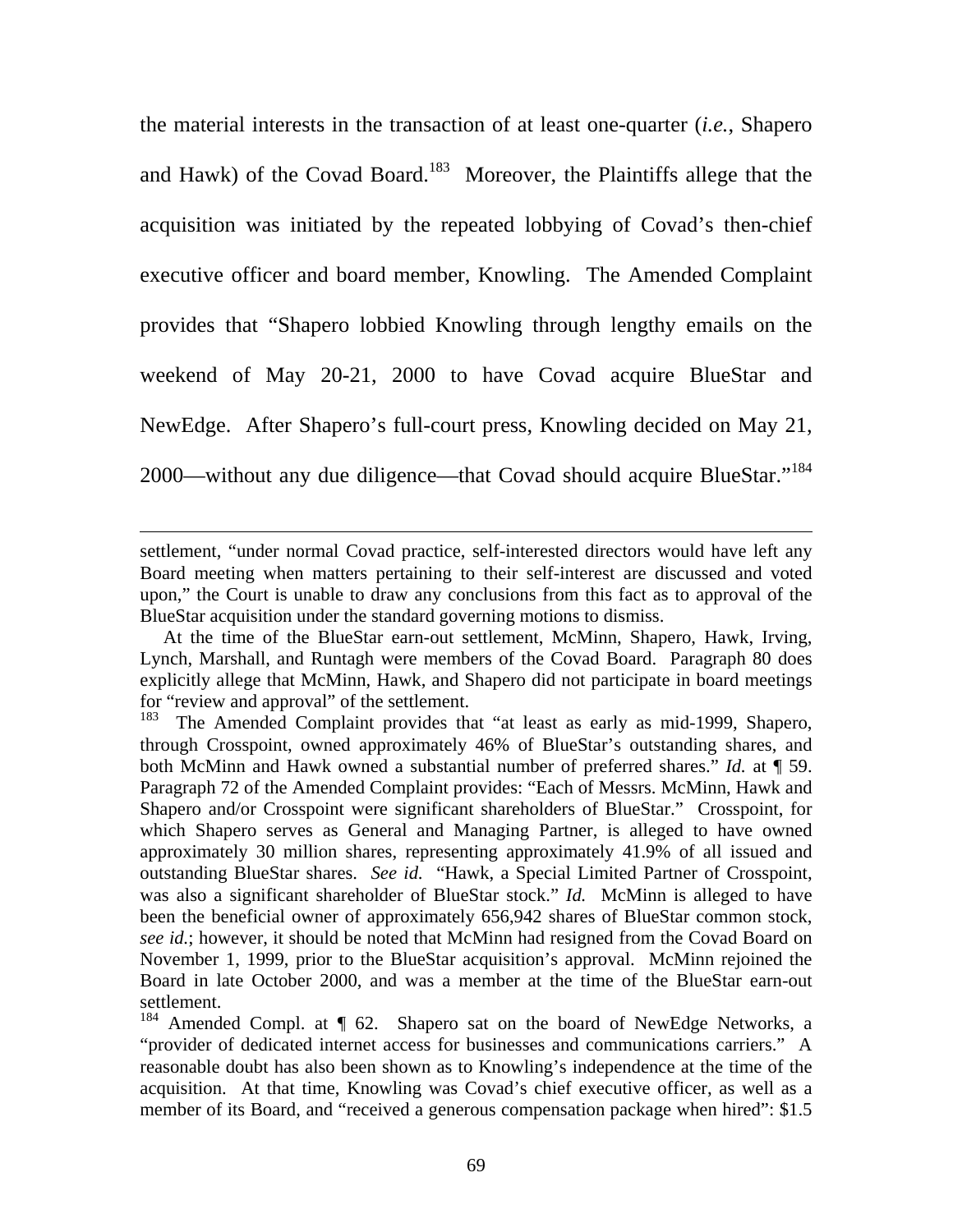the material interests in the transaction of at least one-quarter (*i.e.*, Shapero and Hawk) of the Covad Board.[183] Moreover, the Plaintiffs allege that the acquisition was initiated by the repeated lobbying of Covad's then-chief executive officer and board member, Knowling. The Amended Complaint provides that "Shapero lobbied Knowling through lengthy emails on the weekend of May 20-21, 2000 to have Covad acquire BlueStar and NewEdge. After Shapero's full-court press, Knowling decided on May 21, 2000—without any due diligence—that Covad should acquire BlueStar."[184]

---

settlement, "under normal Covad practice, self-interested directors would have left any Board meeting when matters pertaining to their self-interest are discussed and voted upon," the Court is unable to draw any conclusions from this fact as to approval of the BlueStar acquisition under the standard governing motions to dismiss.

At the time of the BlueStar earn-out settlement, McMinn, Shapero, Hawk, Irving, Lynch, Marshall, and Runtagh were members of the Covad Board. Paragraph 80 does explicitly allege that McMinn, Hawk, and Shapero did not participate in board meetings for "review and approval" of the settlement.

[183] The Amended Complaint provides that "at least as early as mid-1999, Shapero, through Crosspoint, owned approximately 46% of BlueStar's outstanding shares, and both McMinn and Hawk owned a substantial number of preferred shares." *Id.* at ¶ 59. Paragraph 72 of the Amended Complaint provides: "Each of Messrs. McMinn, Hawk and Shapero and/or Crosspoint were significant shareholders of BlueStar." Crosspoint, for which Shapero serves as General and Managing Partner, is alleged to have owned approximately 30 million shares, representing approximately 41.9% of all issued and outstanding BlueStar shares. *See id.* "Hawk, a Special Limited Partner of Crosspoint, was also a significant shareholder of BlueStar stock." *Id.* McMinn is alleged to have been the beneficial owner of approximately 656,942 shares of BlueStar common stock, *see id.*; however, it should be noted that McMinn had resigned from the Covad Board on November 1, 1999, prior to the BlueStar acquisition's approval. McMinn rejoined the Board in late October 2000, and was a member at the time of the BlueStar earn-out settlement.

[184] Amended Compl. at ¶ 62. Shapero sat on the board of NewEdge Networks, a "provider of dedicated internet access for businesses and communications carriers." A reasonable doubt has also been shown as to Knowling's independence at the time of the acquisition. At that time, Knowling was Covad's chief executive officer, as well as a member of its Board, and "received a generous compensation package when hired": $1.5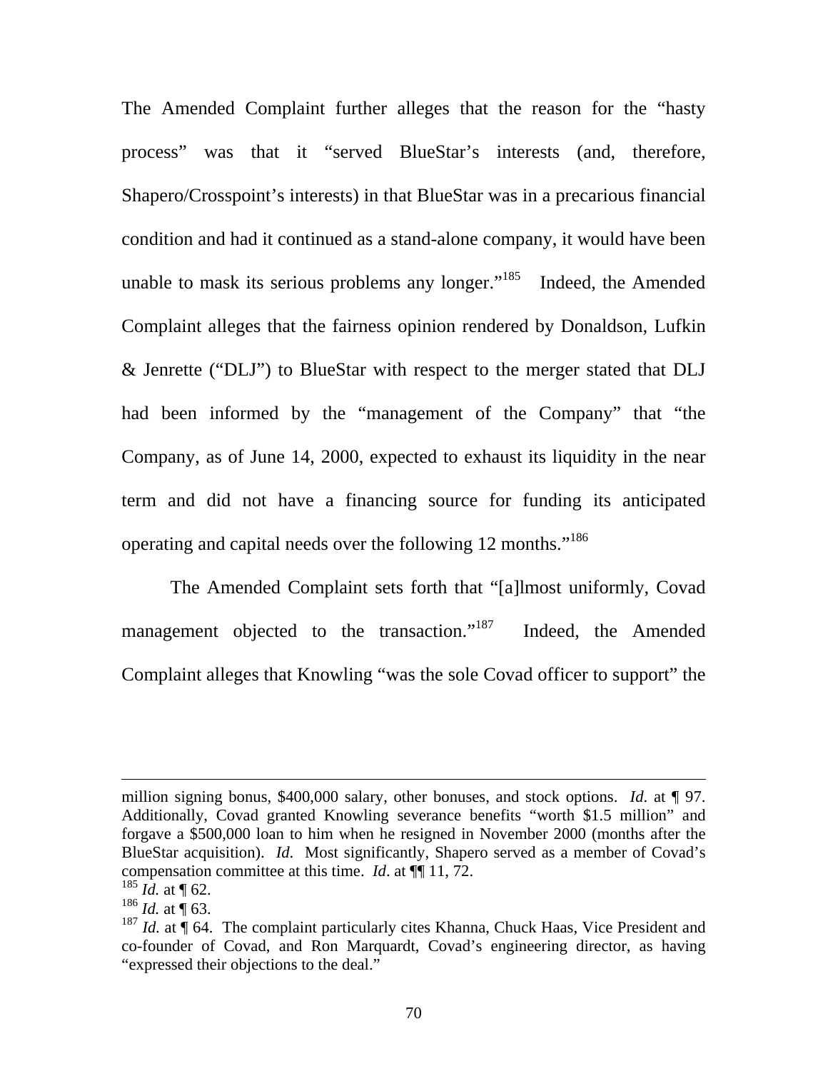The Amended Complaint further alleges that the reason for the "hasty process" was that it "served BlueStar's interests (and, therefore, Shapero/Crosspoint's interests) in that BlueStar was in a precarious financial condition and had it continued as a stand-alone company, it would have been unable to mask its serious problems any longer."[185] Indeed, the Amended Complaint alleges that the fairness opinion rendered by Donaldson, Lufkin & Jenrette ("DLJ") to BlueStar with respect to the merger stated that DLJ had been informed by the "management of the Company" that "the Company, as of June 14, 2000, expected to exhaust its liquidity in the near term and did not have a financing source for funding its anticipated operating and capital needs over the following 12 months."[186]

The Amended Complaint sets forth that "[a]lmost uniformly, Covad management objected to the transaction."[187] Indeed, the Amended Complaint alleges that Knowling "was the sole Covad officer to support" the

---

million signing bonus, $400,000 salary, other bonuses, and stock options. *Id*. at ¶ 97. Additionally, Covad granted Knowling severance benefits "worth $1.5 million" and forgave a $500,000 loan to him when he resigned in November 2000 (months after the BlueStar acquisition). *Id*. Most significantly, Shapero served as a member of Covad's compensation committee at this time. *Id*. at ¶¶ 11, 72.

[185] *Id.* at ¶ 62.

[186] *Id.* at ¶ 63.

[187] *Id.* at ¶ 64. The complaint particularly cites Khanna, Chuck Haas, Vice President and co-founder of Covad, and Ron Marquardt, Covad's engineering director, as having "expressed their objections to the deal."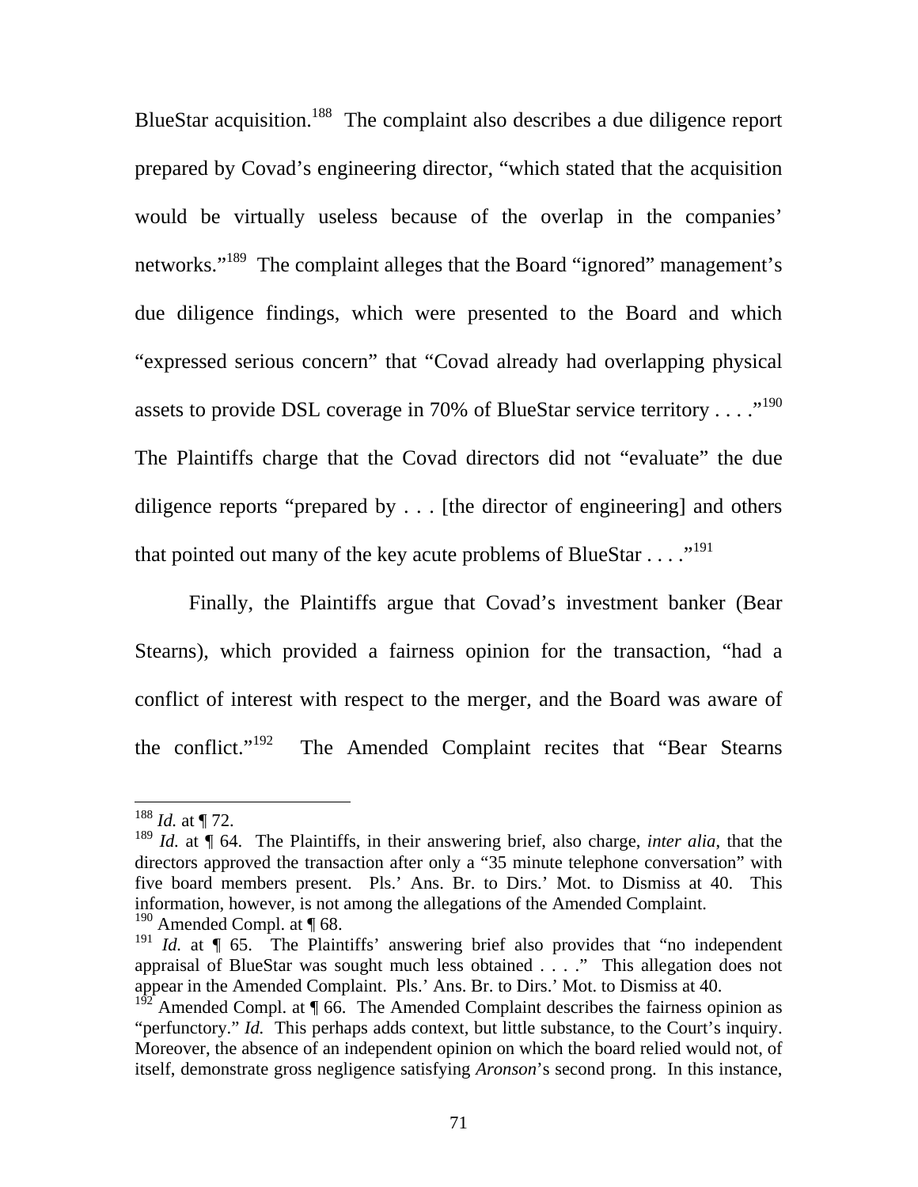BlueStar acquisition.[188] The complaint also describes a due diligence report prepared by Covad's engineering director, "which stated that the acquisition would be virtually useless because of the overlap in the companies' networks."[189] The complaint alleges that the Board "ignored" management's due diligence findings, which were presented to the Board and which "expressed serious concern" that "Covad already had overlapping physical assets to provide DSL coverage in 70% of BlueStar service territory . . . ."[190] The Plaintiffs charge that the Covad directors did not "evaluate" the due diligence reports "prepared by . . . [the director of engineering] and others that pointed out many of the key acute problems of BlueStar . . . ."[191]

Finally, the Plaintiffs argue that Covad's investment banker (Bear Stearns), which provided a fairness opinion for the transaction, "had a conflict of interest with respect to the merger, and the Board was aware of the conflict."[192] The Amended Complaint recites that "Bear Stearns

---

[188] *Id.* at ¶ 72.

[189] *Id.* at ¶ 64. The Plaintiffs, in their answering brief, also charge, *inter alia*, that the directors approved the transaction after only a "35 minute telephone conversation" with five board members present. Pls.' Ans. Br. to Dirs.' Mot. to Dismiss at 40. This information, however, is not among the allegations of the Amended Complaint.

[190] Amended Compl. at ¶ 68.

[191] *Id.* at ¶ 65. The Plaintiffs' answering brief also provides that "no independent appraisal of BlueStar was sought much less obtained . . . ." This allegation does not appear in the Amended Complaint. Pls.' Ans. Br. to Dirs.' Mot. to Dismiss at 40.

[192] Amended Compl. at ¶ 66. The Amended Complaint describes the fairness opinion as "perfunctory." *Id.* This perhaps adds context, but little substance, to the Court's inquiry. Moreover, the absence of an independent opinion on which the board relied would not, of itself, demonstrate gross negligence satisfying *Aronson*'s second prong. In this instance,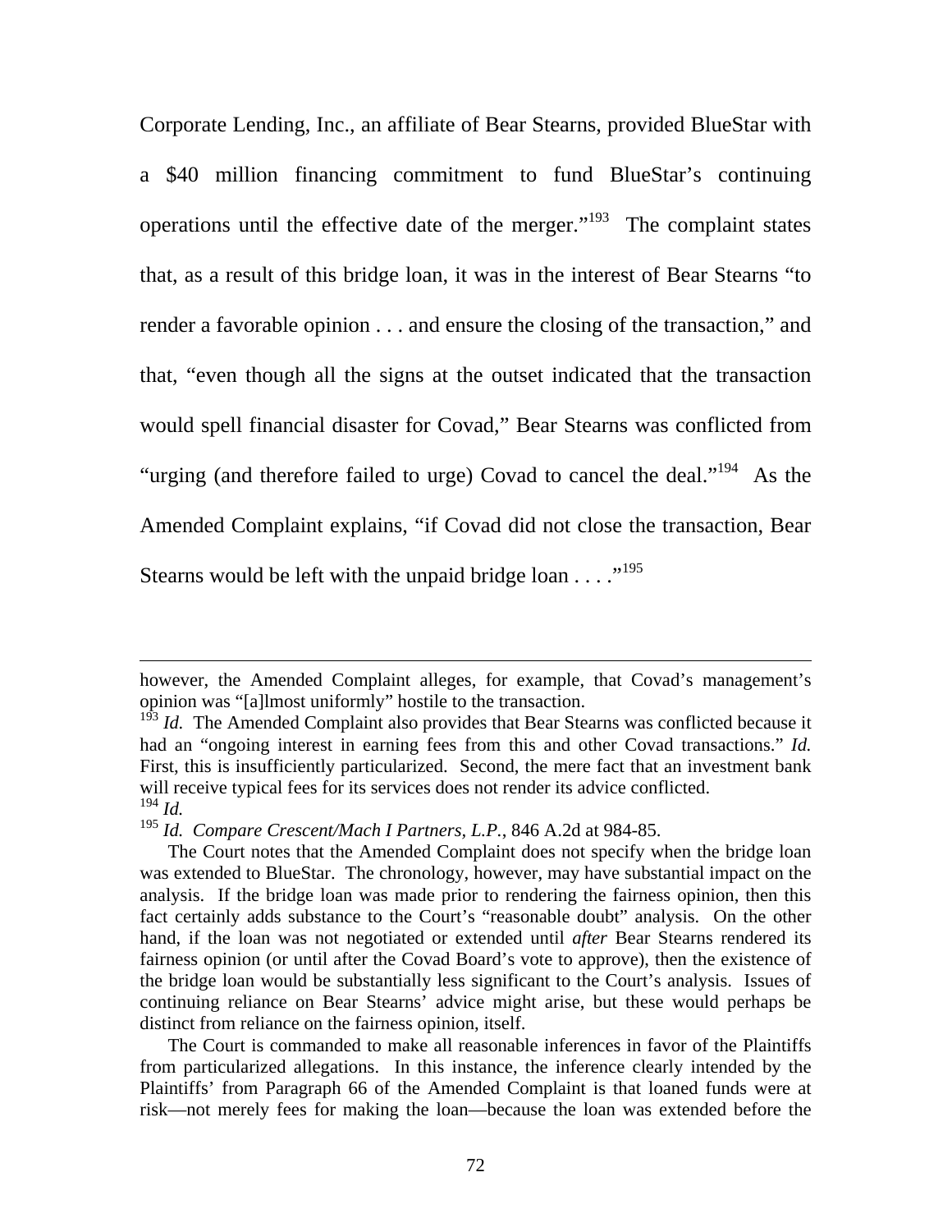Corporate Lending, Inc., an affiliate of Bear Stearns, provided BlueStar with a $40 million financing commitment to fund BlueStar's continuing operations until the effective date of the merger."[193] The complaint states that, as a result of this bridge loan, it was in the interest of Bear Stearns "to render a favorable opinion . . . and ensure the closing of the transaction," and that, "even though all the signs at the outset indicated that the transaction would spell financial disaster for Covad," Bear Stearns was conflicted from "urging (and therefore failed to urge) Covad to cancel the deal."[194] As the Amended Complaint explains, "if Covad did not close the transaction, Bear Stearns would be left with the unpaid bridge loan . . . ."[195]

---

however, the Amended Complaint alleges, for example, that Covad's management's opinion was "[a]lmost uniformly" hostile to the transaction.

[193] *Id.* The Amended Complaint also provides that Bear Stearns was conflicted because it had an "ongoing interest in earning fees from this and other Covad transactions." *Id.* First, this is insufficiently particularized. Second, the mere fact that an investment bank will receive typical fees for its services does not render its advice conflicted.

[194] *Id.*

[195] *Id. Compare Crescent/Mach I Partners, L.P.*, 846 A.2d at 984-85.

The Court notes that the Amended Complaint does not specify when the bridge loan was extended to BlueStar. The chronology, however, may have substantial impact on the analysis. If the bridge loan was made prior to rendering the fairness opinion, then this fact certainly adds substance to the Court's "reasonable doubt" analysis. On the other hand, if the loan was not negotiated or extended until *after* Bear Stearns rendered its fairness opinion (or until after the Covad Board's vote to approve), then the existence of the bridge loan would be substantially less significant to the Court's analysis. Issues of continuing reliance on Bear Stearns' advice might arise, but these would perhaps be distinct from reliance on the fairness opinion, itself.

The Court is commanded to make all reasonable inferences in favor of the Plaintiffs from particularized allegations. In this instance, the inference clearly intended by the Plaintiffs' from Paragraph 66 of the Amended Complaint is that loaned funds were at risk—not merely fees for making the loan—because the loan was extended before the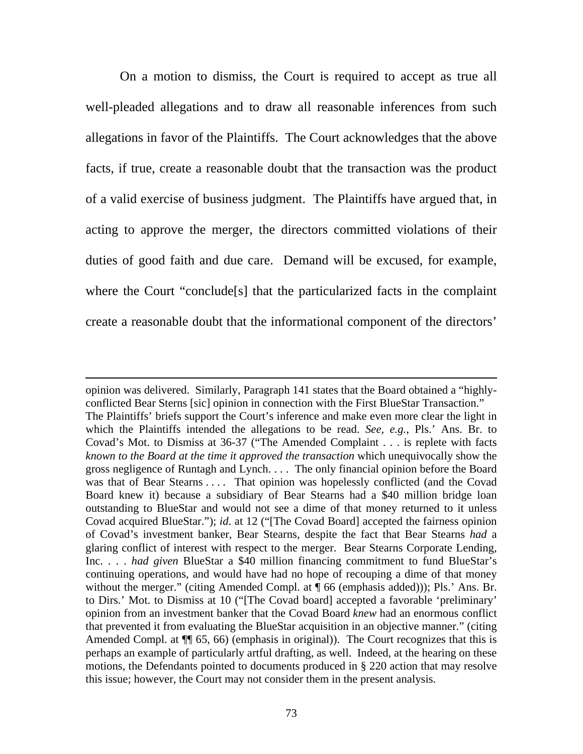On a motion to dismiss, the Court is required to accept as true all well-pleaded allegations and to draw all reasonable inferences from such allegations in favor of the Plaintiffs. The Court acknowledges that the above facts, if true, create a reasonable doubt that the transaction was the product of a valid exercise of business judgment. The Plaintiffs have argued that, in acting to approve the merger, the directors committed violations of their duties of good faith and due care. Demand will be excused, for example, where the Court "conclude[s] that the particularized facts in the complaint create a reasonable doubt that the informational component of the directors'

---

opinion was delivered. Similarly, Paragraph 141 states that the Board obtained a "highly-conflicted Bear Sterns [sic] opinion in connection with the First BlueStar Transaction." The Plaintiffs' briefs support the Court's inference and make even more clear the light in which the Plaintiffs intended the allegations to be read. *See, e.g.*, Pls.' Ans. Br. to Covad's Mot. to Dismiss at 36-37 ("The Amended Complaint . . . is replete with facts *known to the Board at the time it approved the transaction* which unequivocally show the gross negligence of Runtagh and Lynch. . . . The only financial opinion before the Board was that of Bear Stearns . . . . That opinion was hopelessly conflicted (and the Covad Board knew it) because a subsidiary of Bear Stearns had a $40 million bridge loan outstanding to BlueStar and would not see a dime of that money returned to it unless Covad acquired BlueStar."); *id*. at 12 ("[The Covad Board] accepted the fairness opinion of Covad's investment banker, Bear Stearns, despite the fact that Bear Stearns *had* a glaring conflict of interest with respect to the merger. Bear Stearns Corporate Lending, Inc. . . . *had given* BlueStar a $40 million financing commitment to fund BlueStar's continuing operations, and would have had no hope of recouping a dime of that money without the merger." (citing Amended Compl. at ¶ 66 (emphasis added))); Pls.' Ans. Br. to Dirs.' Mot. to Dismiss at 10 ("[The Covad board] accepted a favorable 'preliminary' opinion from an investment banker that the Covad Board *knew* had an enormous conflict that prevented it from evaluating the BlueStar acquisition in an objective manner." (citing Amended Compl. at ¶¶ 65, 66) (emphasis in original)). The Court recognizes that this is perhaps an example of particularly artful drafting, as well. Indeed, at the hearing on these motions, the Defendants pointed to documents produced in § 220 action that may resolve this issue; however, the Court may not consider them in the present analysis.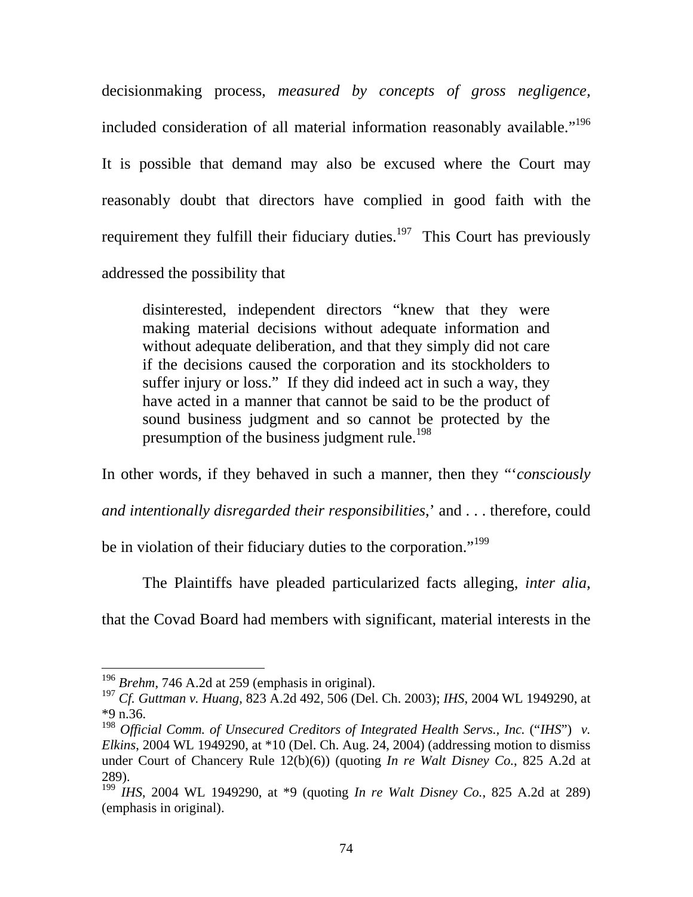decisionmaking process, *measured by concepts of gross negligence*, included consideration of all material information reasonably available."[196] It is possible that demand may also be excused where the Court may reasonably doubt that directors have complied in good faith with the requirement they fulfill their fiduciary duties.[197] This Court has previously addressed the possibility that

> disinterested, independent directors "knew that they were making material decisions without adequate information and without adequate deliberation, and that they simply did not care if the decisions caused the corporation and its stockholders to suffer injury or loss." If they did indeed act in such a way, they have acted in a manner that cannot be said to be the product of sound business judgment and so cannot be protected by the presumption of the business judgment rule.[198]

In other words, if they behaved in such a manner, then they "'*consciously and intentionally disregarded their responsibilities*,' and . . . therefore, could be in violation of their fiduciary duties to the corporation."[199]

The Plaintiffs have pleaded particularized facts alleging, *inter alia*, that the Covad Board had members with significant, material interests in the

---

[196] *Brehm*, 746 A.2d at 259 (emphasis in original).

[197] *Cf. Guttman v. Huang*, 823 A.2d 492, 506 (Del. Ch. 2003); *IHS*, 2004 WL 1949290, at *9 n.36.

[198] *Official Comm. of Unsecured Creditors of Integrated Health Servs., Inc.* ("*IHS*") *v. Elkins*, 2004 WL 1949290, at *10 (Del. Ch. Aug. 24, 2004) (addressing motion to dismiss under Court of Chancery Rule 12(b)(6)) (quoting *In re Walt Disney Co.*, 825 A.2d at 289).

[199] *IHS*, 2004 WL 1949290, at *9 (quoting *In re Walt Disney Co.*, 825 A.2d at 289) (emphasis in original).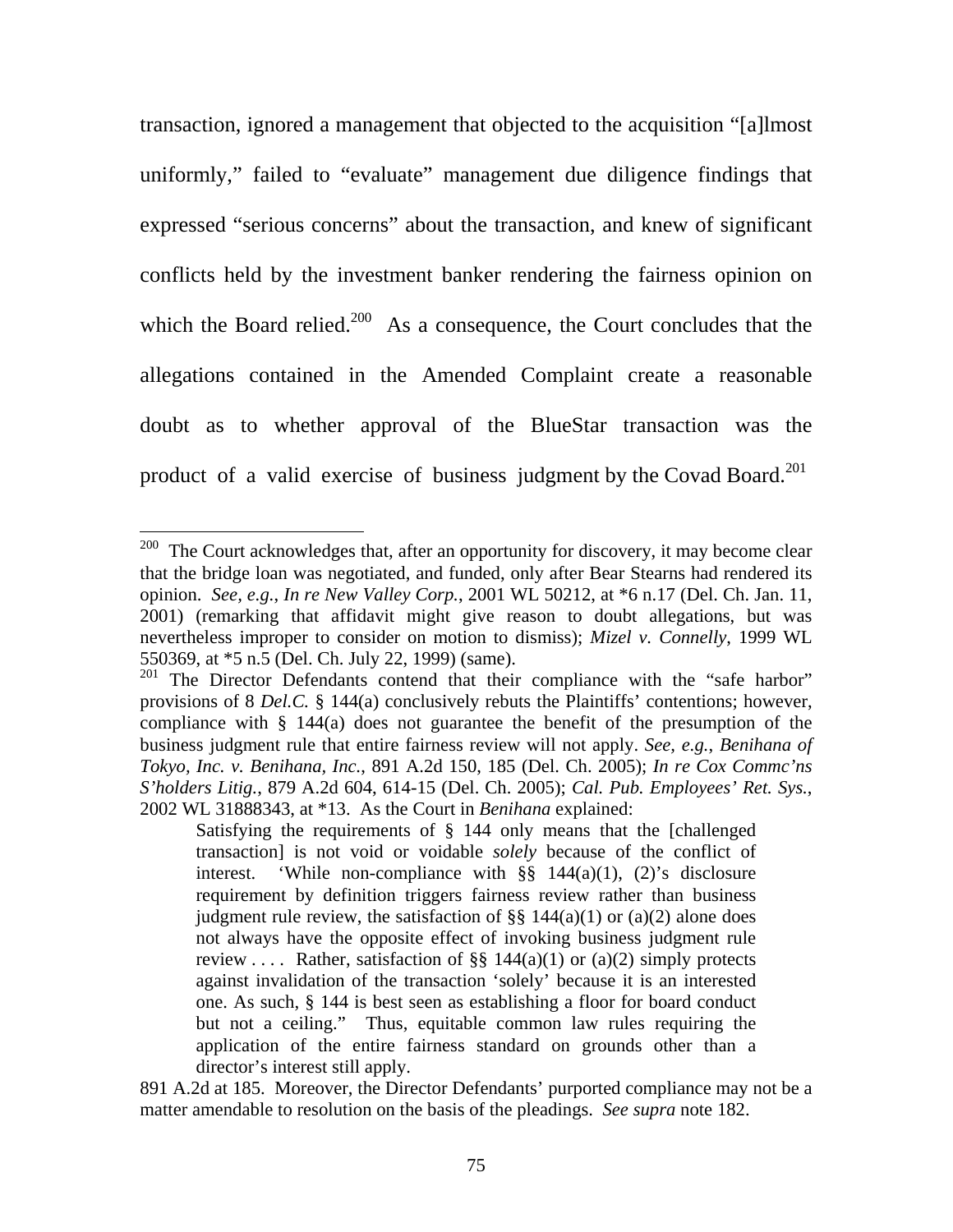transaction, ignored a management that objected to the acquisition "[a]lmost uniformly," failed to "evaluate" management due diligence findings that expressed "serious concerns" about the transaction, and knew of significant conflicts held by the investment banker rendering the fairness opinion on which the Board relied.[200] As a consequence, the Court concludes that the allegations contained in the Amended Complaint create a reasonable doubt as to whether approval of the BlueStar transaction was the product of a valid exercise of business judgment by the Covad Board.[201]

---

[200] The Court acknowledges that, after an opportunity for discovery, it may become clear that the bridge loan was negotiated, and funded, only after Bear Stearns had rendered its opinion. *See, e.g.*, *In re New Valley Corp.*, 2001 WL 50212, at *6 n.17 (Del. Ch. Jan. 11, 2001) (remarking that affidavit might give reason to doubt allegations, but was nevertheless improper to consider on motion to dismiss); *Mizel v. Connelly*, 1999 WL 550369, at *5 n.5 (Del. Ch. July 22, 1999) (same).

[201] The Director Defendants contend that their compliance with the "safe harbor" provisions of 8 *Del.C.* § 144(a) conclusively rebuts the Plaintiffs' contentions; however, compliance with § 144(a) does not guarantee the benefit of the presumption of the business judgment rule that entire fairness review will not apply. *See, e.g.*, *Benihana of Tokyo, Inc. v. Benihana, Inc.*, 891 A.2d 150, 185 (Del. Ch. 2005); *In re Cox Commc'ns S'holders Litig.*, 879 A.2d 604, 614-15 (Del. Ch. 2005); *Cal. Pub. Employees' Ret. Sys.*, 2002 WL 31888343, at *13. As the Court in *Benihana* explained:

> Satisfying the requirements of § 144 only means that the [challenged transaction] is not void or voidable *solely* because of the conflict of interest. 'While non-compliance with §§ 144(a)(1), (2)'s disclosure requirement by definition triggers fairness review rather than business judgment rule review, the satisfaction of §§ 144(a)(1) or (a)(2) alone does not always have the opposite effect of invoking business judgment rule review . . . . Rather, satisfaction of §§ 144(a)(1) or (a)(2) simply protects against invalidation of the transaction 'solely' because it is an interested one. As such, § 144 is best seen as establishing a floor for board conduct but not a ceiling." Thus, equitable common law rules requiring the application of the entire fairness standard on grounds other than a director's interest still apply.

891 A.2d at 185. Moreover, the Director Defendants' purported compliance may not be a matter amendable to resolution on the basis of the pleadings. *See supra* note 182.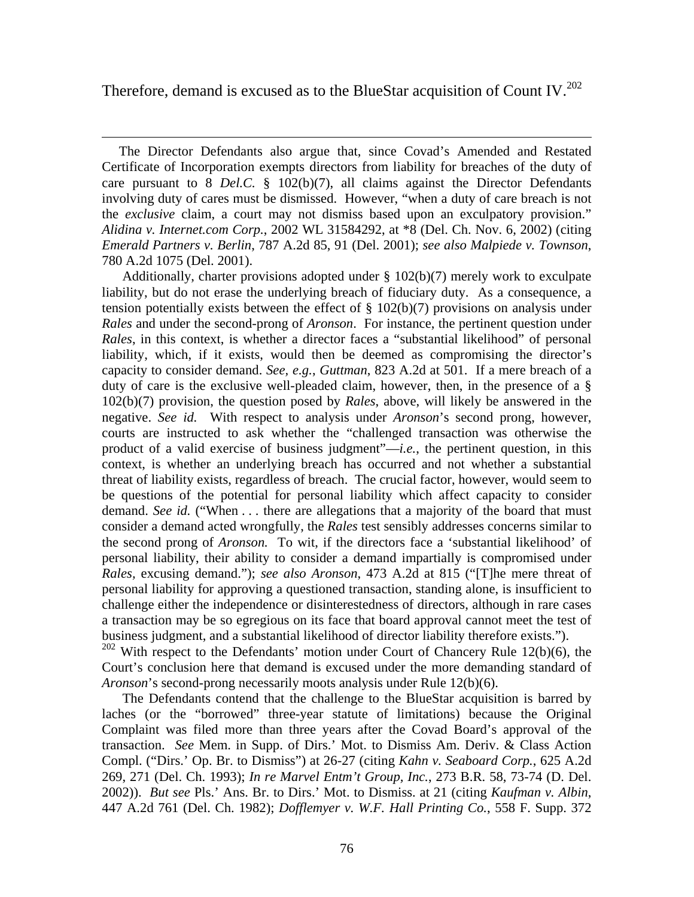Therefore, demand is excused as to the BlueStar acquisition of Count IV.[202]

---

The Director Defendants also argue that, since Covad's Amended and Restated Certificate of Incorporation exempts directors from liability for breaches of the duty of care pursuant to 8 *Del.C.* § 102(b)(7), all claims against the Director Defendants involving duty of cares must be dismissed. However, "when a duty of care breach is not the *exclusive* claim, a court may not dismiss based upon an exculpatory provision." *Alidina v. Internet.com Corp.*, 2002 WL 31584292, at *8 (Del. Ch. Nov. 6, 2002) (citing *Emerald Partners v. Berlin*, 787 A.2d 85, 91 (Del. 2001); *see also Malpiede v. Townson*, 780 A.2d 1075 (Del. 2001).

Additionally, charter provisions adopted under § 102(b)(7) merely work to exculpate liability, but do not erase the underlying breach of fiduciary duty. As a consequence, a tension potentially exists between the effect of § 102(b)(7) provisions on analysis under *Rales* and under the second-prong of *Aronson*. For instance, the pertinent question under *Rales*, in this context, is whether a director faces a "substantial likelihood" of personal liability, which, if it exists, would then be deemed as compromising the director's capacity to consider demand. *See, e.g.*, *Guttman*, 823 A.2d at 501. If a mere breach of a duty of care is the exclusive well-pleaded claim, however, then, in the presence of a § 102(b)(7) provision, the question posed by *Rales*, above, will likely be answered in the negative. *See id.* With respect to analysis under *Aronson*'s second prong, however, courts are instructed to ask whether the "challenged transaction was otherwise the product of a valid exercise of business judgment"—*i.e.*, the pertinent question, in this context, is whether an underlying breach has occurred and not whether a substantial threat of liability exists, regardless of breach. The crucial factor, however, would seem to be questions of the potential for personal liability which affect capacity to consider demand. *See id.* ("When . . . there are allegations that a majority of the board that must consider a demand acted wrongfully, the *Rales* test sensibly addresses concerns similar to the second prong of *Aronson.* To wit, if the directors face a 'substantial likelihood' of personal liability, their ability to consider a demand impartially is compromised under *Rales*, excusing demand."); *see also Aronson*, 473 A.2d at 815 ("[T]he mere threat of personal liability for approving a questioned transaction, standing alone, is insufficient to challenge either the independence or disinterestedness of directors, although in rare cases a transaction may be so egregious on its face that board approval cannot meet the test of business judgment, and a substantial likelihood of director liability therefore exists.").

[202] With respect to the Defendants' motion under Court of Chancery Rule 12(b)(6), the Court's conclusion here that demand is excused under the more demanding standard of *Aronson*'s second-prong necessarily moots analysis under Rule 12(b)(6).

The Defendants contend that the challenge to the BlueStar acquisition is barred by laches (or the "borrowed" three-year statute of limitations) because the Original Complaint was filed more than three years after the Covad Board's approval of the transaction. *See* Mem. in Supp. of Dirs.' Mot. to Dismiss Am. Deriv. & Class Action Compl. ("Dirs.' Op. Br. to Dismiss") at 26-27 (citing *Kahn v. Seaboard Corp.*, 625 A.2d 269, 271 (Del. Ch. 1993); *In re Marvel Entm't Group, Inc.*, 273 B.R. 58, 73-74 (D. Del. 2002)). *But see* Pls.' Ans. Br. to Dirs.' Mot. to Dismiss. at 21 (citing *Kaufman v. Albin*, 447 A.2d 761 (Del. Ch. 1982); *Dofflemyer v. W.F. Hall Printing Co.*, 558 F. Supp. 372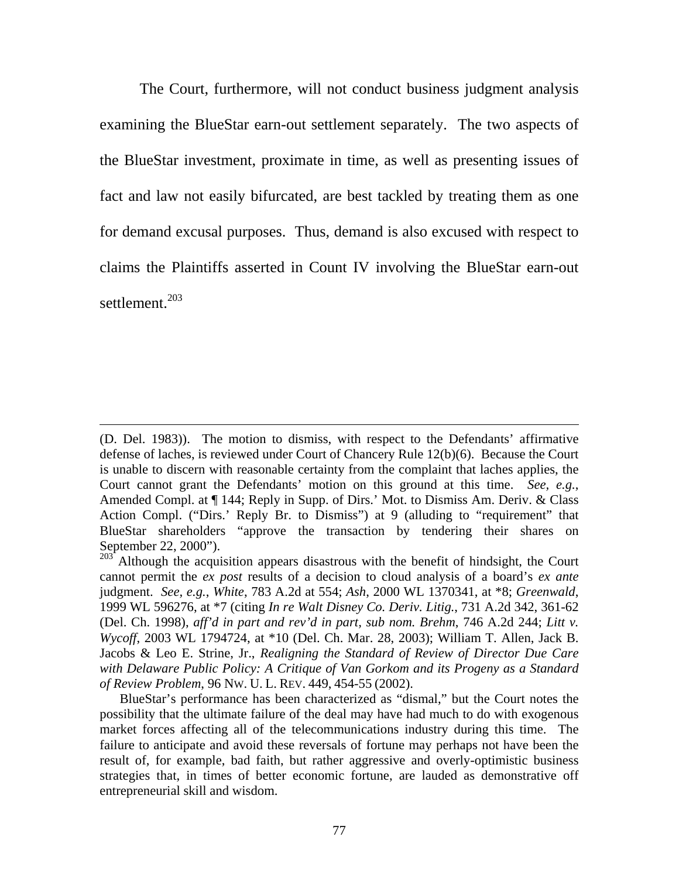The Court, furthermore, will not conduct business judgment analysis examining the BlueStar earn-out settlement separately. The two aspects of the BlueStar investment, proximate in time, as well as presenting issues of fact and law not easily bifurcated, are best tackled by treating them as one for demand excusal purposes. Thus, demand is also excused with respect to claims the Plaintiffs asserted in Count IV involving the BlueStar earn-out settlement.[203]

---

(D. Del. 1983)). The motion to dismiss, with respect to the Defendants' affirmative defense of laches, is reviewed under Court of Chancery Rule 12(b)(6). Because the Court is unable to discern with reasonable certainty from the complaint that laches applies, the Court cannot grant the Defendants' motion on this ground at this time. *See, e.g.*, Amended Compl. at ¶ 144; Reply in Supp. of Dirs.' Mot. to Dismiss Am. Deriv. & Class Action Compl. ("Dirs.' Reply Br. to Dismiss") at 9 (alluding to "requirement" that BlueStar shareholders "approve the transaction by tendering their shares on September 22, 2000").

[203] Although the acquisition appears disastrous with the benefit of hindsight, the Court cannot permit the *ex post* results of a decision to cloud analysis of a board's *ex ante* judgment. *See, e.g.*, *White*, 783 A.2d at 554; *Ash*, 2000 WL 1370341, at *8; *Greenwald*, 1999 WL 596276, at *7 (citing *In re Walt Disney Co. Deriv. Litig.*, 731 A.2d 342, 361-62 (Del. Ch. 1998), *aff'd in part and rev'd in part, sub nom. Brehm*, 746 A.2d 244; *Litt v. Wycoff*, 2003 WL 1794724, at *10 (Del. Ch. Mar. 28, 2003); William T. Allen, Jack B. Jacobs & Leo E. Strine, Jr., *Realigning the Standard of Review of Director Due Care with Delaware Public Policy: A Critique of Van Gorkom and its Progeny as a Standard of Review Problem*, 96 NW. U. L. REV. 449, 454-55 (2002).

BlueStar's performance has been characterized as "dismal," but the Court notes the possibility that the ultimate failure of the deal may have had much to do with exogenous market forces affecting all of the telecommunications industry during this time. The failure to anticipate and avoid these reversals of fortune may perhaps not have been the result of, for example, bad faith, but rather aggressive and overly-optimistic business strategies that, in times of better economic fortune, are lauded as demonstrative off entrepreneurial skill and wisdom.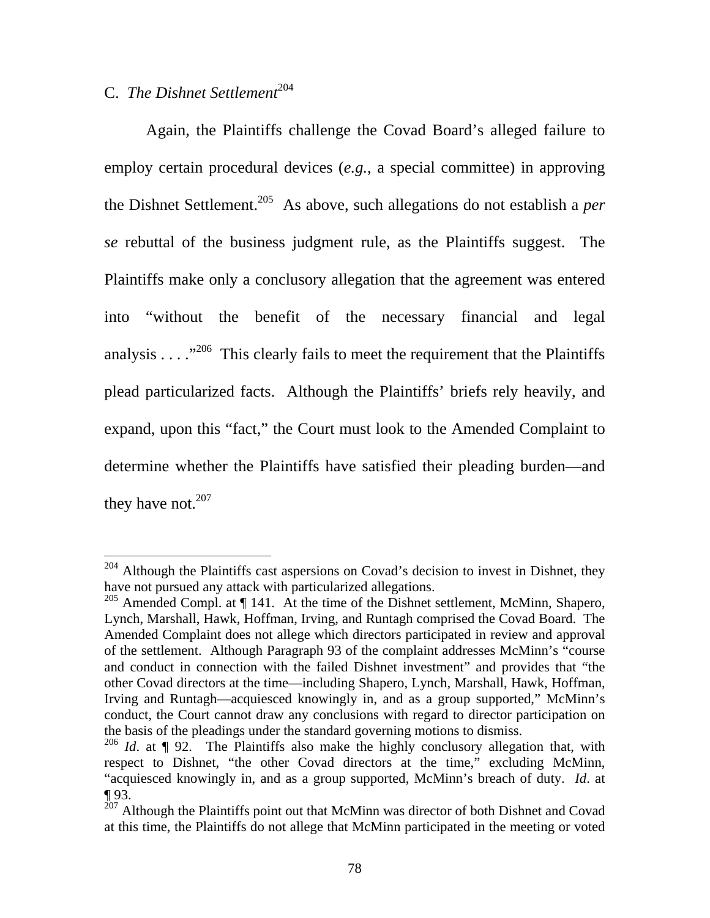C. *The Dishnet Settlement*[204]

Again, the Plaintiffs challenge the Covad Board's alleged failure to employ certain procedural devices (*e.g.*, a special committee) in approving the Dishnet Settlement.[205] As above, such allegations do not establish a *per se* rebuttal of the business judgment rule, as the Plaintiffs suggest. The Plaintiffs make only a conclusory allegation that the agreement was entered into "without the benefit of the necessary financial and legal analysis . . . ."[206] This clearly fails to meet the requirement that the Plaintiffs plead particularized facts. Although the Plaintiffs' briefs rely heavily, and expand, upon this "fact," the Court must look to the Amended Complaint to determine whether the Plaintiffs have satisfied their pleading burden—and they have not.[207]

---

[204] Although the Plaintiffs cast aspersions on Covad's decision to invest in Dishnet, they have not pursued any attack with particularized allegations.

[205] Amended Compl. at ¶ 141. At the time of the Dishnet settlement, McMinn, Shapero, Lynch, Marshall, Hawk, Hoffman, Irving, and Runtagh comprised the Covad Board. The Amended Complaint does not allege which directors participated in review and approval of the settlement. Although Paragraph 93 of the complaint addresses McMinn's "course and conduct in connection with the failed Dishnet investment" and provides that "the other Covad directors at the time—including Shapero, Lynch, Marshall, Hawk, Hoffman, Irving and Runtagh—acquiesced knowingly in, and as a group supported," McMinn's conduct, the Court cannot draw any conclusions with regard to director participation on the basis of the pleadings under the standard governing motions to dismiss.

[206] *Id*. at ¶ 92. The Plaintiffs also make the highly conclusory allegation that, with respect to Dishnet, "the other Covad directors at the time," excluding McMinn, "acquiesced knowingly in, and as a group supported, McMinn's breach of duty. *Id*. at ¶ 93.

[207] Although the Plaintiffs point out that McMinn was director of both Dishnet and Covad at this time, the Plaintiffs do not allege that McMinn participated in the meeting or voted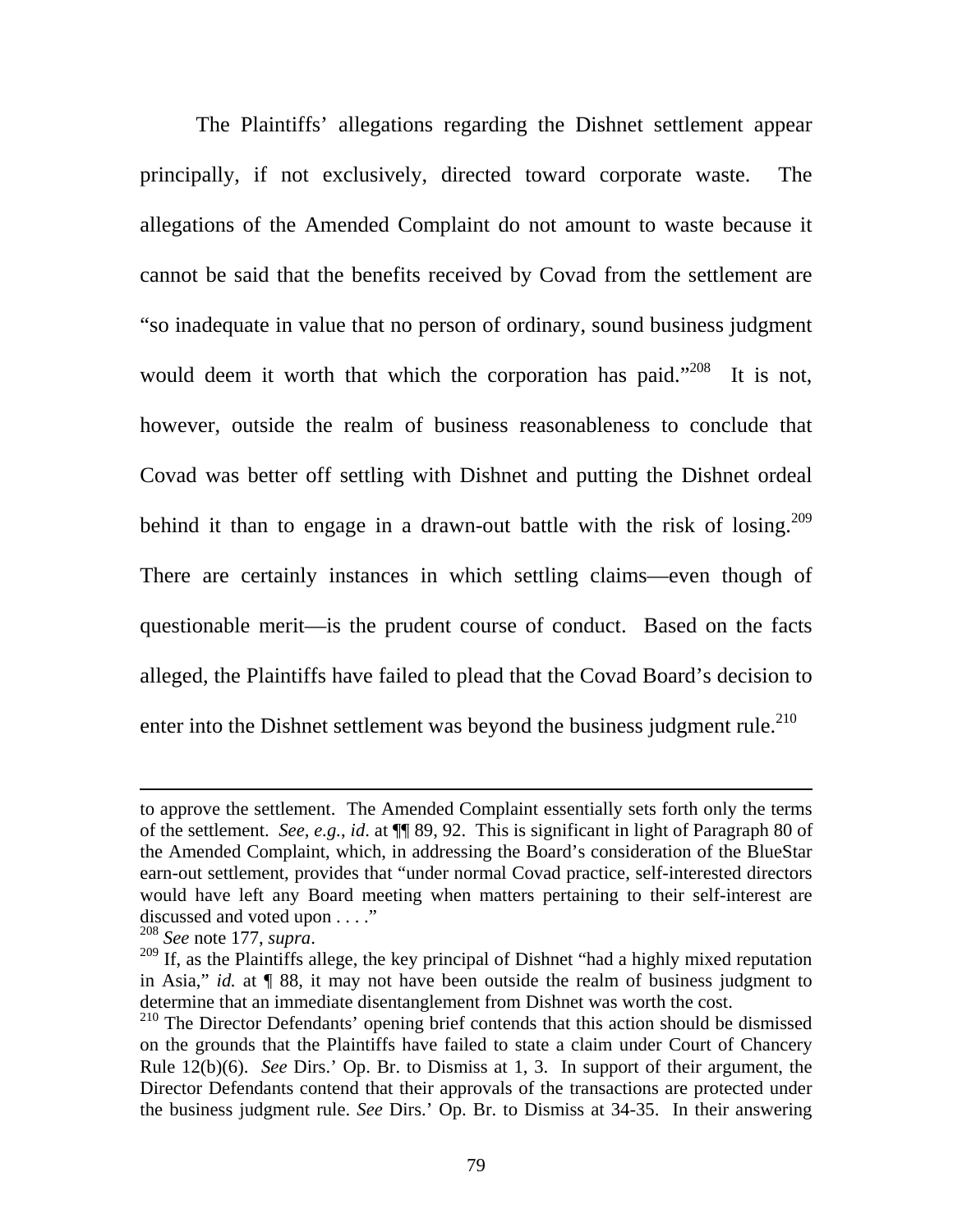The Plaintiffs' allegations regarding the Dishnet settlement appear principally, if not exclusively, directed toward corporate waste. The allegations of the Amended Complaint do not amount to waste because it cannot be said that the benefits received by Covad from the settlement are "so inadequate in value that no person of ordinary, sound business judgment would deem it worth that which the corporation has paid."[208] It is not, however, outside the realm of business reasonableness to conclude that Covad was better off settling with Dishnet and putting the Dishnet ordeal behind it than to engage in a drawn-out battle with the risk of losing.[209] There are certainly instances in which settling claims—even though of questionable merit—is the prudent course of conduct. Based on the facts alleged, the Plaintiffs have failed to plead that the Covad Board's decision to enter into the Dishnet settlement was beyond the business judgment rule.[210]

---

to approve the settlement. The Amended Complaint essentially sets forth only the terms of the settlement. *See, e.g.*, *id*. at ¶¶ 89, 92. This is significant in light of Paragraph 80 of the Amended Complaint, which, in addressing the Board's consideration of the BlueStar earn-out settlement, provides that "under normal Covad practice, self-interested directors would have left any Board meeting when matters pertaining to their self-interest are discussed and voted upon . . . ."

[208] *See* note 177, *supra*.

[209] If, as the Plaintiffs allege, the key principal of Dishnet "had a highly mixed reputation in Asia," *id.* at ¶ 88, it may not have been outside the realm of business judgment to determine that an immediate disentanglement from Dishnet was worth the cost.

[210] The Director Defendants' opening brief contends that this action should be dismissed on the grounds that the Plaintiffs have failed to state a claim under Court of Chancery Rule 12(b)(6). *See* Dirs.' Op. Br. to Dismiss at 1, 3. In support of their argument, the Director Defendants contend that their approvals of the transactions are protected under the business judgment rule. *See* Dirs.' Op. Br. to Dismiss at 34-35. In their answering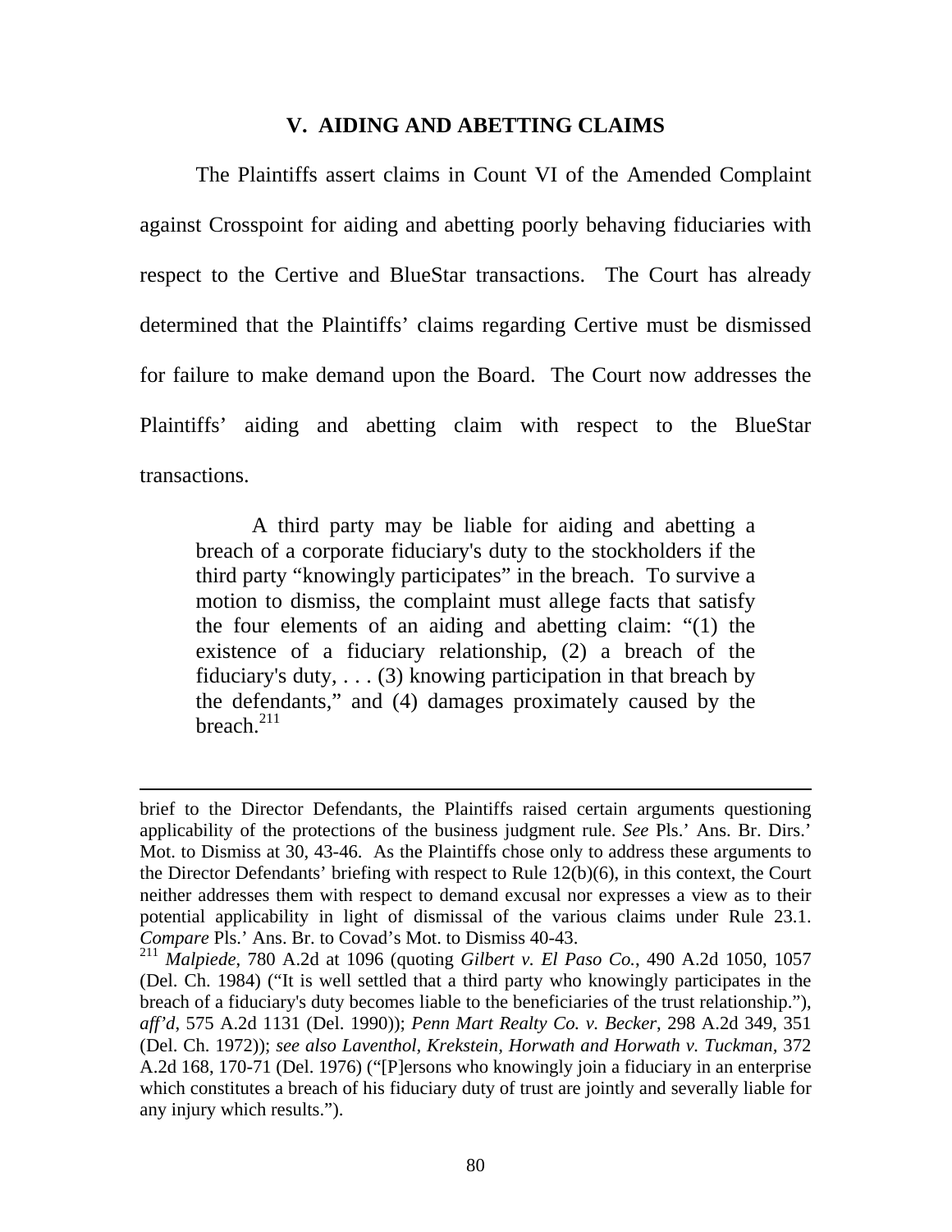## V. AIDING AND ABETTING CLAIMS

The Plaintiffs assert claims in Count VI of the Amended Complaint against Crosspoint for aiding and abetting poorly behaving fiduciaries with respect to the Certive and BlueStar transactions. The Court has already determined that the Plaintiffs' claims regarding Certive must be dismissed for failure to make demand upon the Board. The Court now addresses the Plaintiffs' aiding and abetting claim with respect to the BlueStar transactions.

> A third party may be liable for aiding and abetting a breach of a corporate fiduciary's duty to the stockholders if the third party "knowingly participates" in the breach. To survive a motion to dismiss, the complaint must allege facts that satisfy the four elements of an aiding and abetting claim: "(1) the existence of a fiduciary relationship, (2) a breach of the fiduciary's duty, . . . (3) knowing participation in that breach by the defendants," and (4) damages proximately caused by the breach.[211]

---

brief to the Director Defendants, the Plaintiffs raised certain arguments questioning applicability of the protections of the business judgment rule. *See* Pls.' Ans. Br. Dirs.' Mot. to Dismiss at 30, 43-46. As the Plaintiffs chose only to address these arguments to the Director Defendants' briefing with respect to Rule 12(b)(6), in this context, the Court neither addresses them with respect to demand excusal nor expresses a view as to their potential applicability in light of dismissal of the various claims under Rule 23.1. *Compare* Pls.' Ans. Br. to Covad's Mot. to Dismiss 40-43.

[211] *Malpiede*, 780 A.2d at 1096 (quoting *Gilbert v. El Paso Co.*, 490 A.2d 1050, 1057 (Del. Ch. 1984) ("It is well settled that a third party who knowingly participates in the breach of a fiduciary's duty becomes liable to the beneficiaries of the trust relationship."), *aff'd*, 575 A.2d 1131 (Del. 1990)); *Penn Mart Realty Co. v. Becker*, 298 A.2d 349, 351 (Del. Ch. 1972)); *see also Laventhol, Krekstein, Horwath and Horwath v. Tuckman*, 372 A.2d 168, 170-71 (Del. 1976) ("[P]ersons who knowingly join a fiduciary in an enterprise which constitutes a breach of his fiduciary duty of trust are jointly and severally liable for any injury which results.").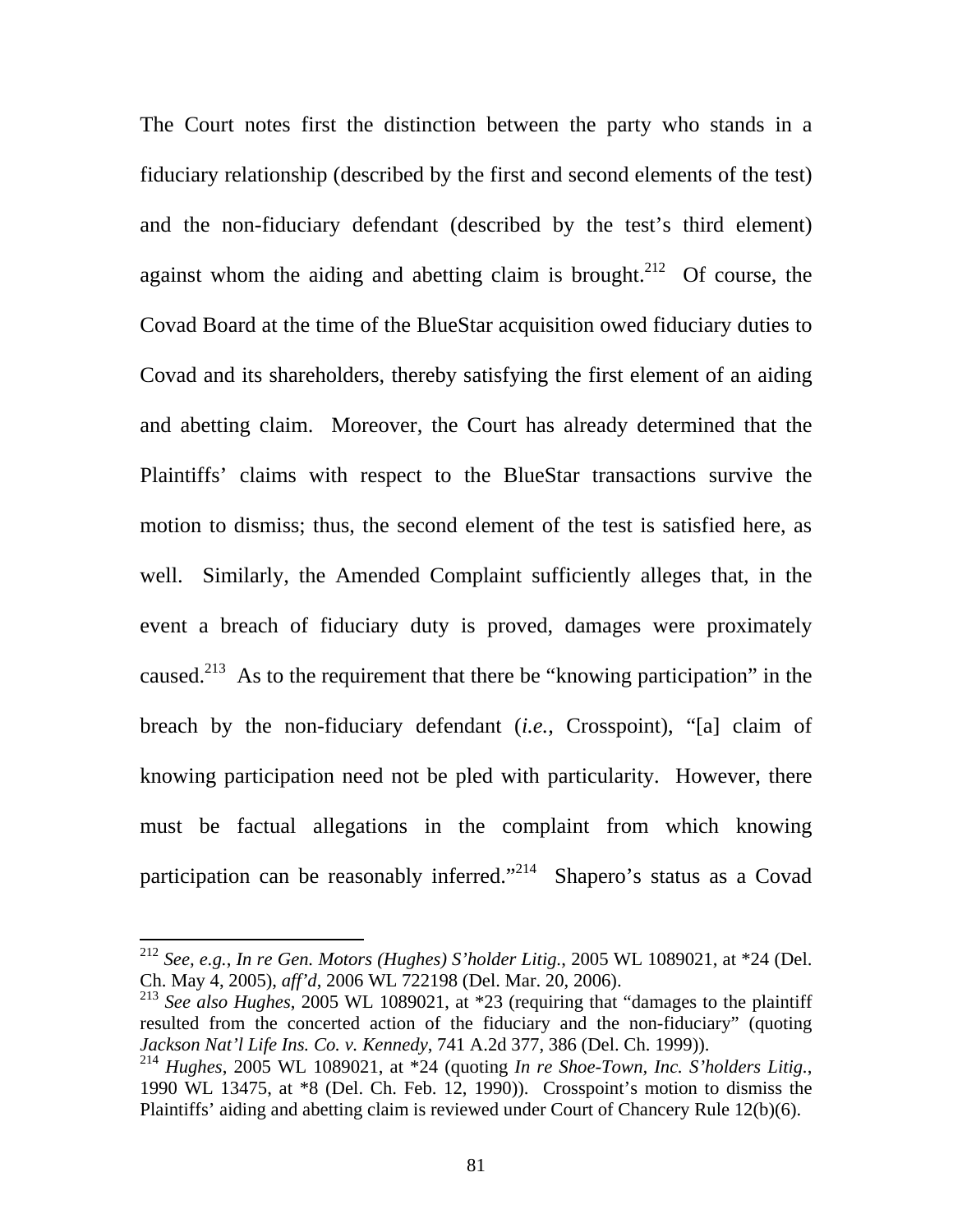The Court notes first the distinction between the party who stands in a fiduciary relationship (described by the first and second elements of the test) and the non-fiduciary defendant (described by the test's third element) against whom the aiding and abetting claim is brought.[212] Of course, the Covad Board at the time of the BlueStar acquisition owed fiduciary duties to Covad and its shareholders, thereby satisfying the first element of an aiding and abetting claim. Moreover, the Court has already determined that the Plaintiffs' claims with respect to the BlueStar transactions survive the motion to dismiss; thus, the second element of the test is satisfied here, as well. Similarly, the Amended Complaint sufficiently alleges that, in the event a breach of fiduciary duty is proved, damages were proximately caused.[213] As to the requirement that there be "knowing participation" in the breach by the non-fiduciary defendant (*i.e.*, Crosspoint), "[a] claim of knowing participation need not be pled with particularity. However, there must be factual allegations in the complaint from which knowing participation can be reasonably inferred."[214] Shapero's status as a Covad

---

[212] *See, e.g.*, *In re Gen. Motors (Hughes) S'holder Litig.*, 2005 WL 1089021, at *24 (Del. Ch. May 4, 2005), *aff'd*, 2006 WL 722198 (Del. Mar. 20, 2006).

[213] *See also Hughes*, 2005 WL 1089021, at *23 (requiring that "damages to the plaintiff resulted from the concerted action of the fiduciary and the non-fiduciary" (quoting *Jackson Nat'l Life Ins. Co. v. Kennedy*, 741 A.2d 377, 386 (Del. Ch. 1999)).

[214] *Hughes*, 2005 WL 1089021, at *24 (quoting *In re Shoe-Town, Inc. S'holders Litig.*, 1990 WL 13475, at *8 (Del. Ch. Feb. 12, 1990)). Crosspoint's motion to dismiss the Plaintiffs' aiding and abetting claim is reviewed under Court of Chancery Rule 12(b)(6).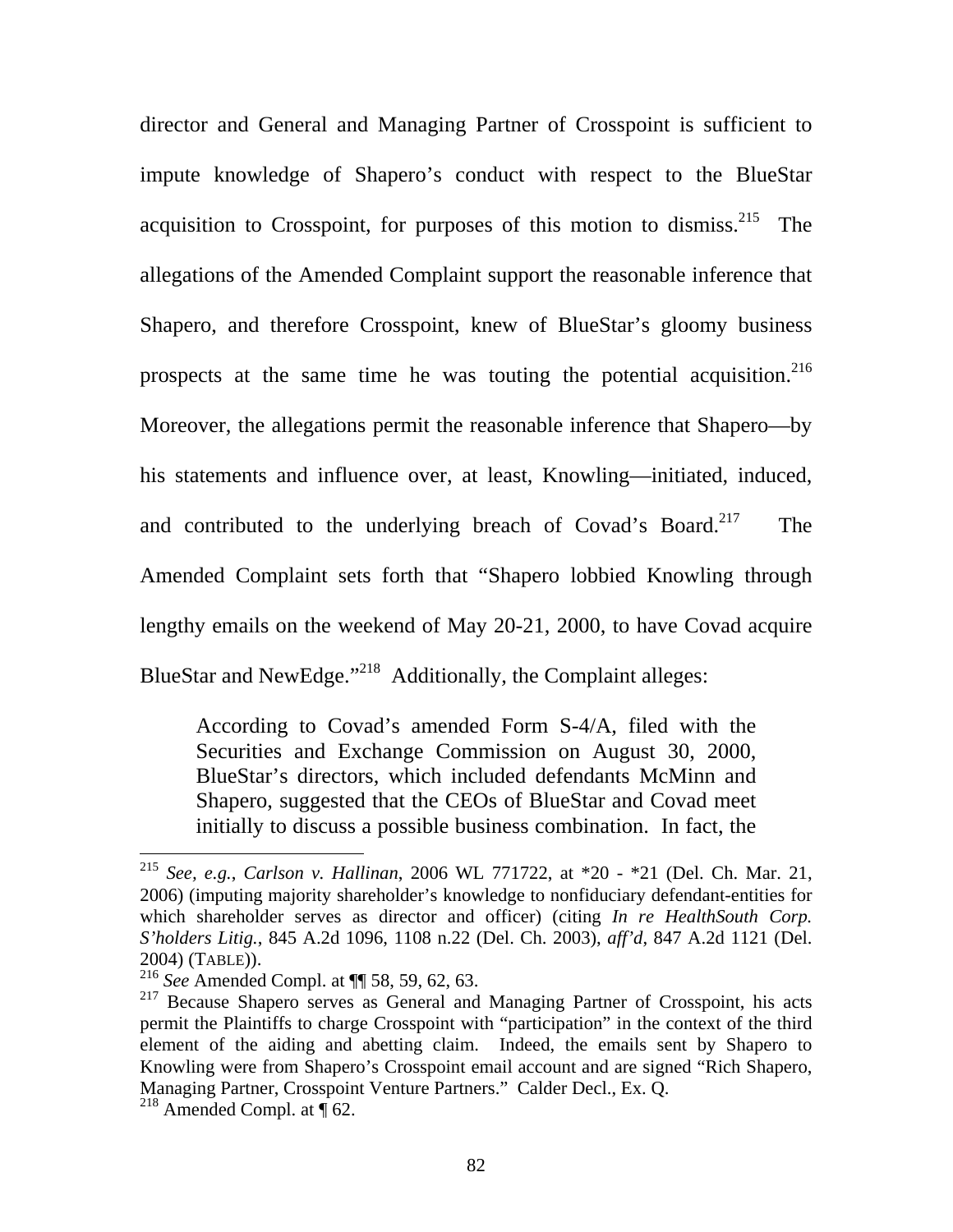director and General and Managing Partner of Crosspoint is sufficient to impute knowledge of Shapero's conduct with respect to the BlueStar acquisition to Crosspoint, for purposes of this motion to dismiss.[215] The allegations of the Amended Complaint support the reasonable inference that Shapero, and therefore Crosspoint, knew of BlueStar's gloomy business prospects at the same time he was touting the potential acquisition.[216] Moreover, the allegations permit the reasonable inference that Shapero—by his statements and influence over, at least, Knowling—initiated, induced, and contributed to the underlying breach of Covad's Board.[217] The Amended Complaint sets forth that "Shapero lobbied Knowling through lengthy emails on the weekend of May 20-21, 2000, to have Covad acquire BlueStar and NewEdge."[218] Additionally, the Complaint alleges:

> According to Covad's amended Form S-4/A, filed with the Securities and Exchange Commission on August 30, 2000, BlueStar's directors, which included defendants McMinn and Shapero, suggested that the CEOs of BlueStar and Covad meet initially to discuss a possible business combination. In fact, the

---

[215] *See, e.g.*, *Carlson v. Hallinan*, 2006 WL 771722, at *20 - *21 (Del. Ch. Mar. 21, 2006) (imputing majority shareholder's knowledge to nonfiduciary defendant-entities for which shareholder serves as director and officer) (citing *In re HealthSouth Corp. S'holders Litig.*, 845 A.2d 1096, 1108 n.22 (Del. Ch. 2003), *aff'd*, 847 A.2d 1121 (Del. 2004) (TABLE)).

[216] *See* Amended Compl. at ¶¶ 58, 59, 62, 63.

[217] Because Shapero serves as General and Managing Partner of Crosspoint, his acts permit the Plaintiffs to charge Crosspoint with "participation" in the context of the third element of the aiding and abetting claim. Indeed, the emails sent by Shapero to Knowling were from Shapero's Crosspoint email account and are signed "Rich Shapero, Managing Partner, Crosspoint Venture Partners." Calder Decl., Ex. Q.

[218] Amended Compl. at ¶ 62.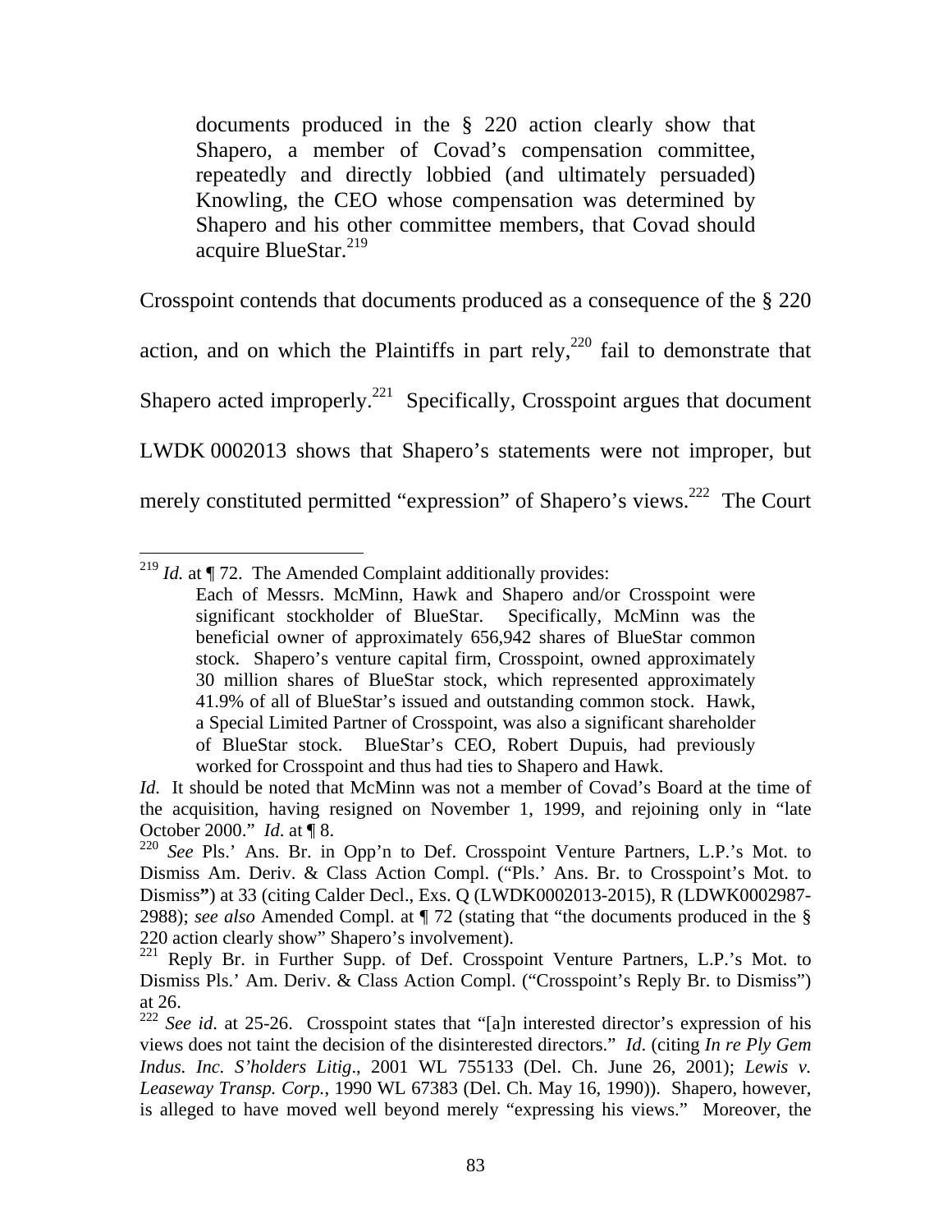> documents produced in the § 220 action clearly show that Shapero, a member of Covad's compensation committee, repeatedly and directly lobbied (and ultimately persuaded) Knowling, the CEO whose compensation was determined by Shapero and his other committee members, that Covad should acquire BlueStar.[219]

Crosspoint contends that documents produced as a consequence of the § 220 action, and on which the Plaintiffs in part rely,[220] fail to demonstrate that Shapero acted improperly.[221] Specifically, Crosspoint argues that document LWDK 0002013 shows that Shapero's statements were not improper, but merely constituted permitted "expression" of Shapero's views.[222] The Court

---

[219] *Id.* at ¶ 72. The Amended Complaint additionally provides:

> Each of Messrs. McMinn, Hawk and Shapero and/or Crosspoint were significant stockholder of BlueStar. Specifically, McMinn was the beneficial owner of approximately 656,942 shares of BlueStar common stock. Shapero's venture capital firm, Crosspoint, owned approximately 30 million shares of BlueStar stock, which represented approximately 41.9% of all of BlueStar's issued and outstanding common stock. Hawk, a Special Limited Partner of Crosspoint, was also a significant shareholder of BlueStar stock. BlueStar's CEO, Robert Dupuis, had previously worked for Crosspoint and thus had ties to Shapero and Hawk.

*Id*. It should be noted that McMinn was not a member of Covad's Board at the time of the acquisition, having resigned on November 1, 1999, and rejoining only in "late October 2000." *Id*. at ¶ 8.

[220] *See* Pls.' Ans. Br. in Opp'n to Def. Crosspoint Venture Partners, L.P.'s Mot. to Dismiss Am. Deriv. & Class Action Compl. ("Pls.' Ans. Br. to Crosspoint's Mot. to Dismiss**"**) at 33 (citing Calder Decl., Exs. Q (LWDK0002013-2015), R (LDWK0002987-2988); *see also* Amended Compl. at ¶ 72 (stating that "the documents produced in the § 220 action clearly show" Shapero's involvement).

[221] Reply Br. in Further Supp. of Def. Crosspoint Venture Partners, L.P.'s Mot. to Dismiss Pls.' Am. Deriv. & Class Action Compl. ("Crosspoint's Reply Br. to Dismiss") at 26.

[222] *See id*. at 25-26. Crosspoint states that "[a]n interested director's expression of his views does not taint the decision of the disinterested directors." *Id*. (citing *In re Ply Gem Indus. Inc. S'holders Litig*., 2001 WL 755133 (Del. Ch. June 26, 2001); *Lewis v. Leaseway Transp. Corp.*, 1990 WL 67383 (Del. Ch. May 16, 1990)). Shapero, however, is alleged to have moved well beyond merely "expressing his views." Moreover, the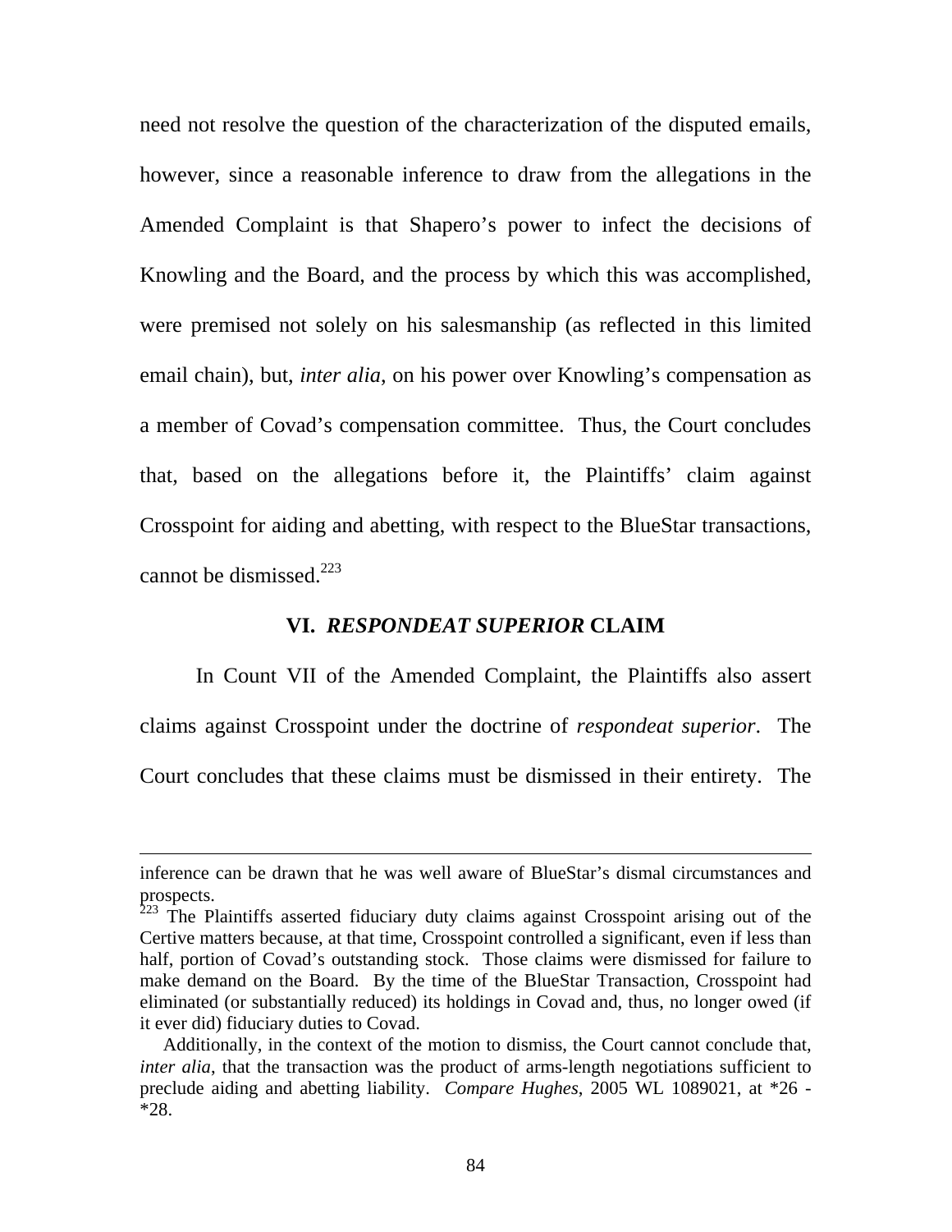need not resolve the question of the characterization of the disputed emails, however, since a reasonable inference to draw from the allegations in the Amended Complaint is that Shapero's power to infect the decisions of Knowling and the Board, and the process by which this was accomplished, were premised not solely on his salesmanship (as reflected in this limited email chain), but, *inter alia*, on his power over Knowling's compensation as a member of Covad's compensation committee. Thus, the Court concludes that, based on the allegations before it, the Plaintiffs' claim against Crosspoint for aiding and abetting, with respect to the BlueStar transactions, cannot be dismissed.[223]

## VI. *RESPONDEAT SUPERIOR* CLAIM

In Count VII of the Amended Complaint, the Plaintiffs also assert claims against Crosspoint under the doctrine of *respondeat superior*. The Court concludes that these claims must be dismissed in their entirety. The

---

inference can be drawn that he was well aware of BlueStar's dismal circumstances and prospects.

[223] The Plaintiffs asserted fiduciary duty claims against Crosspoint arising out of the Certive matters because, at that time, Crosspoint controlled a significant, even if less than half, portion of Covad's outstanding stock. Those claims were dismissed for failure to make demand on the Board. By the time of the BlueStar Transaction, Crosspoint had eliminated (or substantially reduced) its holdings in Covad and, thus, no longer owed (if it ever did) fiduciary duties to Covad.

Additionally, in the context of the motion to dismiss, the Court cannot conclude that, *inter alia*, that the transaction was the product of arms-length negotiations sufficient to preclude aiding and abetting liability. *Compare Hughes*, 2005 WL 1089021, at *26 - *28.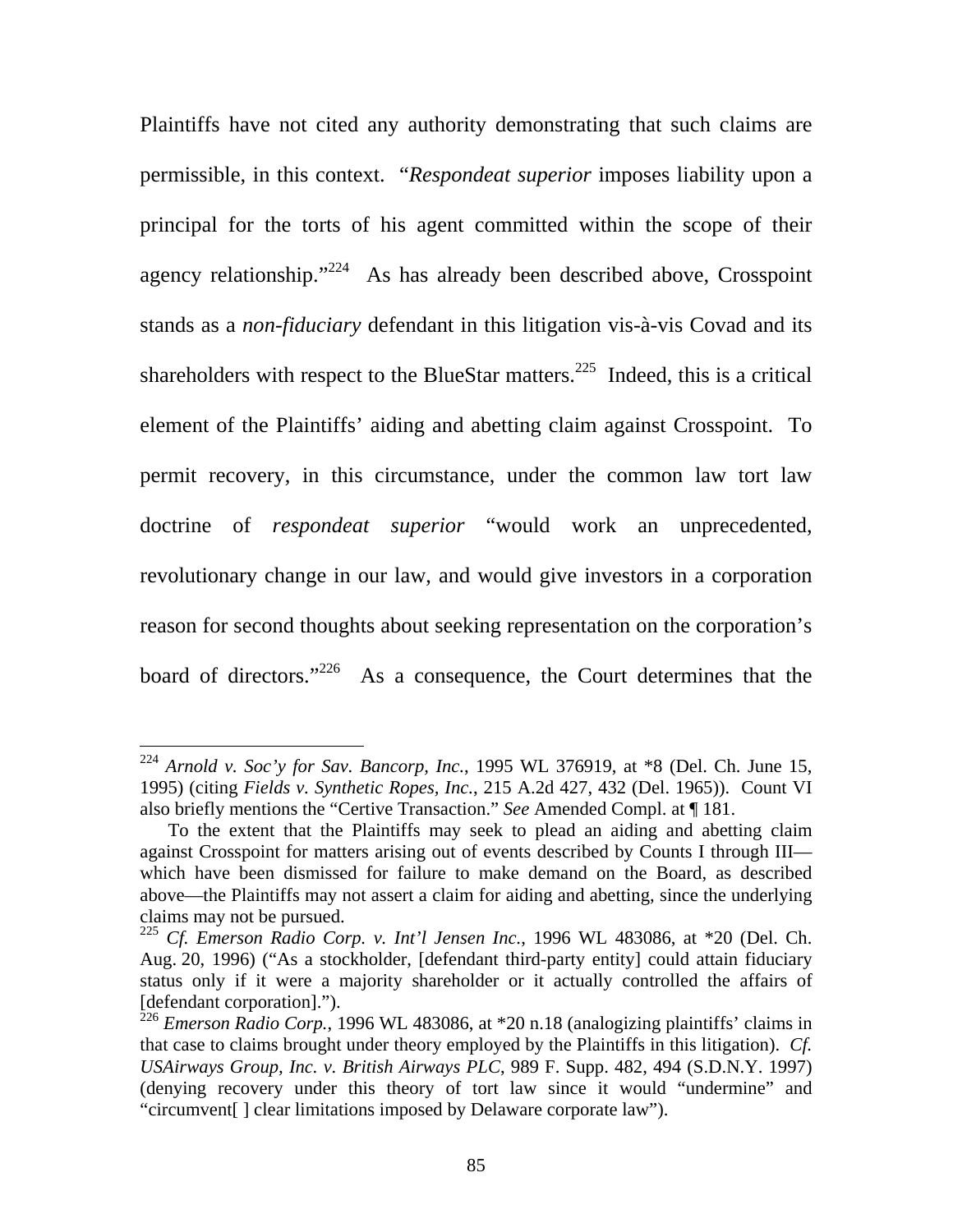Plaintiffs have not cited any authority demonstrating that such claims are permissible, in this context. "*Respondeat superior* imposes liability upon a principal for the torts of his agent committed within the scope of their agency relationship."[224] As has already been described above, Crosspoint stands as a *non-fiduciary* defendant in this litigation vis-à-vis Covad and its shareholders with respect to the BlueStar matters.[225] Indeed, this is a critical element of the Plaintiffs' aiding and abetting claim against Crosspoint. To permit recovery, in this circumstance, under the common law tort law doctrine of *respondeat superior* "would work an unprecedented, revolutionary change in our law, and would give investors in a corporation reason for second thoughts about seeking representation on the corporation's board of directors."[226] As a consequence, the Court determines that the

---

[224] *Arnold v. Soc'y for Sav. Bancorp, Inc.*, 1995 WL 376919, at *8 (Del. Ch. June 15, 1995) (citing *Fields v. Synthetic Ropes, Inc.*, 215 A.2d 427, 432 (Del. 1965)). Count VI also briefly mentions the "Certive Transaction." *See* Amended Compl. at ¶ 181.

To the extent that the Plaintiffs may seek to plead an aiding and abetting claim against Crosspoint for matters arising out of events described by Counts I through III—which have been dismissed for failure to make demand on the Board, as described above—the Plaintiffs may not assert a claim for aiding and abetting, since the underlying claims may not be pursued.

[225] *Cf. Emerson Radio Corp. v. Int'l Jensen Inc.*, 1996 WL 483086, at *20 (Del. Ch. Aug. 20, 1996) ("As a stockholder, [defendant third-party entity] could attain fiduciary status only if it were a majority shareholder or it actually controlled the affairs of [defendant corporation].").

[226] *Emerson Radio Corp.*, 1996 WL 483086, at *20 n.18 (analogizing plaintiffs' claims in that case to claims brought under theory employed by the Plaintiffs in this litigation). *Cf. USAirways Group, Inc. v. British Airways PLC*, 989 F. Supp. 482, 494 (S.D.N.Y. 1997) (denying recovery under this theory of tort law since it would "undermine" and "circumvent[ ] clear limitations imposed by Delaware corporate law").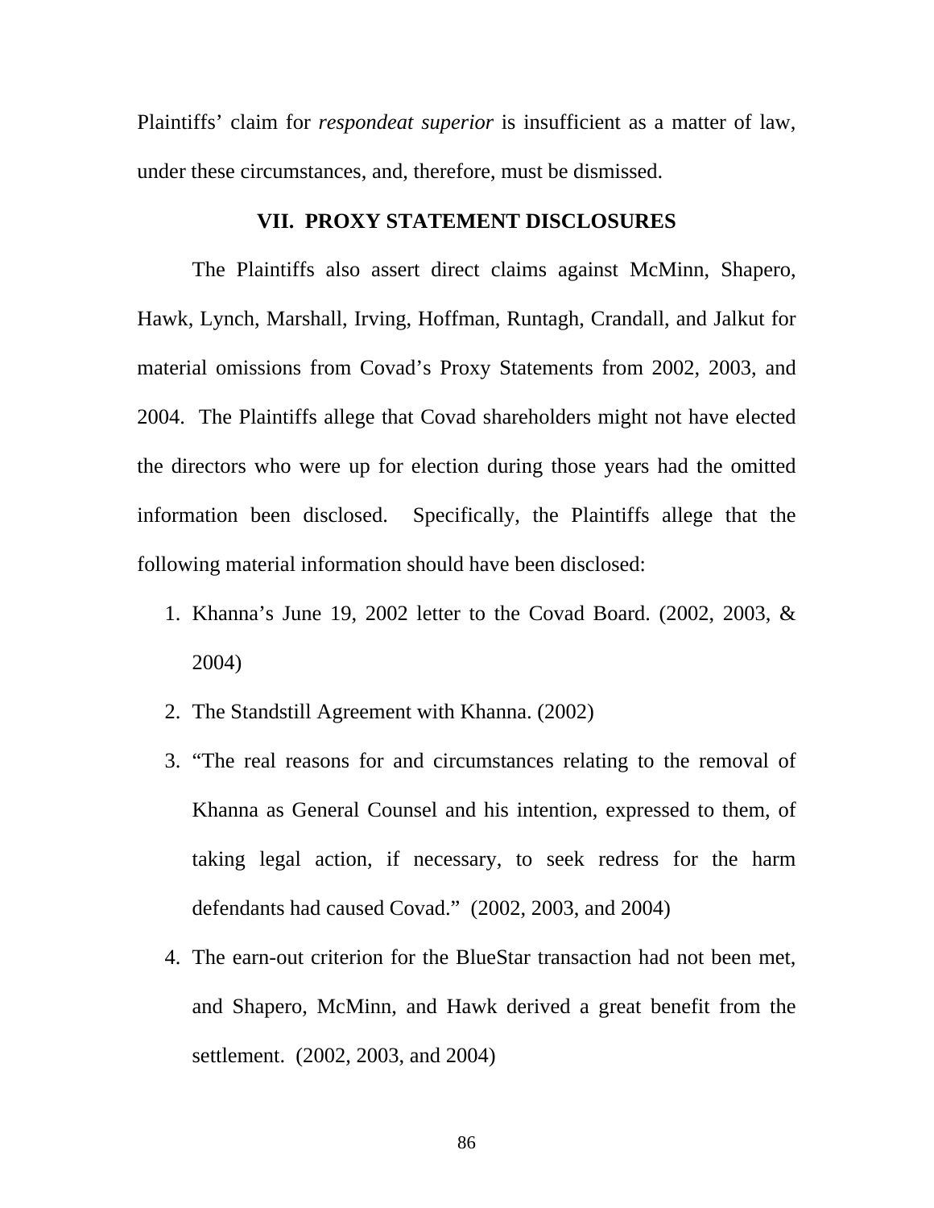Plaintiffs' claim for *respondeat superior* is insufficient as a matter of law, under these circumstances, and, therefore, must be dismissed.

## VII. PROXY STATEMENT DISCLOSURES

The Plaintiffs also assert direct claims against McMinn, Shapero, Hawk, Lynch, Marshall, Irving, Hoffman, Runtagh, Crandall, and Jalkut for material omissions from Covad's Proxy Statements from 2002, 2003, and 2004. The Plaintiffs allege that Covad shareholders might not have elected the directors who were up for election during those years had the omitted information been disclosed. Specifically, the Plaintiffs allege that the following material information should have been disclosed:

1. Khanna's June 19, 2002 letter to the Covad Board. (2002, 2003, & 2004)
2. The Standstill Agreement with Khanna. (2002)
3. "The real reasons for and circumstances relating to the removal of Khanna as General Counsel and his intention, expressed to them, of taking legal action, if necessary, to seek redress for the harm defendants had caused Covad." (2002, 2003, and 2004)
4. The earn-out criterion for the BlueStar transaction had not been met, and Shapero, McMinn, and Hawk derived a great benefit from the settlement. (2002, 2003, and 2004)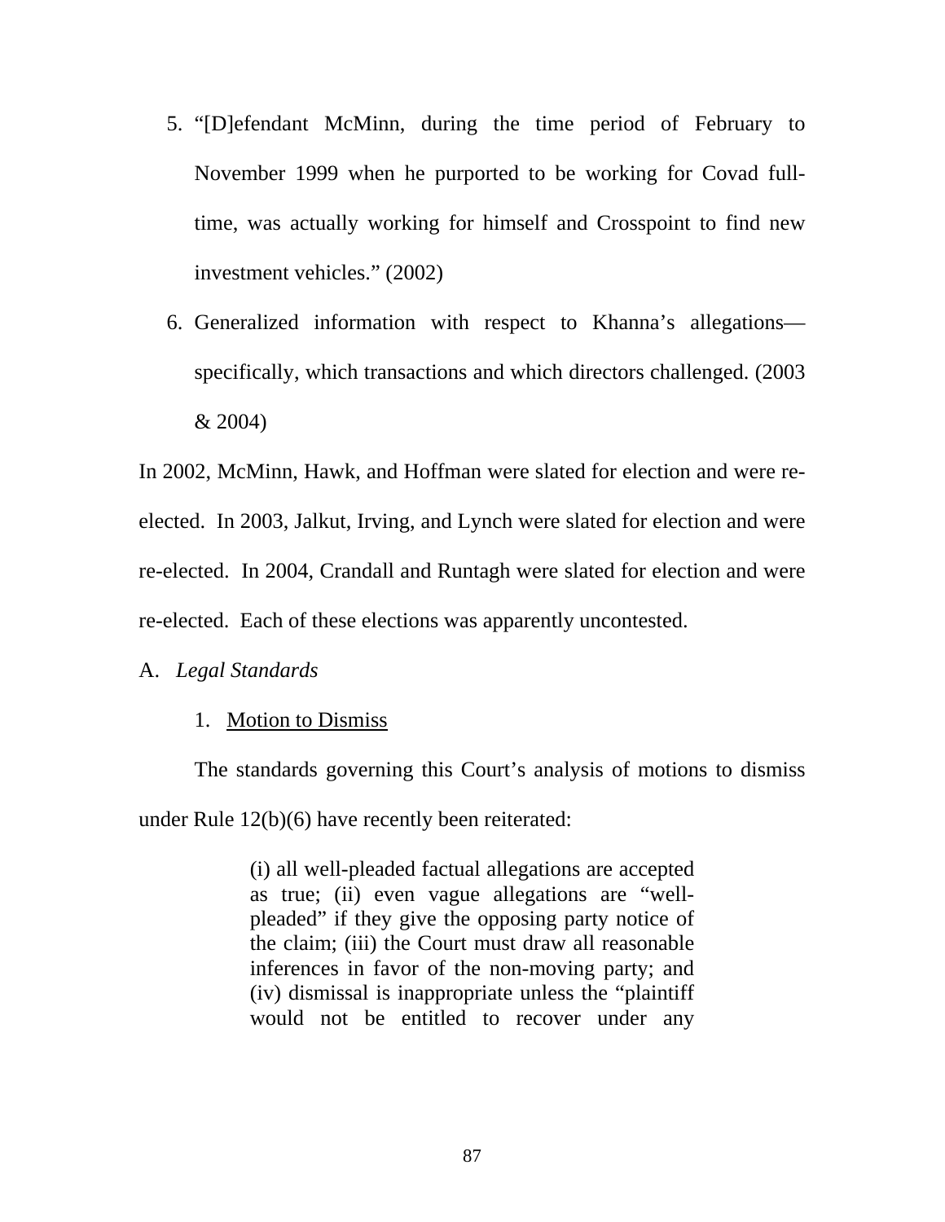5. "[D]efendant McMinn, during the time period of February to November 1999 when he purported to be working for Covad full-time, was actually working for himself and Crosspoint to find new investment vehicles." (2002)

6. Generalized information with respect to Khanna's allegations—specifically, which transactions and which directors challenged. (2003 & 2004)

In 2002, McMinn, Hawk, and Hoffman were slated for election and were re-elected. In 2003, Jalkut, Irving, and Lynch were slated for election and were re-elected. In 2004, Crandall and Runtagh were slated for election and were re-elected. Each of these elections was apparently uncontested.

A. *Legal Standards*

1. Motion to Dismiss

The standards governing this Court's analysis of motions to dismiss under Rule 12(b)(6) have recently been reiterated:

> (i) all well-pleaded factual allegations are accepted as true; (ii) even vague allegations are "well-pleaded" if they give the opposing party notice of the claim; (iii) the Court must draw all reasonable inferences in favor of the non-moving party; and (iv) dismissal is inappropriate unless the "plaintiff would not be entitled to recover under any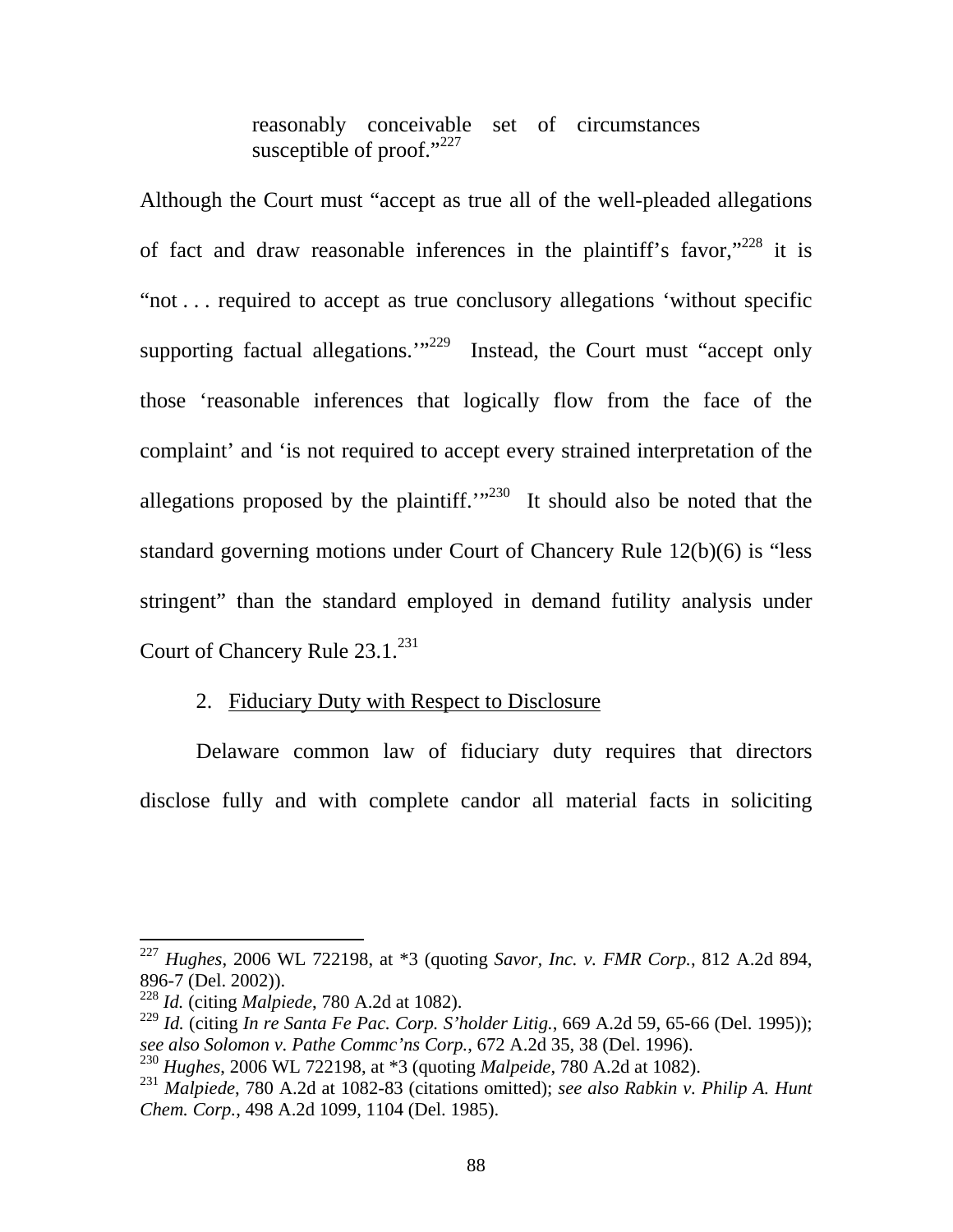reasonably conceivable set of circumstances susceptible of proof."[227]

Although the Court must "accept as true all of the well-pleaded allegations of fact and draw reasonable inferences in the plaintiff's favor,"[228] it is "not . . . required to accept as true conclusory allegations 'without specific supporting factual allegations.'"[229] Instead, the Court must "accept only those 'reasonable inferences that logically flow from the face of the complaint' and 'is not required to accept every strained interpretation of the allegations proposed by the plaintiff.'"[230] It should also be noted that the standard governing motions under Court of Chancery Rule 12(b)(6) is "less stringent" than the standard employed in demand futility analysis under Court of Chancery Rule 23.1.[231]

2. Fiduciary Duty with Respect to Disclosure

Delaware common law of fiduciary duty requires that directors disclose fully and with complete candor all material facts in soliciting

---

[227] *Hughes*, 2006 WL 722198, at *3 (quoting *Savor, Inc. v. FMR Corp.*, 812 A.2d 894, 896-7 (Del. 2002)).

[228] *Id.* (citing *Malpiede*, 780 A.2d at 1082).

[229] *Id.* (citing *In re Santa Fe Pac. Corp. S'holder Litig.*, 669 A.2d 59, 65-66 (Del. 1995)); *see also Solomon v. Pathe Commc'ns Corp.*, 672 A.2d 35, 38 (Del. 1996).

[230] *Hughes*, 2006 WL 722198, at *3 (quoting *Malpeide*, 780 A.2d at 1082).

[231] *Malpiede*, 780 A.2d at 1082-83 (citations omitted); *see also Rabkin v. Philip A. Hunt Chem. Corp.*, 498 A.2d 1099, 1104 (Del. 1985).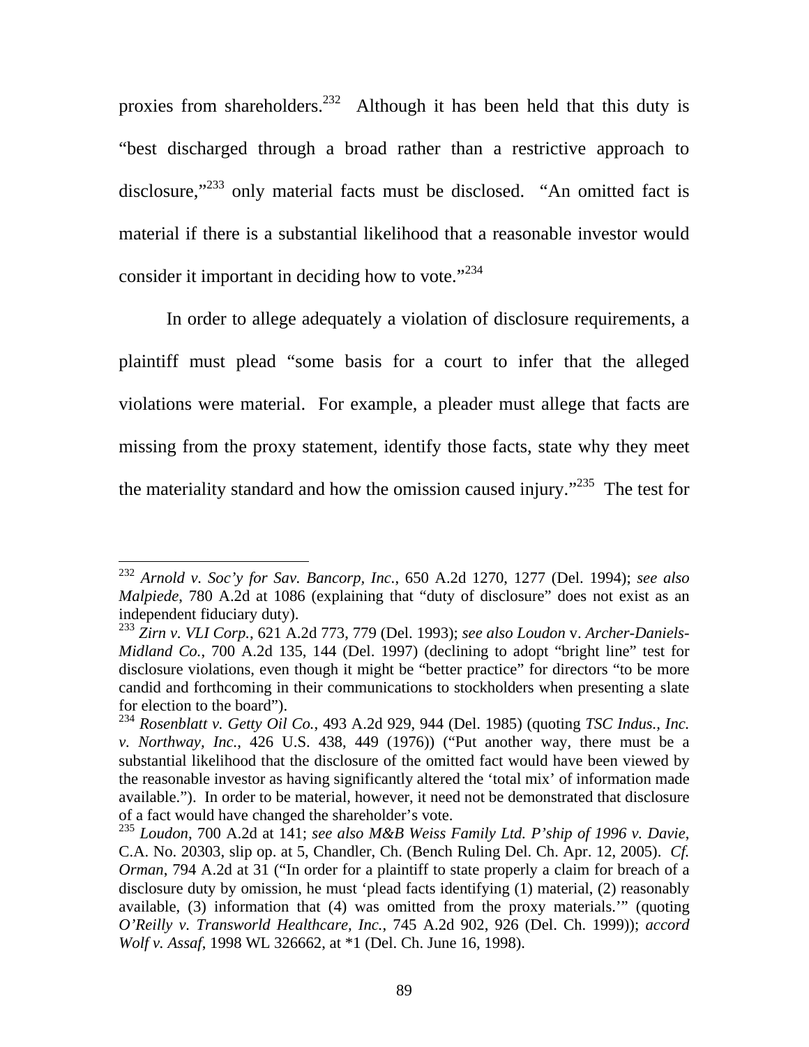proxies from shareholders.[232] Although it has been held that this duty is "best discharged through a broad rather than a restrictive approach to disclosure,"[233] only material facts must be disclosed. "An omitted fact is material if there is a substantial likelihood that a reasonable investor would consider it important in deciding how to vote."[234]

In order to allege adequately a violation of disclosure requirements, a plaintiff must plead "some basis for a court to infer that the alleged violations were material. For example, a pleader must allege that facts are missing from the proxy statement, identify those facts, state why they meet the materiality standard and how the omission caused injury."[235] The test for

---

[232] *Arnold v. Soc'y for Sav. Bancorp, Inc.*, 650 A.2d 1270, 1277 (Del. 1994); *see also Malpiede*, 780 A.2d at 1086 (explaining that "duty of disclosure" does not exist as an independent fiduciary duty).

[233] *Zirn v. VLI Corp.*, 621 A.2d 773, 779 (Del. 1993); *see also Loudon* v. *Archer-Daniels-Midland Co.*, 700 A.2d 135, 144 (Del. 1997) (declining to adopt "bright line" test for disclosure violations, even though it might be "better practice" for directors "to be more candid and forthcoming in their communications to stockholders when presenting a slate for election to the board").

[234] *Rosenblatt v. Getty Oil Co.*, 493 A.2d 929, 944 (Del. 1985) (quoting *TSC Indus., Inc. v. Northway, Inc.*, 426 U.S. 438, 449 (1976)) ("Put another way, there must be a substantial likelihood that the disclosure of the omitted fact would have been viewed by the reasonable investor as having significantly altered the 'total mix' of information made available."). In order to be material, however, it need not be demonstrated that disclosure of a fact would have changed the shareholder's vote.

[235] *Loudon*, 700 A.2d at 141; *see also M&B Weiss Family Ltd. P'ship of 1996 v. Davie*, C.A. No. 20303, slip op. at 5, Chandler, Ch. (Bench Ruling Del. Ch. Apr. 12, 2005). *Cf. Orman*, 794 A.2d at 31 ("In order for a plaintiff to state properly a claim for breach of a disclosure duty by omission, he must 'plead facts identifying (1) material, (2) reasonably available, (3) information that (4) was omitted from the proxy materials.'" (quoting *O'Reilly v. Transworld Healthcare, Inc.*, 745 A.2d 902, 926 (Del. Ch. 1999)); *accord Wolf v. Assaf*, 1998 WL 326662, at *1 (Del. Ch. June 16, 1998).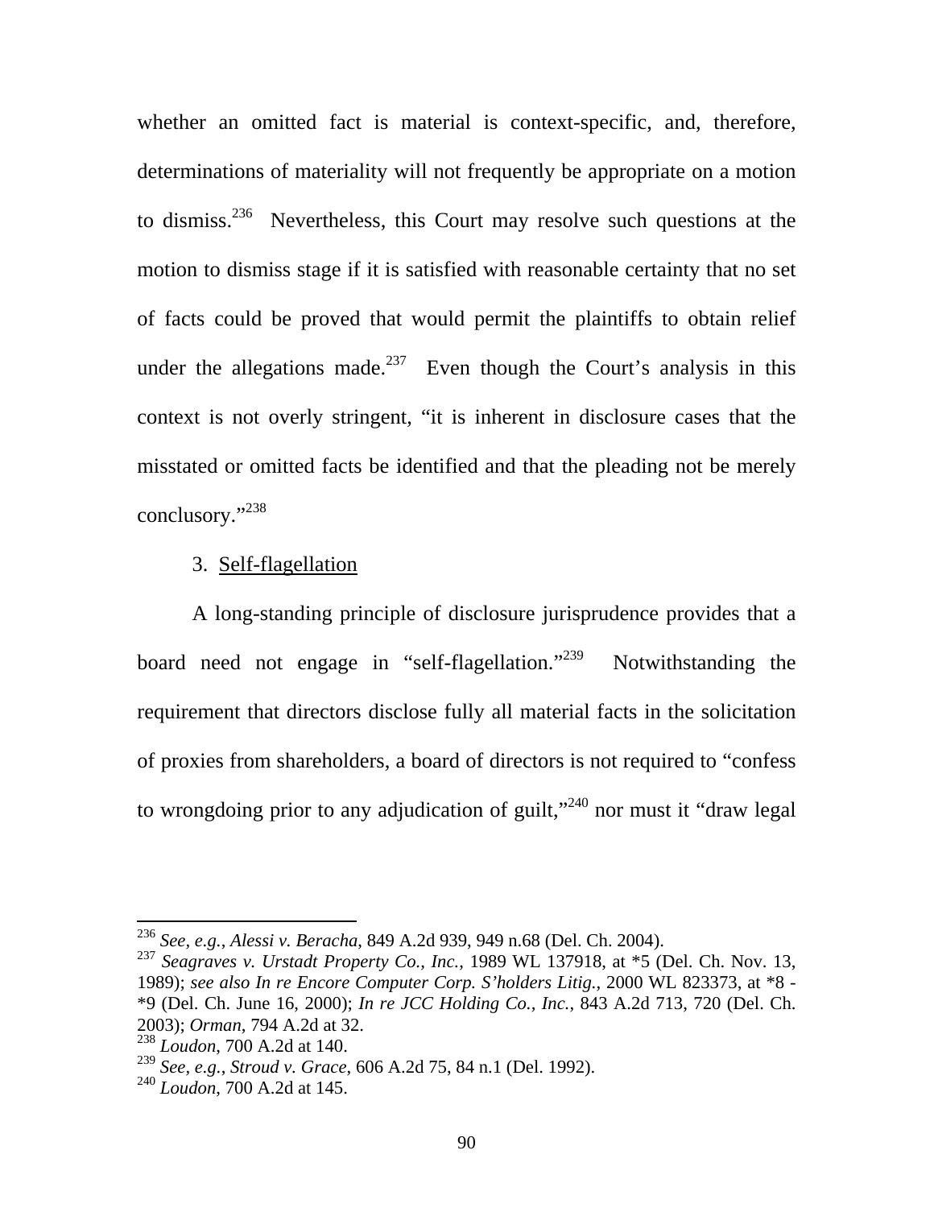whether an omitted fact is material is context-specific, and, therefore, determinations of materiality will not frequently be appropriate on a motion to dismiss.[236] Nevertheless, this Court may resolve such questions at the motion to dismiss stage if it is satisfied with reasonable certainty that no set of facts could be proved that would permit the plaintiffs to obtain relief under the allegations made.[237] Even though the Court's analysis in this context is not overly stringent, "it is inherent in disclosure cases that the misstated or omitted facts be identified and that the pleading not be merely conclusory."[238]

3. Self-flagellation

A long-standing principle of disclosure jurisprudence provides that a board need not engage in "self-flagellation."[239] Notwithstanding the requirement that directors disclose fully all material facts in the solicitation of proxies from shareholders, a board of directors is not required to "confess to wrongdoing prior to any adjudication of guilt,"[240] nor must it "draw legal

---

[236] *See, e.g.*, *Alessi v. Beracha*, 849 A.2d 939, 949 n.68 (Del. Ch. 2004).

[237] *Seagraves v. Urstadt Property Co., Inc.*, 1989 WL 137918, at *5 (Del. Ch. Nov. 13, 1989); *see also In re Encore Computer Corp. S'holders Litig.*, 2000 WL 823373, at *8 - *9 (Del. Ch. June 16, 2000); *In re JCC Holding Co., Inc.*, 843 A.2d 713, 720 (Del. Ch. 2003); *Orman*, 794 A.2d at 32.

[238] *Loudon*, 700 A.2d at 140.

[239] *See, e.g.*, *Stroud v. Grace*, 606 A.2d 75, 84 n.1 (Del. 1992).

[240] *Loudon*, 700 A.2d at 145.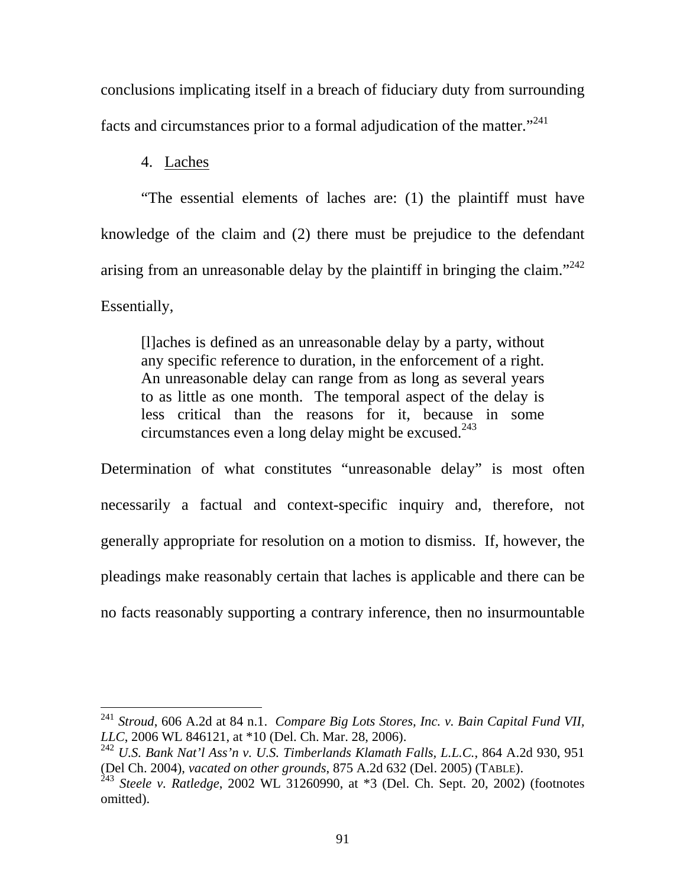conclusions implicating itself in a breach of fiduciary duty from surrounding facts and circumstances prior to a formal adjudication of the matter."[241]

4. Laches

"The essential elements of laches are: (1) the plaintiff must have knowledge of the claim and (2) there must be prejudice to the defendant arising from an unreasonable delay by the plaintiff in bringing the claim."[242] Essentially,

> [l]aches is defined as an unreasonable delay by a party, without any specific reference to duration, in the enforcement of a right. An unreasonable delay can range from as long as several years to as little as one month. The temporal aspect of the delay is less critical than the reasons for it, because in some circumstances even a long delay might be excused.[243]

Determination of what constitutes "unreasonable delay" is most often necessarily a factual and context-specific inquiry and, therefore, not generally appropriate for resolution on a motion to dismiss. If, however, the pleadings make reasonably certain that laches is applicable and there can be no facts reasonably supporting a contrary inference, then no insurmountable

---

[241] *Stroud*, 606 A.2d at 84 n.1. *Compare Big Lots Stores, Inc. v. Bain Capital Fund VII, LLC*, 2006 WL 846121, at *10 (Del. Ch. Mar. 28, 2006).

[242] *U.S. Bank Nat'l Ass'n v. U.S. Timberlands Klamath Falls, L.L.C.*, 864 A.2d 930, 951 (Del Ch. 2004), *vacated on other grounds*, 875 A.2d 632 (Del. 2005) (TABLE).

[243] *Steele v. Ratledge*, 2002 WL 31260990, at *3 (Del. Ch. Sept. 20, 2002) (footnotes omitted).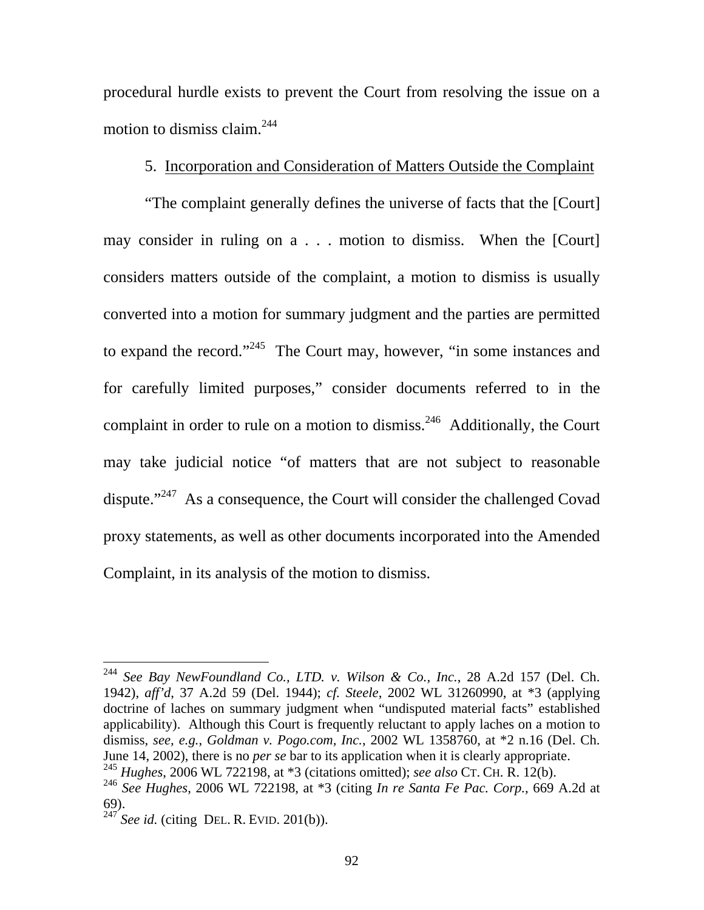procedural hurdle exists to prevent the Court from resolving the issue on a motion to dismiss claim.[244]

5. Incorporation and Consideration of Matters Outside the Complaint

"The complaint generally defines the universe of facts that the [Court] may consider in ruling on a . . . motion to dismiss. When the [Court] considers matters outside of the complaint, a motion to dismiss is usually converted into a motion for summary judgment and the parties are permitted to expand the record."[245] The Court may, however, "in some instances and for carefully limited purposes," consider documents referred to in the complaint in order to rule on a motion to dismiss.[246] Additionally, the Court may take judicial notice "of matters that are not subject to reasonable dispute."[247] As a consequence, the Court will consider the challenged Covad proxy statements, as well as other documents incorporated into the Amended Complaint, in its analysis of the motion to dismiss.

---

[244] *See Bay NewFoundland Co., LTD. v. Wilson & Co., Inc.*, 28 A.2d 157 (Del. Ch. 1942), *aff'd*, 37 A.2d 59 (Del. 1944); *cf. Steele*, 2002 WL 31260990, at *3 (applying doctrine of laches on summary judgment when "undisputed material facts" established applicability). Although this Court is frequently reluctant to apply laches on a motion to dismiss, *see, e.g.*, *Goldman v. Pogo.com, Inc.*, 2002 WL 1358760, at *2 n.16 (Del. Ch. June 14, 2002), there is no *per se* bar to its application when it is clearly appropriate.

[245] *Hughes*, 2006 WL 722198, at *3 (citations omitted); *see also* CT. CH. R. 12(b).

[246] *See Hughes*, 2006 WL 722198, at *3 (citing *In re Santa Fe Pac. Corp.*, 669 A.2d at 69).

[247] *See id.* (citing DEL. R. EVID. 201(b)).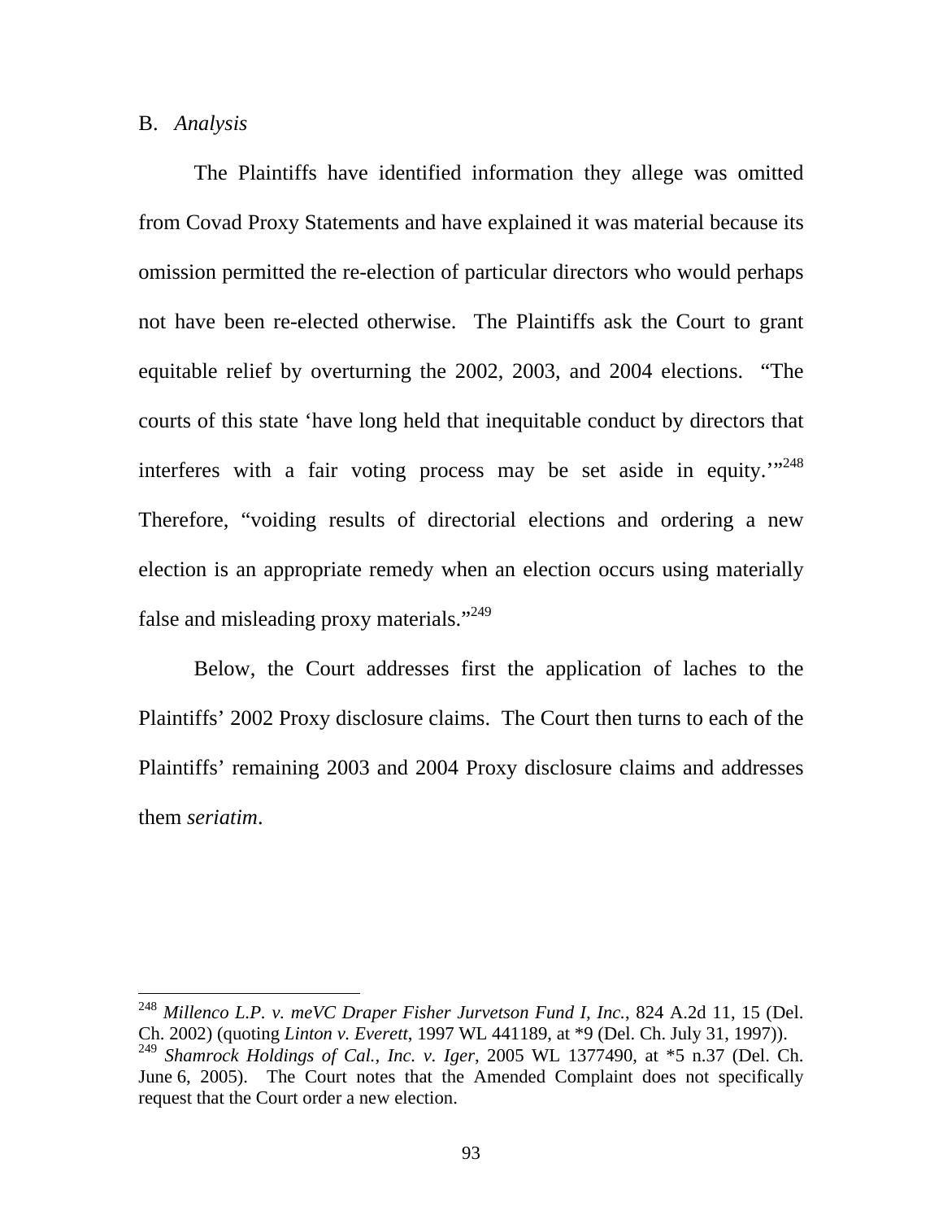B. *Analysis*

The Plaintiffs have identified information they allege was omitted from Covad Proxy Statements and have explained it was material because its omission permitted the re-election of particular directors who would perhaps not have been re-elected otherwise. The Plaintiffs ask the Court to grant equitable relief by overturning the 2002, 2003, and 2004 elections. "The courts of this state 'have long held that inequitable conduct by directors that interferes with a fair voting process may be set aside in equity.'"[248] Therefore, "voiding results of directorial elections and ordering a new election is an appropriate remedy when an election occurs using materially false and misleading proxy materials."[249]

Below, the Court addresses first the application of laches to the Plaintiffs' 2002 Proxy disclosure claims. The Court then turns to each of the Plaintiffs' remaining 2003 and 2004 Proxy disclosure claims and addresses them *seriatim*.

---

[248] *Millenco L.P. v. meVC Draper Fisher Jurvetson Fund I, Inc.*, 824 A.2d 11, 15 (Del. Ch. 2002) (quoting *Linton v. Everett*, 1997 WL 441189, at *9 (Del. Ch. July 31, 1997)).

[249] *Shamrock Holdings of Cal., Inc. v. Iger*, 2005 WL 1377490, at *5 n.37 (Del. Ch. June 6, 2005). The Court notes that the Amended Complaint does not specifically request that the Court order a new election.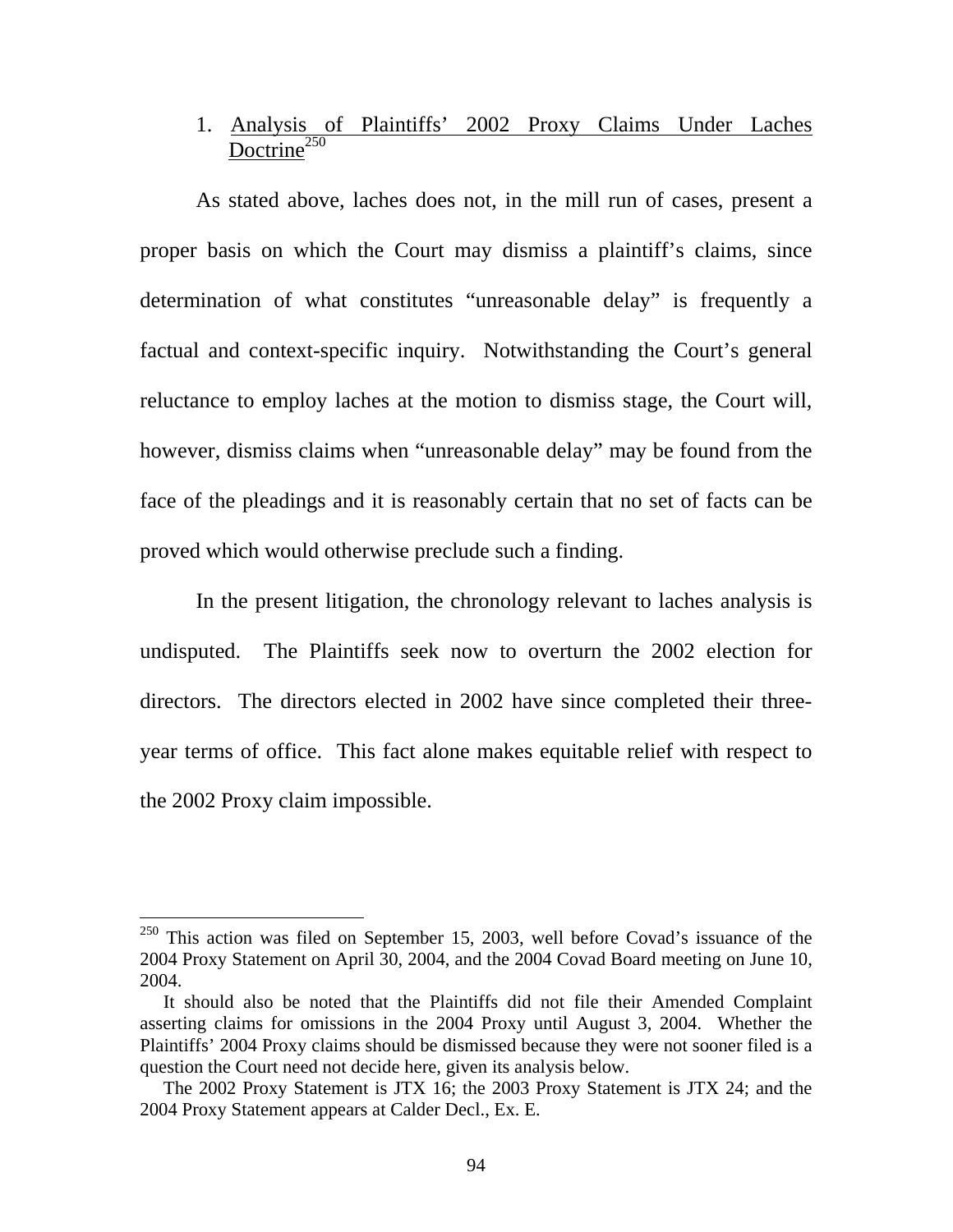1. Analysis of Plaintiffs' 2002 Proxy Claims Under Laches Doctrine[250]

As stated above, laches does not, in the mill run of cases, present a proper basis on which the Court may dismiss a plaintiff's claims, since determination of what constitutes "unreasonable delay" is frequently a factual and context-specific inquiry. Notwithstanding the Court's general reluctance to employ laches at the motion to dismiss stage, the Court will, however, dismiss claims when "unreasonable delay" may be found from the face of the pleadings and it is reasonably certain that no set of facts can be proved which would otherwise preclude such a finding.

In the present litigation, the chronology relevant to laches analysis is undisputed. The Plaintiffs seek now to overturn the 2002 election for directors. The directors elected in 2002 have since completed their three-year terms of office. This fact alone makes equitable relief with respect to the 2002 Proxy claim impossible.

---

[250] This action was filed on September 15, 2003, well before Covad's issuance of the 2004 Proxy Statement on April 30, 2004, and the 2004 Covad Board meeting on June 10, 2004.

It should also be noted that the Plaintiffs did not file their Amended Complaint asserting claims for omissions in the 2004 Proxy until August 3, 2004. Whether the Plaintiffs' 2004 Proxy claims should be dismissed because they were not sooner filed is a question the Court need not decide here, given its analysis below.

The 2002 Proxy Statement is JTX 16; the 2003 Proxy Statement is JTX 24; and the 2004 Proxy Statement appears at Calder Decl., Ex. E.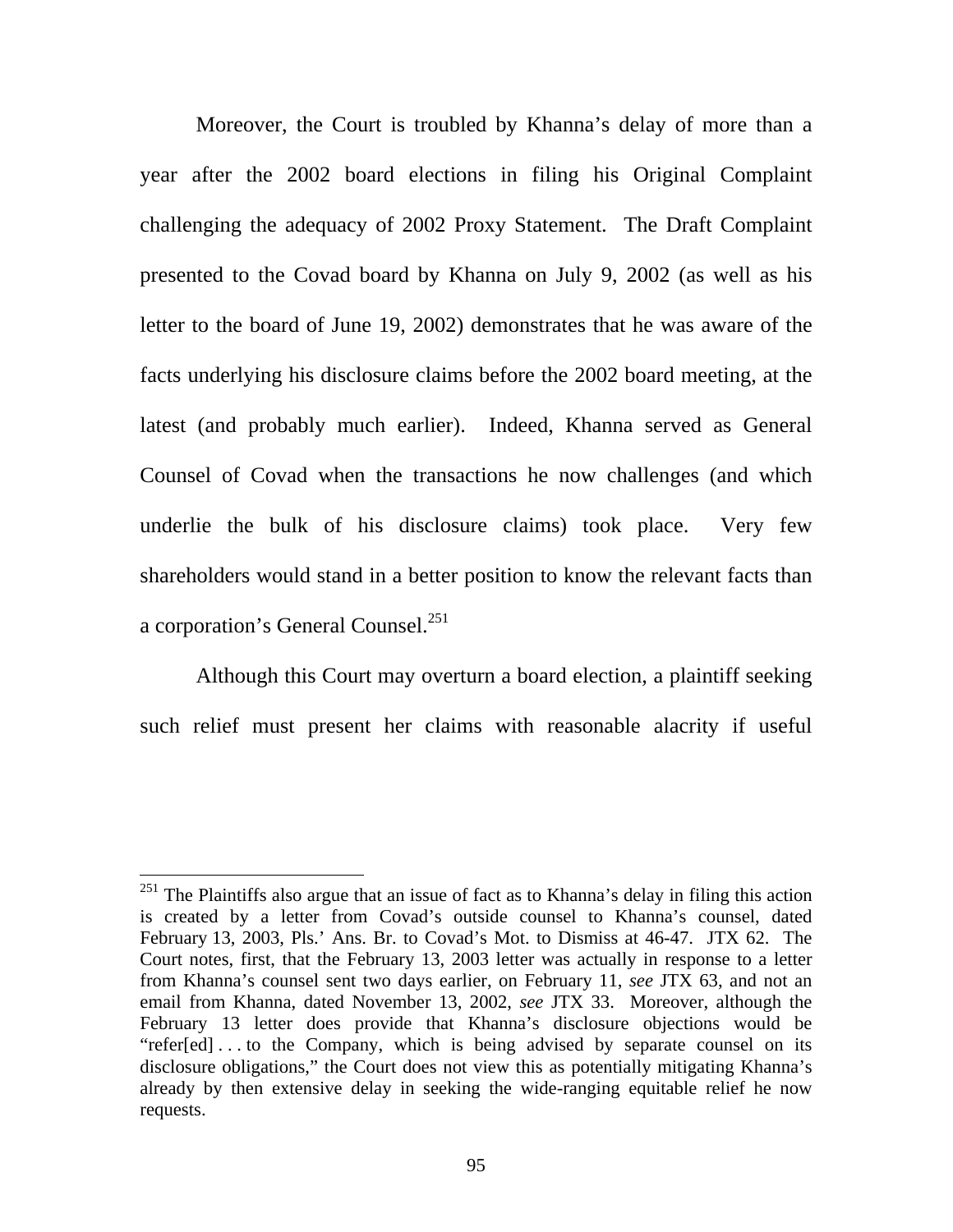Moreover, the Court is troubled by Khanna's delay of more than a year after the 2002 board elections in filing his Original Complaint challenging the adequacy of 2002 Proxy Statement. The Draft Complaint presented to the Covad board by Khanna on July 9, 2002 (as well as his letter to the board of June 19, 2002) demonstrates that he was aware of the facts underlying his disclosure claims before the 2002 board meeting, at the latest (and probably much earlier). Indeed, Khanna served as General Counsel of Covad when the transactions he now challenges (and which underlie the bulk of his disclosure claims) took place. Very few shareholders would stand in a better position to know the relevant facts than a corporation's General Counsel.[251]

Although this Court may overturn a board election, a plaintiff seeking such relief must present her claims with reasonable alacrity if useful

---

[251] The Plaintiffs also argue that an issue of fact as to Khanna's delay in filing this action is created by a letter from Covad's outside counsel to Khanna's counsel, dated February 13, 2003, Pls.' Ans. Br. to Covad's Mot. to Dismiss at 46-47. JTX 62. The Court notes, first, that the February 13, 2003 letter was actually in response to a letter from Khanna's counsel sent two days earlier, on February 11, *see* JTX 63, and not an email from Khanna, dated November 13, 2002, *see* JTX 33. Moreover, although the February 13 letter does provide that Khanna's disclosure objections would be "refer[ed] . . . to the Company, which is being advised by separate counsel on its disclosure obligations," the Court does not view this as potentially mitigating Khanna's already by then extensive delay in seeking the wide-ranging equitable relief he now requests.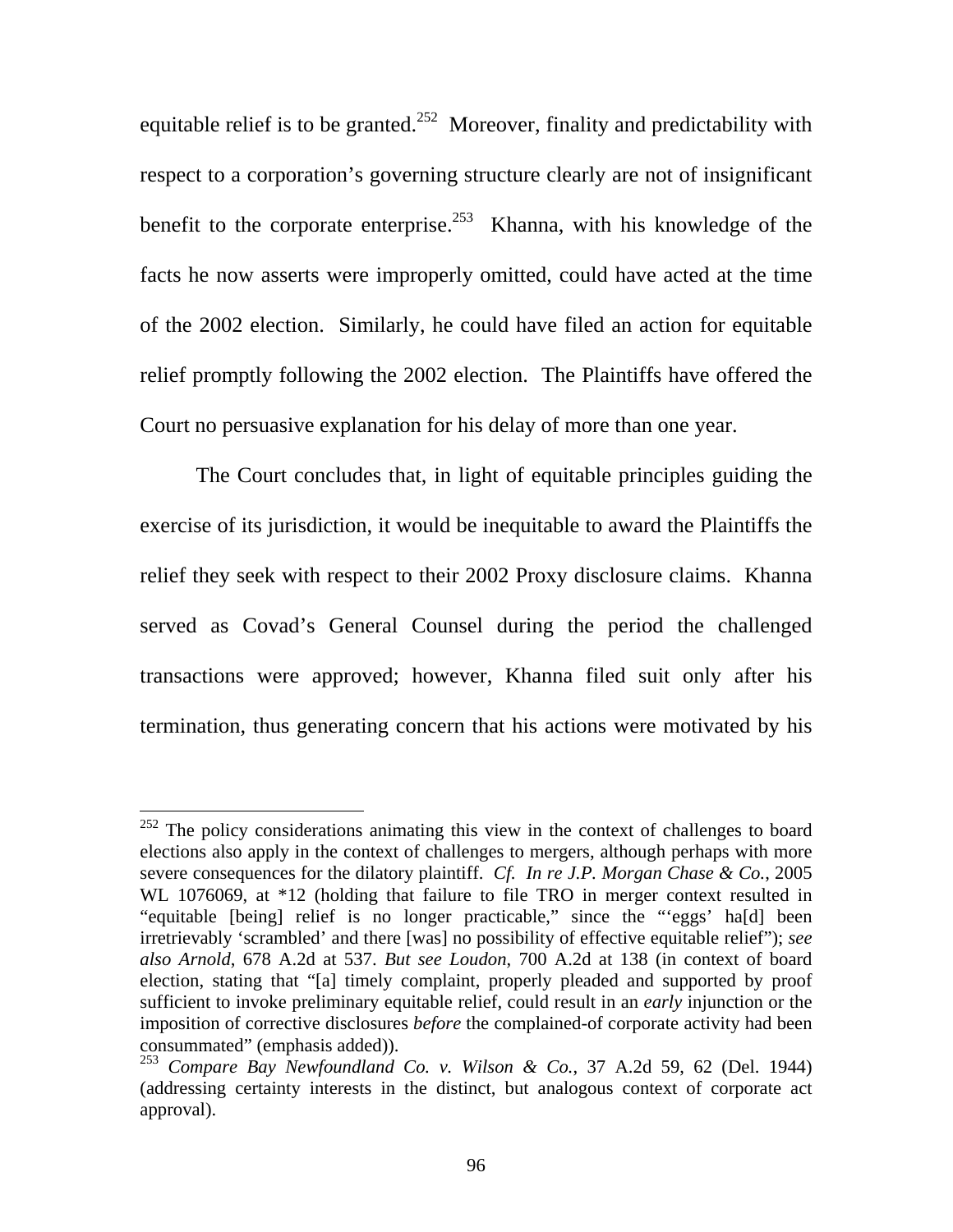equitable relief is to be granted.[252] Moreover, finality and predictability with respect to a corporation's governing structure clearly are not of insignificant benefit to the corporate enterprise.[253] Khanna, with his knowledge of the facts he now asserts were improperly omitted, could have acted at the time of the 2002 election. Similarly, he could have filed an action for equitable relief promptly following the 2002 election. The Plaintiffs have offered the Court no persuasive explanation for his delay of more than one year.

The Court concludes that, in light of equitable principles guiding the exercise of its jurisdiction, it would be inequitable to award the Plaintiffs the relief they seek with respect to their 2002 Proxy disclosure claims. Khanna served as Covad's General Counsel during the period the challenged transactions were approved; however, Khanna filed suit only after his termination, thus generating concern that his actions were motivated by his

---

[252] The policy considerations animating this view in the context of challenges to board elections also apply in the context of challenges to mergers, although perhaps with more severe consequences for the dilatory plaintiff. *Cf. In re J.P. Morgan Chase & Co.*, 2005 WL 1076069, at *12 (holding that failure to file TRO in merger context resulted in "equitable [being] relief is no longer practicable," since the "'eggs' ha[d] been irretrievably 'scrambled' and there [was] no possibility of effective equitable relief"); *see also Arnold*, 678 A.2d at 537. *But see Loudon*, 700 A.2d at 138 (in context of board election, stating that "[a] timely complaint, properly pleaded and supported by proof sufficient to invoke preliminary equitable relief, could result in an *early* injunction or the imposition of corrective disclosures *before* the complained-of corporate activity had been consummated" (emphasis added)).

[253] *Compare Bay Newfoundland Co. v. Wilson & Co.*, 37 A.2d 59, 62 (Del. 1944) (addressing certainty interests in the distinct, but analogous context of corporate act approval).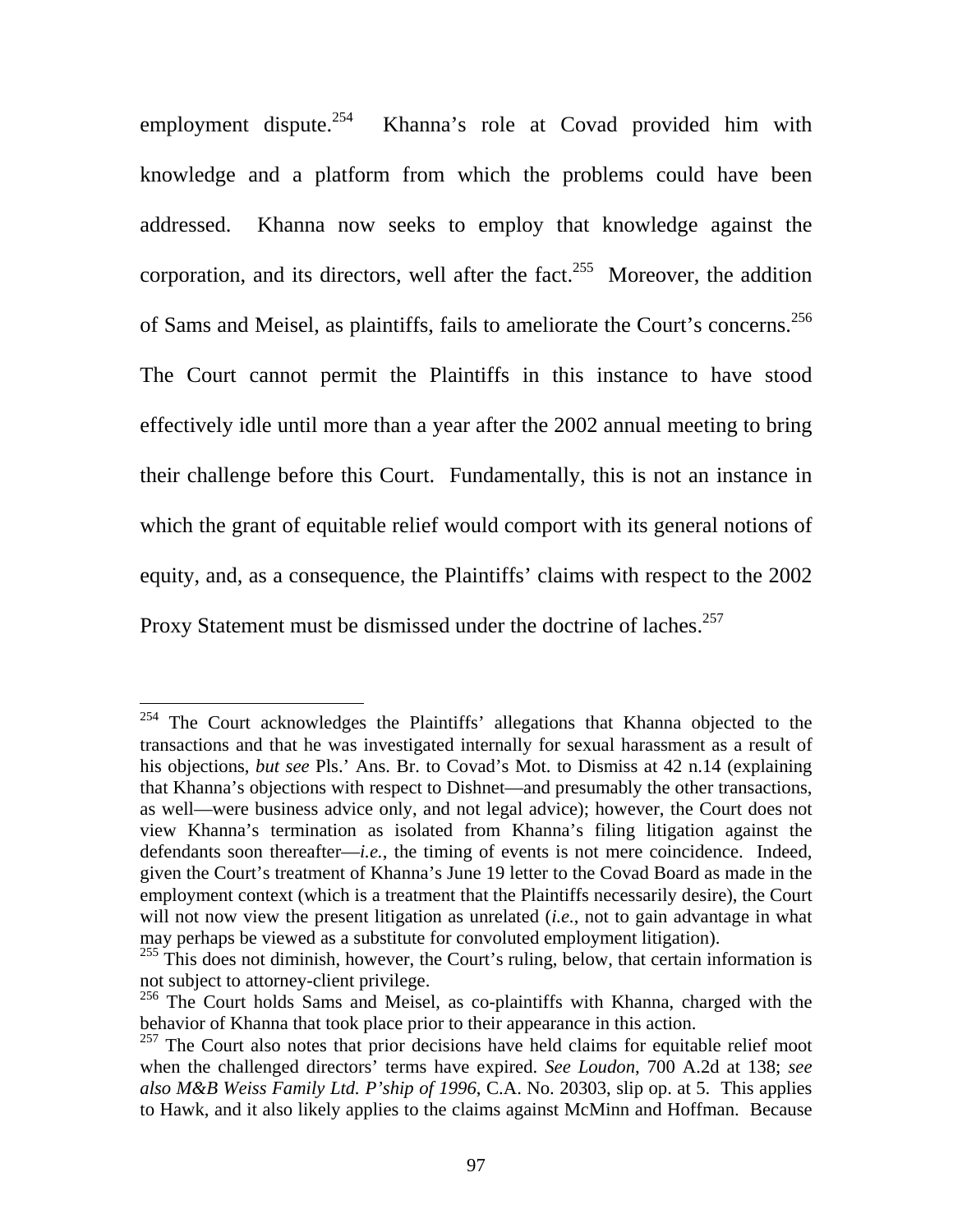employment dispute.[254] Khanna's role at Covad provided him with knowledge and a platform from which the problems could have been addressed. Khanna now seeks to employ that knowledge against the corporation, and its directors, well after the fact.[255] Moreover, the addition of Sams and Meisel, as plaintiffs, fails to ameliorate the Court's concerns.[256] The Court cannot permit the Plaintiffs in this instance to have stood effectively idle until more than a year after the 2002 annual meeting to bring their challenge before this Court. Fundamentally, this is not an instance in which the grant of equitable relief would comport with its general notions of equity, and, as a consequence, the Plaintiffs' claims with respect to the 2002 Proxy Statement must be dismissed under the doctrine of laches.[257]

---

[254] The Court acknowledges the Plaintiffs' allegations that Khanna objected to the transactions and that he was investigated internally for sexual harassment as a result of his objections, *but see* Pls.' Ans. Br. to Covad's Mot. to Dismiss at 42 n.14 (explaining that Khanna's objections with respect to Dishnet—and presumably the other transactions, as well—were business advice only, and not legal advice); however, the Court does not view Khanna's termination as isolated from Khanna's filing litigation against the defendants soon thereafter—*i.e.*, the timing of events is not mere coincidence. Indeed, given the Court's treatment of Khanna's June 19 letter to the Covad Board as made in the employment context (which is a treatment that the Plaintiffs necessarily desire), the Court will not now view the present litigation as unrelated (*i.e.*, not to gain advantage in what may perhaps be viewed as a substitute for convoluted employment litigation).

[255] This does not diminish, however, the Court's ruling, below, that certain information is not subject to attorney-client privilege.

[256] The Court holds Sams and Meisel, as co-plaintiffs with Khanna, charged with the behavior of Khanna that took place prior to their appearance in this action.

[257] The Court also notes that prior decisions have held claims for equitable relief moot when the challenged directors' terms have expired. *See Loudon*, 700 A.2d at 138; *see also M&B Weiss Family Ltd. P'ship of 1996*, C.A. No. 20303, slip op. at 5. This applies to Hawk, and it also likely applies to the claims against McMinn and Hoffman. Because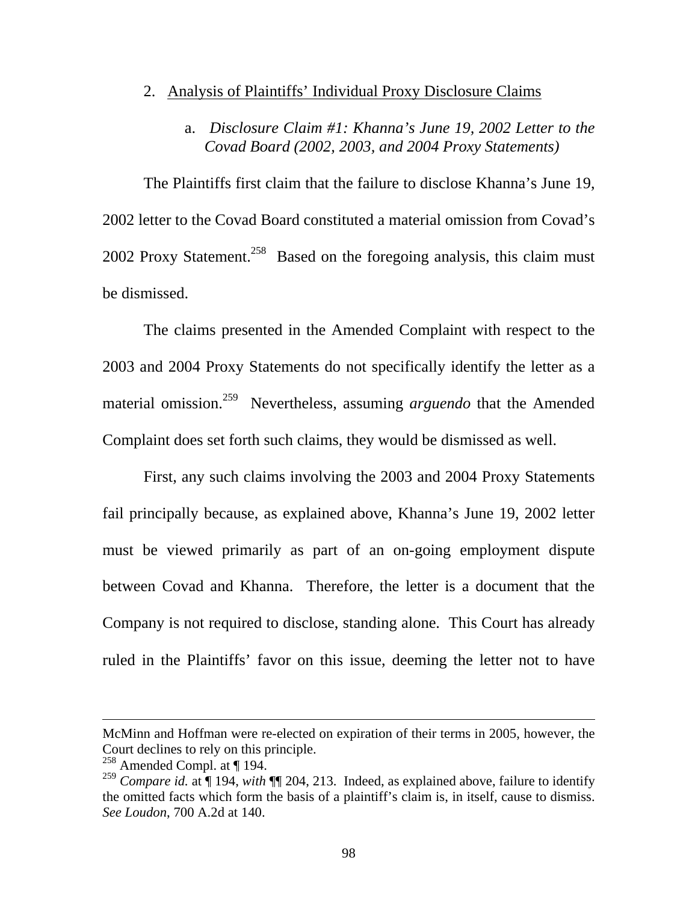### 2. Analysis of Plaintiffs' Individual Proxy Disclosure Claims

#### a. *Disclosure Claim #1: Khanna's June 19, 2002 Letter to the Covad Board (2002, 2003, and 2004 Proxy Statements)*

The Plaintiffs first claim that the failure to disclose Khanna's June 19, 2002 letter to the Covad Board constituted a material omission from Covad's 2002 Proxy Statement.[258] Based on the foregoing analysis, this claim must be dismissed.

The claims presented in the Amended Complaint with respect to the 2003 and 2004 Proxy Statements do not specifically identify the letter as a material omission.[259] Nevertheless, assuming *arguendo* that the Amended Complaint does set forth such claims, they would be dismissed as well.

First, any such claims involving the 2003 and 2004 Proxy Statements fail principally because, as explained above, Khanna's June 19, 2002 letter must be viewed primarily as part of an on-going employment dispute between Covad and Khanna. Therefore, the letter is a document that the Company is not required to disclose, standing alone. This Court has already ruled in the Plaintiffs' favor on this issue, deeming the letter not to have

---

McMinn and Hoffman were re-elected on expiration of their terms in 2005, however, the Court declines to rely on this principle.

[258] Amended Compl. at ¶ 194.

[259] *Compare id.* at ¶ 194, *with* ¶¶ 204, 213. Indeed, as explained above, failure to identify the omitted facts which form the basis of a plaintiff's claim is, in itself, cause to dismiss. *See Loudon*, 700 A.2d at 140.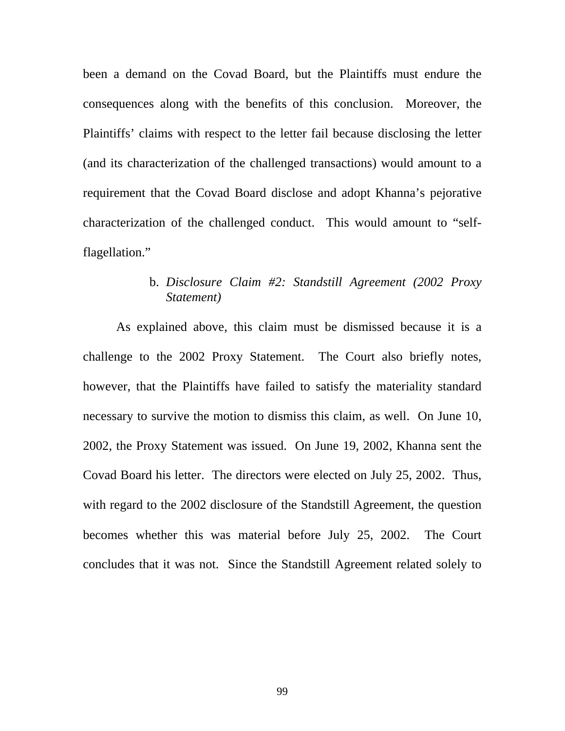been a demand on the Covad Board, but the Plaintiffs must endure the consequences along with the benefits of this conclusion. Moreover, the Plaintiffs' claims with respect to the letter fail because disclosing the letter (and its characterization of the challenged transactions) would amount to a requirement that the Covad Board disclose and adopt Khanna's pejorative characterization of the challenged conduct. This would amount to "self-flagellation."

b. *Disclosure Claim #2: Standstill Agreement (2002 Proxy Statement)*

As explained above, this claim must be dismissed because it is a challenge to the 2002 Proxy Statement. The Court also briefly notes, however, that the Plaintiffs have failed to satisfy the materiality standard necessary to survive the motion to dismiss this claim, as well. On June 10, 2002, the Proxy Statement was issued. On June 19, 2002, Khanna sent the Covad Board his letter. The directors were elected on July 25, 2002. Thus, with regard to the 2002 disclosure of the Standstill Agreement, the question becomes whether this was material before July 25, 2002. The Court concludes that it was not. Since the Standstill Agreement related solely to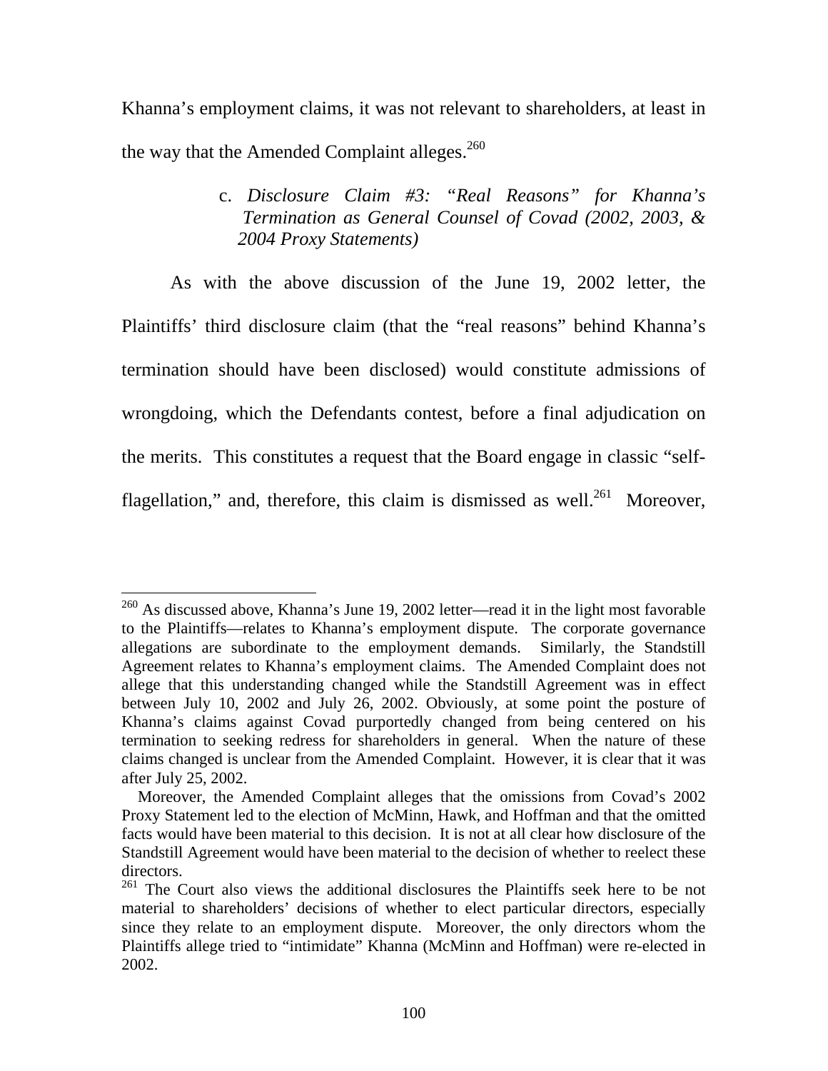Khanna's employment claims, it was not relevant to shareholders, at least in the way that the Amended Complaint alleges.[260]

c. *Disclosure Claim #3: "Real Reasons" for Khanna's Termination as General Counsel of Covad (2002, 2003, & 2004 Proxy Statements)*

As with the above discussion of the June 19, 2002 letter, the Plaintiffs' third disclosure claim (that the "real reasons" behind Khanna's termination should have been disclosed) would constitute admissions of wrongdoing, which the Defendants contest, before a final adjudication on the merits. This constitutes a request that the Board engage in classic "self-flagellation," and, therefore, this claim is dismissed as well.[261] Moreover,

---

[260] As discussed above, Khanna's June 19, 2002 letter—read it in the light most favorable to the Plaintiffs—relates to Khanna's employment dispute. The corporate governance allegations are subordinate to the employment demands. Similarly, the Standstill Agreement relates to Khanna's employment claims. The Amended Complaint does not allege that this understanding changed while the Standstill Agreement was in effect between July 10, 2002 and July 26, 2002. Obviously, at some point the posture of Khanna's claims against Covad purportedly changed from being centered on his termination to seeking redress for shareholders in general. When the nature of these claims changed is unclear from the Amended Complaint. However, it is clear that it was after July 25, 2002.

Moreover, the Amended Complaint alleges that the omissions from Covad's 2002 Proxy Statement led to the election of McMinn, Hawk, and Hoffman and that the omitted facts would have been material to this decision. It is not at all clear how disclosure of the Standstill Agreement would have been material to the decision of whether to reelect these directors.

[261] The Court also views the additional disclosures the Plaintiffs seek here to be not material to shareholders' decisions of whether to elect particular directors, especially since they relate to an employment dispute. Moreover, the only directors whom the Plaintiffs allege tried to "intimidate" Khanna (McMinn and Hoffman) were re-elected in 2002.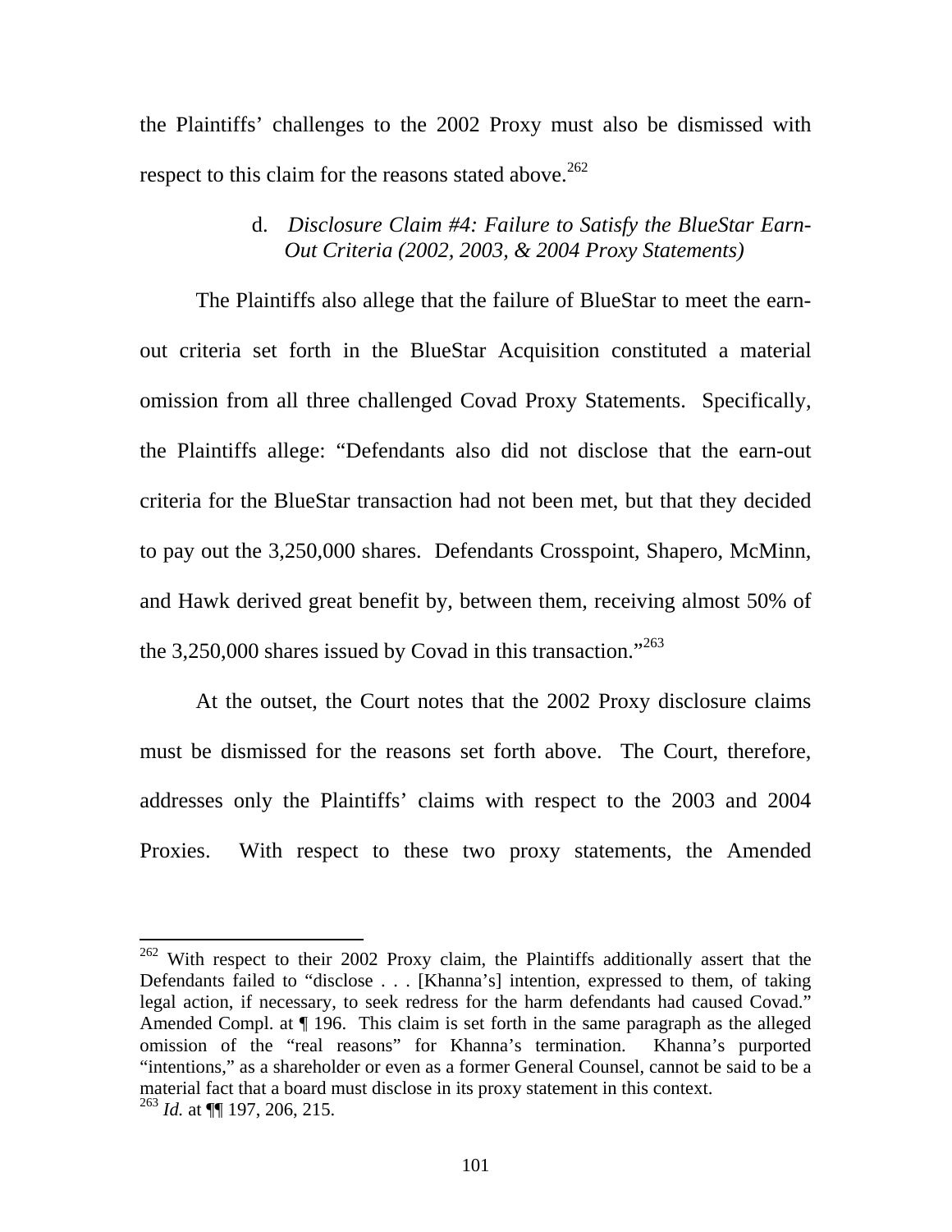the Plaintiffs' challenges to the 2002 Proxy must also be dismissed with respect to this claim for the reasons stated above.[262]

#### d. *Disclosure Claim #4: Failure to Satisfy the BlueStar Earn-Out Criteria (2002, 2003, & 2004 Proxy Statements)*

The Plaintiffs also allege that the failure of BlueStar to meet the earn-out criteria set forth in the BlueStar Acquisition constituted a material omission from all three challenged Covad Proxy Statements. Specifically, the Plaintiffs allege: "Defendants also did not disclose that the earn-out criteria for the BlueStar transaction had not been met, but that they decided to pay out the 3,250,000 shares. Defendants Crosspoint, Shapero, McMinn, and Hawk derived great benefit by, between them, receiving almost 50% of the 3,250,000 shares issued by Covad in this transaction."[263]

At the outset, the Court notes that the 2002 Proxy disclosure claims must be dismissed for the reasons set forth above. The Court, therefore, addresses only the Plaintiffs' claims with respect to the 2003 and 2004 Proxies. With respect to these two proxy statements, the Amended

---

[262] With respect to their 2002 Proxy claim, the Plaintiffs additionally assert that the Defendants failed to "disclose . . . [Khanna's] intention, expressed to them, of taking legal action, if necessary, to seek redress for the harm defendants had caused Covad." Amended Compl. at ¶ 196. This claim is set forth in the same paragraph as the alleged omission of the "real reasons" for Khanna's termination. Khanna's purported "intentions," as a shareholder or even as a former General Counsel, cannot be said to be a material fact that a board must disclose in its proxy statement in this context.

[263] *Id.* at ¶¶ 197, 206, 215.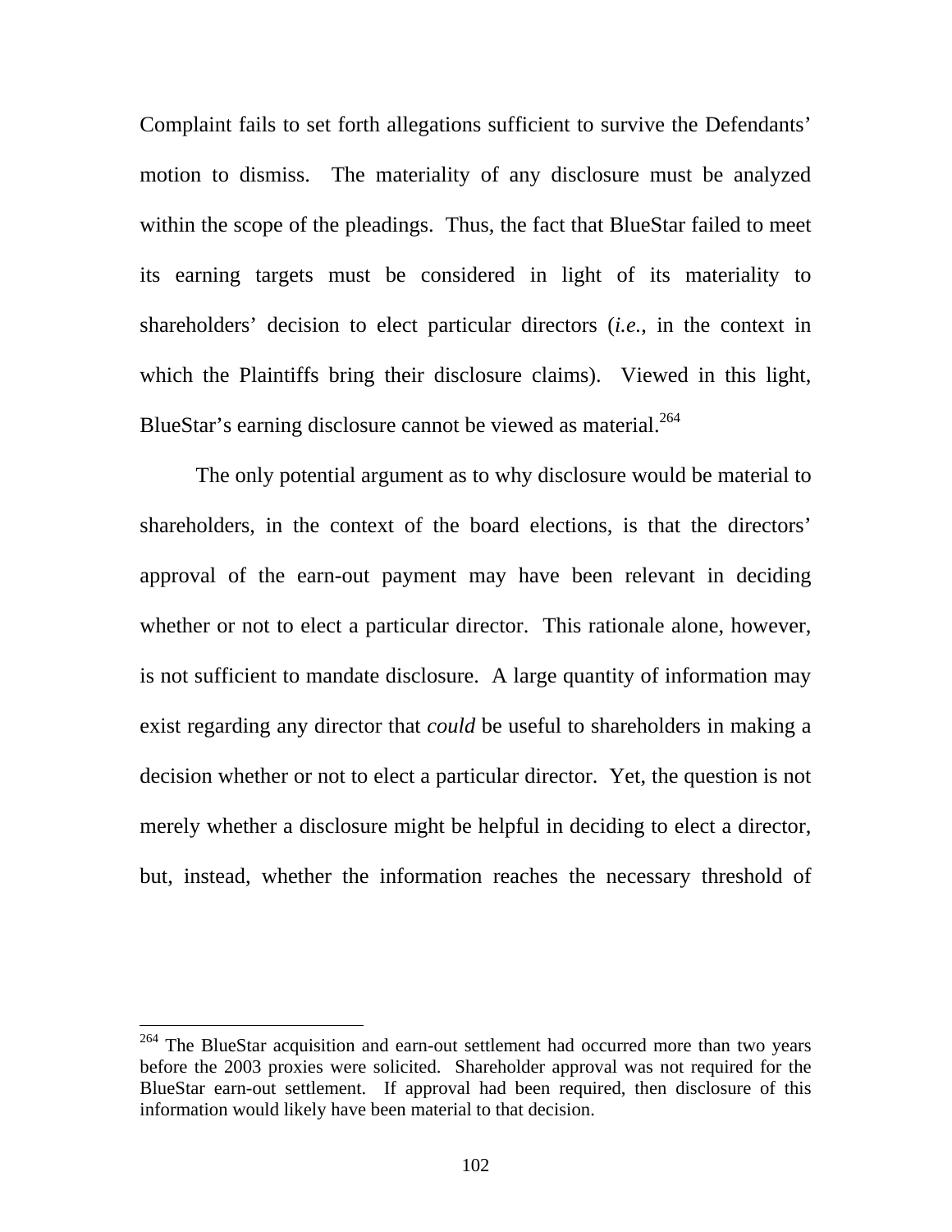Complaint fails to set forth allegations sufficient to survive the Defendants' motion to dismiss. The materiality of any disclosure must be analyzed within the scope of the pleadings. Thus, the fact that BlueStar failed to meet its earning targets must be considered in light of its materiality to shareholders' decision to elect particular directors (*i.e.*, in the context in which the Plaintiffs bring their disclosure claims). Viewed in this light, BlueStar's earning disclosure cannot be viewed as material.[264]

The only potential argument as to why disclosure would be material to shareholders, in the context of the board elections, is that the directors' approval of the earn-out payment may have been relevant in deciding whether or not to elect a particular director. This rationale alone, however, is not sufficient to mandate disclosure. A large quantity of information may exist regarding any director that *could* be useful to shareholders in making a decision whether or not to elect a particular director. Yet, the question is not merely whether a disclosure might be helpful in deciding to elect a director, but, instead, whether the information reaches the necessary threshold of

---

[264] The BlueStar acquisition and earn-out settlement had occurred more than two years before the 2003 proxies were solicited. Shareholder approval was not required for the BlueStar earn-out settlement. If approval had been required, then disclosure of this information would likely have been material to that decision.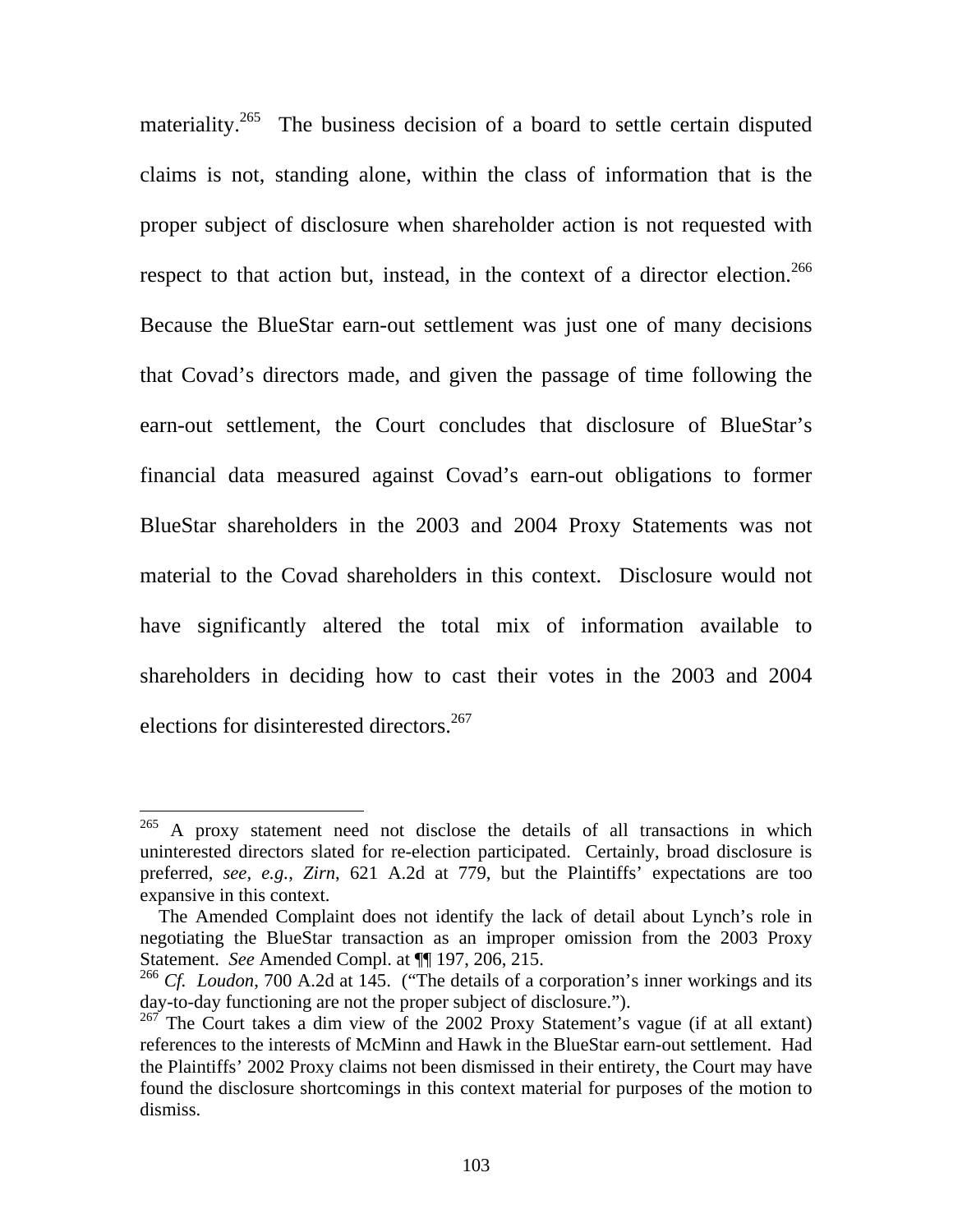materiality.[265] The business decision of a board to settle certain disputed claims is not, standing alone, within the class of information that is the proper subject of disclosure when shareholder action is not requested with respect to that action but, instead, in the context of a director election.[266] Because the BlueStar earn-out settlement was just one of many decisions that Covad's directors made, and given the passage of time following the earn-out settlement, the Court concludes that disclosure of BlueStar's financial data measured against Covad's earn-out obligations to former BlueStar shareholders in the 2003 and 2004 Proxy Statements was not material to the Covad shareholders in this context. Disclosure would not have significantly altered the total mix of information available to shareholders in deciding how to cast their votes in the 2003 and 2004 elections for disinterested directors.[267]

---

[265] A proxy statement need not disclose the details of all transactions in which uninterested directors slated for re-election participated. Certainly, broad disclosure is preferred, *see, e.g.*, *Zirn*, 621 A.2d at 779, but the Plaintiffs' expectations are too expansive in this context.

The Amended Complaint does not identify the lack of detail about Lynch's role in negotiating the BlueStar transaction as an improper omission from the 2003 Proxy Statement. *See* Amended Compl. at ¶¶ 197, 206, 215.

[266] *Cf. Loudon*, 700 A.2d at 145. ("The details of a corporation's inner workings and its day-to-day functioning are not the proper subject of disclosure.").

[267] The Court takes a dim view of the 2002 Proxy Statement's vague (if at all extant) references to the interests of McMinn and Hawk in the BlueStar earn-out settlement. Had the Plaintiffs' 2002 Proxy claims not been dismissed in their entirety, the Court may have found the disclosure shortcomings in this context material for purposes of the motion to dismiss.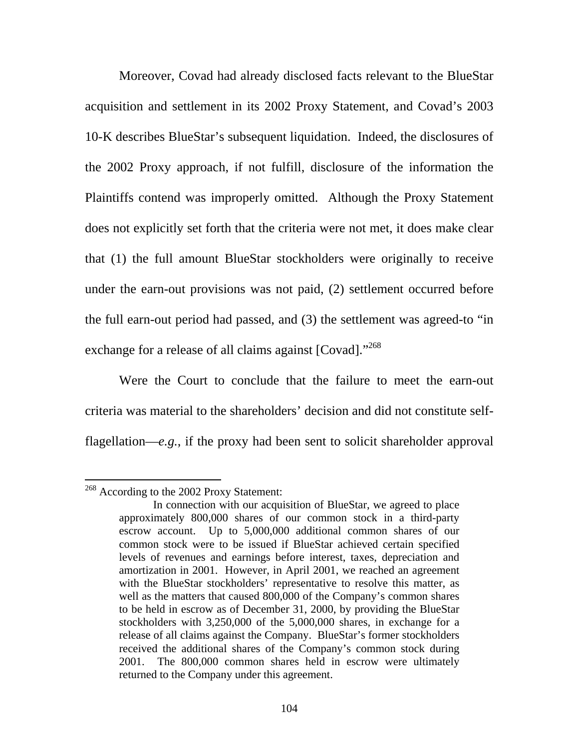Moreover, Covad had already disclosed facts relevant to the BlueStar acquisition and settlement in its 2002 Proxy Statement, and Covad's 2003 10-K describes BlueStar's subsequent liquidation. Indeed, the disclosures of the 2002 Proxy approach, if not fulfill, disclosure of the information the Plaintiffs contend was improperly omitted. Although the Proxy Statement does not explicitly set forth that the criteria were not met, it does make clear that (1) the full amount BlueStar stockholders were originally to receive under the earn-out provisions was not paid, (2) settlement occurred before the full earn-out period had passed, and (3) the settlement was agreed-to "in exchange for a release of all claims against [Covad]."[268]

Were the Court to conclude that the failure to meet the earn-out criteria was material to the shareholders' decision and did not constitute self-flagellation—*e.g.*, if the proxy had been sent to solicit shareholder approval

---

[268] According to the 2002 Proxy Statement:

> In connection with our acquisition of BlueStar, we agreed to place approximately 800,000 shares of our common stock in a third-party escrow account. Up to 5,000,000 additional common shares of our common stock were to be issued if BlueStar achieved certain specified levels of revenues and earnings before interest, taxes, depreciation and amortization in 2001. However, in April 2001, we reached an agreement with the BlueStar stockholders' representative to resolve this matter, as well as the matters that caused 800,000 of the Company's common shares to be held in escrow as of December 31, 2000, by providing the BlueStar stockholders with 3,250,000 of the 5,000,000 shares, in exchange for a release of all claims against the Company. BlueStar's former stockholders received the additional shares of the Company's common stock during 2001. The 800,000 common shares held in escrow were ultimately returned to the Company under this agreement.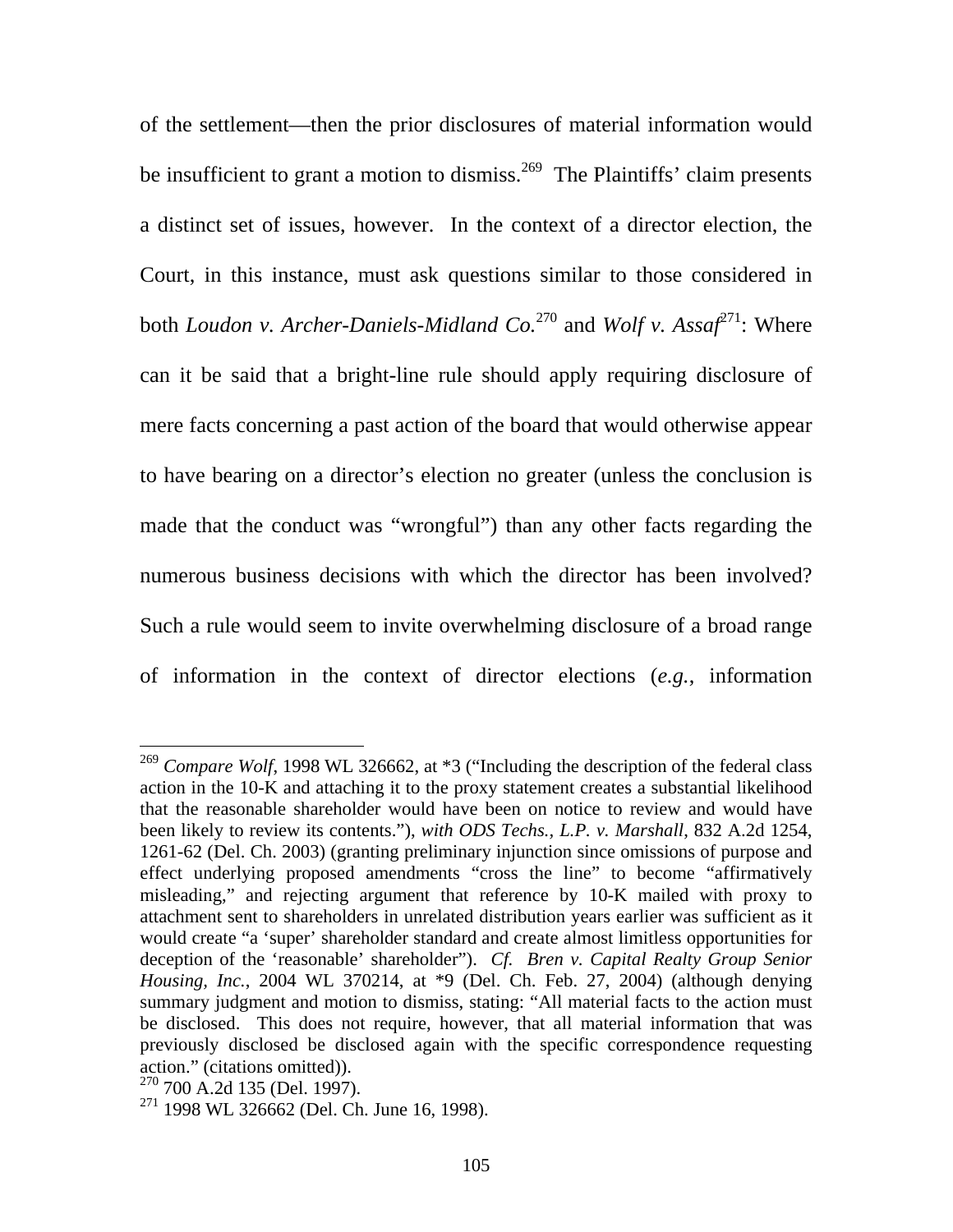of the settlement—then the prior disclosures of material information would be insufficient to grant a motion to dismiss.[269] The Plaintiffs' claim presents a distinct set of issues, however. In the context of a director election, the Court, in this instance, must ask questions similar to those considered in both *Loudon v. Archer-Daniels-Midland Co.*[270] and *Wolf v. Assaf*[271]: Where can it be said that a bright-line rule should apply requiring disclosure of mere facts concerning a past action of the board that would otherwise appear to have bearing on a director's election no greater (unless the conclusion is made that the conduct was "wrongful") than any other facts regarding the numerous business decisions with which the director has been involved? Such a rule would seem to invite overwhelming disclosure of a broad range of information in the context of director elections (*e.g.*, information

---

[269] *Compare Wolf*, 1998 WL 326662, at *3 ("Including the description of the federal class action in the 10-K and attaching it to the proxy statement creates a substantial likelihood that the reasonable shareholder would have been on notice to review and would have been likely to review its contents."), *with ODS Techs., L.P. v. Marshall*, 832 A.2d 1254, 1261-62 (Del. Ch. 2003) (granting preliminary injunction since omissions of purpose and effect underlying proposed amendments "cross the line" to become "affirmatively misleading," and rejecting argument that reference by 10-K mailed with proxy to attachment sent to shareholders in unrelated distribution years earlier was sufficient as it would create "a 'super' shareholder standard and create almost limitless opportunities for deception of the 'reasonable' shareholder"). *Cf. Bren v. Capital Realty Group Senior Housing, Inc.*, 2004 WL 370214, at *9 (Del. Ch. Feb. 27, 2004) (although denying summary judgment and motion to dismiss, stating: "All material facts to the action must be disclosed. This does not require, however, that all material information that was previously disclosed be disclosed again with the specific correspondence requesting action." (citations omitted)).

[270] 700 A.2d 135 (Del. 1997).

[271] 1998 WL 326662 (Del. Ch. June 16, 1998).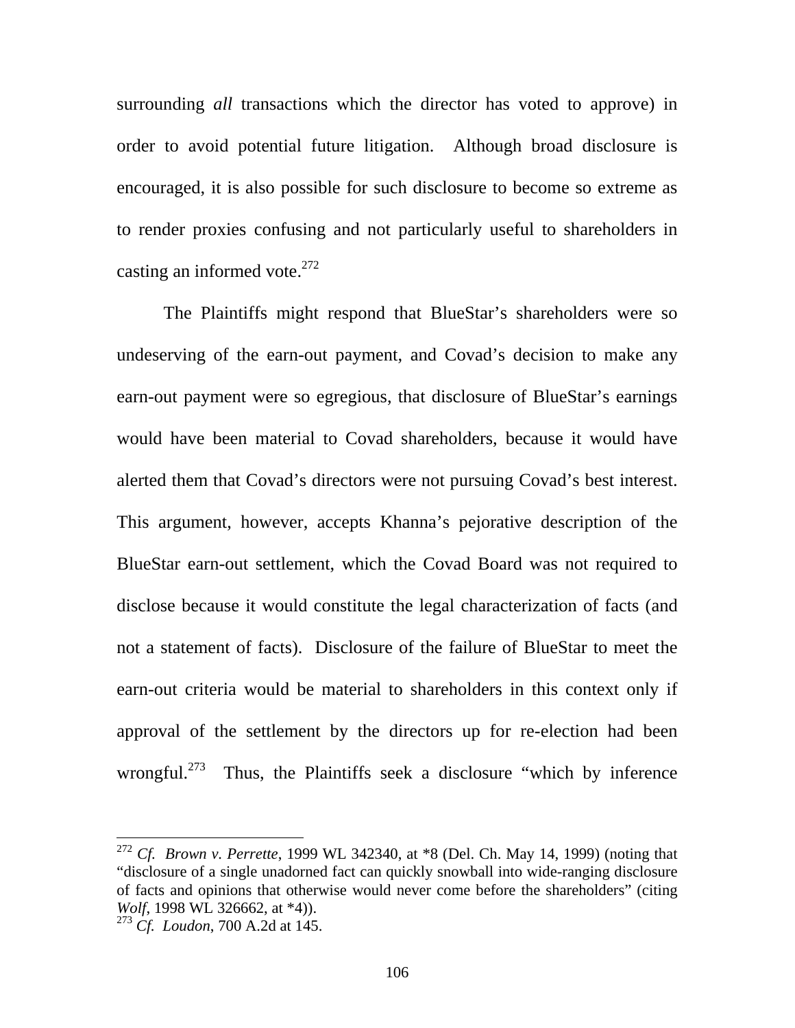surrounding *all* transactions which the director has voted to approve) in order to avoid potential future litigation. Although broad disclosure is encouraged, it is also possible for such disclosure to become so extreme as to render proxies confusing and not particularly useful to shareholders in casting an informed vote.[272]

The Plaintiffs might respond that BlueStar's shareholders were so undeserving of the earn-out payment, and Covad's decision to make any earn-out payment were so egregious, that disclosure of BlueStar's earnings would have been material to Covad shareholders, because it would have alerted them that Covad's directors were not pursuing Covad's best interest. This argument, however, accepts Khanna's pejorative description of the BlueStar earn-out settlement, which the Covad Board was not required to disclose because it would constitute the legal characterization of facts (and not a statement of facts). Disclosure of the failure of BlueStar to meet the earn-out criteria would be material to shareholders in this context only if approval of the settlement by the directors up for re-election had been wrongful.[273] Thus, the Plaintiffs seek a disclosure "which by inference

---

[272] *Cf. Brown v. Perrette*, 1999 WL 342340, at *8 (Del. Ch. May 14, 1999) (noting that "disclosure of a single unadorned fact can quickly snowball into wide-ranging disclosure of facts and opinions that otherwise would never come before the shareholders" (citing *Wolf*, 1998 WL 326662, at *4)).

[273] *Cf. Loudon*, 700 A.2d at 145.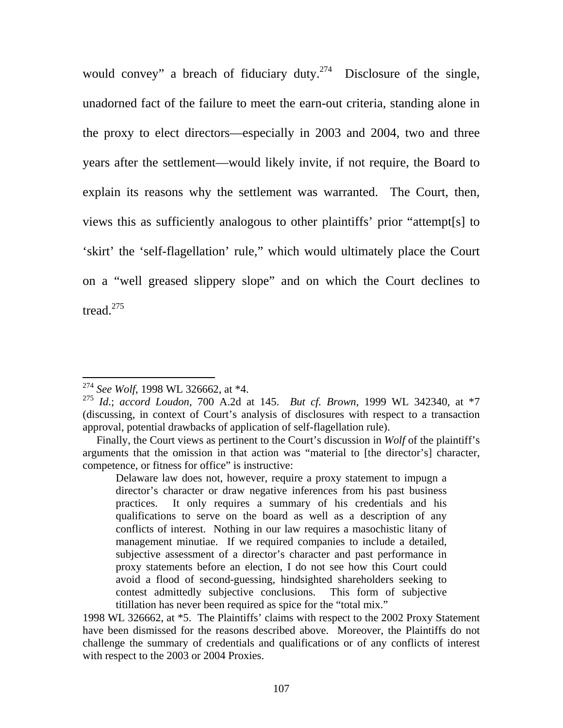would convey" a breach of fiduciary duty.[274] Disclosure of the single, unadorned fact of the failure to meet the earn-out criteria, standing alone in the proxy to elect directors—especially in 2003 and 2004, two and three years after the settlement—would likely invite, if not require, the Board to explain its reasons why the settlement was warranted. The Court, then, views this as sufficiently analogous to other plaintiffs' prior "attempt[s] to 'skirt' the 'self-flagellation' rule," which would ultimately place the Court on a "well greased slippery slope" and on which the Court declines to tread.[275]

---

[274] *See Wolf*, 1998 WL 326662, at *4.

[275] *Id.*; *accord Loudon*, 700 A.2d at 145. *But cf. Brown*, 1999 WL 342340, at *7 (discussing, in context of Court's analysis of disclosures with respect to a transaction approval, potential drawbacks of application of self-flagellation rule).

Finally, the Court views as pertinent to the Court's discussion in *Wolf* of the plaintiff's arguments that the omission in that action was "material to [the director's] character, competence, or fitness for office" is instructive:

> Delaware law does not, however, require a proxy statement to impugn a director's character or draw negative inferences from his past business practices. It only requires a summary of his credentials and his qualifications to serve on the board as well as a description of any conflicts of interest. Nothing in our law requires a masochistic litany of management minutiae. If we required companies to include a detailed, subjective assessment of a director's character and past performance in proxy statements before an election, I do not see how this Court could avoid a flood of second-guessing, hindsighted shareholders seeking to contest admittedly subjective conclusions. This form of subjective titillation has never been required as spice for the "total mix."

1998 WL 326662, at *5. The Plaintiffs' claims with respect to the 2002 Proxy Statement have been dismissed for the reasons described above. Moreover, the Plaintiffs do not challenge the summary of credentials and qualifications or of any conflicts of interest with respect to the 2003 or 2004 Proxies.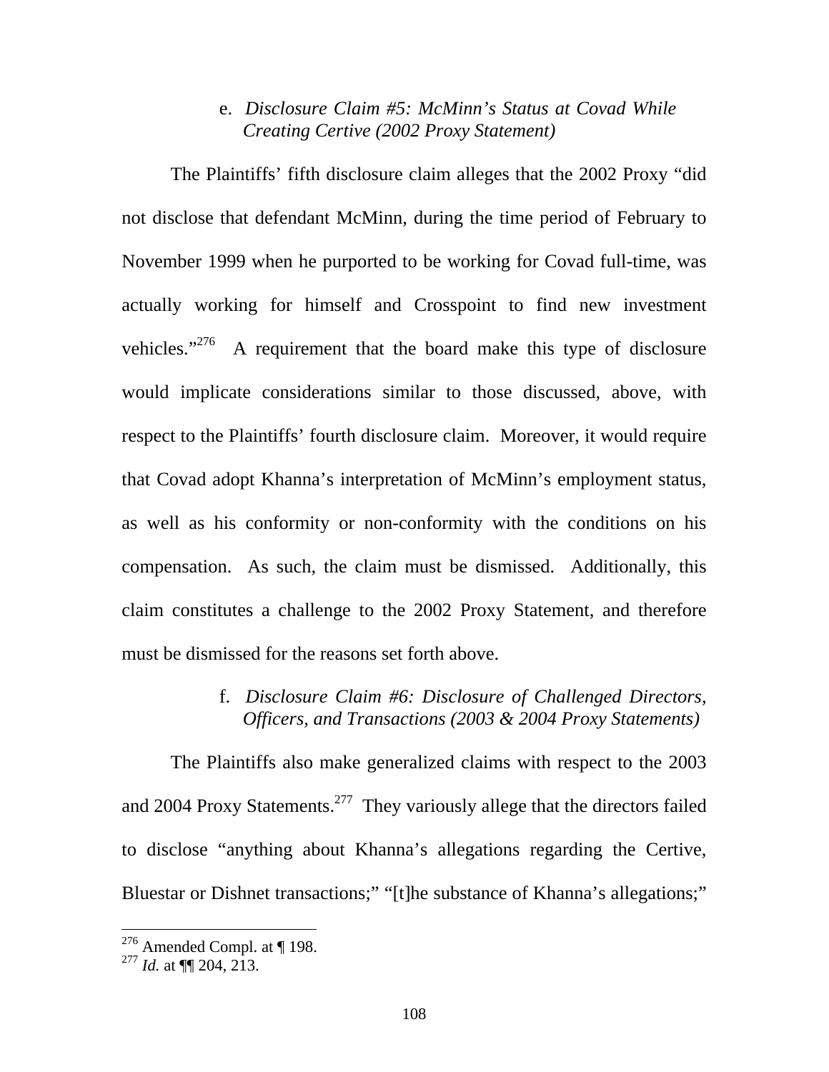e. *Disclosure Claim #5: McMinn's Status at Covad While Creating Certive (2002 Proxy Statement)*

The Plaintiffs' fifth disclosure claim alleges that the 2002 Proxy "did not disclose that defendant McMinn, during the time period of February to November 1999 when he purported to be working for Covad full-time, was actually working for himself and Crosspoint to find new investment vehicles."[276] A requirement that the board make this type of disclosure would implicate considerations similar to those discussed, above, with respect to the Plaintiffs' fourth disclosure claim. Moreover, it would require that Covad adopt Khanna's interpretation of McMinn's employment status, as well as his conformity or non-conformity with the conditions on his compensation. As such, the claim must be dismissed. Additionally, this claim constitutes a challenge to the 2002 Proxy Statement, and therefore must be dismissed for the reasons set forth above.

f. *Disclosure Claim #6: Disclosure of Challenged Directors, Officers, and Transactions (2003 & 2004 Proxy Statements)*

The Plaintiffs also make generalized claims with respect to the 2003 and 2004 Proxy Statements.[277] They variously allege that the directors failed to disclose "anything about Khanna's allegations regarding the Certive, Bluestar or Dishnet transactions;" "[t]he substance of Khanna's allegations;"

---

[276] Amended Compl. at ¶ 198.

[277] *Id.* at ¶¶ 204, 213.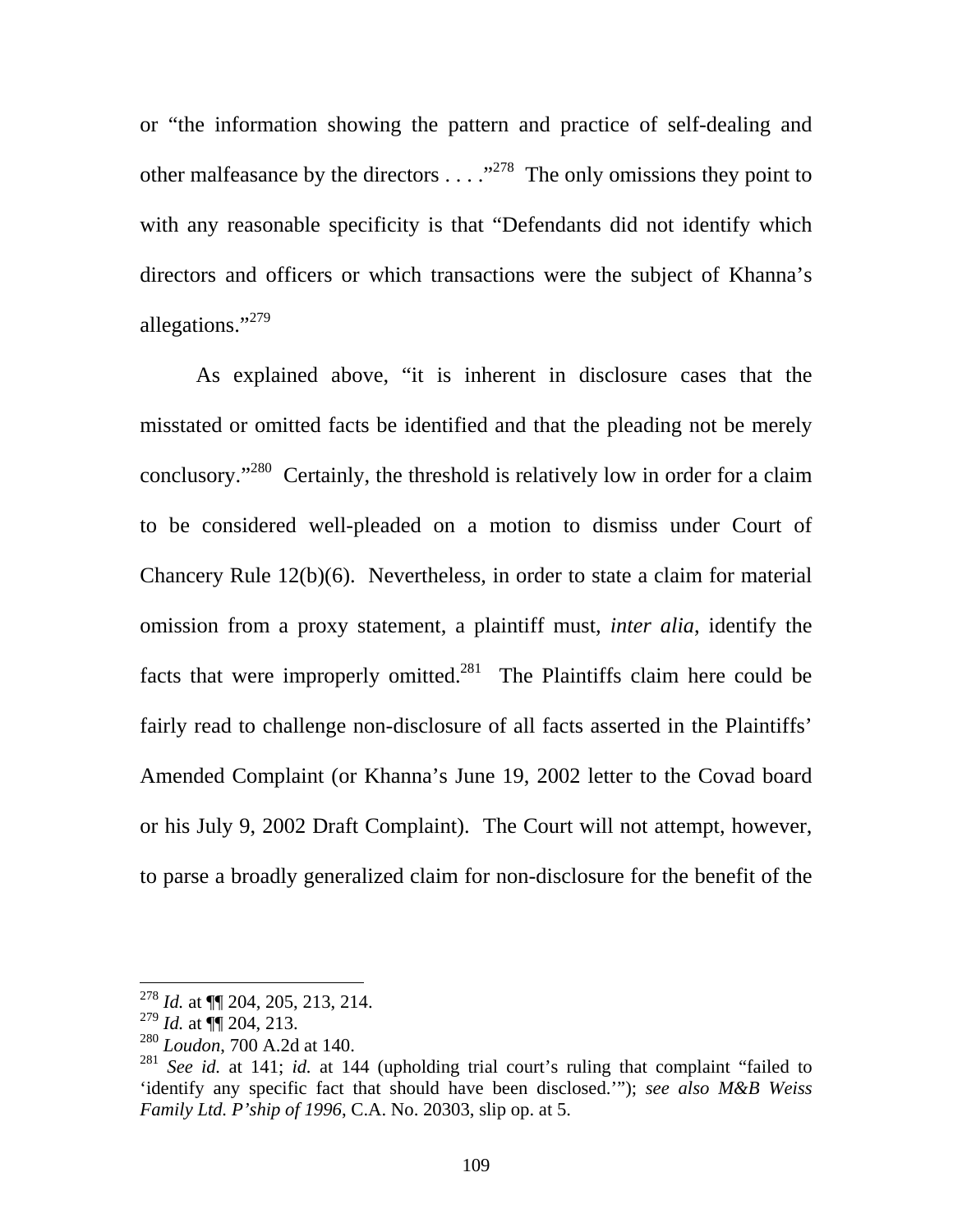or "the information showing the pattern and practice of self-dealing and other malfeasance by the directors . . . ."[278] The only omissions they point to with any reasonable specificity is that "Defendants did not identify which directors and officers or which transactions were the subject of Khanna's allegations."[279]

As explained above, "it is inherent in disclosure cases that the misstated or omitted facts be identified and that the pleading not be merely conclusory."[280] Certainly, the threshold is relatively low in order for a claim to be considered well-pleaded on a motion to dismiss under Court of Chancery Rule 12(b)(6). Nevertheless, in order to state a claim for material omission from a proxy statement, a plaintiff must, *inter alia,* identify the facts that were improperly omitted.[281] The Plaintiffs claim here could be fairly read to challenge non-disclosure of all facts asserted in the Plaintiffs' Amended Complaint (or Khanna's June 19, 2002 letter to the Covad board or his July 9, 2002 Draft Complaint). The Court will not attempt, however, to parse a broadly generalized claim for non-disclosure for the benefit of the

---

[278] *Id.* at ¶¶ 204, 205, 213, 214.

[279] *Id.* at ¶¶ 204, 213.

[280] *Loudon*, 700 A.2d at 140.

[281] *See id.* at 141; *id.* at 144 (upholding trial court's ruling that complaint "failed to 'identify any specific fact that should have been disclosed.'"); *see also M&B Weiss Family Ltd. P'ship of 1996*, C.A. No. 20303, slip op. at 5.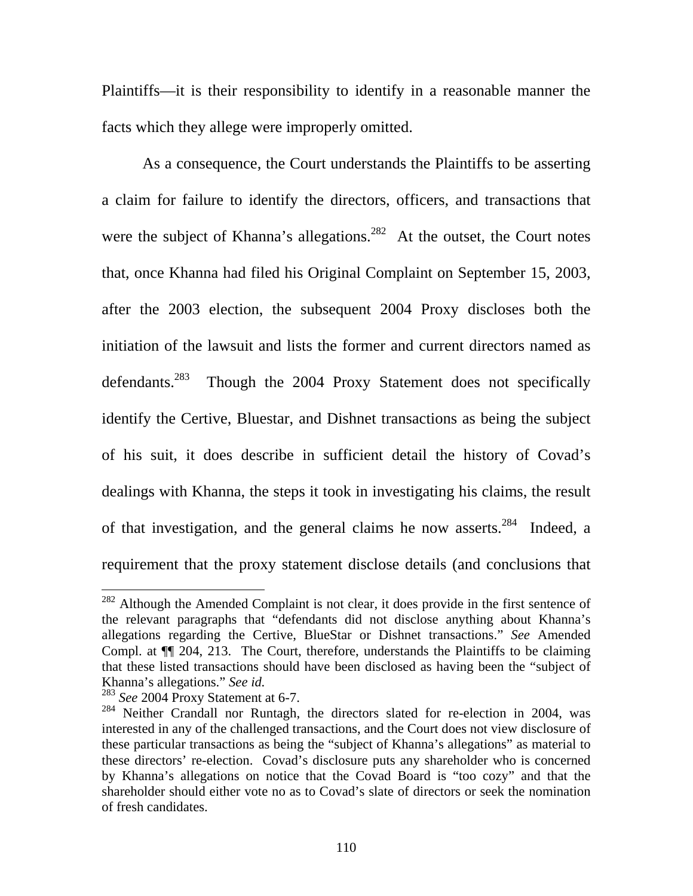Plaintiffs—it is their responsibility to identify in a reasonable manner the facts which they allege were improperly omitted.

As a consequence, the Court understands the Plaintiffs to be asserting a claim for failure to identify the directors, officers, and transactions that were the subject of Khanna's allegations.[282] At the outset, the Court notes that, once Khanna had filed his Original Complaint on September 15, 2003, after the 2003 election, the subsequent 2004 Proxy discloses both the initiation of the lawsuit and lists the former and current directors named as defendants.[283] Though the 2004 Proxy Statement does not specifically identify the Certive, Bluestar, and Dishnet transactions as being the subject of his suit, it does describe in sufficient detail the history of Covad's dealings with Khanna, the steps it took in investigating his claims, the result of that investigation, and the general claims he now asserts.[284] Indeed, a requirement that the proxy statement disclose details (and conclusions that

---

[282] Although the Amended Complaint is not clear, it does provide in the first sentence of the relevant paragraphs that "defendants did not disclose anything about Khanna's allegations regarding the Certive, BlueStar or Dishnet transactions." *See* Amended Compl. at ¶¶ 204, 213. The Court, therefore, understands the Plaintiffs to be claiming that these listed transactions should have been disclosed as having been the "subject of Khanna's allegations." *See id.*

[283] *See* 2004 Proxy Statement at 6-7.

[284] Neither Crandall nor Runtagh, the directors slated for re-election in 2004, was interested in any of the challenged transactions, and the Court does not view disclosure of these particular transactions as being the "subject of Khanna's allegations" as material to these directors' re-election. Covad's disclosure puts any shareholder who is concerned by Khanna's allegations on notice that the Covad Board is "too cozy" and that the shareholder should either vote no as to Covad's slate of directors or seek the nomination of fresh candidates.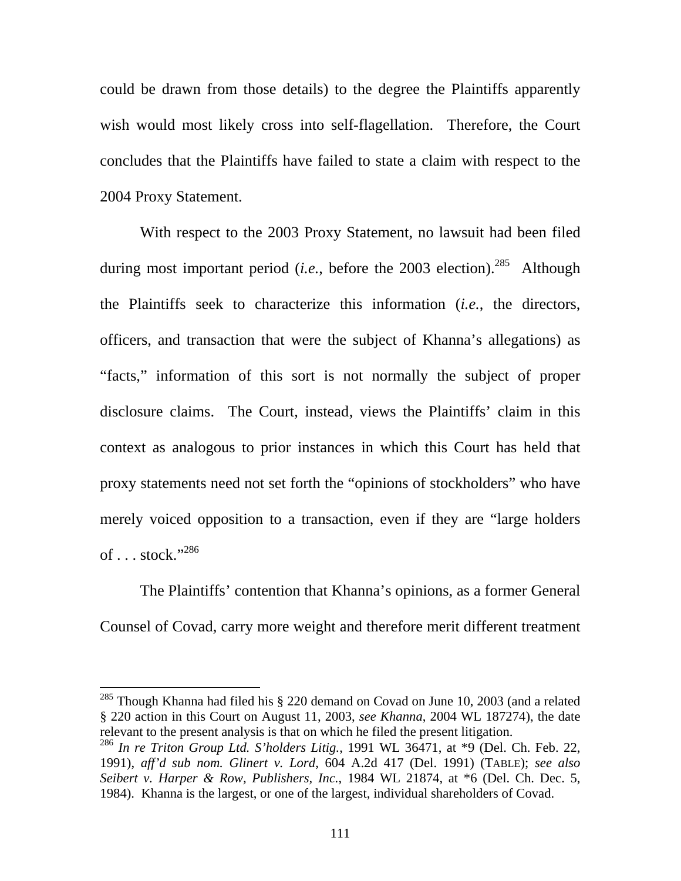could be drawn from those details) to the degree the Plaintiffs apparently wish would most likely cross into self-flagellation. Therefore, the Court concludes that the Plaintiffs have failed to state a claim with respect to the 2004 Proxy Statement.

With respect to the 2003 Proxy Statement, no lawsuit had been filed during most important period (*i.e.*, before the 2003 election).[285] Although the Plaintiffs seek to characterize this information (*i.e.*, the directors, officers, and transaction that were the subject of Khanna's allegations) as "facts," information of this sort is not normally the subject of proper disclosure claims. The Court, instead, views the Plaintiffs' claim in this context as analogous to prior instances in which this Court has held that proxy statements need not set forth the "opinions of stockholders" who have merely voiced opposition to a transaction, even if they are "large holders of . . . stock."[286]

The Plaintiffs' contention that Khanna's opinions, as a former General Counsel of Covad, carry more weight and therefore merit different treatment

---

[285] Though Khanna had filed his § 220 demand on Covad on June 10, 2003 (and a related § 220 action in this Court on August 11, 2003, *see Khanna*, 2004 WL 187274), the date relevant to the present analysis is that on which he filed the present litigation.

[286] *In re Triton Group Ltd. S'holders Litig.*, 1991 WL 36471, at *9 (Del. Ch. Feb. 22, 1991), *aff'd sub nom. Glinert v. Lord*, 604 A.2d 417 (Del. 1991) (TABLE); *see also Seibert v. Harper & Row, Publishers, Inc.*, 1984 WL 21874, at *6 (Del. Ch. Dec. 5, 1984). Khanna is the largest, or one of the largest, individual shareholders of Covad.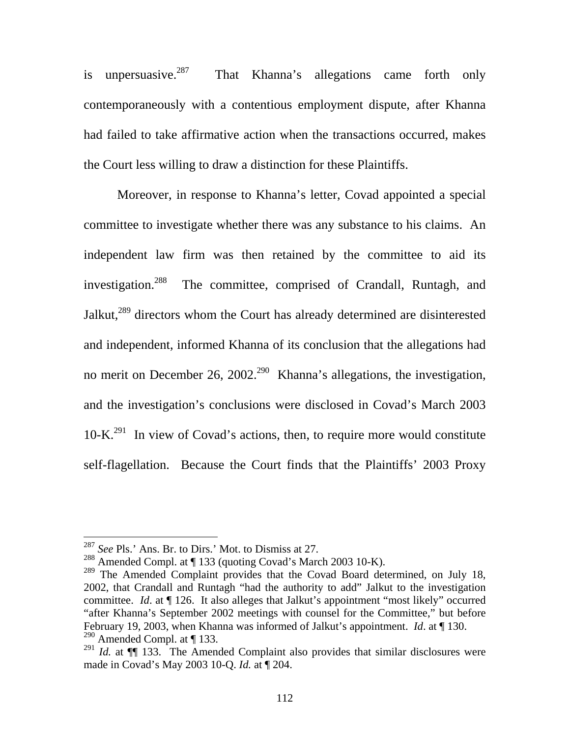is unpersuasive.[287] That Khanna's allegations came forth only contemporaneously with a contentious employment dispute, after Khanna had failed to take affirmative action when the transactions occurred, makes the Court less willing to draw a distinction for these Plaintiffs.

Moreover, in response to Khanna's letter, Covad appointed a special committee to investigate whether there was any substance to his claims. An independent law firm was then retained by the committee to aid its investigation.[288] The committee, comprised of Crandall, Runtagh, and Jalkut,[289] directors whom the Court has already determined are disinterested and independent, informed Khanna of its conclusion that the allegations had no merit on December 26, 2002.[290] Khanna's allegations, the investigation, and the investigation's conclusions were disclosed in Covad's March 2003 10-K.[291] In view of Covad's actions, then, to require more would constitute self-flagellation. Because the Court finds that the Plaintiffs' 2003 Proxy

---

[287] *See* Pls.' Ans. Br. to Dirs.' Mot. to Dismiss at 27.

[288] Amended Compl. at ¶ 133 (quoting Covad's March 2003 10-K).

[289] The Amended Complaint provides that the Covad Board determined, on July 18, 2002, that Crandall and Runtagh "had the authority to add" Jalkut to the investigation committee. *Id*. at ¶ 126. It also alleges that Jalkut's appointment "most likely" occurred "after Khanna's September 2002 meetings with counsel for the Committee," but before February 19, 2003, when Khanna was informed of Jalkut's appointment. *Id*. at ¶ 130.

[290] Amended Compl. at ¶ 133.

[291] *Id.* at ¶¶ 133. The Amended Complaint also provides that similar disclosures were made in Covad's May 2003 10-Q. *Id.* at ¶ 204.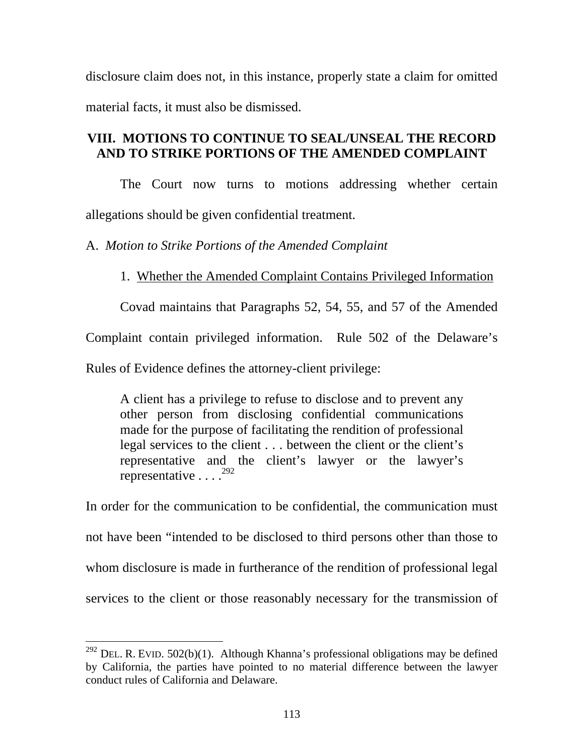disclosure claim does not, in this instance, properly state a claim for omitted material facts, it must also be dismissed.

## VIII. MOTIONS TO CONTINUE TO SEAL/UNSEAL THE RECORD AND TO STRIKE PORTIONS OF THE AMENDED COMPLAINT

The Court now turns to motions addressing whether certain allegations should be given confidential treatment.

### A. *Motion to Strike Portions of the Amended Complaint*

#### 1. Whether the Amended Complaint Contains Privileged Information

Covad maintains that Paragraphs 52, 54, 55, and 57 of the Amended Complaint contain privileged information. Rule 502 of the Delaware's Rules of Evidence defines the attorney-client privilege:

> A client has a privilege to refuse to disclose and to prevent any other person from disclosing confidential communications made for the purpose of facilitating the rendition of professional legal services to the client . . . between the client or the client's representative and the client's lawyer or the lawyer's representative . . . .[292]

In order for the communication to be confidential, the communication must not have been "intended to be disclosed to third persons other than those to whom disclosure is made in furtherance of the rendition of professional legal services to the client or those reasonably necessary for the transmission of

---

[292] DEL. R. EVID. 502(b)(1). Although Khanna's professional obligations may be defined by California, the parties have pointed to no material difference between the lawyer conduct rules of California and Delaware.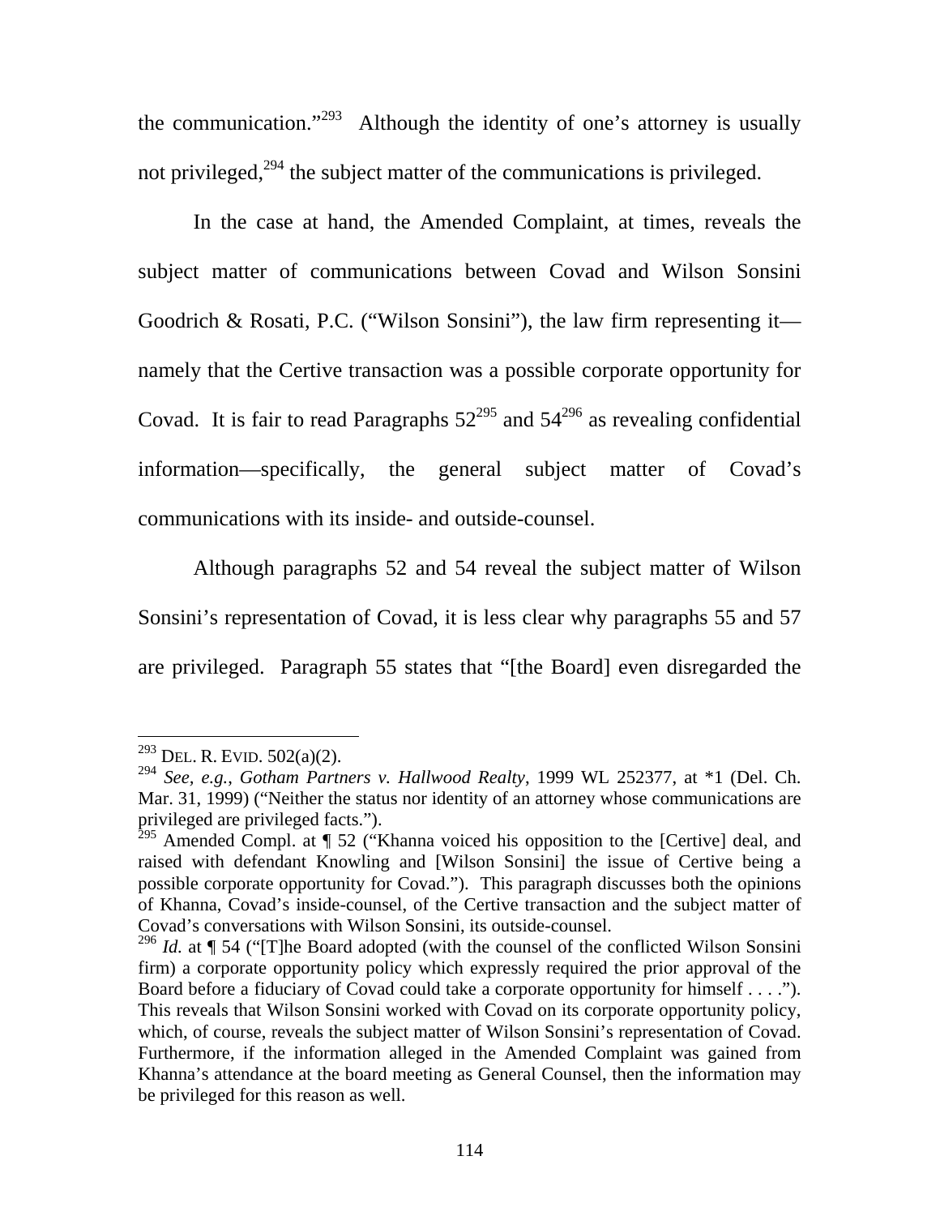the communication."[293] Although the identity of one's attorney is usually not privileged,[294] the subject matter of the communications is privileged.

In the case at hand, the Amended Complaint, at times, reveals the subject matter of communications between Covad and Wilson Sonsini Goodrich & Rosati, P.C. ("Wilson Sonsini"), the law firm representing it—namely that the Certive transaction was a possible corporate opportunity for Covad. It is fair to read Paragraphs 52[295] and 54[296] as revealing confidential information—specifically, the general subject matter of Covad's communications with its inside- and outside-counsel.

Although paragraphs 52 and 54 reveal the subject matter of Wilson Sonsini's representation of Covad, it is less clear why paragraphs 55 and 57 are privileged. Paragraph 55 states that "[the Board] even disregarded the

---

[293] DEL. R. EVID. 502(a)(2).

[294] *See, e.g.*, *Gotham Partners v. Hallwood Realty*, 1999 WL 252377, at *1 (Del. Ch. Mar. 31, 1999) ("Neither the status nor identity of an attorney whose communications are privileged are privileged facts.").

[295] Amended Compl. at ¶ 52 ("Khanna voiced his opposition to the [Certive] deal, and raised with defendant Knowling and [Wilson Sonsini] the issue of Certive being a possible corporate opportunity for Covad."). This paragraph discusses both the opinions of Khanna, Covad's inside-counsel, of the Certive transaction and the subject matter of Covad's conversations with Wilson Sonsini, its outside-counsel.

[296] *Id.* at ¶ 54 ("[T]he Board adopted (with the counsel of the conflicted Wilson Sonsini firm) a corporate opportunity policy which expressly required the prior approval of the Board before a fiduciary of Covad could take a corporate opportunity for himself . . . ."). This reveals that Wilson Sonsini worked with Covad on its corporate opportunity policy, which, of course, reveals the subject matter of Wilson Sonsini's representation of Covad. Furthermore, if the information alleged in the Amended Complaint was gained from Khanna's attendance at the board meeting as General Counsel, then the information may be privileged for this reason as well.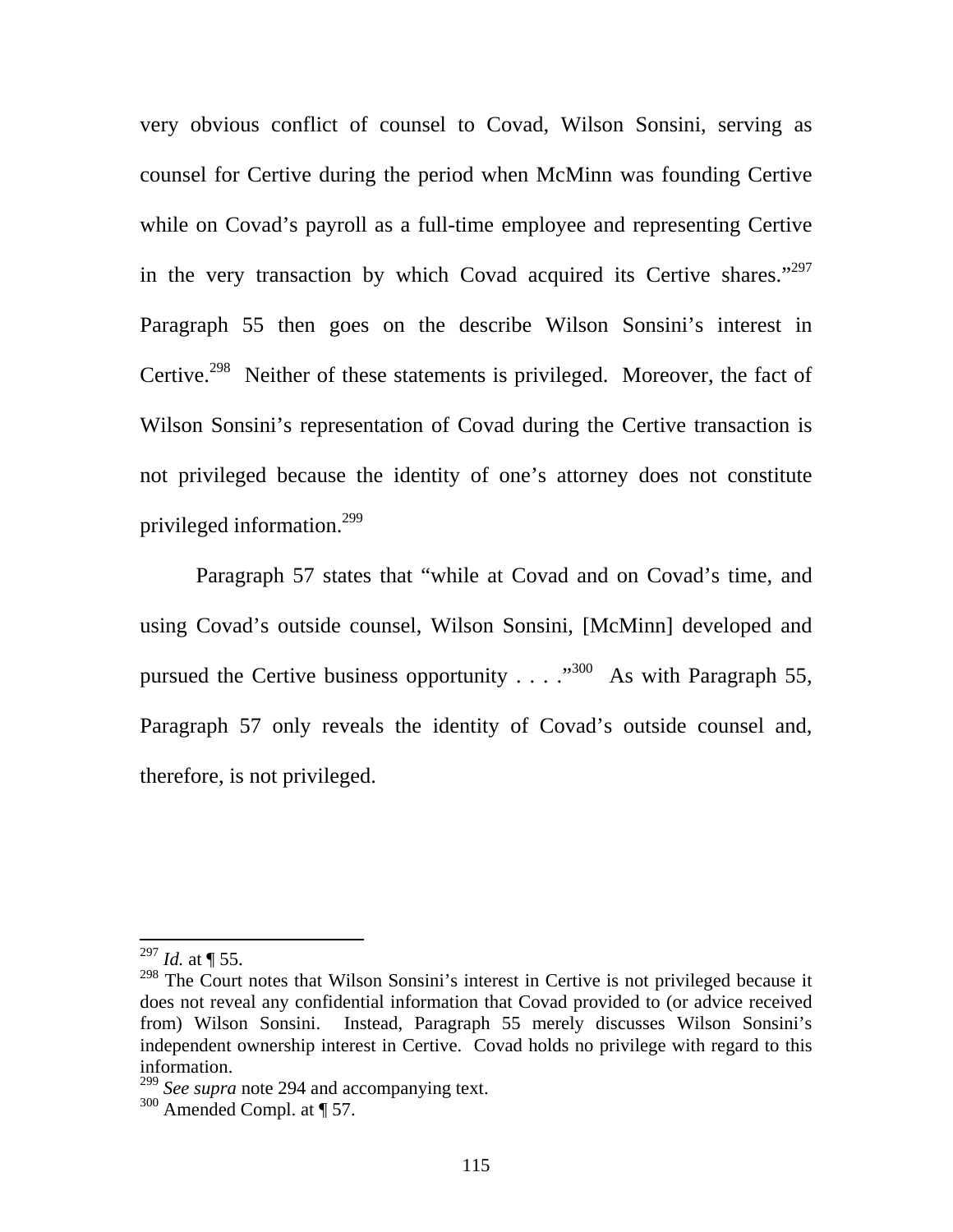very obvious conflict of counsel to Covad, Wilson Sonsini, serving as counsel for Certive during the period when McMinn was founding Certive while on Covad's payroll as a full-time employee and representing Certive in the very transaction by which Covad acquired its Certive shares."[297] Paragraph 55 then goes on the describe Wilson Sonsini's interest in Certive.[298] Neither of these statements is privileged. Moreover, the fact of Wilson Sonsini's representation of Covad during the Certive transaction is not privileged because the identity of one's attorney does not constitute privileged information.[299]

Paragraph 57 states that "while at Covad and on Covad's time, and using Covad's outside counsel, Wilson Sonsini, [McMinn] developed and pursued the Certive business opportunity . . . ."[300] As with Paragraph 55, Paragraph 57 only reveals the identity of Covad's outside counsel and, therefore, is not privileged.

---

[297] *Id.* at ¶ 55.

[298] The Court notes that Wilson Sonsini's interest in Certive is not privileged because it does not reveal any confidential information that Covad provided to (or advice received from) Wilson Sonsini. Instead, Paragraph 55 merely discusses Wilson Sonsini's independent ownership interest in Certive. Covad holds no privilege with regard to this information.

[299] *See supra* note 294 and accompanying text.

[300] Amended Compl. at ¶ 57.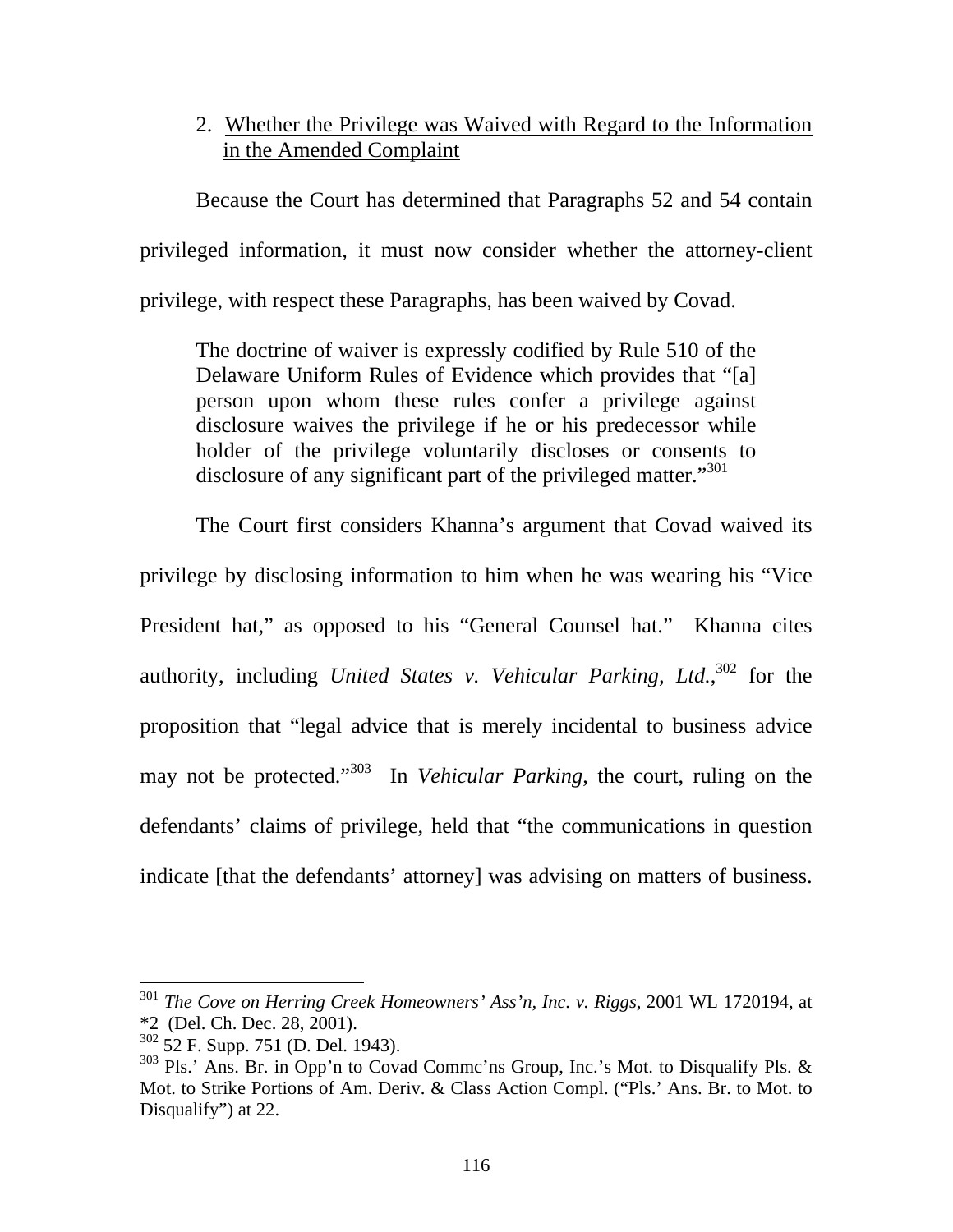2. Whether the Privilege was Waived with Regard to the Information in the Amended Complaint

Because the Court has determined that Paragraphs 52 and 54 contain privileged information, it must now consider whether the attorney-client privilege, with respect these Paragraphs, has been waived by Covad.

> The doctrine of waiver is expressly codified by Rule 510 of the Delaware Uniform Rules of Evidence which provides that "[a] person upon whom these rules confer a privilege against disclosure waives the privilege if he or his predecessor while holder of the privilege voluntarily discloses or consents to disclosure of any significant part of the privileged matter."[301]

The Court first considers Khanna's argument that Covad waived its privilege by disclosing information to him when he was wearing his "Vice President hat," as opposed to his "General Counsel hat." Khanna cites authority, including *United States v. Vehicular Parking, Ltd.*,[302] for the proposition that "legal advice that is merely incidental to business advice may not be protected."[303] In *Vehicular Parking*, the court, ruling on the defendants' claims of privilege, held that "the communications in question indicate [that the defendants' attorney] was advising on matters of business.

---

[301] *The Cove on Herring Creek Homeowners' Ass'n, Inc. v. Riggs*, 2001 WL 1720194, at *2 (Del. Ch. Dec. 28, 2001).

[302] 52 F. Supp. 751 (D. Del. 1943).

[303] Pls.' Ans. Br. in Opp'n to Covad Commc'ns Group, Inc.'s Mot. to Disqualify Pls. & Mot. to Strike Portions of Am. Deriv. & Class Action Compl. ("Pls.' Ans. Br. to Mot. to Disqualify") at 22.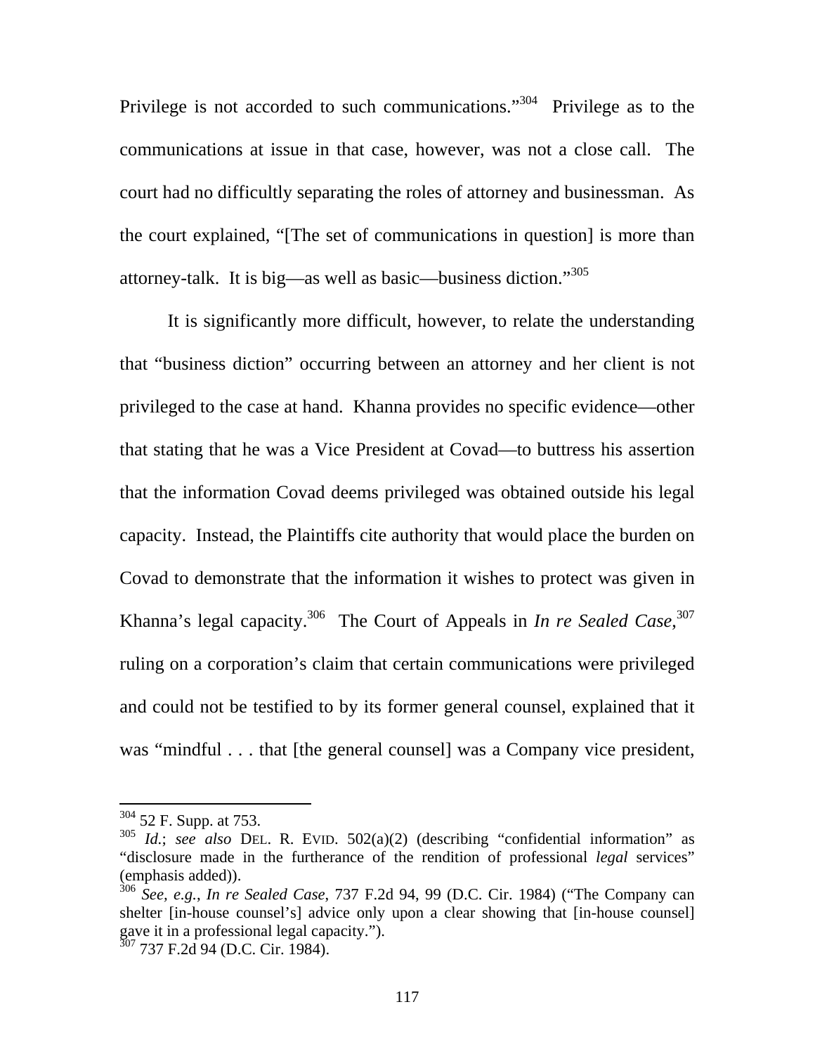Privilege is not accorded to such communications."[304] Privilege as to the communications at issue in that case, however, was not a close call. The court had no difficultly separating the roles of attorney and businessman. As the court explained, "[The set of communications in question] is more than attorney-talk. It is big—as well as basic—business diction."[305]

It is significantly more difficult, however, to relate the understanding that "business diction" occurring between an attorney and her client is not privileged to the case at hand. Khanna provides no specific evidence—other that stating that he was a Vice President at Covad—to buttress his assertion that the information Covad deems privileged was obtained outside his legal capacity. Instead, the Plaintiffs cite authority that would place the burden on Covad to demonstrate that the information it wishes to protect was given in Khanna's legal capacity.[306] The Court of Appeals in *In re Sealed Case*,[307] ruling on a corporation's claim that certain communications were privileged and could not be testified to by its former general counsel, explained that it was "mindful . . . that [the general counsel] was a Company vice president,

---

[304] 52 F. Supp. at 753.

[305] *Id.*; *see also* DEL. R. EVID. 502(a)(2) (describing "confidential information" as "disclosure made in the furtherance of the rendition of professional *legal* services" (emphasis added)).

[306] *See, e.g.*, *In re Sealed Case*, 737 F.2d 94, 99 (D.C. Cir. 1984) ("The Company can shelter [in-house counsel's] advice only upon a clear showing that [in-house counsel] gave it in a professional legal capacity.").

[307] 737 F.2d 94 (D.C. Cir. 1984).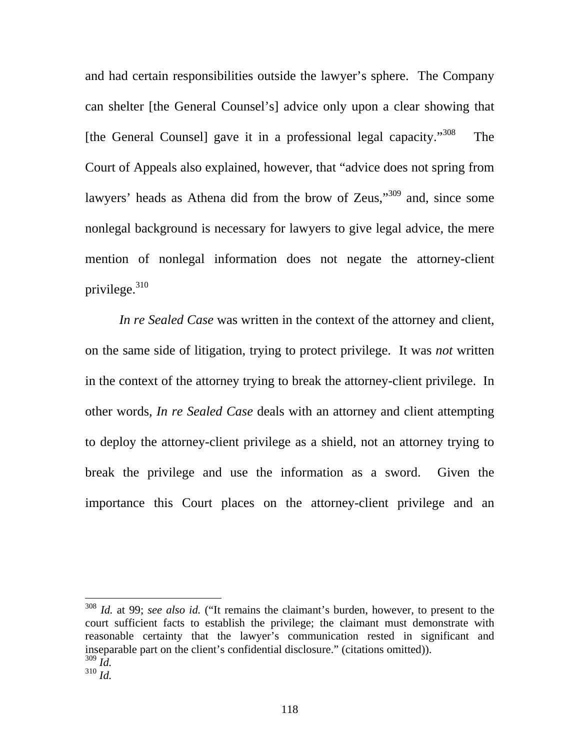and had certain responsibilities outside the lawyer's sphere. The Company can shelter [the General Counsel's] advice only upon a clear showing that [the General Counsel] gave it in a professional legal capacity."[308] The Court of Appeals also explained, however, that "advice does not spring from lawyers' heads as Athena did from the brow of Zeus,"[309] and, since some nonlegal background is necessary for lawyers to give legal advice, the mere mention of nonlegal information does not negate the attorney-client privilege.[310]

*In re Sealed Case* was written in the context of the attorney and client, on the same side of litigation, trying to protect privilege. It was *not* written in the context of the attorney trying to break the attorney-client privilege. In other words, *In re Sealed Case* deals with an attorney and client attempting to deploy the attorney-client privilege as a shield, not an attorney trying to break the privilege and use the information as a sword. Given the importance this Court places on the attorney-client privilege and an

---

[308] *Id.* at 99; *see also id.* ("It remains the claimant's burden, however, to present to the court sufficient facts to establish the privilege; the claimant must demonstrate with reasonable certainty that the lawyer's communication rested in significant and inseparable part on the client's confidential disclosure." (citations omitted)).

[309] *Id.*

[310] *Id.*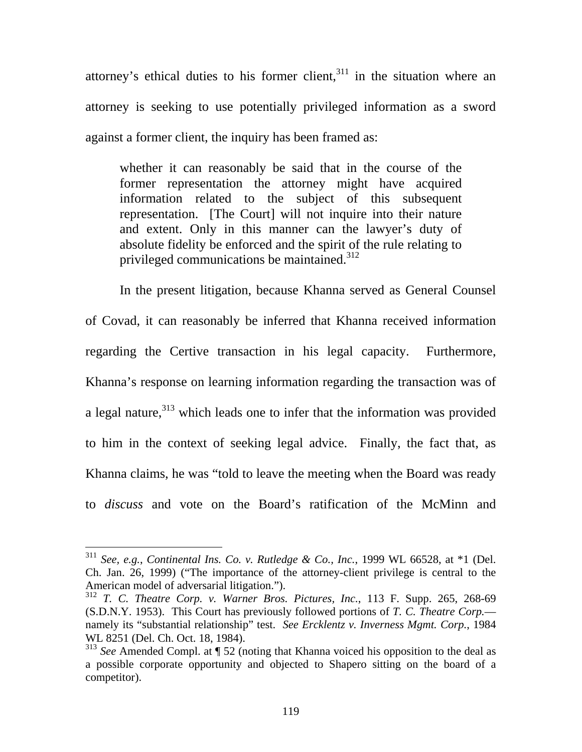attorney's ethical duties to his former client,[311] in the situation where an attorney is seeking to use potentially privileged information as a sword against a former client, the inquiry has been framed as:

> whether it can reasonably be said that in the course of the former representation the attorney might have acquired information related to the subject of this subsequent representation. [The Court] will not inquire into their nature and extent. Only in this manner can the lawyer's duty of absolute fidelity be enforced and the spirit of the rule relating to privileged communications be maintained.[312]

In the present litigation, because Khanna served as General Counsel of Covad, it can reasonably be inferred that Khanna received information regarding the Certive transaction in his legal capacity. Furthermore, Khanna's response on learning information regarding the transaction was of a legal nature,[313] which leads one to infer that the information was provided to him in the context of seeking legal advice. Finally, the fact that, as Khanna claims, he was "told to leave the meeting when the Board was ready to *discuss* and vote on the Board's ratification of the McMinn and

---

[311] *See, e.g.*, *Continental Ins. Co. v. Rutledge & Co., Inc.*, 1999 WL 66528, at *1 (Del. Ch. Jan. 26, 1999) ("The importance of the attorney-client privilege is central to the American model of adversarial litigation.").

[312] *T. C. Theatre Corp. v. Warner Bros. Pictures, Inc.*, 113 F. Supp. 265, 268-69 (S.D.N.Y. 1953). This Court has previously followed portions of *T. C. Theatre Corp.*—namely its "substantial relationship" test. *See Ercklentz v. Inverness Mgmt. Corp.*, 1984 WL 8251 (Del. Ch. Oct. 18, 1984).

[313] *See* Amended Compl. at ¶ 52 (noting that Khanna voiced his opposition to the deal as a possible corporate opportunity and objected to Shapero sitting on the board of a competitor).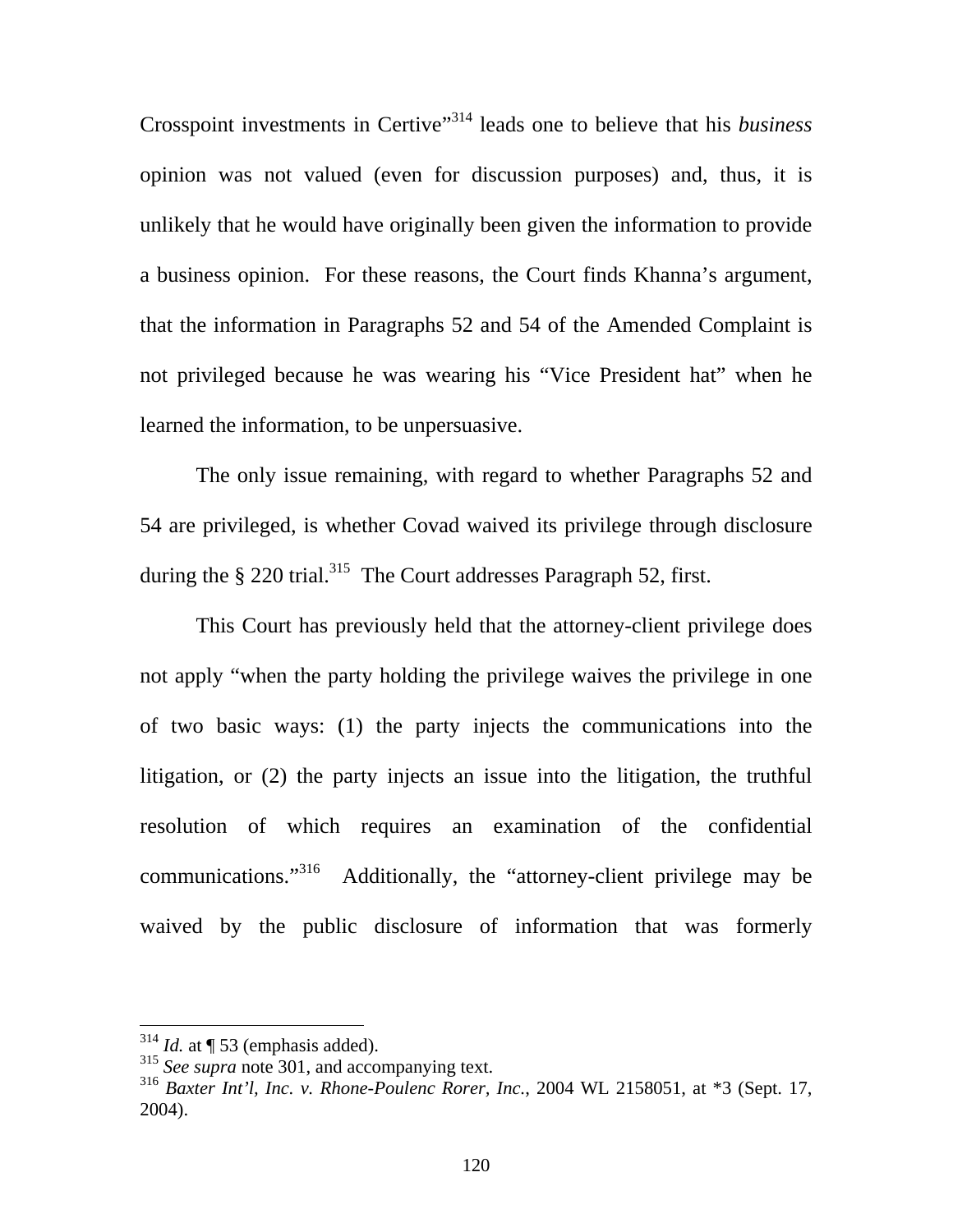Crosspoint investments in Certive"[314] leads one to believe that his *business* opinion was not valued (even for discussion purposes) and, thus, it is unlikely that he would have originally been given the information to provide a business opinion. For these reasons, the Court finds Khanna's argument, that the information in Paragraphs 52 and 54 of the Amended Complaint is not privileged because he was wearing his "Vice President hat" when he learned the information, to be unpersuasive.

The only issue remaining, with regard to whether Paragraphs 52 and 54 are privileged, is whether Covad waived its privilege through disclosure during the § 220 trial.[315] The Court addresses Paragraph 52, first.

This Court has previously held that the attorney-client privilege does not apply "when the party holding the privilege waives the privilege in one of two basic ways: (1) the party injects the communications into the litigation, or (2) the party injects an issue into the litigation, the truthful resolution of which requires an examination of the confidential communications."[316] Additionally, the "attorney-client privilege may be waived by the public disclosure of information that was formerly

---

[314] *Id.* at ¶ 53 (emphasis added).

[315] *See supra* note 301, and accompanying text.

[316] *Baxter Int'l, Inc. v. Rhone-Poulenc Rorer, Inc.*, 2004 WL 2158051, at *3 (Sept. 17, 2004).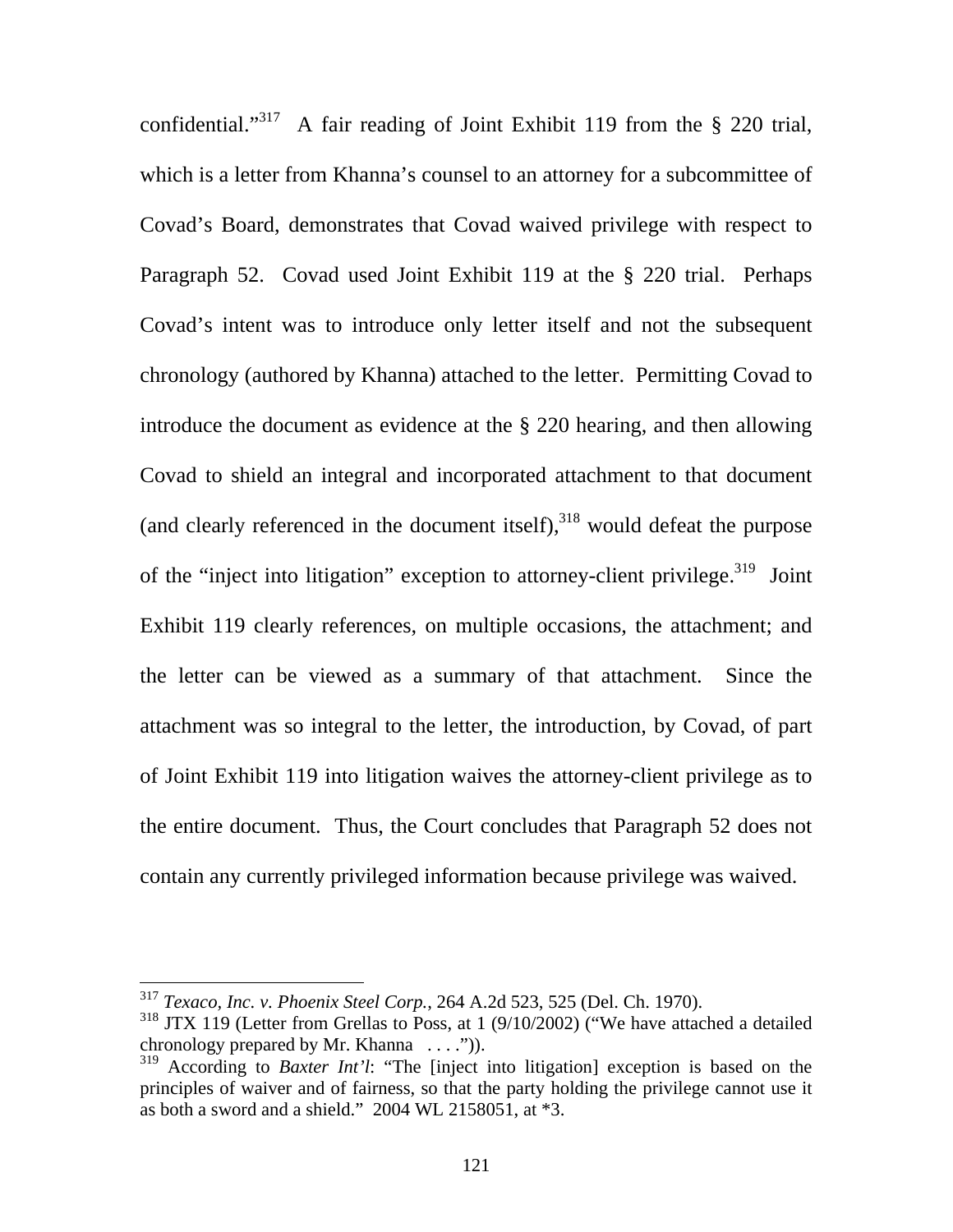confidential."[317] A fair reading of Joint Exhibit 119 from the § 220 trial, which is a letter from Khanna's counsel to an attorney for a subcommittee of Covad's Board, demonstrates that Covad waived privilege with respect to Paragraph 52. Covad used Joint Exhibit 119 at the § 220 trial. Perhaps Covad's intent was to introduce only letter itself and not the subsequent chronology (authored by Khanna) attached to the letter. Permitting Covad to introduce the document as evidence at the § 220 hearing, and then allowing Covad to shield an integral and incorporated attachment to that document (and clearly referenced in the document itself),[318] would defeat the purpose of the "inject into litigation" exception to attorney-client privilege.[319] Joint Exhibit 119 clearly references, on multiple occasions, the attachment; and the letter can be viewed as a summary of that attachment. Since the attachment was so integral to the letter, the introduction, by Covad, of part of Joint Exhibit 119 into litigation waives the attorney-client privilege as to the entire document. Thus, the Court concludes that Paragraph 52 does not contain any currently privileged information because privilege was waived.

---

[317] *Texaco, Inc. v. Phoenix Steel Corp.*, 264 A.2d 523, 525 (Del. Ch. 1970).

[318] JTX 119 (Letter from Grellas to Poss, at 1 (9/10/2002) ("We have attached a detailed chronology prepared by Mr. Khanna . . . .")).

[319] According to *Baxter Int'l*: "The [inject into litigation] exception is based on the principles of waiver and of fairness, so that the party holding the privilege cannot use it as both a sword and a shield." 2004 WL 2158051, at *3.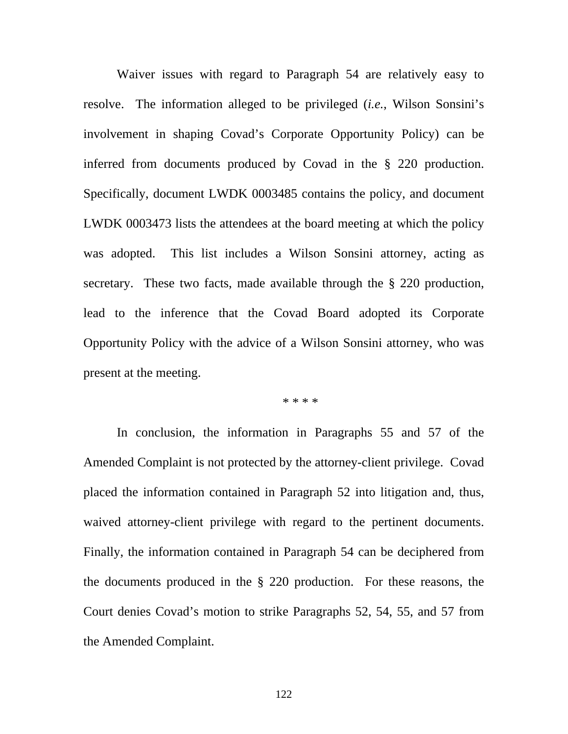Waiver issues with regard to Paragraph 54 are relatively easy to resolve. The information alleged to be privileged (*i.e.*, Wilson Sonsini's involvement in shaping Covad's Corporate Opportunity Policy) can be inferred from documents produced by Covad in the § 220 production. Specifically, document LWDK 0003485 contains the policy, and document LWDK 0003473 lists the attendees at the board meeting at which the policy was adopted. This list includes a Wilson Sonsini attorney, acting as secretary. These two facts, made available through the § 220 production, lead to the inference that the Covad Board adopted its Corporate Opportunity Policy with the advice of a Wilson Sonsini attorney, who was present at the meeting.

\* \* \* \*

In conclusion, the information in Paragraphs 55 and 57 of the Amended Complaint is not protected by the attorney-client privilege. Covad placed the information contained in Paragraph 52 into litigation and, thus, waived attorney-client privilege with regard to the pertinent documents. Finally, the information contained in Paragraph 54 can be deciphered from the documents produced in the § 220 production. For these reasons, the Court denies Covad's motion to strike Paragraphs 52, 54, 55, and 57 from the Amended Complaint.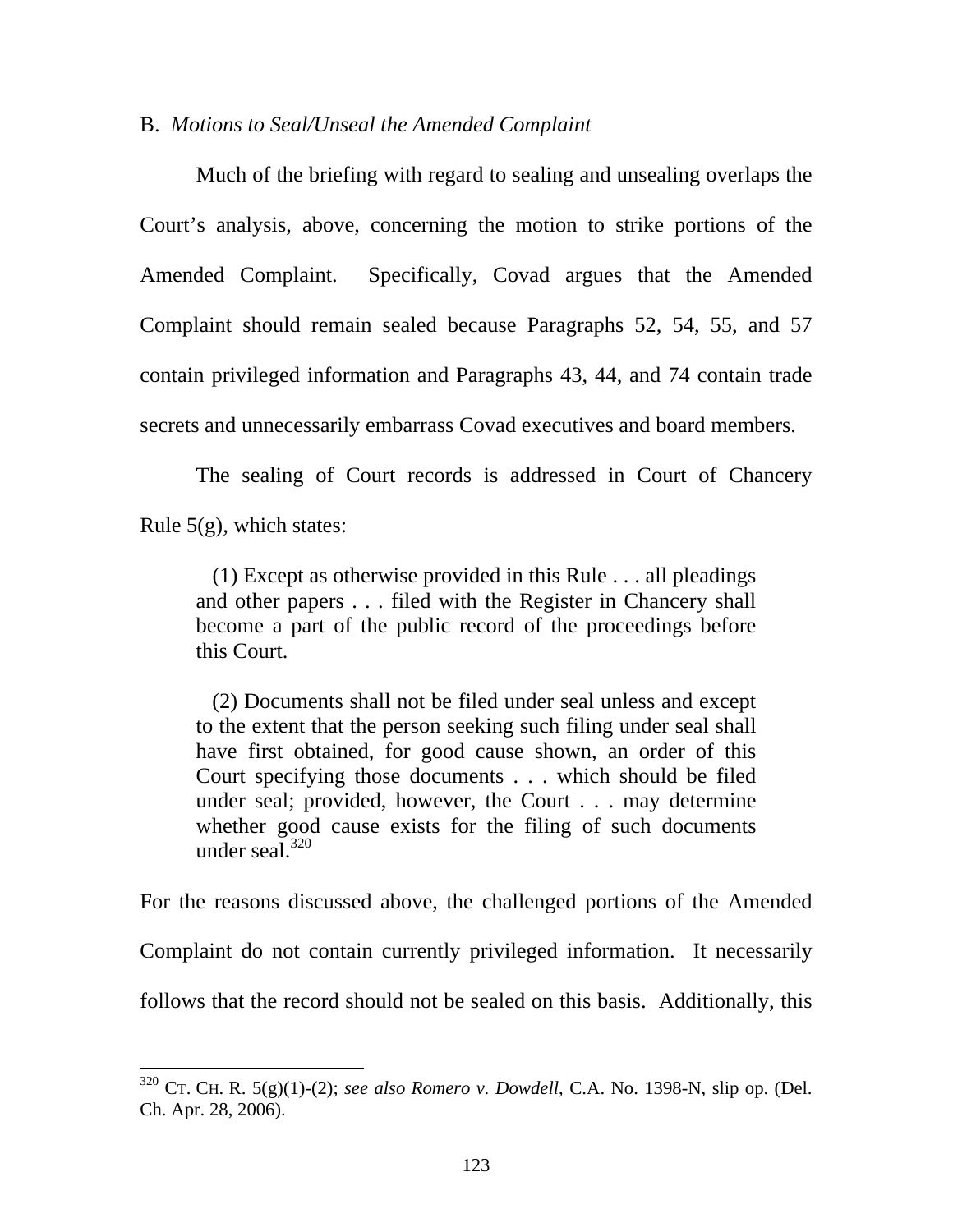B. *Motions to Seal/Unseal the Amended Complaint*

Much of the briefing with regard to sealing and unsealing overlaps the Court's analysis, above, concerning the motion to strike portions of the Amended Complaint. Specifically, Covad argues that the Amended Complaint should remain sealed because Paragraphs 52, 54, 55, and 57 contain privileged information and Paragraphs 43, 44, and 74 contain trade secrets and unnecessarily embarrass Covad executives and board members.

The sealing of Court records is addressed in Court of Chancery Rule 5(g), which states:

> (1) Except as otherwise provided in this Rule . . . all pleadings and other papers . . . filed with the Register in Chancery shall become a part of the public record of the proceedings before this Court.
>
> (2) Documents shall not be filed under seal unless and except to the extent that the person seeking such filing under seal shall have first obtained, for good cause shown, an order of this Court specifying those documents . . . which should be filed under seal; provided, however, the Court . . . may determine whether good cause exists for the filing of such documents under seal.[320]

For the reasons discussed above, the challenged portions of the Amended Complaint do not contain currently privileged information. It necessarily follows that the record should not be sealed on this basis. Additionally, this

---

[320] CT. CH. R. 5(g)(1)-(2); *see also Romero v. Dowdell*, C.A. No. 1398-N, slip op. (Del. Ch. Apr. 28, 2006).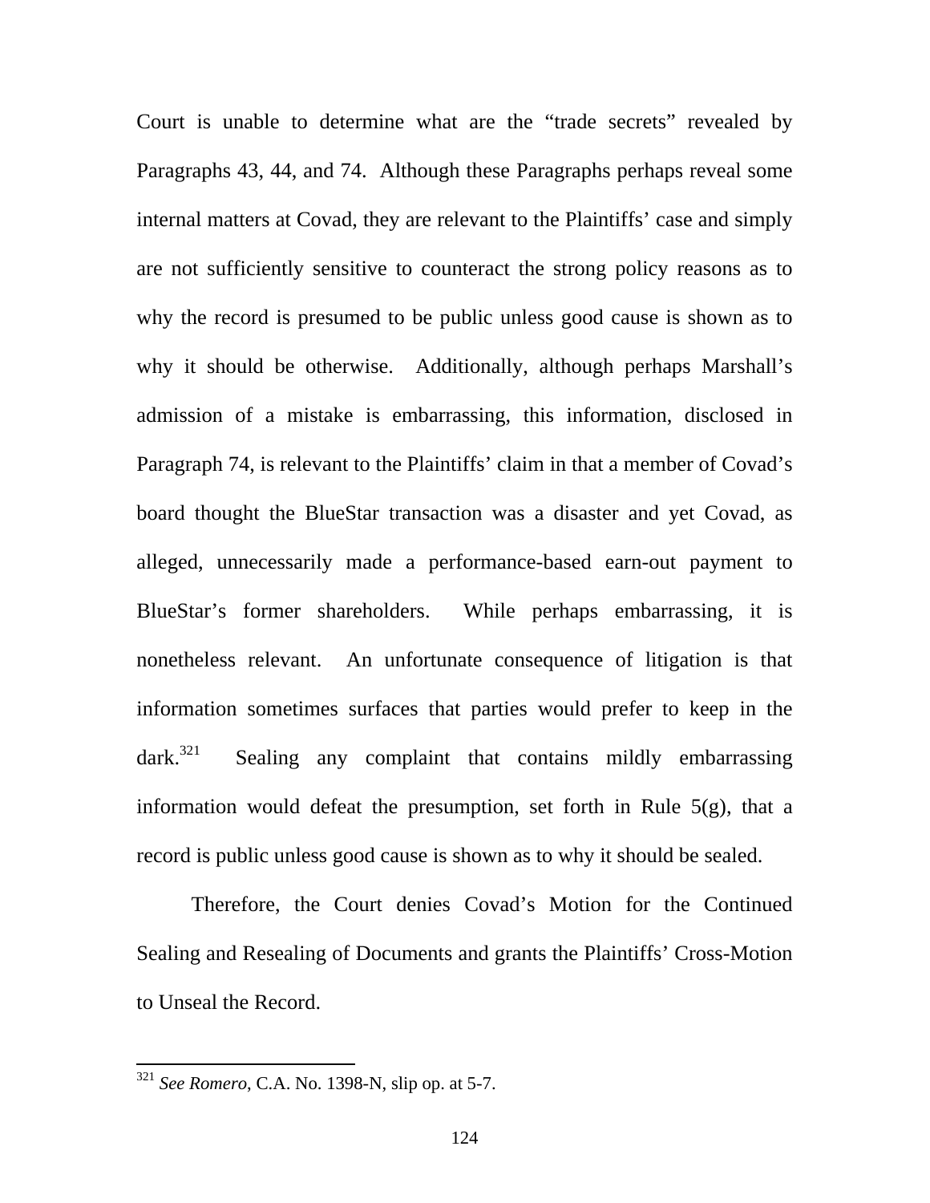Court is unable to determine what are the "trade secrets" revealed by Paragraphs 43, 44, and 74. Although these Paragraphs perhaps reveal some internal matters at Covad, they are relevant to the Plaintiffs' case and simply are not sufficiently sensitive to counteract the strong policy reasons as to why the record is presumed to be public unless good cause is shown as to why it should be otherwise. Additionally, although perhaps Marshall's admission of a mistake is embarrassing, this information, disclosed in Paragraph 74, is relevant to the Plaintiffs' claim in that a member of Covad's board thought the BlueStar transaction was a disaster and yet Covad, as alleged, unnecessarily made a performance-based earn-out payment to BlueStar's former shareholders. While perhaps embarrassing, it is nonetheless relevant. An unfortunate consequence of litigation is that information sometimes surfaces that parties would prefer to keep in the dark.[321] Sealing any complaint that contains mildly embarrassing information would defeat the presumption, set forth in Rule 5(g), that a record is public unless good cause is shown as to why it should be sealed.

Therefore, the Court denies Covad's Motion for the Continued Sealing and Resealing of Documents and grants the Plaintiffs' Cross-Motion to Unseal the Record.

---

[321] *See Romero*, C.A. No. 1398-N, slip op. at 5-7.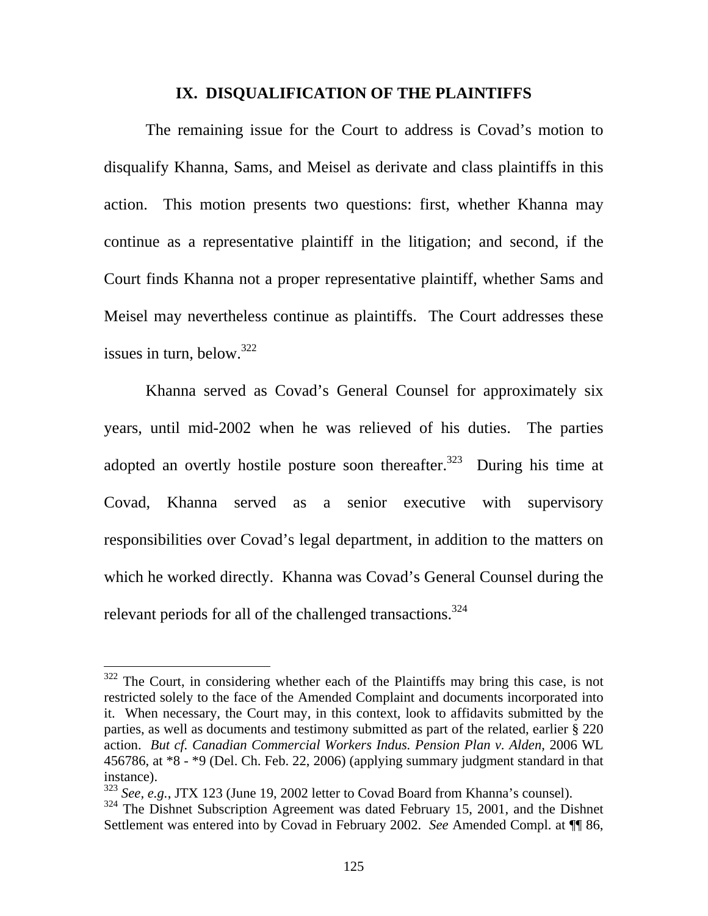## IX. DISQUALIFICATION OF THE PLAINTIFFS

The remaining issue for the Court to address is Covad's motion to disqualify Khanna, Sams, and Meisel as derivate and class plaintiffs in this action. This motion presents two questions: first, whether Khanna may continue as a representative plaintiff in the litigation; and second, if the Court finds Khanna not a proper representative plaintiff, whether Sams and Meisel may nevertheless continue as plaintiffs. The Court addresses these issues in turn, below.[322]

Khanna served as Covad's General Counsel for approximately six years, until mid-2002 when he was relieved of his duties. The parties adopted an overtly hostile posture soon thereafter.[323] During his time at Covad, Khanna served as a senior executive with supervisory responsibilities over Covad's legal department, in addition to the matters on which he worked directly. Khanna was Covad's General Counsel during the relevant periods for all of the challenged transactions.[324]

---

[322] The Court, in considering whether each of the Plaintiffs may bring this case, is not restricted solely to the face of the Amended Complaint and documents incorporated into it. When necessary, the Court may, in this context, look to affidavits submitted by the parties, as well as documents and testimony submitted as part of the related, earlier § 220 action. *But cf. Canadian Commercial Workers Indus. Pension Plan v. Alden*, 2006 WL 456786, at *8 - *9 (Del. Ch. Feb. 22, 2006) (applying summary judgment standard in that instance).

[323] *See, e.g.*, JTX 123 (June 19, 2002 letter to Covad Board from Khanna's counsel).

[324] The Dishnet Subscription Agreement was dated February 15, 2001, and the Dishnet Settlement was entered into by Covad in February 2002. *See* Amended Compl. at ¶¶ 86,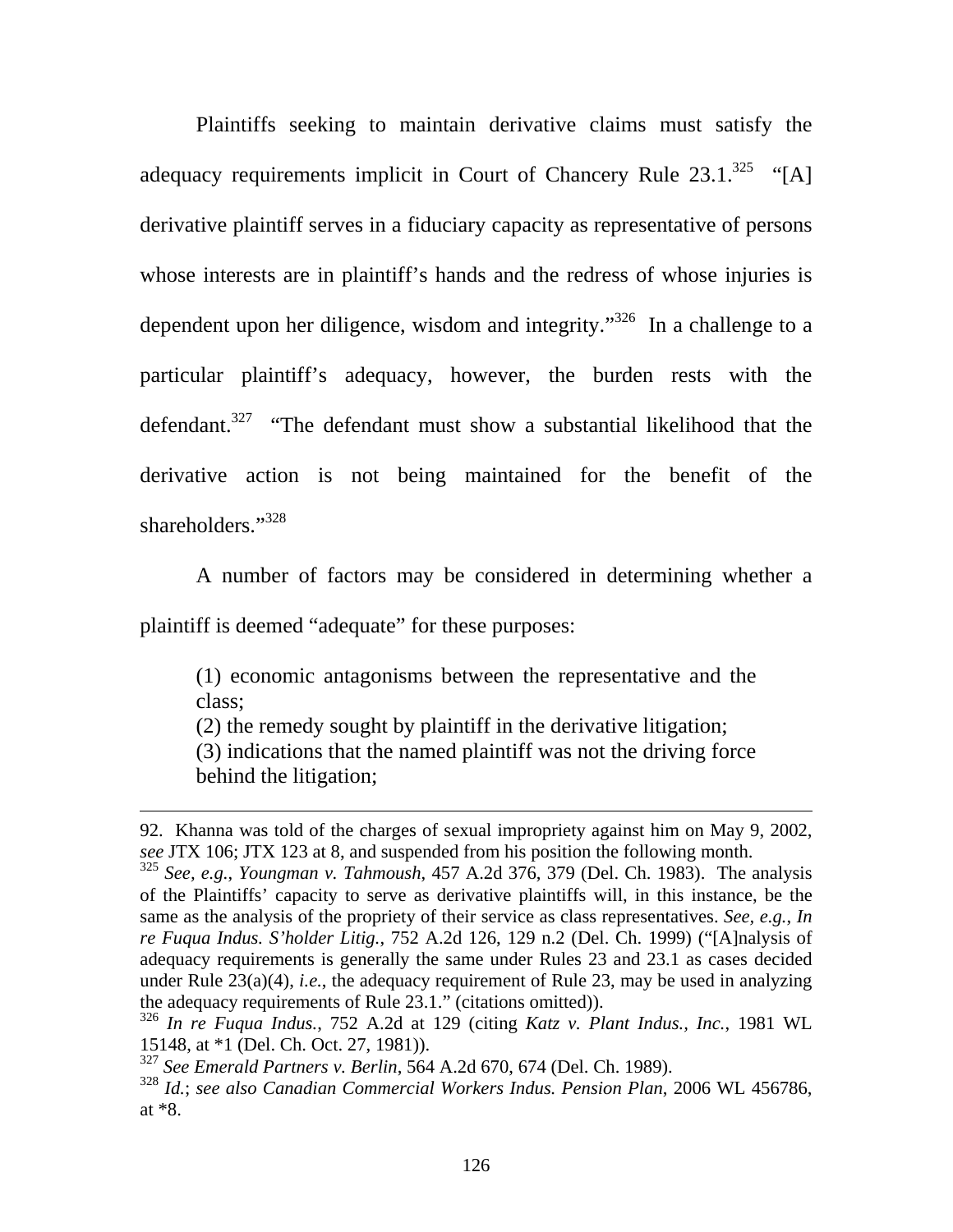Plaintiffs seeking to maintain derivative claims must satisfy the adequacy requirements implicit in Court of Chancery Rule 23.1.[325] "[A] derivative plaintiff serves in a fiduciary capacity as representative of persons whose interests are in plaintiff's hands and the redress of whose injuries is dependent upon her diligence, wisdom and integrity."[326] In a challenge to a particular plaintiff's adequacy, however, the burden rests with the defendant.[327] "The defendant must show a substantial likelihood that the derivative action is not being maintained for the benefit of the shareholders."[328]

A number of factors may be considered in determining whether a plaintiff is deemed "adequate" for these purposes:

> (1) economic antagonisms between the representative and the class;
> (2) the remedy sought by plaintiff in the derivative litigation;
> (3) indications that the named plaintiff was not the driving force behind the litigation;

---

92. Khanna was told of the charges of sexual impropriety against him on May 9, 2002, *see* JTX 106; JTX 123 at 8, and suspended from his position the following month.

[325] *See, e.g.*, *Youngman v. Tahmoush*, 457 A.2d 376, 379 (Del. Ch. 1983). The analysis of the Plaintiffs' capacity to serve as derivative plaintiffs will, in this instance, be the same as the analysis of the propriety of their service as class representatives. *See, e.g.*, *In re Fuqua Indus. S'holder Litig.*, 752 A.2d 126, 129 n.2 (Del. Ch. 1999) ("[A]nalysis of adequacy requirements is generally the same under Rules 23 and 23.1 as cases decided under Rule 23(a)(4), *i.e.*, the adequacy requirement of Rule 23, may be used in analyzing the adequacy requirements of Rule 23.1." (citations omitted)).

[326] *In re Fuqua Indus.*, 752 A.2d at 129 (citing *Katz v. Plant Indus., Inc.*, 1981 WL 15148, at *1 (Del. Ch. Oct. 27, 1981)).

[327] *See Emerald Partners v. Berlin*, 564 A.2d 670, 674 (Del. Ch. 1989).

[328] *Id.*; *see also Canadian Commercial Workers Indus. Pension Plan*, 2006 WL 456786, at *8.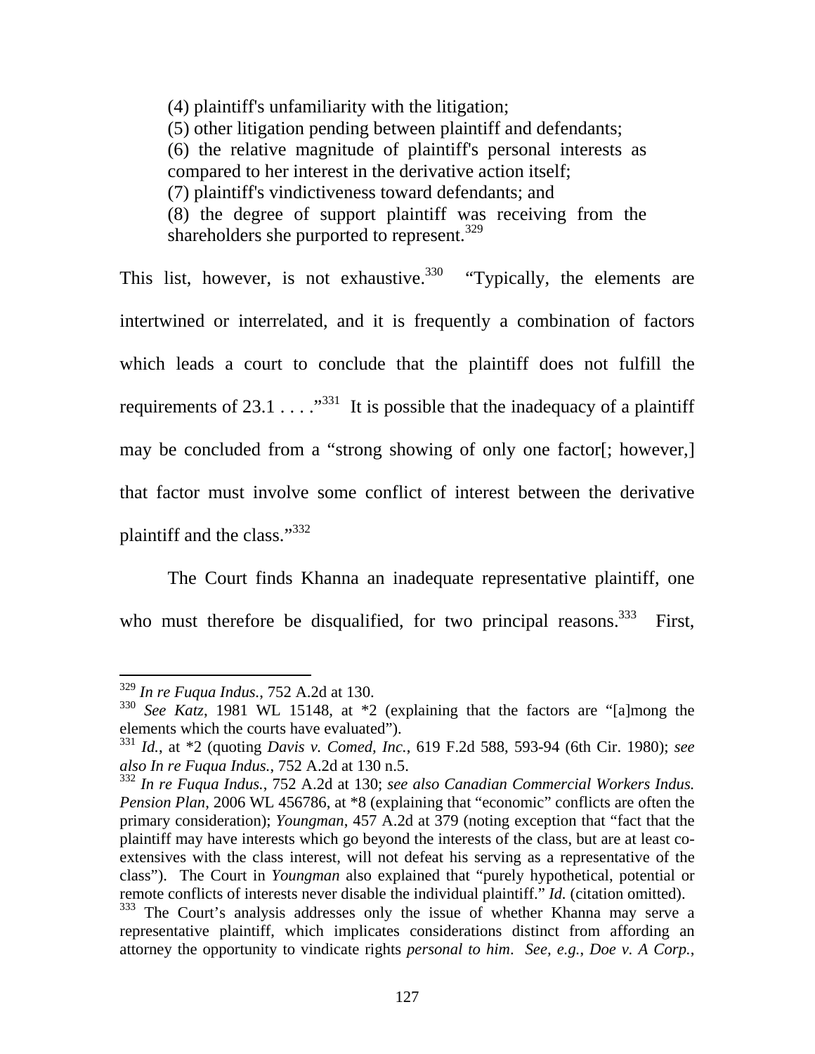> (4) plaintiff's unfamiliarity with the litigation;
> (5) other litigation pending between plaintiff and defendants;
> (6) the relative magnitude of plaintiff's personal interests as compared to her interest in the derivative action itself;
> (7) plaintiff's vindictiveness toward defendants; and
> (8) the degree of support plaintiff was receiving from the shareholders she purported to represent.[329]

This list, however, is not exhaustive.[330] "Typically, the elements are intertwined or interrelated, and it is frequently a combination of factors which leads a court to conclude that the plaintiff does not fulfill the requirements of 23.1 . . . ."[331] It is possible that the inadequacy of a plaintiff may be concluded from a "strong showing of only one factor[; however,] that factor must involve some conflict of interest between the derivative plaintiff and the class."[332]

The Court finds Khanna an inadequate representative plaintiff, one who must therefore be disqualified, for two principal reasons.[333] First,

---

[329] *In re Fuqua Indus.*, 752 A.2d at 130.

[330] *See Katz*, 1981 WL 15148, at *2 (explaining that the factors are "[a]mong the elements which the courts have evaluated").

[331] *Id.*, at *2 (quoting *Davis v. Comed, Inc.*, 619 F.2d 588, 593-94 (6th Cir. 1980); *see also In re Fuqua Indus.*, 752 A.2d at 130 n.5.

[332] *In re Fuqua Indus.*, 752 A.2d at 130; *see also Canadian Commercial Workers Indus. Pension Plan*, 2006 WL 456786, at *8 (explaining that "economic" conflicts are often the primary consideration); *Youngman*, 457 A.2d at 379 (noting exception that "fact that the plaintiff may have interests which go beyond the interests of the class, but are at least co-extensives with the class interest, will not defeat his serving as a representative of the class"). The Court in *Youngman* also explained that "purely hypothetical, potential or remote conflicts of interests never disable the individual plaintiff." *Id.* (citation omitted).

[333] The Court's analysis addresses only the issue of whether Khanna may serve a representative plaintiff, which implicates considerations distinct from affording an attorney the opportunity to vindicate rights *personal to him*. *See, e.g.*, *Doe v. A Corp.*,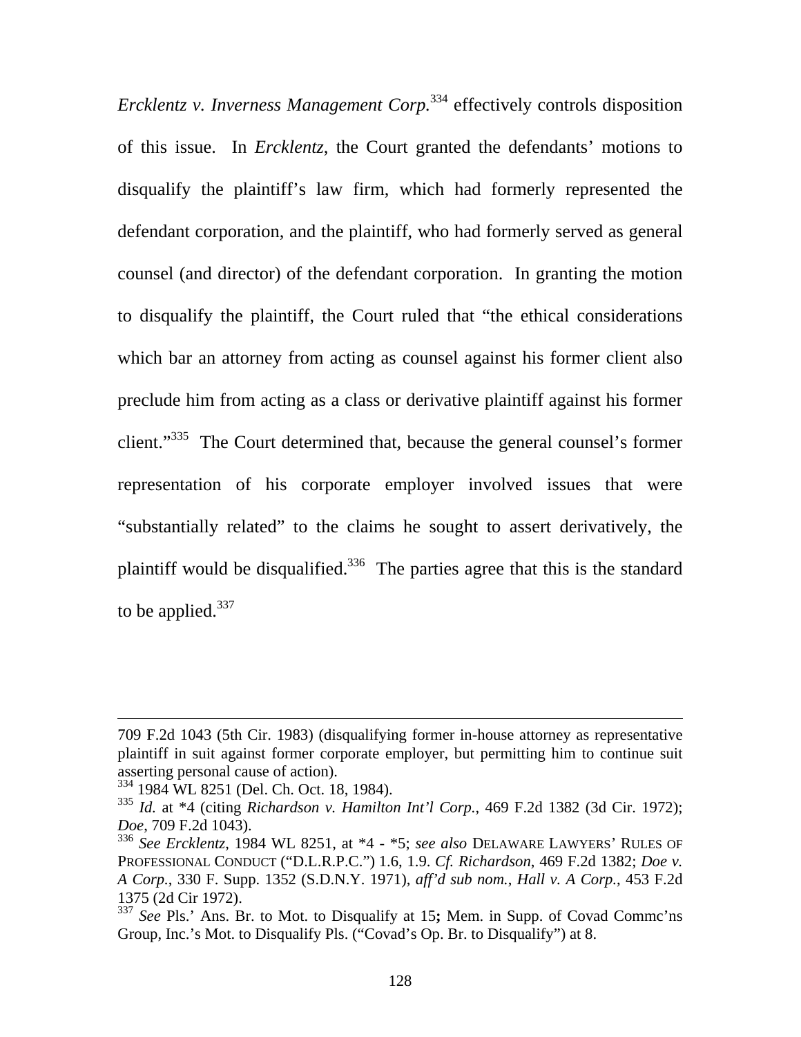*Ercklentz v. Inverness Management Corp.*[334] effectively controls disposition of this issue. In *Ercklentz*, the Court granted the defendants' motions to disqualify the plaintiff's law firm, which had formerly represented the defendant corporation, and the plaintiff, who had formerly served as general counsel (and director) of the defendant corporation. In granting the motion to disqualify the plaintiff, the Court ruled that "the ethical considerations which bar an attorney from acting as counsel against his former client also preclude him from acting as a class or derivative plaintiff against his former client."[335] The Court determined that, because the general counsel's former representation of his corporate employer involved issues that were "substantially related" to the claims he sought to assert derivatively, the plaintiff would be disqualified.[336] The parties agree that this is the standard to be applied.[337]

---

709 F.2d 1043 (5th Cir. 1983) (disqualifying former in-house attorney as representative plaintiff in suit against former corporate employer, but permitting him to continue suit asserting personal cause of action).

[334] 1984 WL 8251 (Del. Ch. Oct. 18, 1984).

[335] *Id.* at *4 (citing *Richardson v. Hamilton Int'l Corp.*, 469 F.2d 1382 (3d Cir. 1972); *Doe*, 709 F.2d 1043).

[336] *See Ercklentz*, 1984 WL 8251, at *4 - *5; *see also* DELAWARE LAWYERS' RULES OF PROFESSIONAL CONDUCT ("D.L.R.P.C.") 1.6, 1.9. *Cf. Richardson*, 469 F.2d 1382; *Doe v. A Corp.*, 330 F. Supp. 1352 (S.D.N.Y. 1971), *aff'd sub nom.*, *Hall v. A Corp.*, 453 F.2d 1375 (2d Cir 1972).

[337] *See* Pls.' Ans. Br. to Mot. to Disqualify at 15**;** Mem. in Supp. of Covad Commc'ns Group, Inc.'s Mot. to Disqualify Pls. ("Covad's Op. Br. to Disqualify") at 8.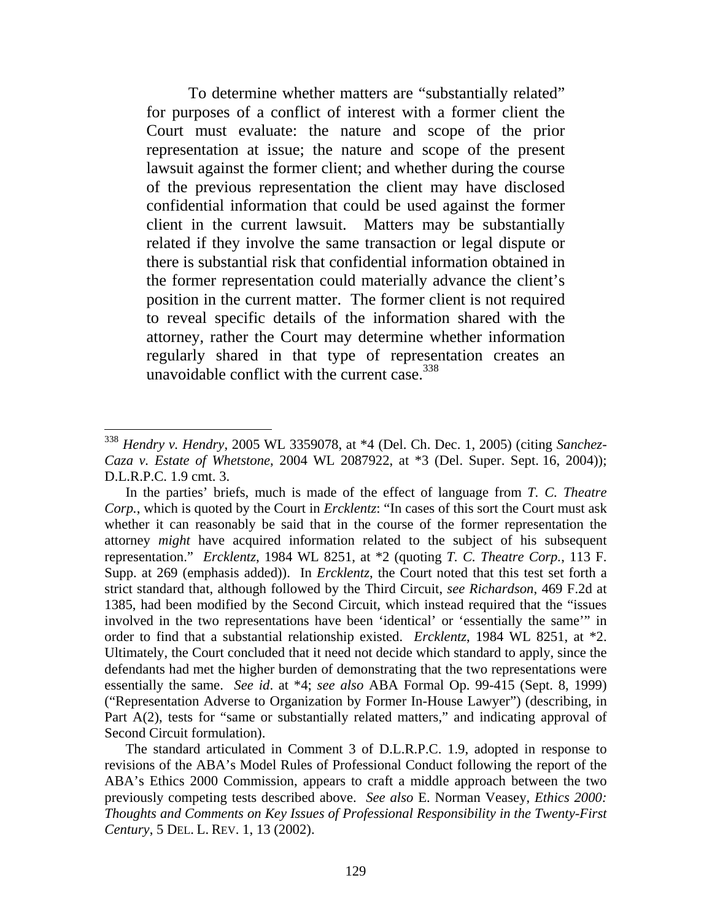To determine whether matters are "substantially related" for purposes of a conflict of interest with a former client the Court must evaluate: the nature and scope of the prior representation at issue; the nature and scope of the present lawsuit against the former client; and whether during the course of the previous representation the client may have disclosed confidential information that could be used against the former client in the current lawsuit. Matters may be substantially related if they involve the same transaction or legal dispute or there is substantial risk that confidential information obtained in the former representation could materially advance the client's position in the current matter. The former client is not required to reveal specific details of the information shared with the attorney, rather the Court may determine whether information regularly shared in that type of representation creates an unavoidable conflict with the current case.[338]

---

[338] *Hendry v. Hendry*, 2005 WL 3359078, at *4 (Del. Ch. Dec. 1, 2005) (citing *Sanchez-Caza v. Estate of Whetstone*, 2004 WL 2087922, at *3 (Del. Super. Sept. 16, 2004)); D.L.R.P.C. 1.9 cmt. 3.

In the parties' briefs, much is made of the effect of language from *T. C. Theatre Corp.*, which is quoted by the Court in *Ercklentz*: "In cases of this sort the Court must ask whether it can reasonably be said that in the course of the former representation the attorney *might* have acquired information related to the subject of his subsequent representation." *Ercklentz*, 1984 WL 8251, at *2 (quoting *T. C. Theatre Corp.*, 113 F. Supp. at 269 (emphasis added)). In *Ercklentz*, the Court noted that this test set forth a strict standard that, although followed by the Third Circuit, *see Richardson*, 469 F.2d at 1385, had been modified by the Second Circuit, which instead required that the "issues involved in the two representations have been 'identical' or 'essentially the same'" in order to find that a substantial relationship existed. *Ercklentz*, 1984 WL 8251, at *2. Ultimately, the Court concluded that it need not decide which standard to apply, since the defendants had met the higher burden of demonstrating that the two representations were essentially the same. *See id*. at *4; *see also* ABA Formal Op. 99-415 (Sept. 8, 1999) ("Representation Adverse to Organization by Former In-House Lawyer") (describing, in Part A(2), tests for "same or substantially related matters," and indicating approval of Second Circuit formulation).

The standard articulated in Comment 3 of D.L.R.P.C. 1.9, adopted in response to revisions of the ABA's Model Rules of Professional Conduct following the report of the ABA's Ethics 2000 Commission, appears to craft a middle approach between the two previously competing tests described above. *See also* E. Norman Veasey, *Ethics 2000: Thoughts and Comments on Key Issues of Professional Responsibility in the Twenty-First Century*, 5 DEL. L. REV. 1, 13 (2002).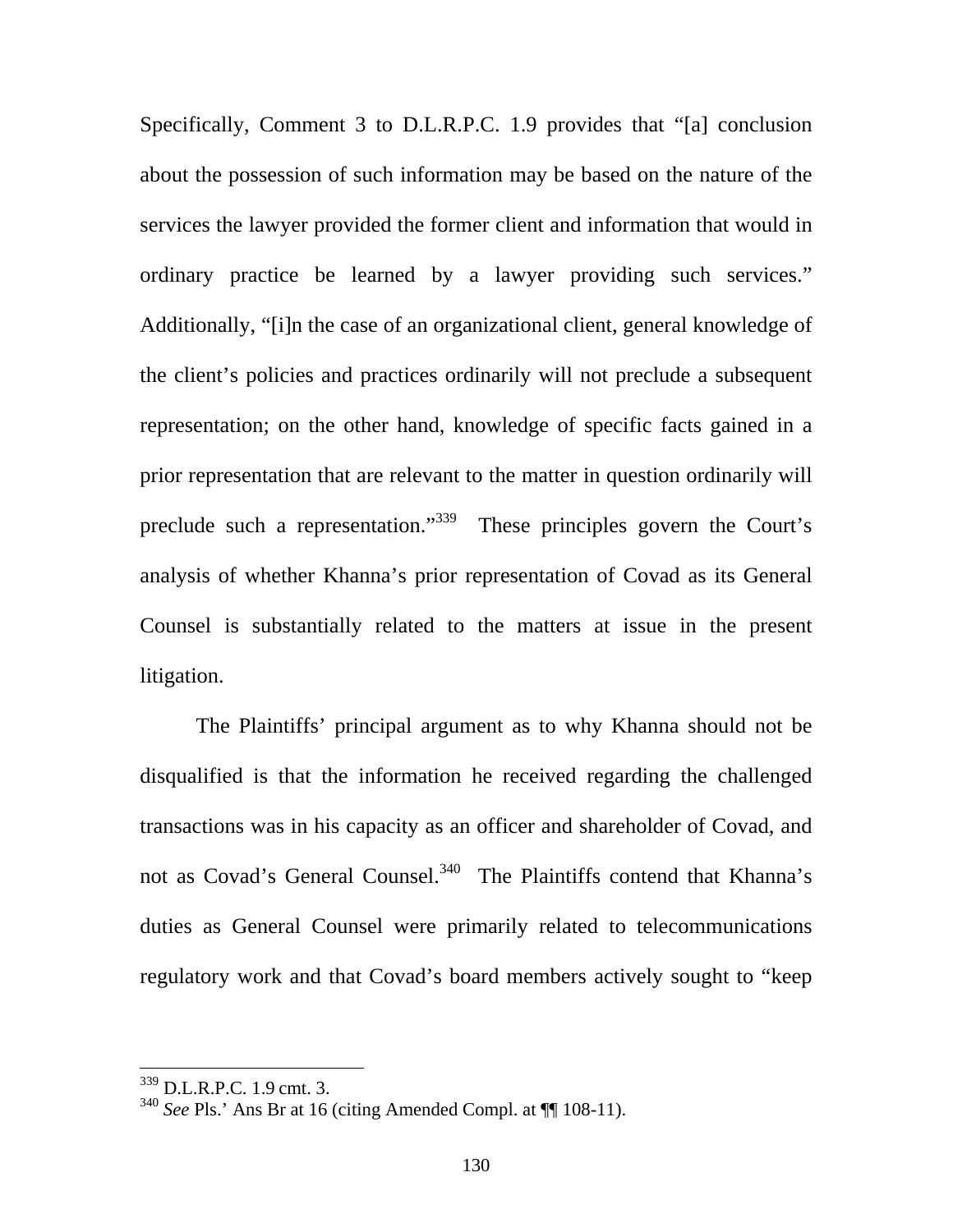Specifically, Comment 3 to D.L.R.P.C. 1.9 provides that "[a] conclusion about the possession of such information may be based on the nature of the services the lawyer provided the former client and information that would in ordinary practice be learned by a lawyer providing such services." Additionally, "[i]n the case of an organizational client, general knowledge of the client's policies and practices ordinarily will not preclude a subsequent representation; on the other hand, knowledge of specific facts gained in a prior representation that are relevant to the matter in question ordinarily will preclude such a representation."[339] These principles govern the Court's analysis of whether Khanna's prior representation of Covad as its General Counsel is substantially related to the matters at issue in the present litigation.

The Plaintiffs' principal argument as to why Khanna should not be disqualified is that the information he received regarding the challenged transactions was in his capacity as an officer and shareholder of Covad, and not as Covad's General Counsel.[340] The Plaintiffs contend that Khanna's duties as General Counsel were primarily related to telecommunications regulatory work and that Covad's board members actively sought to "keep

---

[339] D.L.R.P.C. 1.9 cmt. 3.

[340] *See* Pls.' Ans Br at 16 (citing Amended Compl. at ¶¶ 108-11).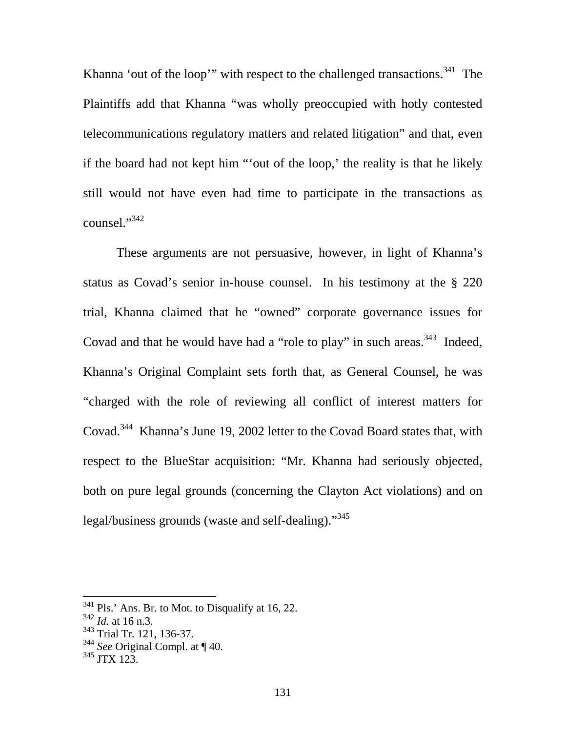Khanna 'out of the loop'" with respect to the challenged transactions.[341] The Plaintiffs add that Khanna "was wholly preoccupied with hotly contested telecommunications regulatory matters and related litigation" and that, even if the board had not kept him "'out of the loop,' the reality is that he likely still would not have even had time to participate in the transactions as counsel."[342]

These arguments are not persuasive, however, in light of Khanna's status as Covad's senior in-house counsel. In his testimony at the § 220 trial, Khanna claimed that he "owned" corporate governance issues for Covad and that he would have had a "role to play" in such areas.[343] Indeed, Khanna's Original Complaint sets forth that, as General Counsel, he was "charged with the role of reviewing all conflict of interest matters for Covad.[344] Khanna's June 19, 2002 letter to the Covad Board states that, with respect to the BlueStar acquisition: "Mr. Khanna had seriously objected, both on pure legal grounds (concerning the Clayton Act violations) and on legal/business grounds (waste and self-dealing)."[345]

---

[341] Pls.' Ans. Br. to Mot. to Disqualify at 16, 22.
[342] *Id.* at 16 n.3.
[343] Trial Tr. 121, 136-37.
[344] *See* Original Compl. at ¶ 40.
[345] JTX 123.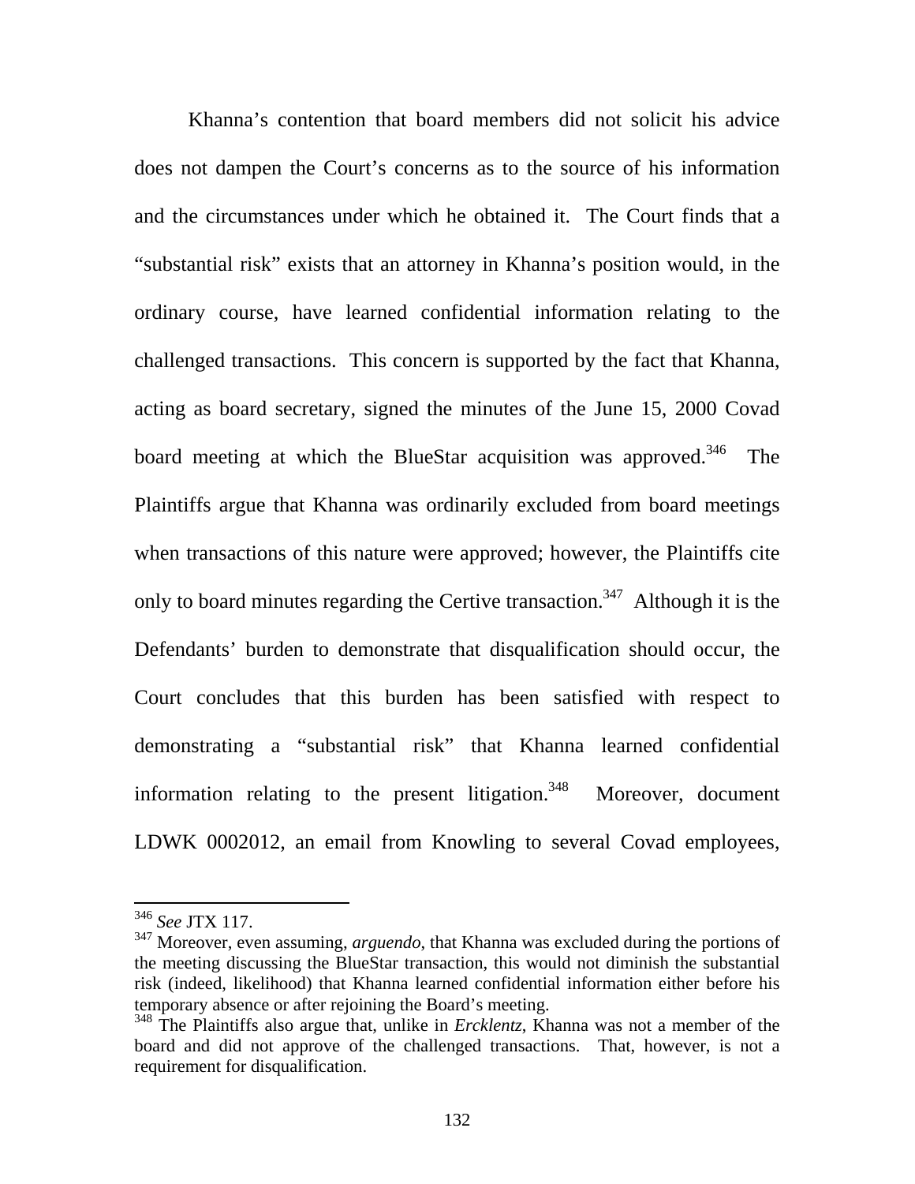Khanna's contention that board members did not solicit his advice does not dampen the Court's concerns as to the source of his information and the circumstances under which he obtained it. The Court finds that a "substantial risk" exists that an attorney in Khanna's position would, in the ordinary course, have learned confidential information relating to the challenged transactions. This concern is supported by the fact that Khanna, acting as board secretary, signed the minutes of the June 15, 2000 Covad board meeting at which the BlueStar acquisition was approved.[346] The Plaintiffs argue that Khanna was ordinarily excluded from board meetings when transactions of this nature were approved; however, the Plaintiffs cite only to board minutes regarding the Certive transaction.[347] Although it is the Defendants' burden to demonstrate that disqualification should occur, the Court concludes that this burden has been satisfied with respect to demonstrating a "substantial risk" that Khanna learned confidential information relating to the present litigation.[348] Moreover, document LDWK 0002012, an email from Knowling to several Covad employees,

---

[346] *See* JTX 117.

[347] Moreover, even assuming, *arguendo*, that Khanna was excluded during the portions of the meeting discussing the BlueStar transaction, this would not diminish the substantial risk (indeed, likelihood) that Khanna learned confidential information either before his temporary absence or after rejoining the Board's meeting.

[348] The Plaintiffs also argue that, unlike in *Ercklentz*, Khanna was not a member of the board and did not approve of the challenged transactions. That, however, is not a requirement for disqualification.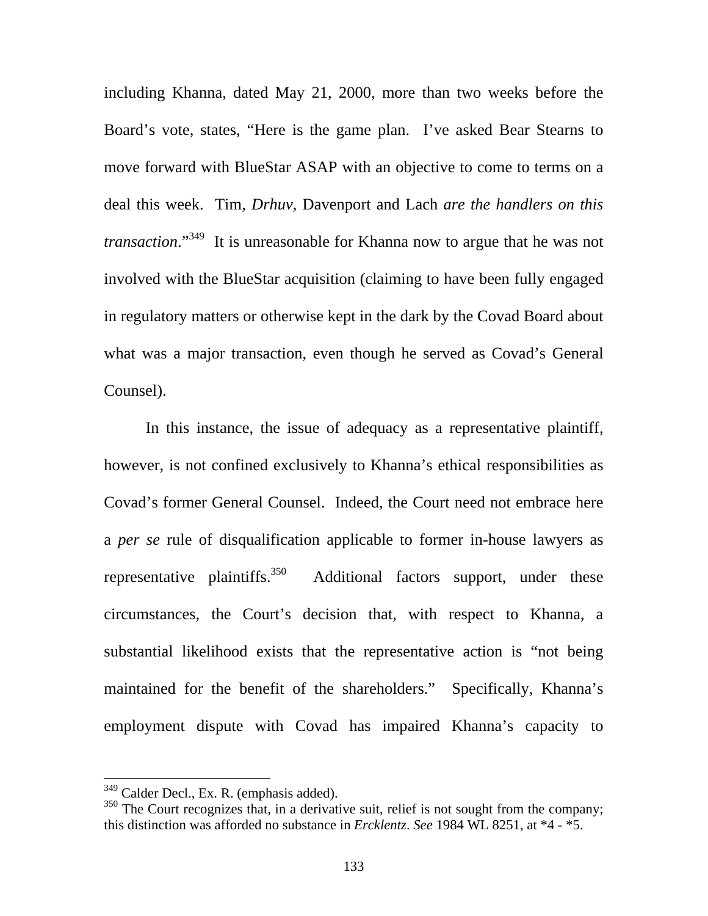including Khanna, dated May 21, 2000, more than two weeks before the Board's vote, states, "Here is the game plan. I've asked Bear Stearns to move forward with BlueStar ASAP with an objective to come to terms on a deal this week. Tim, *Drhuv*, Davenport and Lach *are the handlers on this transaction*."[349] It is unreasonable for Khanna now to argue that he was not involved with the BlueStar acquisition (claiming to have been fully engaged in regulatory matters or otherwise kept in the dark by the Covad Board about what was a major transaction, even though he served as Covad's General Counsel).

In this instance, the issue of adequacy as a representative plaintiff, however, is not confined exclusively to Khanna's ethical responsibilities as Covad's former General Counsel. Indeed, the Court need not embrace here a *per se* rule of disqualification applicable to former in-house lawyers as representative plaintiffs.[350] Additional factors support, under these circumstances, the Court's decision that, with respect to Khanna, a substantial likelihood exists that the representative action is "not being maintained for the benefit of the shareholders." Specifically, Khanna's employment dispute with Covad has impaired Khanna's capacity to

---

[349] Calder Decl., Ex. R. (emphasis added).

[350] The Court recognizes that, in a derivative suit, relief is not sought from the company; this distinction was afforded no substance in *Ercklentz*. *See* 1984 WL 8251, at *4 - *5.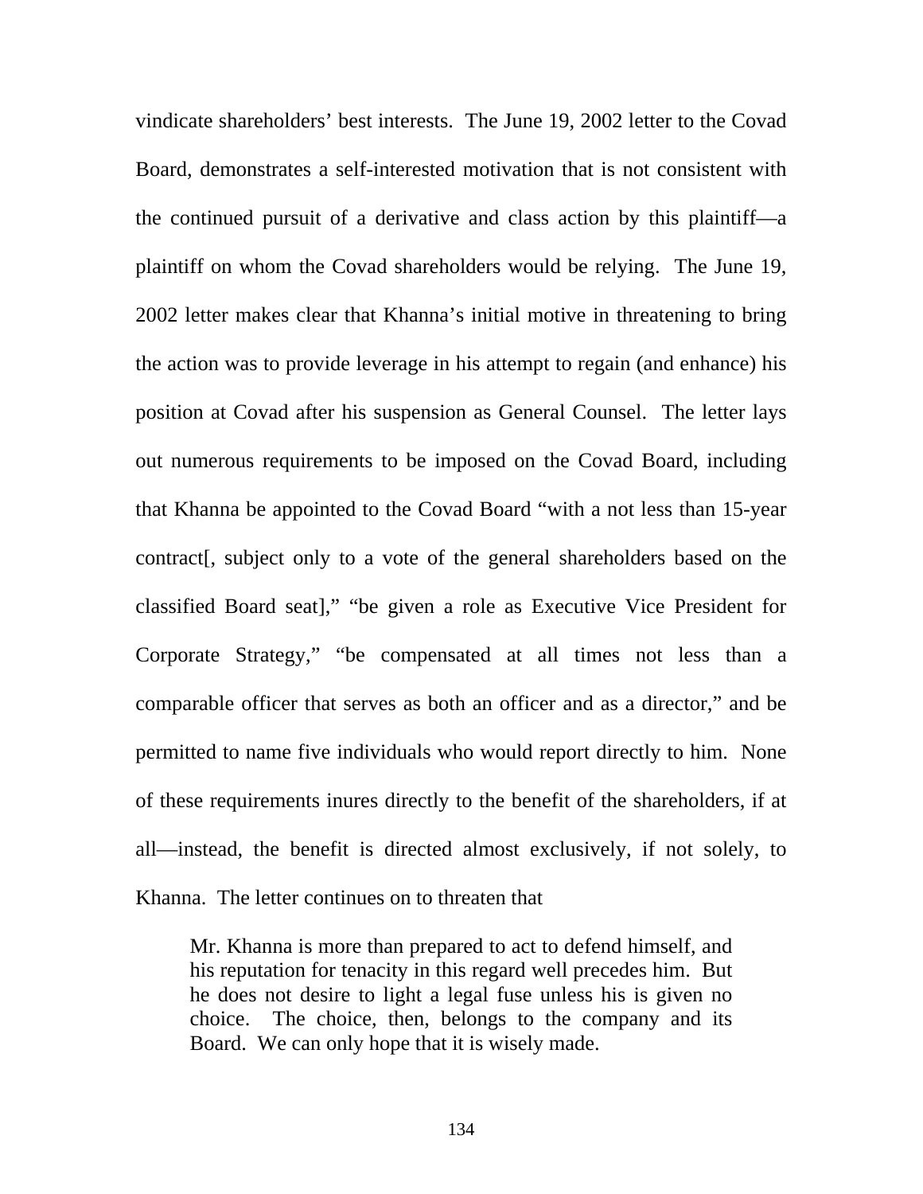vindicate shareholders' best interests. The June 19, 2002 letter to the Covad Board, demonstrates a self-interested motivation that is not consistent with the continued pursuit of a derivative and class action by this plaintiff—a plaintiff on whom the Covad shareholders would be relying. The June 19, 2002 letter makes clear that Khanna's initial motive in threatening to bring the action was to provide leverage in his attempt to regain (and enhance) his position at Covad after his suspension as General Counsel. The letter lays out numerous requirements to be imposed on the Covad Board, including that Khanna be appointed to the Covad Board "with a not less than 15-year contract[, subject only to a vote of the general shareholders based on the classified Board seat]," "be given a role as Executive Vice President for Corporate Strategy," "be compensated at all times not less than a comparable officer that serves as both an officer and as a director," and be permitted to name five individuals who would report directly to him. None of these requirements inures directly to the benefit of the shareholders, if at all—instead, the benefit is directed almost exclusively, if not solely, to Khanna. The letter continues on to threaten that

> Mr. Khanna is more than prepared to act to defend himself, and his reputation for tenacity in this regard well precedes him. But he does not desire to light a legal fuse unless his is given no choice. The choice, then, belongs to the company and its Board. We can only hope that it is wisely made.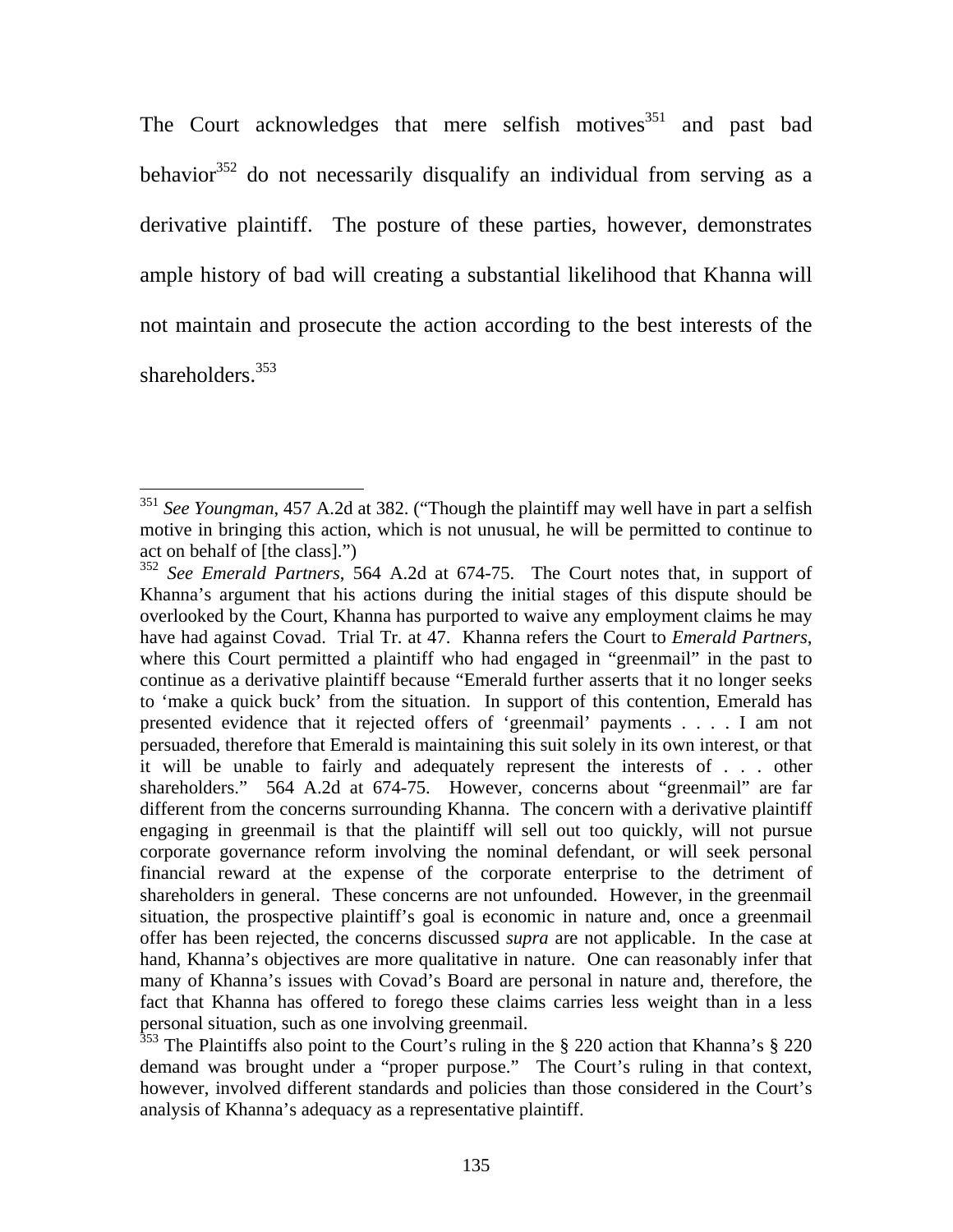The Court acknowledges that mere selfish motives[351] and past bad behavior[352] do not necessarily disqualify an individual from serving as a derivative plaintiff. The posture of these parties, however, demonstrates ample history of bad will creating a substantial likelihood that Khanna will not maintain and prosecute the action according to the best interests of the shareholders.[353]

---

[351] *See Youngman*, 457 A.2d at 382. ("Though the plaintiff may well have in part a selfish motive in bringing this action, which is not unusual, he will be permitted to continue to act on behalf of [the class].")

[352] *See Emerald Partners*, 564 A.2d at 674-75. The Court notes that, in support of Khanna's argument that his actions during the initial stages of this dispute should be overlooked by the Court, Khanna has purported to waive any employment claims he may have had against Covad. Trial Tr. at 47. Khanna refers the Court to *Emerald Partners*, where this Court permitted a plaintiff who had engaged in "greenmail" in the past to continue as a derivative plaintiff because "Emerald further asserts that it no longer seeks to 'make a quick buck' from the situation. In support of this contention, Emerald has presented evidence that it rejected offers of 'greenmail' payments . . . . I am not persuaded, therefore that Emerald is maintaining this suit solely in its own interest, or that it will be unable to fairly and adequately represent the interests of . . . other shareholders." 564 A.2d at 674-75. However, concerns about "greenmail" are far different from the concerns surrounding Khanna. The concern with a derivative plaintiff engaging in greenmail is that the plaintiff will sell out too quickly, will not pursue corporate governance reform involving the nominal defendant, or will seek personal financial reward at the expense of the corporate enterprise to the detriment of shareholders in general. These concerns are not unfounded. However, in the greenmail situation, the prospective plaintiff's goal is economic in nature and, once a greenmail offer has been rejected, the concerns discussed *supra* are not applicable. In the case at hand, Khanna's objectives are more qualitative in nature. One can reasonably infer that many of Khanna's issues with Covad's Board are personal in nature and, therefore, the fact that Khanna has offered to forego these claims carries less weight than in a less personal situation, such as one involving greenmail.

[353] The Plaintiffs also point to the Court's ruling in the § 220 action that Khanna's § 220 demand was brought under a "proper purpose." The Court's ruling in that context, however, involved different standards and policies than those considered in the Court's analysis of Khanna's adequacy as a representative plaintiff.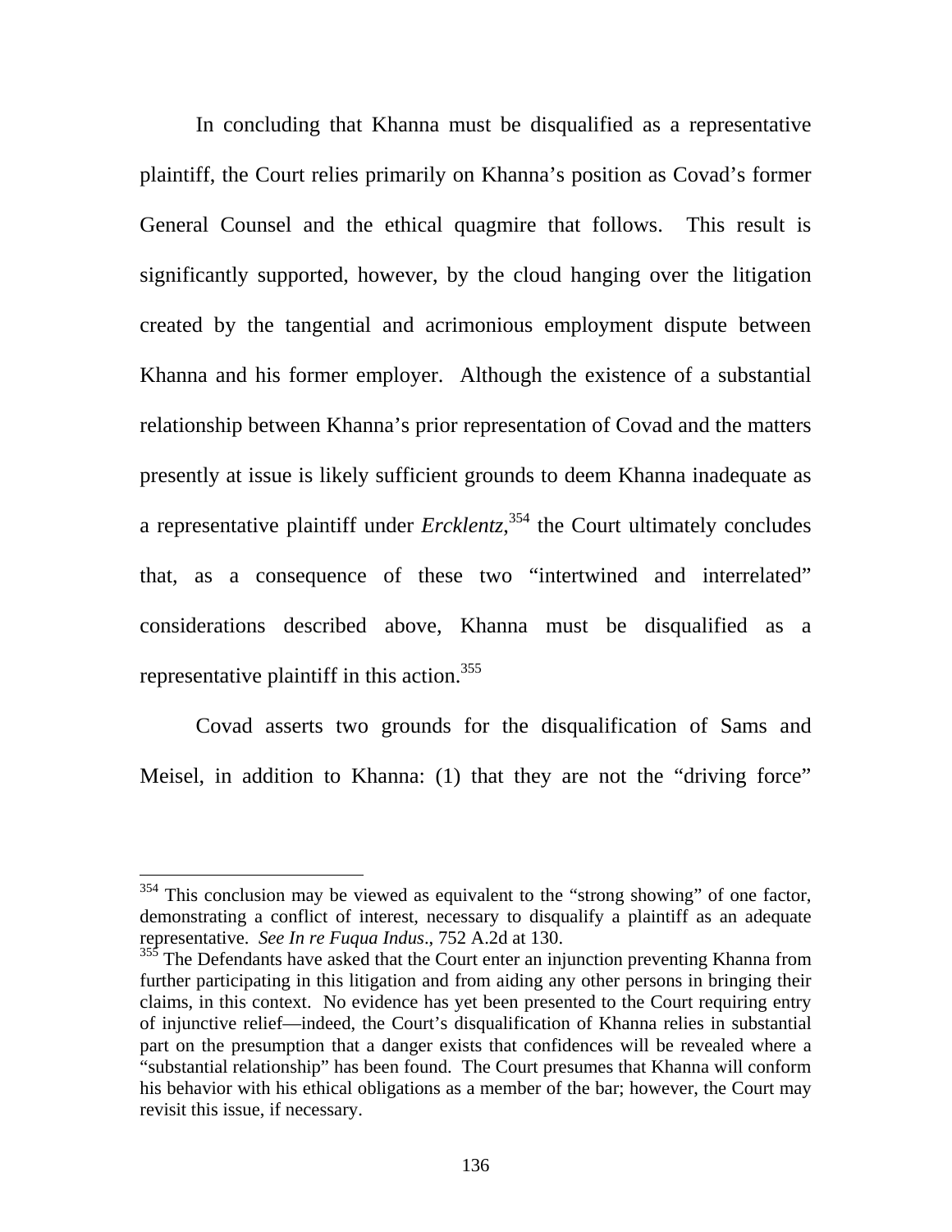In concluding that Khanna must be disqualified as a representative plaintiff, the Court relies primarily on Khanna's position as Covad's former General Counsel and the ethical quagmire that follows. This result is significantly supported, however, by the cloud hanging over the litigation created by the tangential and acrimonious employment dispute between Khanna and his former employer. Although the existence of a substantial relationship between Khanna's prior representation of Covad and the matters presently at issue is likely sufficient grounds to deem Khanna inadequate as a representative plaintiff under *Ercklentz*,[354] the Court ultimately concludes that, as a consequence of these two "intertwined and interrelated" considerations described above, Khanna must be disqualified as a representative plaintiff in this action.[355]

Covad asserts two grounds for the disqualification of Sams and Meisel, in addition to Khanna: (1) that they are not the "driving force"

---

[354] This conclusion may be viewed as equivalent to the "strong showing" of one factor, demonstrating a conflict of interest, necessary to disqualify a plaintiff as an adequate representative. *See In re Fuqua Indus*., 752 A.2d at 130.

[355] The Defendants have asked that the Court enter an injunction preventing Khanna from further participating in this litigation and from aiding any other persons in bringing their claims, in this context. No evidence has yet been presented to the Court requiring entry of injunctive relief—indeed, the Court's disqualification of Khanna relies in substantial part on the presumption that a danger exists that confidences will be revealed where a "substantial relationship" has been found. The Court presumes that Khanna will conform his behavior with his ethical obligations as a member of the bar; however, the Court may revisit this issue, if necessary.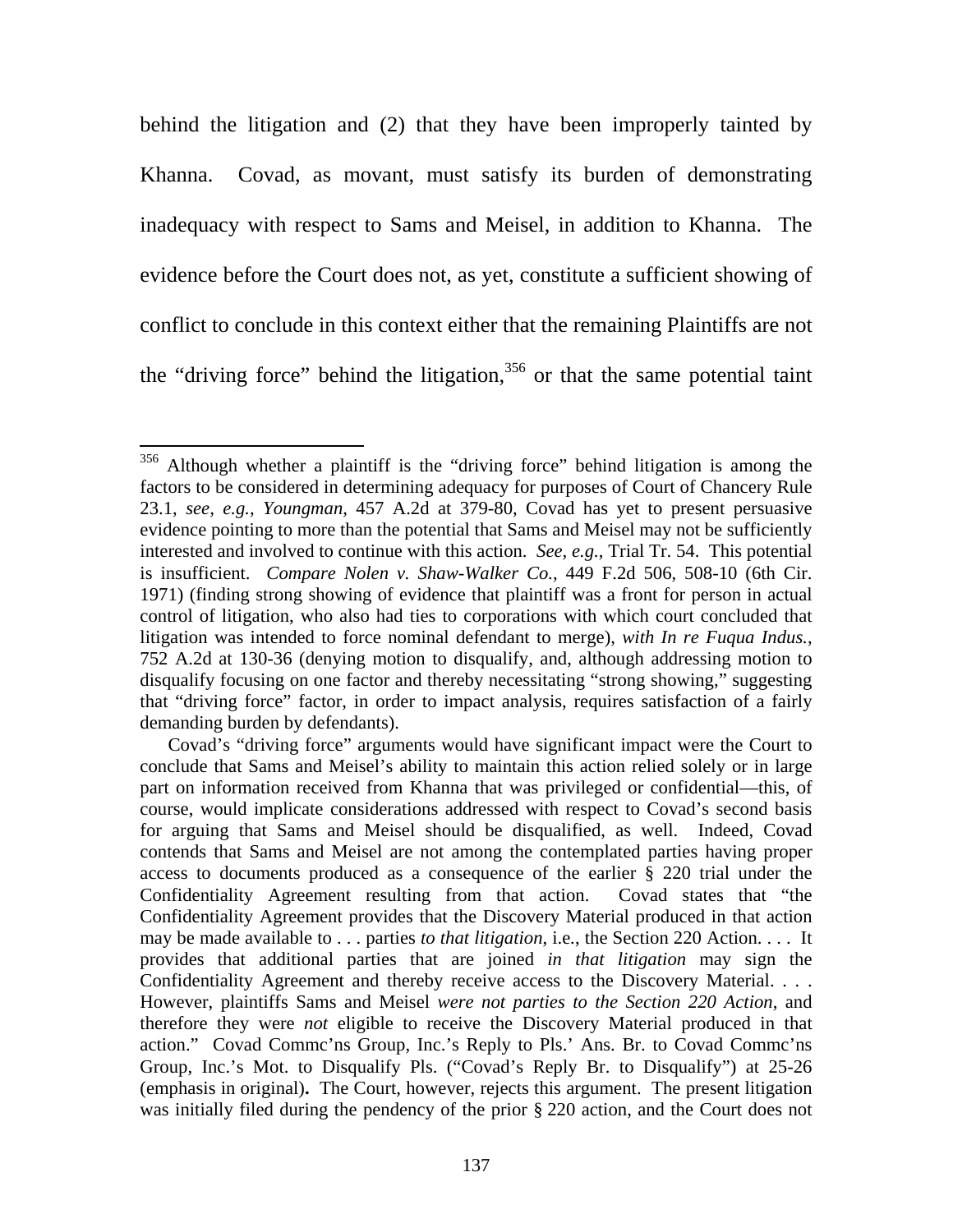behind the litigation and (2) that they have been improperly tainted by Khanna. Covad, as movant, must satisfy its burden of demonstrating inadequacy with respect to Sams and Meisel, in addition to Khanna. The evidence before the Court does not, as yet, constitute a sufficient showing of conflict to conclude in this context either that the remaining Plaintiffs are not the "driving force" behind the litigation,[356] or that the same potential taint

---

[356] Although whether a plaintiff is the "driving force" behind litigation is among the factors to be considered in determining adequacy for purposes of Court of Chancery Rule 23.1, *see, e.g.*, *Youngman*, 457 A.2d at 379-80, Covad has yet to present persuasive evidence pointing to more than the potential that Sams and Meisel may not be sufficiently interested and involved to continue with this action. *See, e.g.*, Trial Tr. 54. This potential is insufficient. *Compare Nolen v. Shaw-Walker Co.*, 449 F.2d 506, 508-10 (6th Cir. 1971) (finding strong showing of evidence that plaintiff was a front for person in actual control of litigation, who also had ties to corporations with which court concluded that litigation was intended to force nominal defendant to merge), *with In re Fuqua Indus.*, 752 A.2d at 130-36 (denying motion to disqualify, and, although addressing motion to disqualify focusing on one factor and thereby necessitating "strong showing," suggesting that "driving force" factor, in order to impact analysis, requires satisfaction of a fairly demanding burden by defendants).

Covad's "driving force" arguments would have significant impact were the Court to conclude that Sams and Meisel's ability to maintain this action relied solely or in large part on information received from Khanna that was privileged or confidential—this, of course, would implicate considerations addressed with respect to Covad's second basis for arguing that Sams and Meisel should be disqualified, as well. Indeed, Covad contends that Sams and Meisel are not among the contemplated parties having proper access to documents produced as a consequence of the earlier § 220 trial under the Confidentiality Agreement resulting from that action. Covad states that "the Confidentiality Agreement provides that the Discovery Material produced in that action may be made available to . . . parties *to that litigation*, i.e., the Section 220 Action. . . . It provides that additional parties that are joined *in that litigation* may sign the Confidentiality Agreement and thereby receive access to the Discovery Material. . . . However, plaintiffs Sams and Meisel *were not parties to the Section 220 Action*, and therefore they were *not* eligible to receive the Discovery Material produced in that action." Covad Commc'ns Group, Inc.'s Reply to Pls.' Ans. Br. to Covad Commc'ns Group, Inc.'s Mot. to Disqualify Pls. ("Covad's Reply Br. to Disqualify") at 25-26 (emphasis in original). The Court, however, rejects this argument. The present litigation was initially filed during the pendency of the prior § 220 action, and the Court does not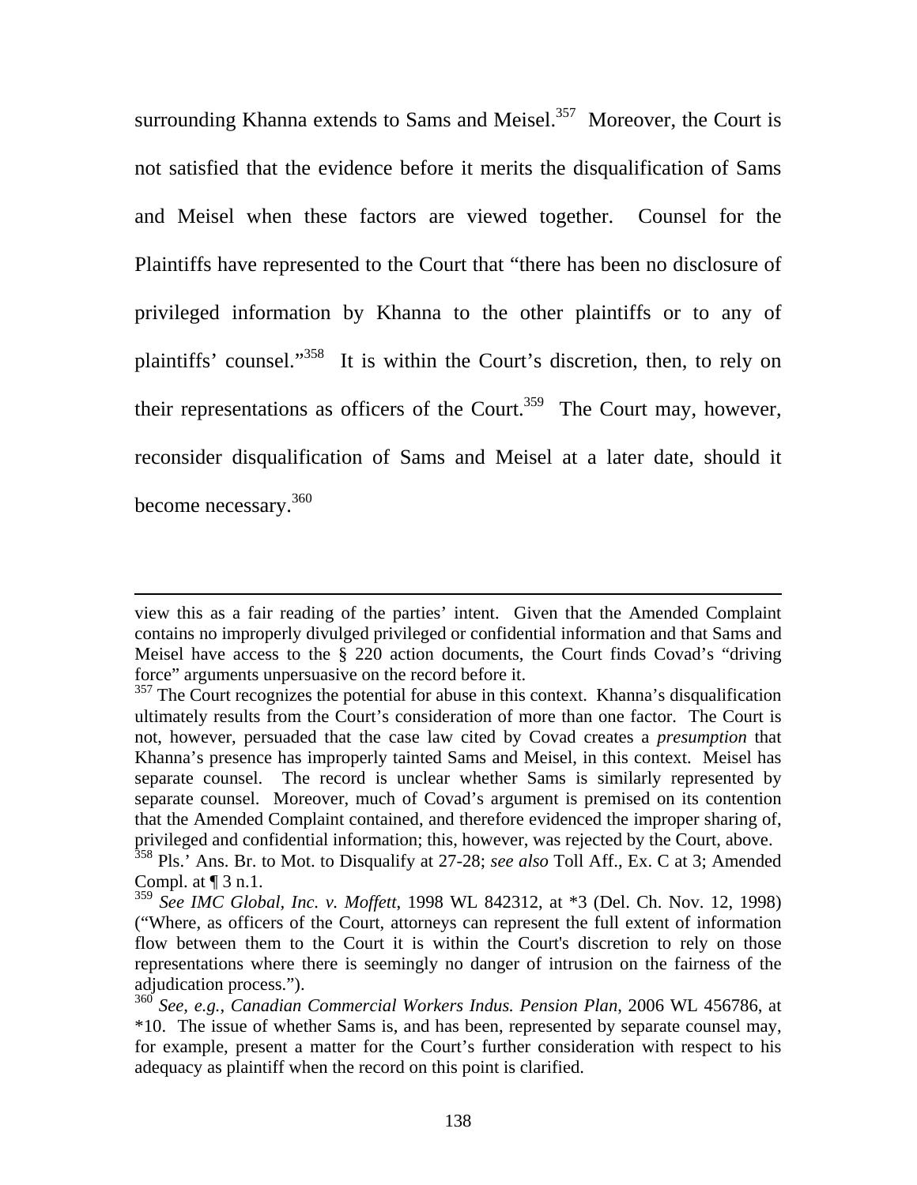surrounding Khanna extends to Sams and Meisel.[357] Moreover, the Court is not satisfied that the evidence before it merits the disqualification of Sams and Meisel when these factors are viewed together. Counsel for the Plaintiffs have represented to the Court that "there has been no disclosure of privileged information by Khanna to the other plaintiffs or to any of plaintiffs' counsel."[358] It is within the Court's discretion, then, to rely on their representations as officers of the Court.[359] The Court may, however, reconsider disqualification of Sams and Meisel at a later date, should it become necessary.[360]

---

view this as a fair reading of the parties' intent. Given that the Amended Complaint contains no improperly divulged privileged or confidential information and that Sams and Meisel have access to the § 220 action documents, the Court finds Covad's "driving force" arguments unpersuasive on the record before it.

[357] The Court recognizes the potential for abuse in this context. Khanna's disqualification ultimately results from the Court's consideration of more than one factor. The Court is not, however, persuaded that the case law cited by Covad creates a *presumption* that Khanna's presence has improperly tainted Sams and Meisel, in this context. Meisel has separate counsel. The record is unclear whether Sams is similarly represented by separate counsel. Moreover, much of Covad's argument is premised on its contention that the Amended Complaint contained, and therefore evidenced the improper sharing of, privileged and confidential information; this, however, was rejected by the Court, above.

[358] Pls.' Ans. Br. to Mot. to Disqualify at 27-28; *see also* Toll Aff., Ex. C at 3; Amended Compl. at ¶ 3 n.1.

[359] *See IMC Global, Inc. v. Moffett*, 1998 WL 842312, at *3 (Del. Ch. Nov. 12, 1998) ("Where, as officers of the Court, attorneys can represent the full extent of information flow between them to the Court it is within the Court's discretion to rely on those representations where there is seemingly no danger of intrusion on the fairness of the adjudication process.").

[360] *See, e.g.*, *Canadian Commercial Workers Indus. Pension Plan*, 2006 WL 456786, at *10. The issue of whether Sams is, and has been, represented by separate counsel may, for example, present a matter for the Court's further consideration with respect to his adequacy as plaintiff when the record on this point is clarified.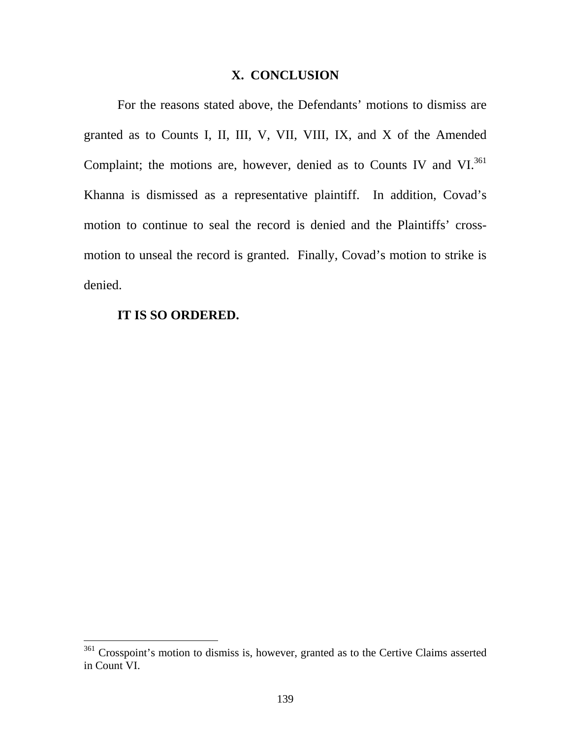## X. CONCLUSION

For the reasons stated above, the Defendants' motions to dismiss are granted as to Counts I, II, III, V, VII, VIII, IX, and X of the Amended Complaint; the motions are, however, denied as to Counts IV and VI.[361] Khanna is dismissed as a representative plaintiff. In addition, Covad's motion to continue to seal the record is denied and the Plaintiffs' cross-motion to unseal the record is granted. Finally, Covad's motion to strike is denied.

**IT IS SO ORDERED.**

---

[361] Crosspoint's motion to dismiss is, however, granted as to the Certive Claims asserted in Count VI.